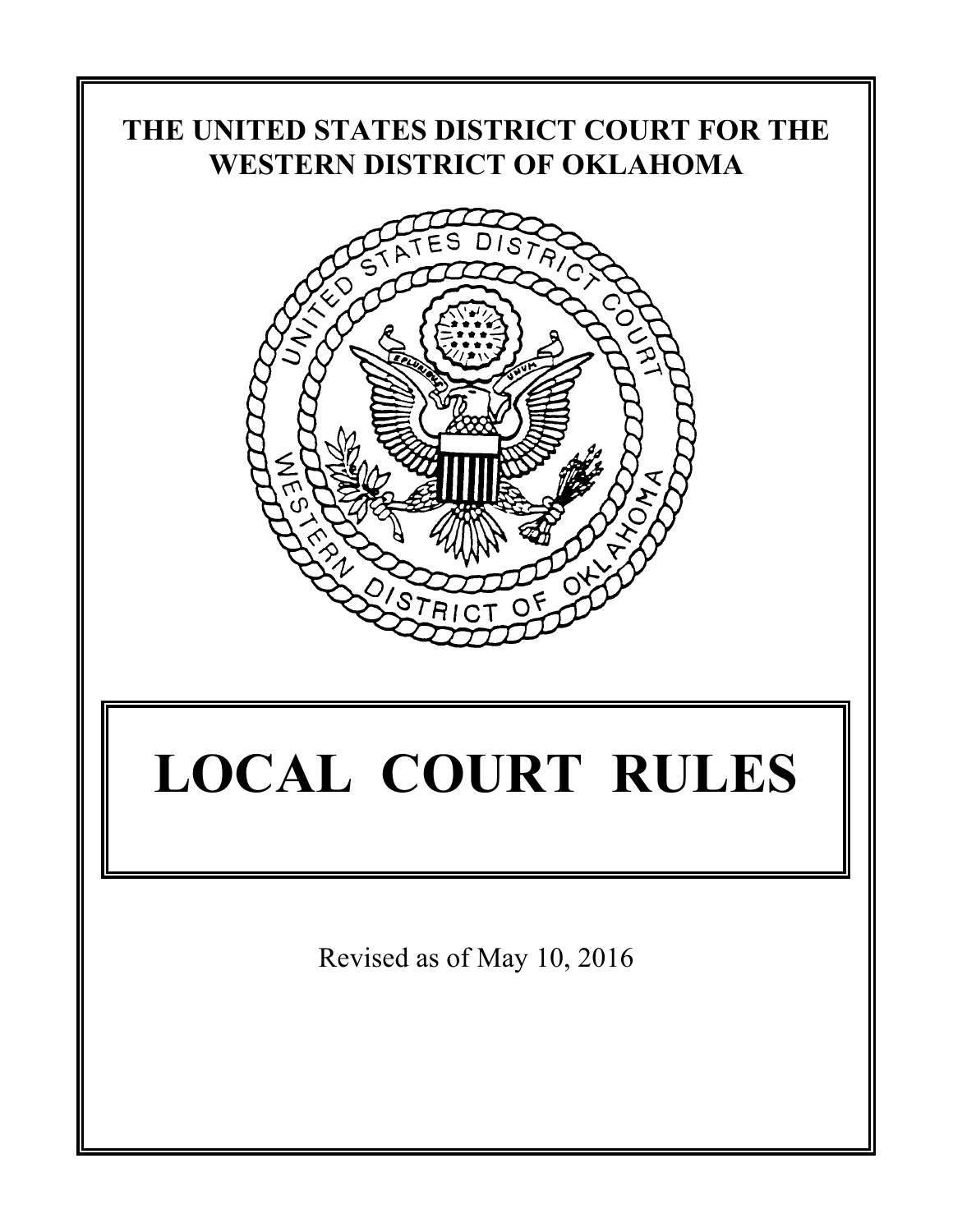# THE UNITED STATES DISTRICT COURT FOR THE WESTERN DISTRICT OF OKLAHOMA

# LOCAL COURT RULES

Revised as of May 10, 2016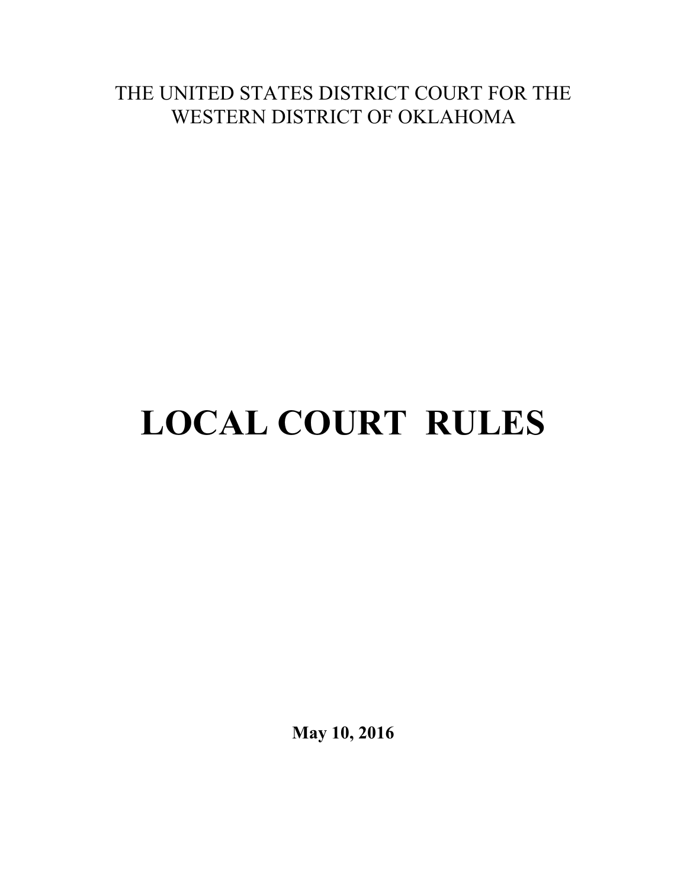THE UNITED STATES DISTRICT COURT FOR THE
WESTERN DISTRICT OF OKLAHOMA

# LOCAL COURT RULES

**May 10, 2016**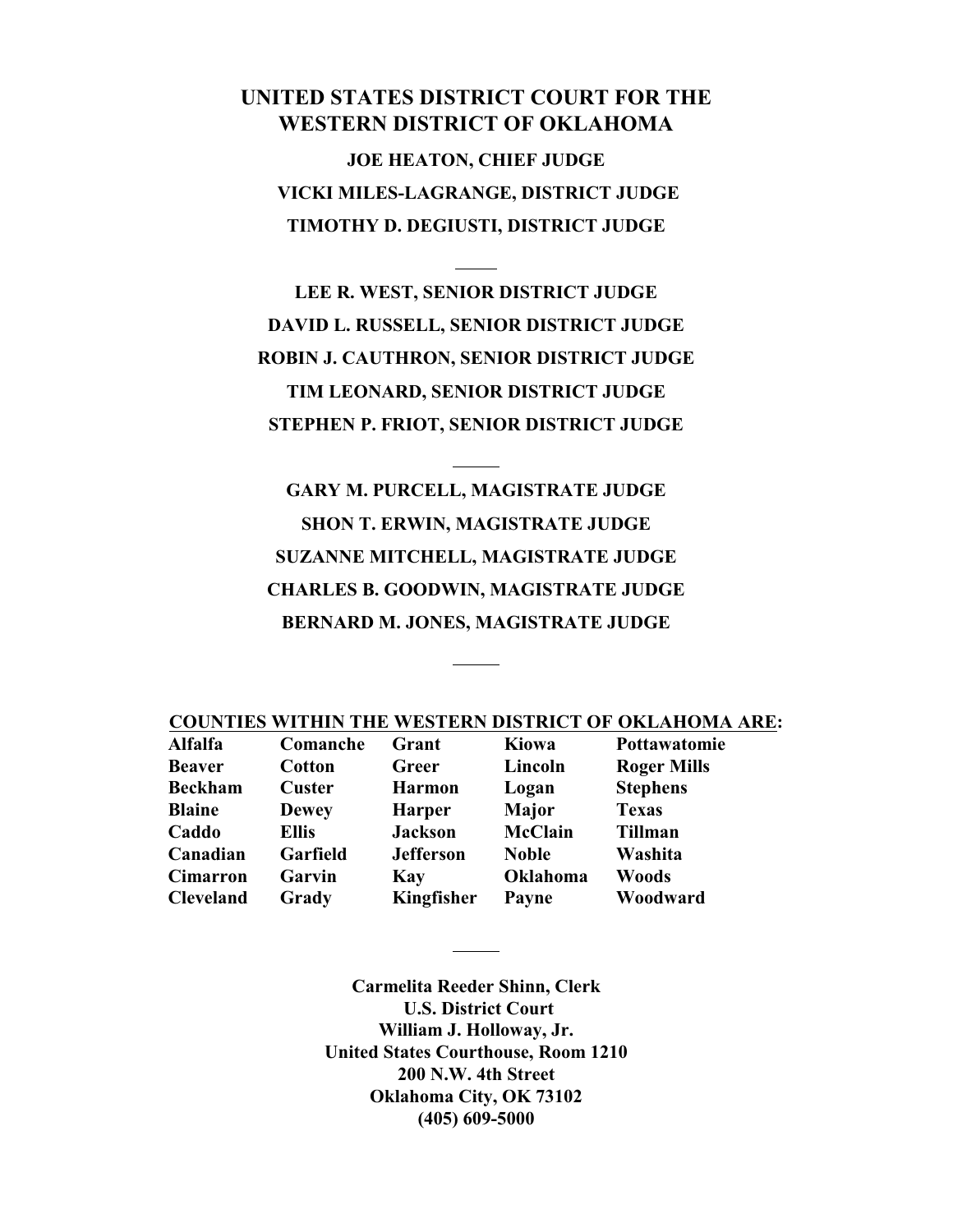# UNITED STATES DISTRICT COURT FOR THE WESTERN DISTRICT OF OKLAHOMA

**JOE HEATON, CHIEF JUDGE**

**VICKI MILES-LAGRANGE, DISTRICT JUDGE**

**TIMOTHY D. DEGIUSTI, DISTRICT JUDGE**

---

**LEE R. WEST, SENIOR DISTRICT JUDGE**

**DAVID L. RUSSELL, SENIOR DISTRICT JUDGE**

**ROBIN J. CAUTHRON, SENIOR DISTRICT JUDGE**

**TIM LEONARD, SENIOR DISTRICT JUDGE**

**STEPHEN P. FRIOT, SENIOR DISTRICT JUDGE**

---

**GARY M. PURCELL, MAGISTRATE JUDGE**

**SHON T. ERWIN, MAGISTRATE JUDGE**

**SUZANNE MITCHELL, MAGISTRATE JUDGE**

**CHARLES B. GOODWIN, MAGISTRATE JUDGE**

**BERNARD M. JONES, MAGISTRATE JUDGE**

---

**COUNTIES WITHIN THE WESTERN DISTRICT OF OKLAHOMA ARE:**

| | | | | |
|---|---|---|---|---|
| Alfalfa | Comanche | Grant | Kiowa | Pottawatomie |
| Beaver | Cotton | Greer | Lincoln | Roger Mills |
| Beckham | Custer | Harmon | Logan | Stephens |
| Blaine | Dewey | Harper | Major | Texas |
| Caddo | Ellis | Jackson | McClain | Tillman |
| Canadian | Garfield | Jefferson | Noble | Washita |
| Cimarron | Garvin | Kay | Oklahoma | Woods |
| Cleveland | Grady | Kingfisher | Payne | Woodward |

---

**Carmelita Reeder Shinn, Clerk**
**U.S. District Court**
**William J. Holloway, Jr.**
**United States Courthouse, Room 1210**
**200 N.W. 4th Street**
**Oklahoma City, OK 73102**
**(405) 609-5000**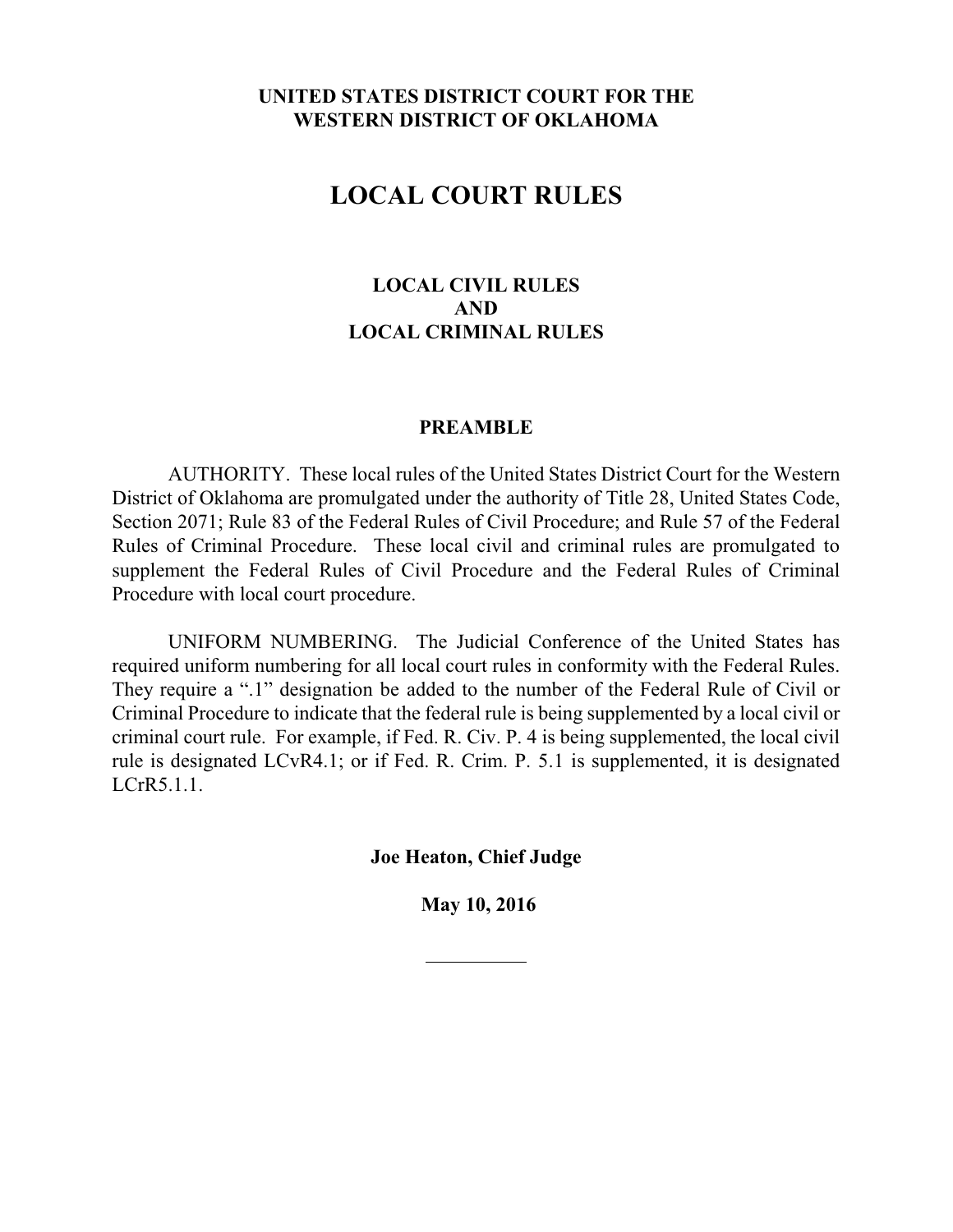**UNITED STATES DISTRICT COURT FOR THE WESTERN DISTRICT OF OKLAHOMA**

# LOCAL COURT RULES

## LOCAL CIVIL RULES AND LOCAL CRIMINAL RULES

### PREAMBLE

AUTHORITY. These local rules of the United States District Court for the Western District of Oklahoma are promulgated under the authority of Title 28, United States Code, Section 2071; Rule 83 of the Federal Rules of Civil Procedure; and Rule 57 of the Federal Rules of Criminal Procedure. These local civil and criminal rules are promulgated to supplement the Federal Rules of Civil Procedure and the Federal Rules of Criminal Procedure with local court procedure.

UNIFORM NUMBERING. The Judicial Conference of the United States has required uniform numbering for all local court rules in conformity with the Federal Rules. They require a ".1" designation be added to the number of the Federal Rule of Civil or Criminal Procedure to indicate that the federal rule is being supplemented by a local civil or criminal court rule. For example, if Fed. R. Civ. P. 4 is being supplemented, the local civil rule is designated LCvR4.1; or if Fed. R. Crim. P. 5.1 is supplemented, it is designated LCrR5.1.1.

**Joe Heaton, Chief Judge**

**May 10, 2016**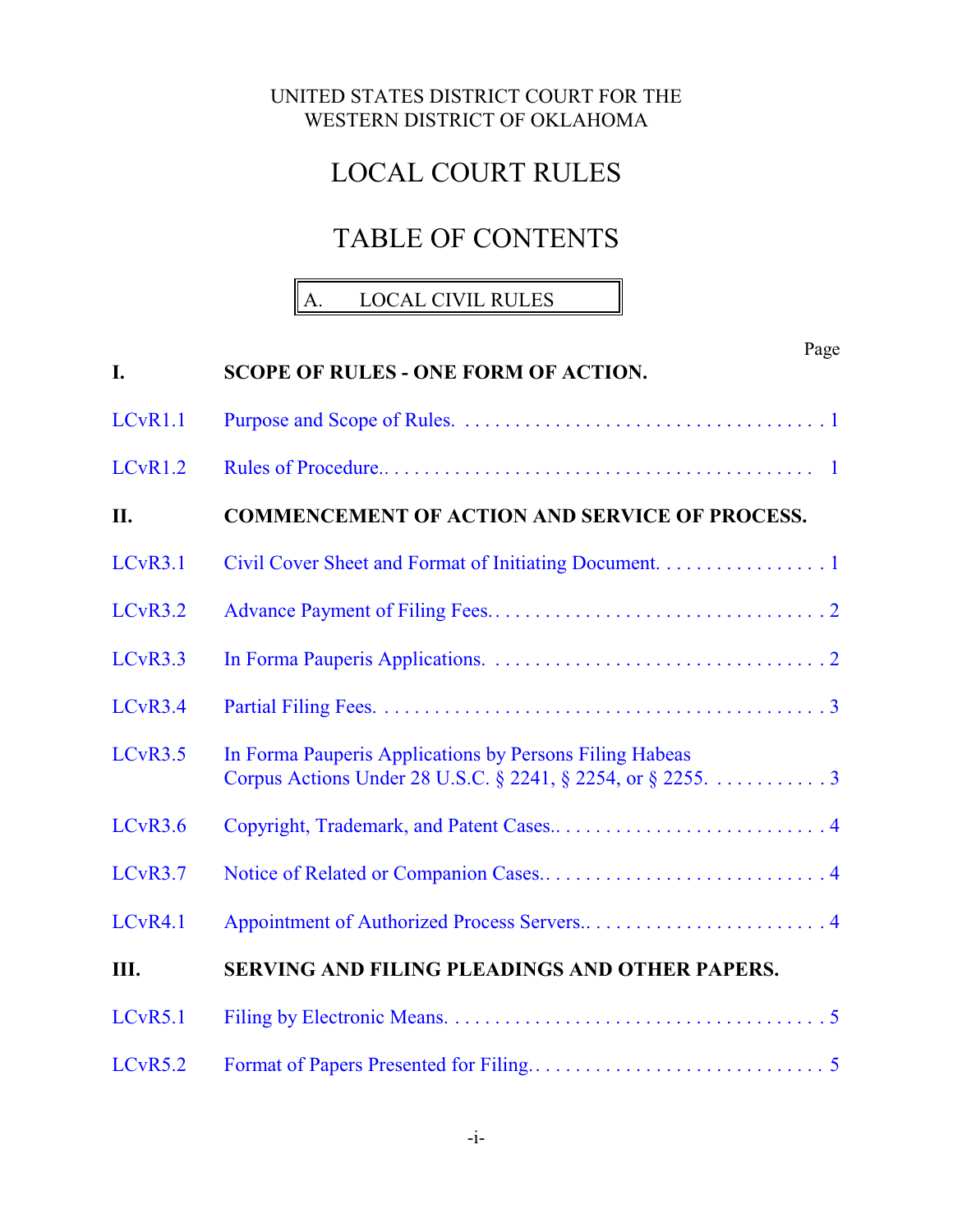UNITED STATES DISTRICT COURT FOR THE
WESTERN DISTRICT OF OKLAHOMA

# LOCAL COURT RULES

# TABLE OF CONTENTS

## A. LOCAL CIVIL RULES

| | | Page |
|---|---|---|
| **I.** | **SCOPE OF RULES - ONE FORM OF ACTION.** | |
| LCvR1.1 | Purpose and Scope of Rules. | 1 |
| LCvR1.2 | Rules of Procedure.. | 1 |
| **II.** | **COMMENCEMENT OF ACTION AND SERVICE OF PROCESS.** | |
| LCvR3.1 | Civil Cover Sheet and Format of Initiating Document. | 1 |
| LCvR3.2 | Advance Payment of Filing Fees.. | 2 |
| LCvR3.3 | In Forma Pauperis Applications. | 2 |
| LCvR3.4 | Partial Filing Fees. | 3 |
| LCvR3.5 | In Forma Pauperis Applications by Persons Filing Habeas Corpus Actions Under 28 U.S.C. § 2241, § 2254, or § 2255. | 3 |
| LCvR3.6 | Copyright, Trademark, and Patent Cases.. | 4 |
| LCvR3.7 | Notice of Related or Companion Cases.. | 4 |
| LCvR4.1 | Appointment of Authorized Process Servers.. | 4 |
| **III.** | **SERVING AND FILING PLEADINGS AND OTHER PAPERS.** | |
| LCvR5.1 | Filing by Electronic Means. | 5 |
| LCvR5.2 | Format of Papers Presented for Filing.. | 5 |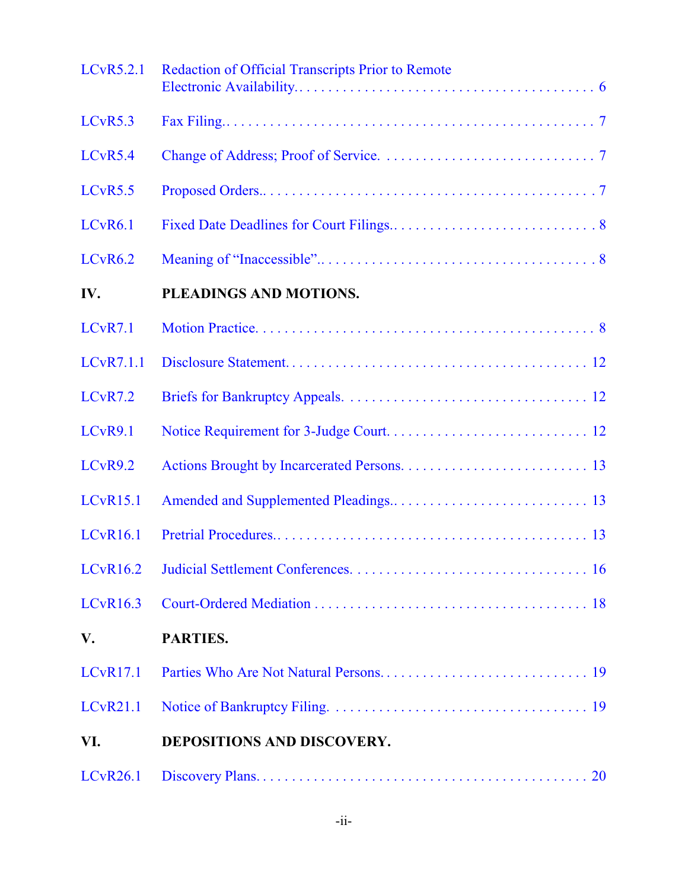| | | |
|---|---|---|
| LCvR5.2.1 | Redaction of Official Transcripts Prior to Remote Electronic Availability. | 6 |
| LCvR5.3 | Fax Filing. | 7 |
| LCvR5.4 | Change of Address; Proof of Service. | 7 |
| LCvR5.5 | Proposed Orders. | 7 |
| LCvR6.1 | Fixed Date Deadlines for Court Filings. | 8 |
| LCvR6.2 | Meaning of “Inaccessible”. | 8 |
| **IV.** | **PLEADINGS AND MOTIONS.** | |
| LCvR7.1 | Motion Practice. | 8 |
| LCvR7.1.1 | Disclosure Statement. | 12 |
| LCvR7.2 | Briefs for Bankruptcy Appeals. | 12 |
| LCvR9.1 | Notice Requirement for 3-Judge Court. | 12 |
| LCvR9.2 | Actions Brought by Incarcerated Persons. | 13 |
| LCvR15.1 | Amended and Supplemented Pleadings. | 13 |
| LCvR16.1 | Pretrial Procedures. | 13 |
| LCvR16.2 | Judicial Settlement Conferences. | 16 |
| LCvR16.3 | Court-Ordered Mediation | 18 |
| **V.** | **PARTIES.** | |
| LCvR17.1 | Parties Who Are Not Natural Persons. | 19 |
| LCvR21.1 | Notice of Bankruptcy Filing. | 19 |
| **VI.** | **DEPOSITIONS AND DISCOVERY.** | |
| LCvR26.1 | Discovery Plans. | 20 |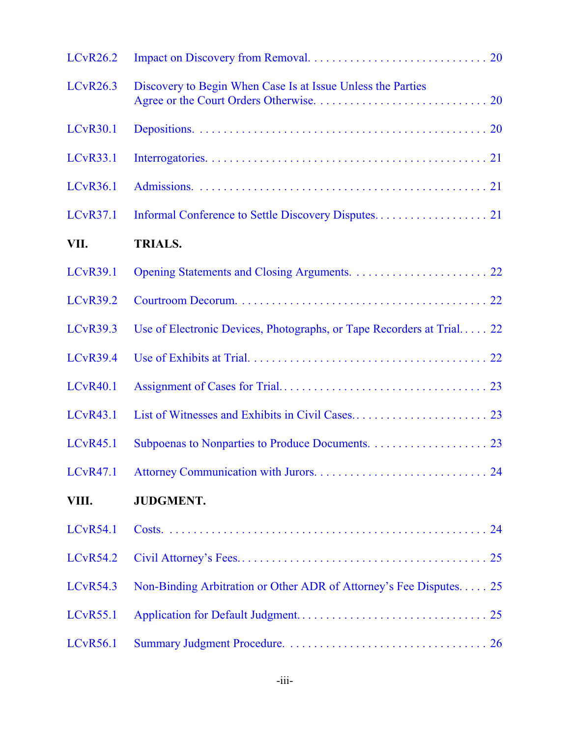| | | |
|---|---|---|
| LCvR26.2 | Impact on Discovery from Removal. | 20 |
| LCvR26.3 | Discovery to Begin When Case Is at Issue Unless the Parties Agree or the Court Orders Otherwise. | 20 |
| LCvR30.1 | Depositions. | 20 |
| LCvR33.1 | Interrogatories. | 21 |
| LCvR36.1 | Admissions. | 21 |
| LCvR37.1 | Informal Conference to Settle Discovery Disputes. | 21 |
| **VII.** | **TRIALS.** | |
| LCvR39.1 | Opening Statements and Closing Arguments. | 22 |
| LCvR39.2 | Courtroom Decorum. | 22 |
| LCvR39.3 | Use of Electronic Devices, Photographs, or Tape Recorders at Trial. | 22 |
| LCvR39.4 | Use of Exhibits at Trial. | 22 |
| LCvR40.1 | Assignment of Cases for Trial. | 23 |
| LCvR43.1 | List of Witnesses and Exhibits in Civil Cases. | 23 |
| LCvR45.1 | Subpoenas to Nonparties to Produce Documents. | 23 |
| LCvR47.1 | Attorney Communication with Jurors. | 24 |
| **VIII.** | **JUDGMENT.** | |
| LCvR54.1 | Costs. | 24 |
| LCvR54.2 | Civil Attorney's Fees. | 25 |
| LCvR54.3 | Non-Binding Arbitration or Other ADR of Attorney's Fee Disputes. | 25 |
| LCvR55.1 | Application for Default Judgment. | 25 |
| LCvR56.1 | Summary Judgment Procedure. | 26 |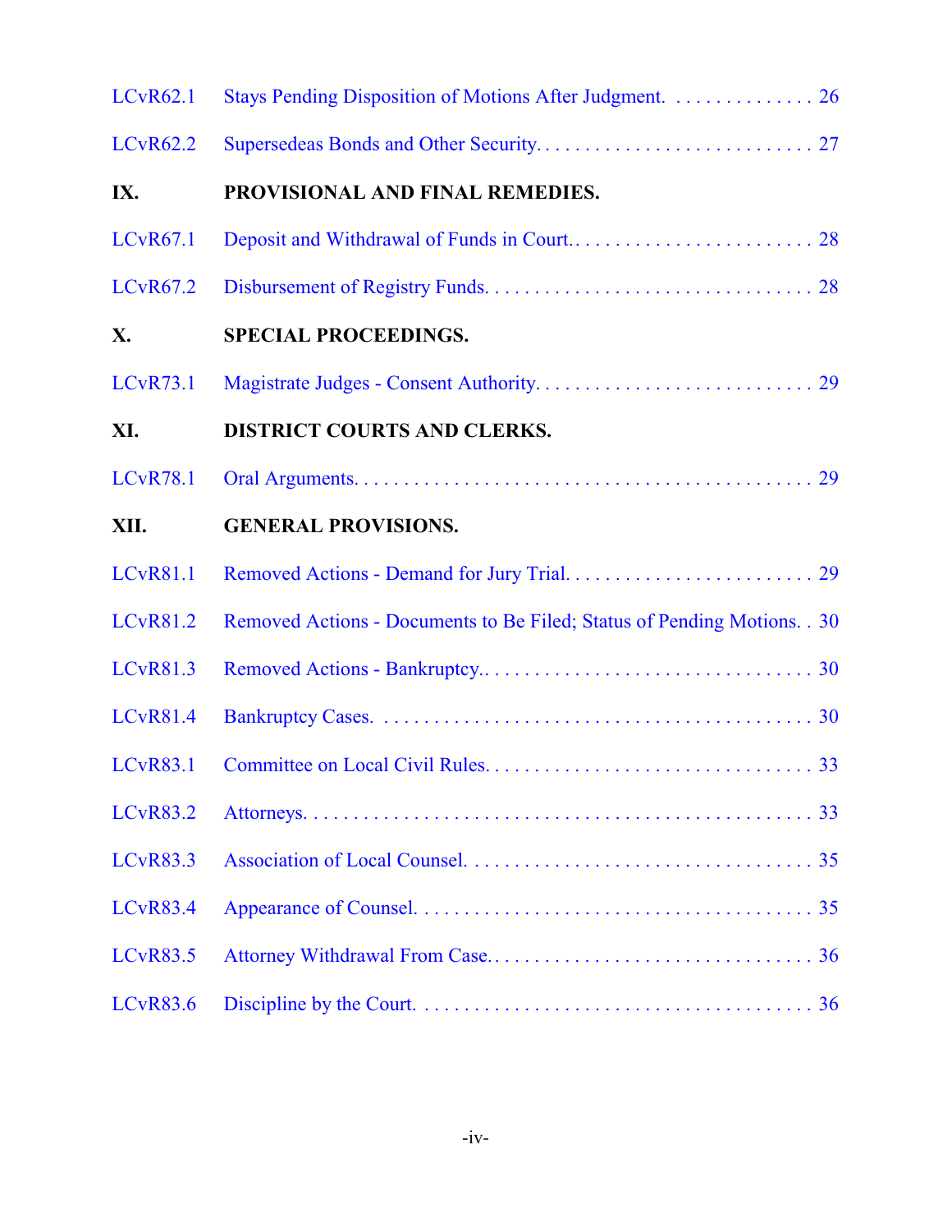| | | |
|---|---|---|
| LCvR62.1 | Stays Pending Disposition of Motions After Judgment. | 26 |
| LCvR62.2 | Supersedeas Bonds and Other Security. | 27 |
| **IX.** | **PROVISIONAL AND FINAL REMEDIES.** | |
| LCvR67.1 | Deposit and Withdrawal of Funds in Court. | 28 |
| LCvR67.2 | Disbursement of Registry Funds. | 28 |
| **X.** | **SPECIAL PROCEEDINGS.** | |
| LCvR73.1 | Magistrate Judges - Consent Authority. | 29 |
| **XI.** | **DISTRICT COURTS AND CLERKS.** | |
| LCvR78.1 | Oral Arguments. | 29 |
| **XII.** | **GENERAL PROVISIONS.** | |
| LCvR81.1 | Removed Actions - Demand for Jury Trial. | 29 |
| LCvR81.2 | Removed Actions - Documents to Be Filed; Status of Pending Motions. | 30 |
| LCvR81.3 | Removed Actions - Bankruptcy. | 30 |
| LCvR81.4 | Bankruptcy Cases. | 30 |
| LCvR83.1 | Committee on Local Civil Rules. | 33 |
| LCvR83.2 | Attorneys. | 33 |
| LCvR83.3 | Association of Local Counsel. | 35 |
| LCvR83.4 | Appearance of Counsel. | 35 |
| LCvR83.5 | Attorney Withdrawal From Case. | 36 |
| LCvR83.6 | Discipline by the Court. | 36 |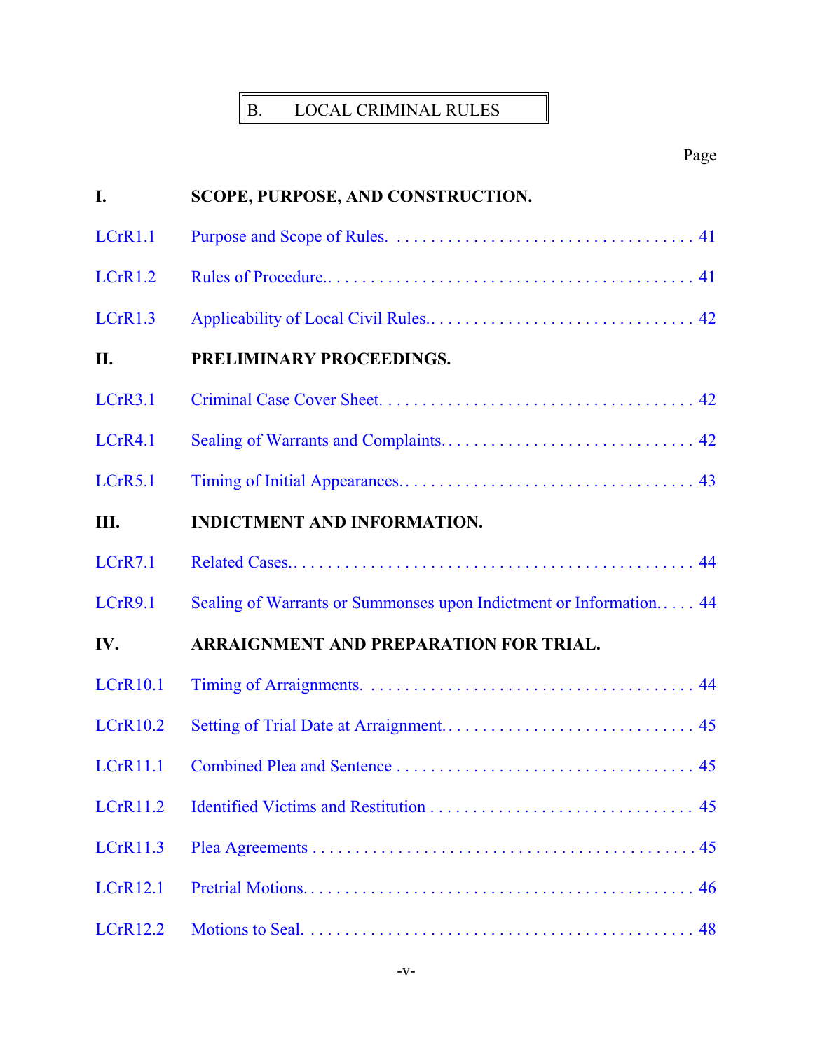# B. LOCAL CRIMINAL RULES

| | | Page |
|---|---|---|
| **I.** | **SCOPE, PURPOSE, AND CONSTRUCTION.** | |
| LCrR1.1 | Purpose and Scope of Rules. | 41 |
| LCrR1.2 | Rules of Procedure.. | 41 |
| LCrR1.3 | Applicability of Local Civil Rules.. | 42 |
| **II.** | **PRELIMINARY PROCEEDINGS.** | |
| LCrR3.1 | Criminal Case Cover Sheet. | 42 |
| LCrR4.1 | Sealing of Warrants and Complaints. | 42 |
| LCrR5.1 | Timing of Initial Appearances. | 43 |
| **III.** | **INDICTMENT AND INFORMATION.** | |
| LCrR7.1 | Related Cases.. | 44 |
| LCrR9.1 | Sealing of Warrants or Summonses upon Indictment or Information. | 44 |
| **IV.** | **ARRAIGNMENT AND PREPARATION FOR TRIAL.** | |
| LCrR10.1 | Timing of Arraignments. | 44 |
| LCrR10.2 | Setting of Trial Date at Arraignment. | 45 |
| LCrR11.1 | Combined Plea and Sentence | 45 |
| LCrR11.2 | Identified Victims and Restitution | 45 |
| LCrR11.3 | Plea Agreements | 45 |
| LCrR12.1 | Pretrial Motions. | 46 |
| LCrR12.2 | Motions to Seal. | 48 |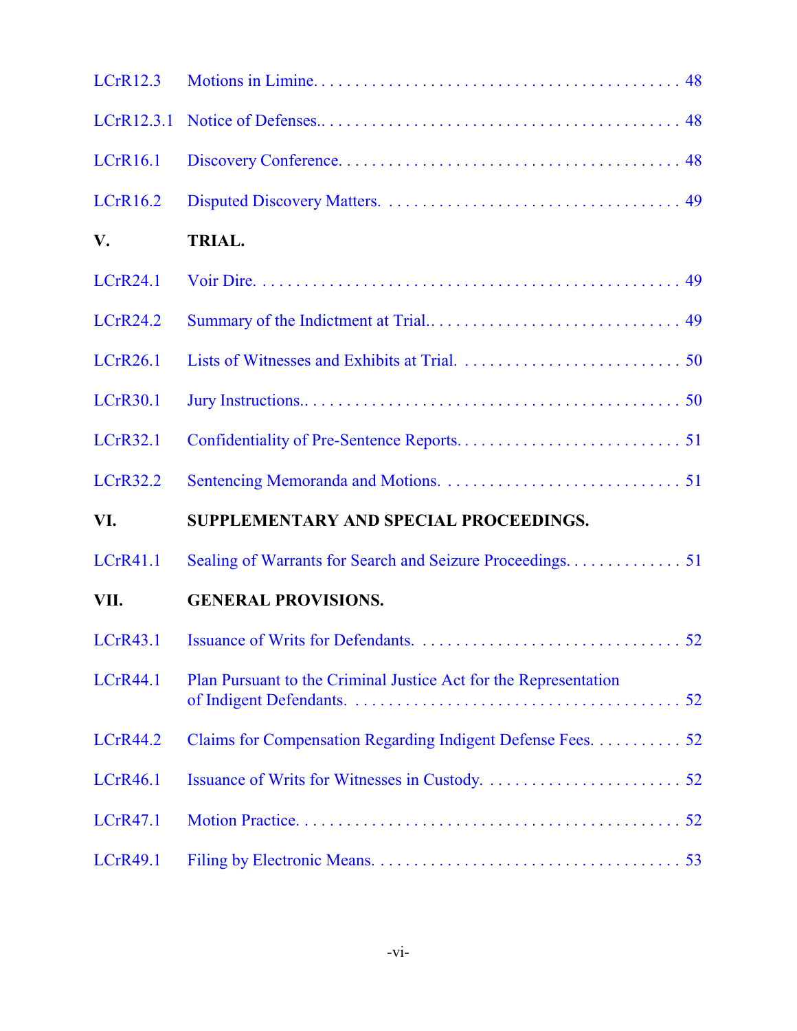| | | |
|---|---|---|
| LCrR12.3 | Motions in Limine. | 48 |
| LCrR12.3.1 | Notice of Defenses.. | 48 |
| LCrR16.1 | Discovery Conference. | 48 |
| LCrR16.2 | Disputed Discovery Matters. | 49 |
| **V.** | **TRIAL.** | |
| LCrR24.1 | Voir Dire. | 49 |
| LCrR24.2 | Summary of the Indictment at Trial.. | 49 |
| LCrR26.1 | Lists of Witnesses and Exhibits at Trial. | 50 |
| LCrR30.1 | Jury Instructions.. | 50 |
| LCrR32.1 | Confidentiality of Pre-Sentence Reports. | 51 |
| LCrR32.2 | Sentencing Memoranda and Motions. | 51 |
| **VI.** | **SUPPLEMENTARY AND SPECIAL PROCEEDINGS.** | |
| LCrR41.1 | Sealing of Warrants for Search and Seizure Proceedings. | 51 |
| **VII.** | **GENERAL PROVISIONS.** | |
| LCrR43.1 | Issuance of Writs for Defendants. | 52 |
| LCrR44.1 | Plan Pursuant to the Criminal Justice Act for the Representation of Indigent Defendants. | 52 |
| LCrR44.2 | Claims for Compensation Regarding Indigent Defense Fees. | 52 |
| LCrR46.1 | Issuance of Writs for Witnesses in Custody. | 52 |
| LCrR47.1 | Motion Practice. | 52 |
| LCrR49.1 | Filing by Electronic Means. | 53 |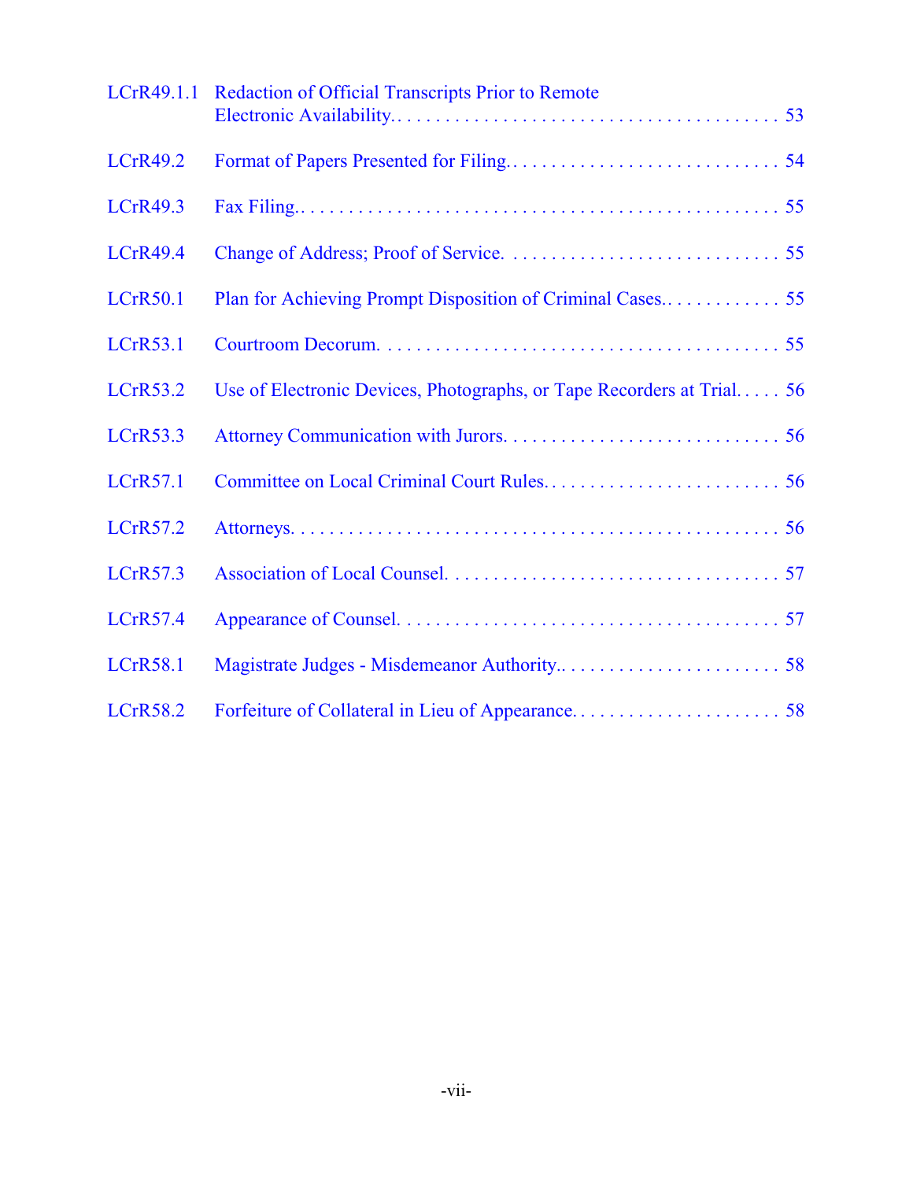| | | |
|---|---|---|
| LCrR49.1.1 | Redaction of Official Transcripts Prior to Remote Electronic Availability. | 53 |
| LCrR49.2 | Format of Papers Presented for Filing. | 54 |
| LCrR49.3 | Fax Filing. | 55 |
| LCrR49.4 | Change of Address; Proof of Service. | 55 |
| LCrR50.1 | Plan for Achieving Prompt Disposition of Criminal Cases. | 55 |
| LCrR53.1 | Courtroom Decorum. | 55 |
| LCrR53.2 | Use of Electronic Devices, Photographs, or Tape Recorders at Trial. | 56 |
| LCrR53.3 | Attorney Communication with Jurors. | 56 |
| LCrR57.1 | Committee on Local Criminal Court Rules. | 56 |
| LCrR57.2 | Attorneys. | 56 |
| LCrR57.3 | Association of Local Counsel. | 57 |
| LCrR57.4 | Appearance of Counsel. | 57 |
| LCrR58.1 | Magistrate Judges - Misdemeanor Authority. | 58 |
| LCrR58.2 | Forfeiture of Collateral in Lieu of Appearance. | 58 |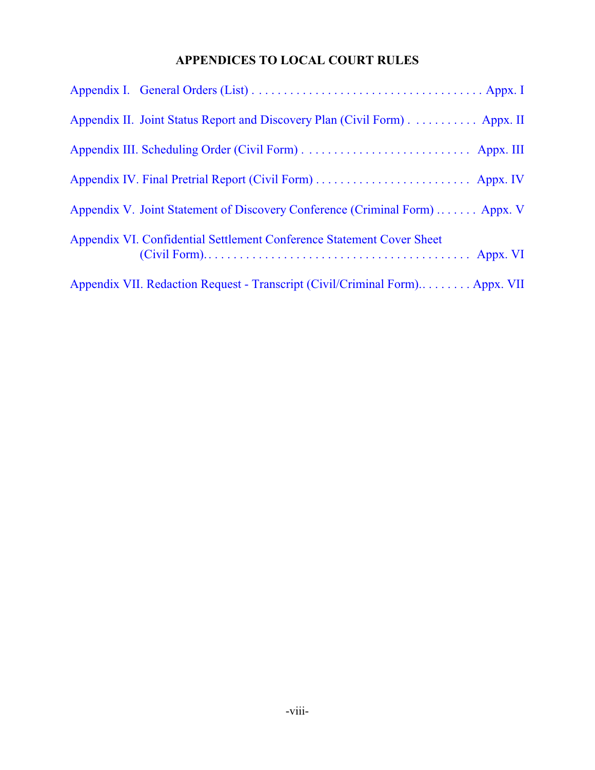## APPENDICES TO LOCAL COURT RULES

Appendix I. General Orders (List) . . . . . . . . . . . . . . . . . . . . . . . . . . . . . . . . . . . . . Appx. I

Appendix II. Joint Status Report and Discovery Plan (Civil Form) . . . . . . . . . . . Appx. II

Appendix III. Scheduling Order (Civil Form) . . . . . . . . . . . . . . . . . . . . . . . . . . . Appx. III

Appendix IV. Final Pretrial Report (Civil Form) . . . . . . . . . . . . . . . . . . . . . . . . . Appx. IV

Appendix V. Joint Statement of Discovery Conference (Criminal Form) . . . . . . . Appx. V

Appendix VI. Confidential Settlement Conference Statement Cover Sheet (Civil Form). . . . . . . . . . . . . . . . . . . . . . . . . . . . . . . . . . . . . . . . . . Appx. VI

Appendix VII. Redaction Request - Transcript (Civil/Criminal Form). . . . . . . . . Appx. VII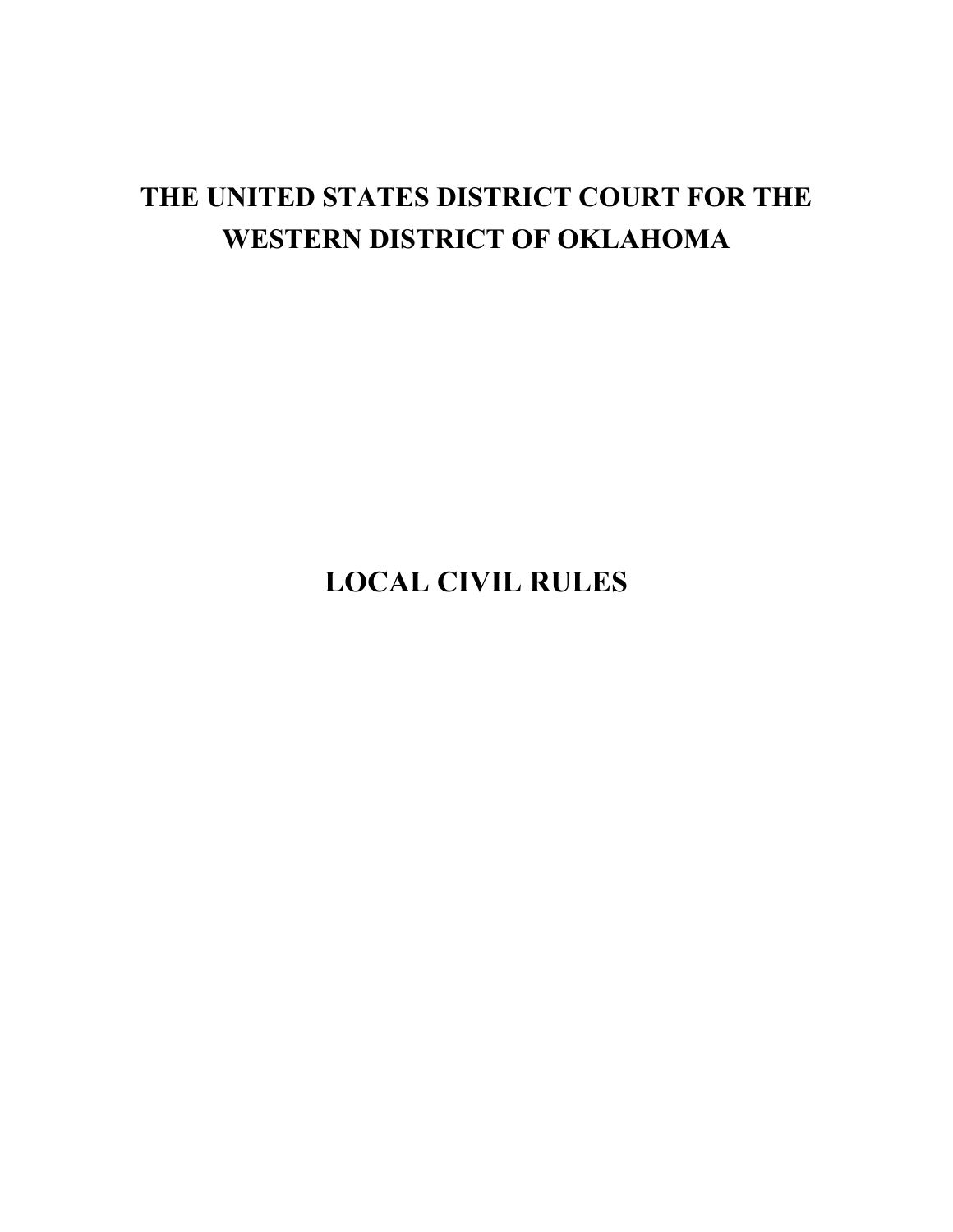# THE UNITED STATES DISTRICT COURT FOR THE WESTERN DISTRICT OF OKLAHOMA

# LOCAL CIVIL RULES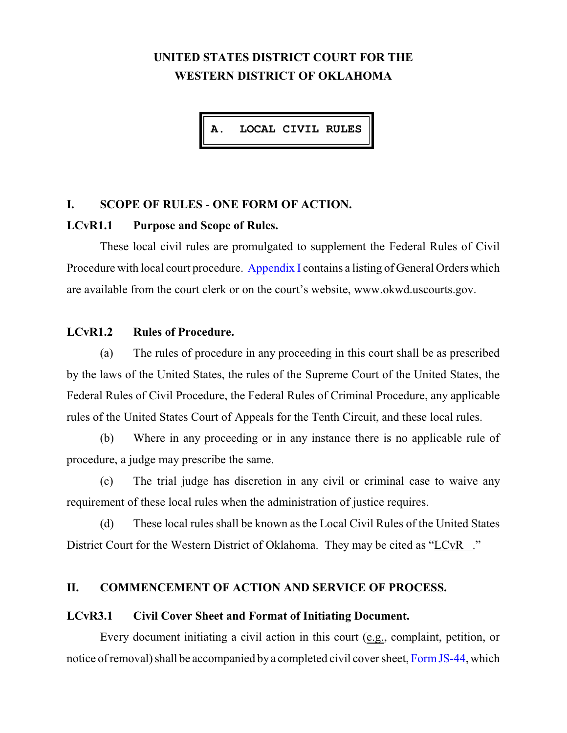**UNITED STATES DISTRICT COURT FOR THE**
**WESTERN DISTRICT OF OKLAHOMA**

# A. LOCAL CIVIL RULES

## I. SCOPE OF RULES - ONE FORM OF ACTION.

### LCvR1.1 Purpose and Scope of Rules.

These local civil rules are promulgated to supplement the Federal Rules of Civil Procedure with local court procedure. Appendix I contains a listing of General Orders which are available from the court clerk or on the court's website, www.okwd.uscourts.gov.

### LCvR1.2 Rules of Procedure.

(a) The rules of procedure in any proceeding in this court shall be as prescribed by the laws of the United States, the rules of the Supreme Court of the United States, the Federal Rules of Civil Procedure, the Federal Rules of Criminal Procedure, any applicable rules of the United States Court of Appeals for the Tenth Circuit, and these local rules.

(b) Where in any proceeding or in any instance there is no applicable rule of procedure, a judge may prescribe the same.

(c) The trial judge has discretion in any civil or criminal case to waive any requirement of these local rules when the administration of justice requires.

(d) These local rules shall be known as the Local Civil Rules of the United States District Court for the Western District of Oklahoma. They may be cited as "LCvR __."

## II. COMMENCEMENT OF ACTION AND SERVICE OF PROCESS.

### LCvR3.1 Civil Cover Sheet and Format of Initiating Document.

Every document initiating a civil action in this court (e.g., complaint, petition, or notice of removal) shall be accompanied by a completed civil cover sheet, Form JS-44, which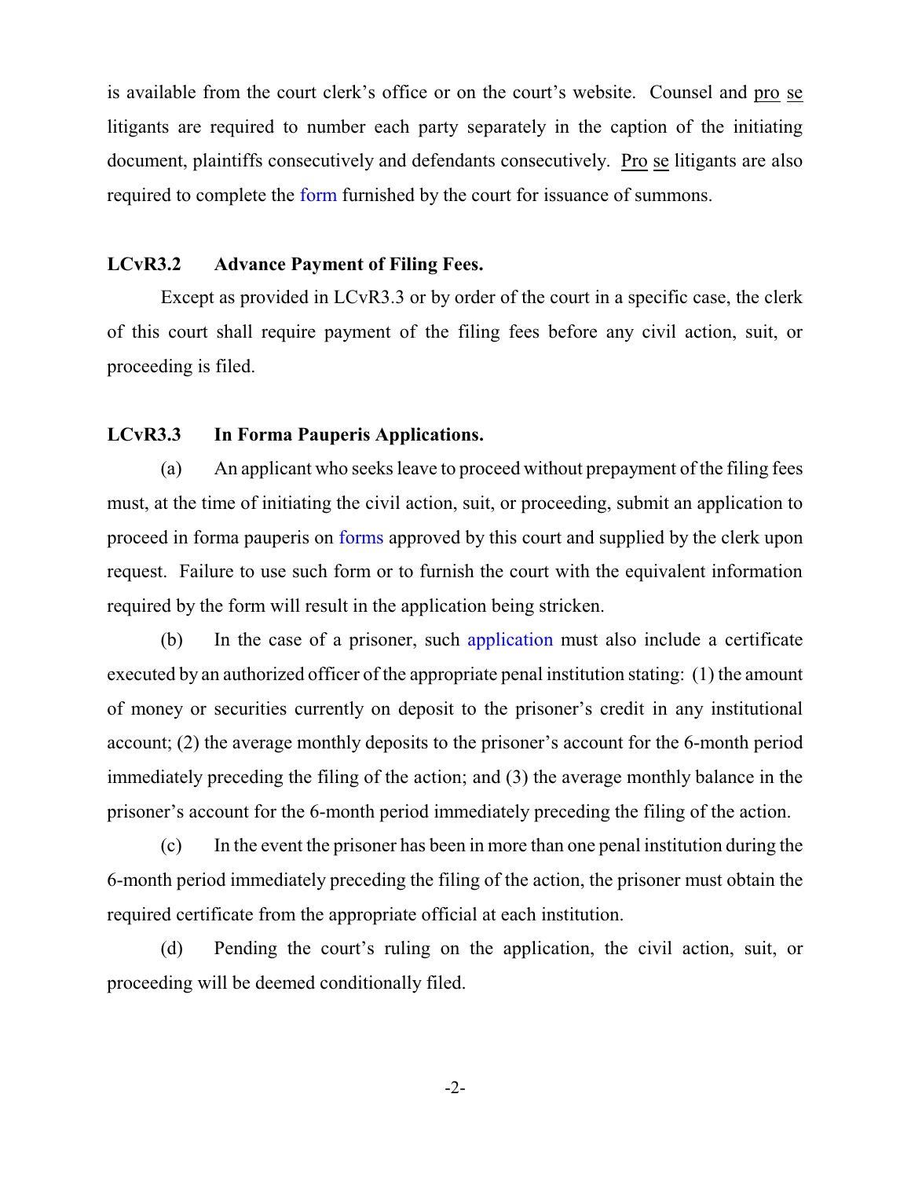is available from the court clerk's office or on the court's website. Counsel and pro se litigants are required to number each party separately in the caption of the initiating document, plaintiffs consecutively and defendants consecutively. Pro se litigants are also required to complete the form furnished by the court for issuance of summons.

**LCvR3.2 Advance Payment of Filing Fees.**

Except as provided in LCvR3.3 or by order of the court in a specific case, the clerk of this court shall require payment of the filing fees before any civil action, suit, or proceeding is filed.

**LCvR3.3 In Forma Pauperis Applications.**

(a) An applicant who seeks leave to proceed without prepayment of the filing fees must, at the time of initiating the civil action, suit, or proceeding, submit an application to proceed in forma pauperis on forms approved by this court and supplied by the clerk upon request. Failure to use such form or to furnish the court with the equivalent information required by the form will result in the application being stricken.

(b) In the case of a prisoner, such application must also include a certificate executed by an authorized officer of the appropriate penal institution stating: (1) the amount of money or securities currently on deposit to the prisoner's credit in any institutional account; (2) the average monthly deposits to the prisoner's account for the 6-month period immediately preceding the filing of the action; and (3) the average monthly balance in the prisoner's account for the 6-month period immediately preceding the filing of the action.

(c) In the event the prisoner has been in more than one penal institution during the 6-month period immediately preceding the filing of the action, the prisoner must obtain the required certificate from the appropriate official at each institution.

(d) Pending the court's ruling on the application, the civil action, suit, or proceeding will be deemed conditionally filed.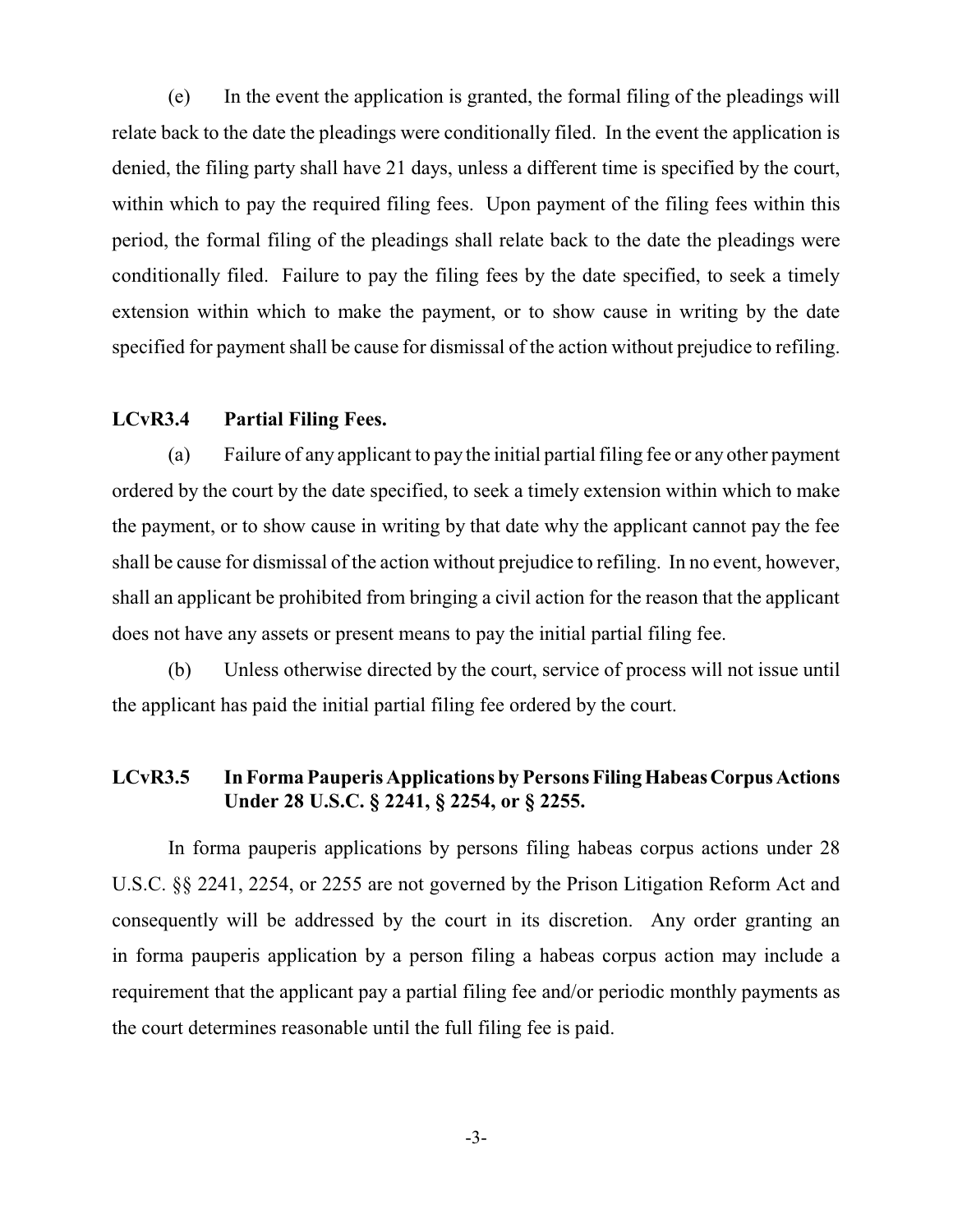(e) In the event the application is granted, the formal filing of the pleadings will relate back to the date the pleadings were conditionally filed. In the event the application is denied, the filing party shall have 21 days, unless a different time is specified by the court, within which to pay the required filing fees. Upon payment of the filing fees within this period, the formal filing of the pleadings shall relate back to the date the pleadings were conditionally filed. Failure to pay the filing fees by the date specified, to seek a timely extension within which to make the payment, or to show cause in writing by the date specified for payment shall be cause for dismissal of the action without prejudice to refiling.

### LCvR3.4 Partial Filing Fees.

(a) Failure of any applicant to pay the initial partial filing fee or any other payment ordered by the court by the date specified, to seek a timely extension within which to make the payment, or to show cause in writing by that date why the applicant cannot pay the fee shall be cause for dismissal of the action without prejudice to refiling. In no event, however, shall an applicant be prohibited from bringing a civil action for the reason that the applicant does not have any assets or present means to pay the initial partial filing fee.

(b) Unless otherwise directed by the court, service of process will not issue until the applicant has paid the initial partial filing fee ordered by the court.

### LCvR3.5 In Forma Pauperis Applications by Persons Filing Habeas Corpus Actions Under 28 U.S.C. § 2241, § 2254, or § 2255.

In forma pauperis applications by persons filing habeas corpus actions under 28 U.S.C. §§ 2241, 2254, or 2255 are not governed by the Prison Litigation Reform Act and consequently will be addressed by the court in its discretion. Any order granting an in forma pauperis application by a person filing a habeas corpus action may include a requirement that the applicant pay a partial filing fee and/or periodic monthly payments as the court determines reasonable until the full filing fee is paid.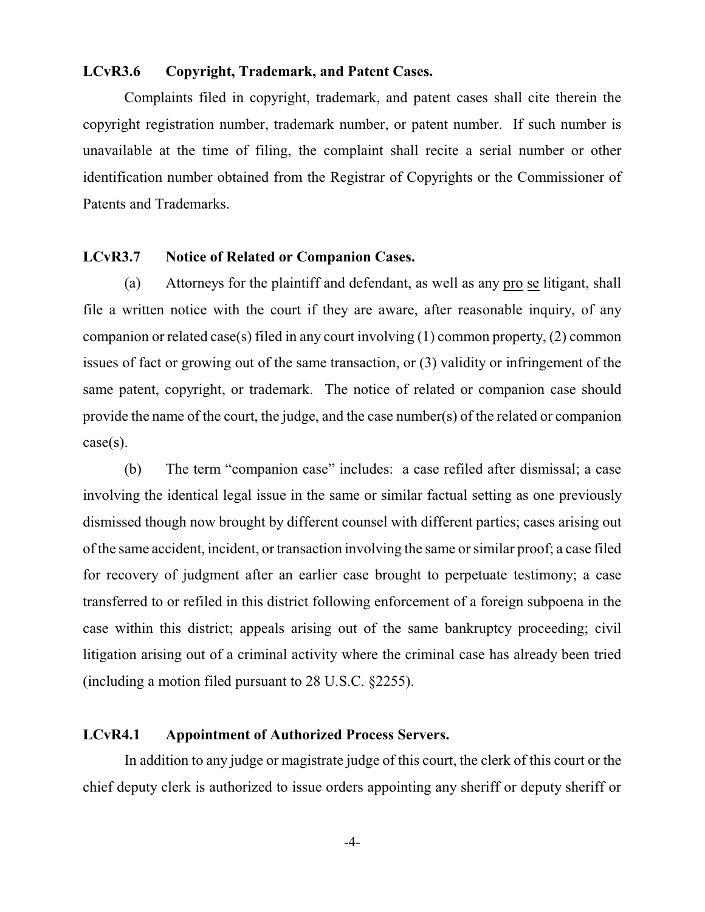**LCvR3.6 Copyright, Trademark, and Patent Cases.**

Complaints filed in copyright, trademark, and patent cases shall cite therein the copyright registration number, trademark number, or patent number. If such number is unavailable at the time of filing, the complaint shall recite a serial number or other identification number obtained from the Registrar of Copyrights or the Commissioner of Patents and Trademarks.

**LCvR3.7 Notice of Related or Companion Cases.**

(a) Attorneys for the plaintiff and defendant, as well as any pro se litigant, shall file a written notice with the court if they are aware, after reasonable inquiry, of any companion or related case(s) filed in any court involving (1) common property, (2) common issues of fact or growing out of the same transaction, or (3) validity or infringement of the same patent, copyright, or trademark. The notice of related or companion case should provide the name of the court, the judge, and the case number(s) of the related or companion case(s).

(b) The term "companion case" includes: a case refiled after dismissal; a case involving the identical legal issue in the same or similar factual setting as one previously dismissed though now brought by different counsel with different parties; cases arising out of the same accident, incident, or transaction involving the same or similar proof; a case filed for recovery of judgment after an earlier case brought to perpetuate testimony; a case transferred to or refiled in this district following enforcement of a foreign subpoena in the case within this district; appeals arising out of the same bankruptcy proceeding; civil litigation arising out of a criminal activity where the criminal case has already been tried (including a motion filed pursuant to 28 U.S.C. §2255).

**LCvR4.1 Appointment of Authorized Process Servers.**

In addition to any judge or magistrate judge of this court, the clerk of this court or the chief deputy clerk is authorized to issue orders appointing any sheriff or deputy sheriff or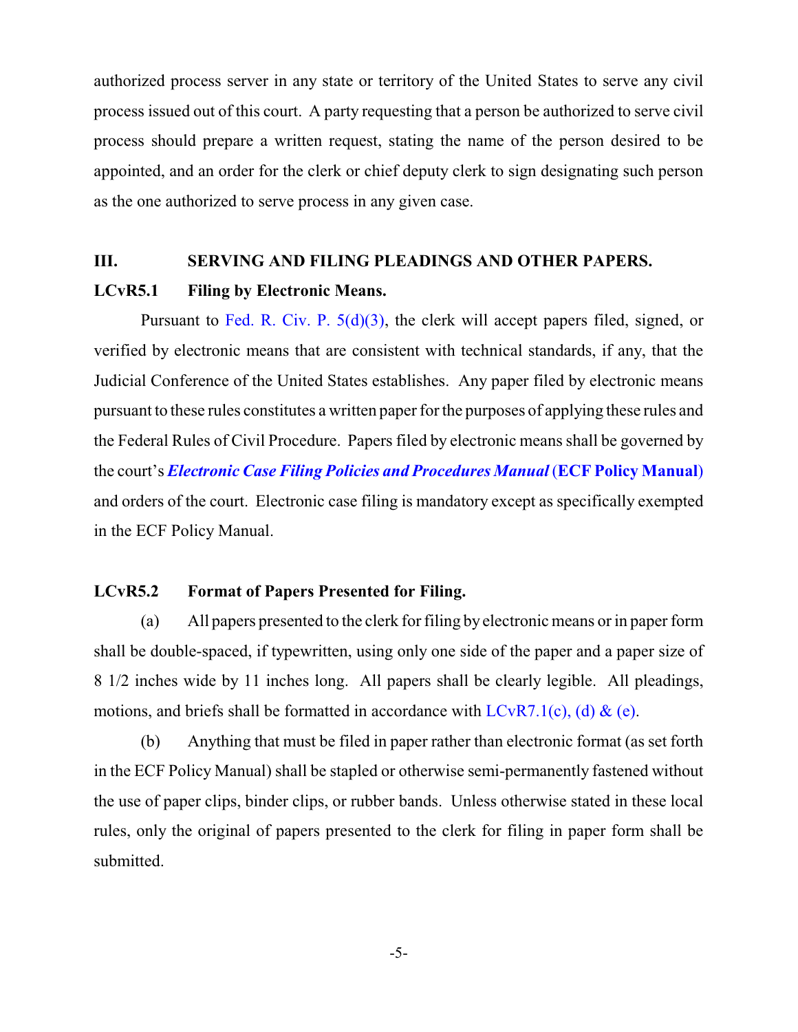authorized process server in any state or territory of the United States to serve any civil process issued out of this court. A party requesting that a person be authorized to serve civil process should prepare a written request, stating the name of the person desired to be appointed, and an order for the clerk or chief deputy clerk to sign designating such person as the one authorized to serve process in any given case.

## III. SERVING AND FILING PLEADINGS AND OTHER PAPERS.

### LCvR5.1 Filing by Electronic Means.

Pursuant to Fed. R. Civ. P. 5(d)(3), the clerk will accept papers filed, signed, or verified by electronic means that are consistent with technical standards, if any, that the Judicial Conference of the United States establishes. Any paper filed by electronic means pursuant to these rules constitutes a written paper for the purposes of applying these rules and the Federal Rules of Civil Procedure. Papers filed by electronic means shall be governed by the court's ***Electronic Case Filing Policies and Procedures Manual*** (**ECF Policy Manual**) and orders of the court. Electronic case filing is mandatory except as specifically exempted in the ECF Policy Manual.

### LCvR5.2 Format of Papers Presented for Filing.

(a) All papers presented to the clerk for filing by electronic means or in paper form shall be double-spaced, if typewritten, using only one side of the paper and a paper size of 8 1/2 inches wide by 11 inches long. All papers shall be clearly legible. All pleadings, motions, and briefs shall be formatted in accordance with LCvR7.1(c), (d) & (e).

(b) Anything that must be filed in paper rather than electronic format (as set forth in the ECF Policy Manual) shall be stapled or otherwise semi-permanently fastened without the use of paper clips, binder clips, or rubber bands. Unless otherwise stated in these local rules, only the original of papers presented to the clerk for filing in paper form shall be submitted.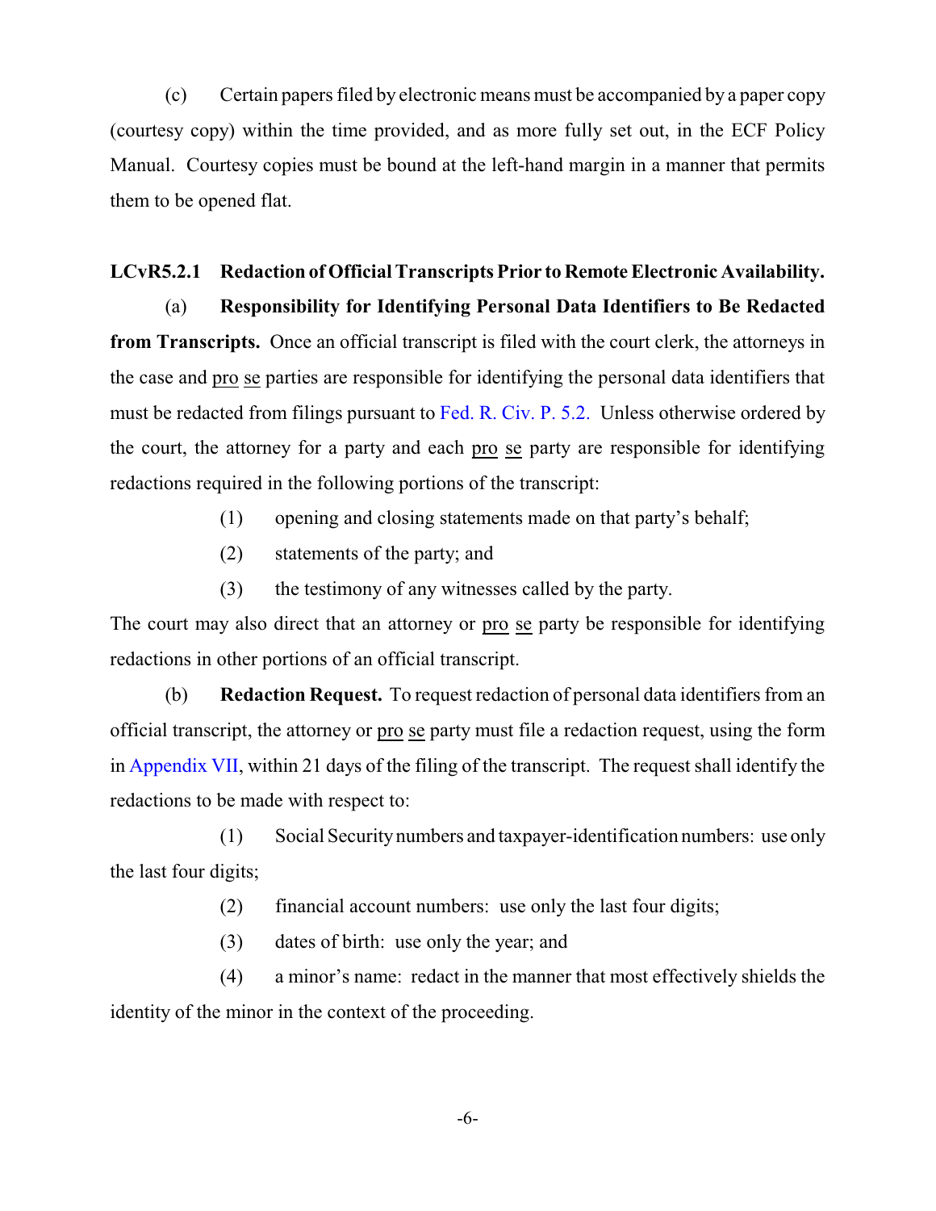(c) Certain papers filed by electronic means must be accompanied by a paper copy (courtesy copy) within the time provided, and as more fully set out, in the ECF Policy Manual. Courtesy copies must be bound at the left-hand margin in a manner that permits them to be opened flat.

**LCvR5.2.1 Redaction of Official Transcripts Prior to Remote Electronic Availability.**

(a) **Responsibility for Identifying Personal Data Identifiers to Be Redacted from Transcripts.** Once an official transcript is filed with the court clerk, the attorneys in the case and pro se parties are responsible for identifying the personal data identifiers that must be redacted from filings pursuant to Fed. R. Civ. P. 5.2. Unless otherwise ordered by the court, the attorney for a party and each pro se party are responsible for identifying redactions required in the following portions of the transcript:

(1) opening and closing statements made on that party's behalf;

(2) statements of the party; and

(3) the testimony of any witnesses called by the party.

The court may also direct that an attorney or pro se party be responsible for identifying redactions in other portions of an official transcript.

(b) **Redaction Request.** To request redaction of personal data identifiers from an official transcript, the attorney or pro se party must file a redaction request, using the form in Appendix VII, within 21 days of the filing of the transcript. The request shall identify the redactions to be made with respect to:

(1) Social Security numbers and taxpayer-identification numbers: use only the last four digits;

(2) financial account numbers: use only the last four digits;

(3) dates of birth: use only the year; and

(4) a minor's name: redact in the manner that most effectively shields the identity of the minor in the context of the proceeding.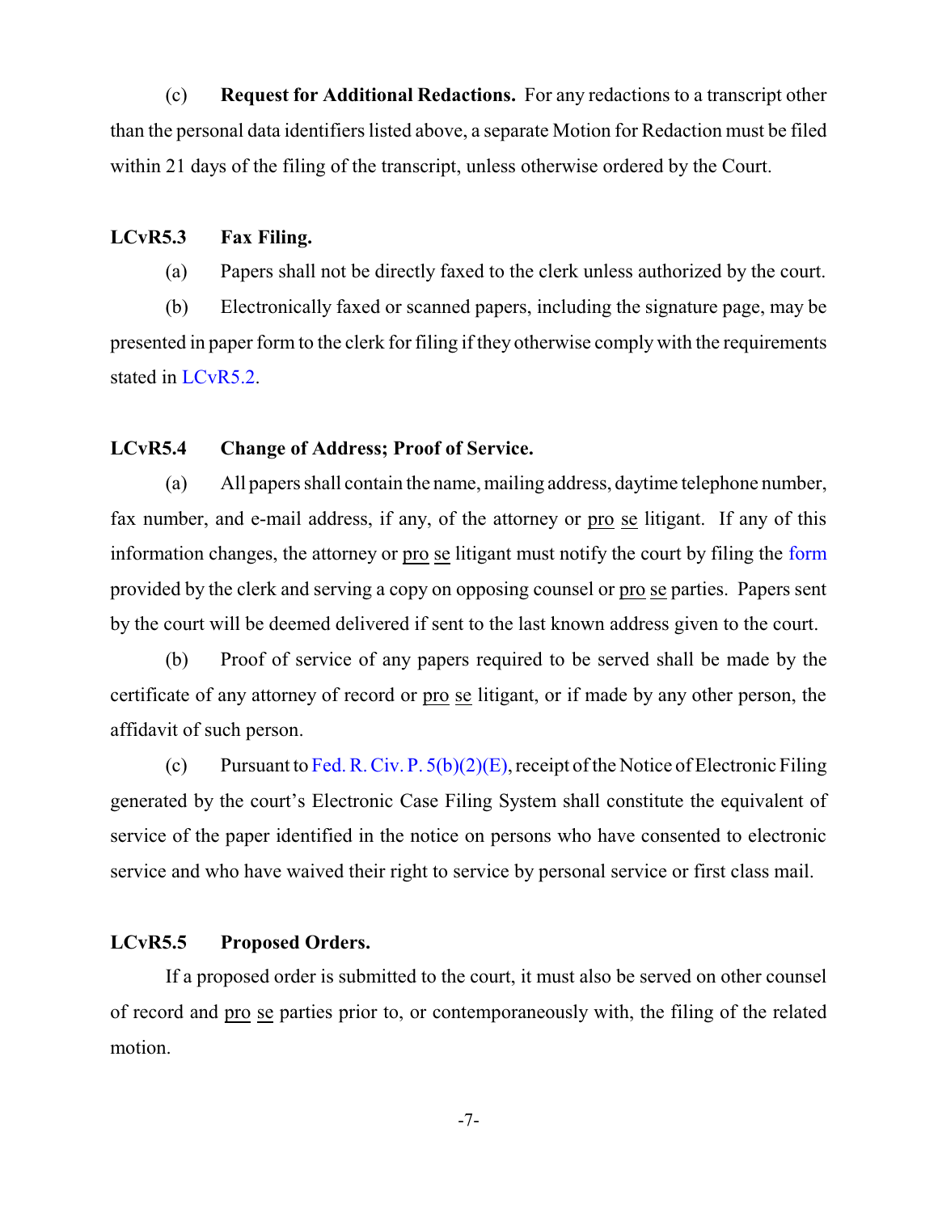(c) **Request for Additional Redactions.** For any redactions to a transcript other than the personal data identifiers listed above, a separate Motion for Redaction must be filed within 21 days of the filing of the transcript, unless otherwise ordered by the Court.

**LCvR5.3 Fax Filing.**

(a) Papers shall not be directly faxed to the clerk unless authorized by the court.

(b) Electronically faxed or scanned papers, including the signature page, may be presented in paper form to the clerk for filing if they otherwise comply with the requirements stated in LCvR5.2.

**LCvR5.4 Change of Address; Proof of Service.**

(a) All papers shall contain the name, mailing address, daytime telephone number, fax number, and e-mail address, if any, of the attorney or pro se litigant. If any of this information changes, the attorney or pro se litigant must notify the court by filing the form provided by the clerk and serving a copy on opposing counsel or pro se parties. Papers sent by the court will be deemed delivered if sent to the last known address given to the court.

(b) Proof of service of any papers required to be served shall be made by the certificate of any attorney of record or pro se litigant, or if made by any other person, the affidavit of such person.

(c) Pursuant to Fed. R. Civ. P. 5(b)(2)(E), receipt of the Notice of Electronic Filing generated by the court's Electronic Case Filing System shall constitute the equivalent of service of the paper identified in the notice on persons who have consented to electronic service and who have waived their right to service by personal service or first class mail.

**LCvR5.5 Proposed Orders.**

If a proposed order is submitted to the court, it must also be served on other counsel of record and pro se parties prior to, or contemporaneously with, the filing of the related motion.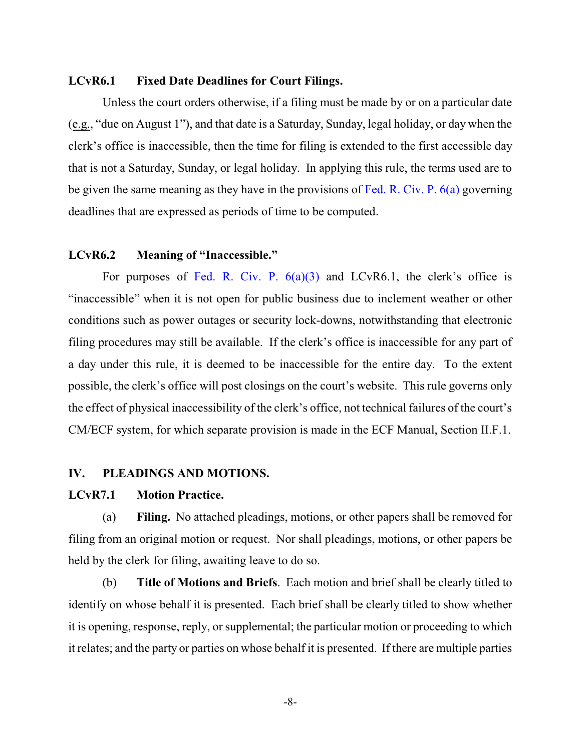**LCvR6.1 Fixed Date Deadlines for Court Filings.**

Unless the court orders otherwise, if a filing must be made by or on a particular date (e.g., "due on August 1"), and that date is a Saturday, Sunday, legal holiday, or day when the clerk's office is inaccessible, then the time for filing is extended to the first accessible day that is not a Saturday, Sunday, or legal holiday. In applying this rule, the terms used are to be given the same meaning as they have in the provisions of Fed. R. Civ. P. 6(a) governing deadlines that are expressed as periods of time to be computed.

**LCvR6.2 Meaning of "Inaccessible."**

For purposes of Fed. R. Civ. P. 6(a)(3) and LCvR6.1, the clerk's office is "inaccessible" when it is not open for public business due to inclement weather or other conditions such as power outages or security lock-downs, notwithstanding that electronic filing procedures may still be available. If the clerk's office is inaccessible for any part of a day under this rule, it is deemed to be inaccessible for the entire day. To the extent possible, the clerk's office will post closings on the court's website. This rule governs only the effect of physical inaccessibility of the clerk's office, not technical failures of the court's CM/ECF system, for which separate provision is made in the ECF Manual, Section II.F.1.

## IV. PLEADINGS AND MOTIONS.

**LCvR7.1 Motion Practice.**

(a) **Filing.** No attached pleadings, motions, or other papers shall be removed for filing from an original motion or request. Nor shall pleadings, motions, or other papers be held by the clerk for filing, awaiting leave to do so.

(b) **Title of Motions and Briefs**. Each motion and brief shall be clearly titled to identify on whose behalf it is presented. Each brief shall be clearly titled to show whether it is opening, response, reply, or supplemental; the particular motion or proceeding to which it relates; and the party or parties on whose behalf it is presented. If there are multiple parties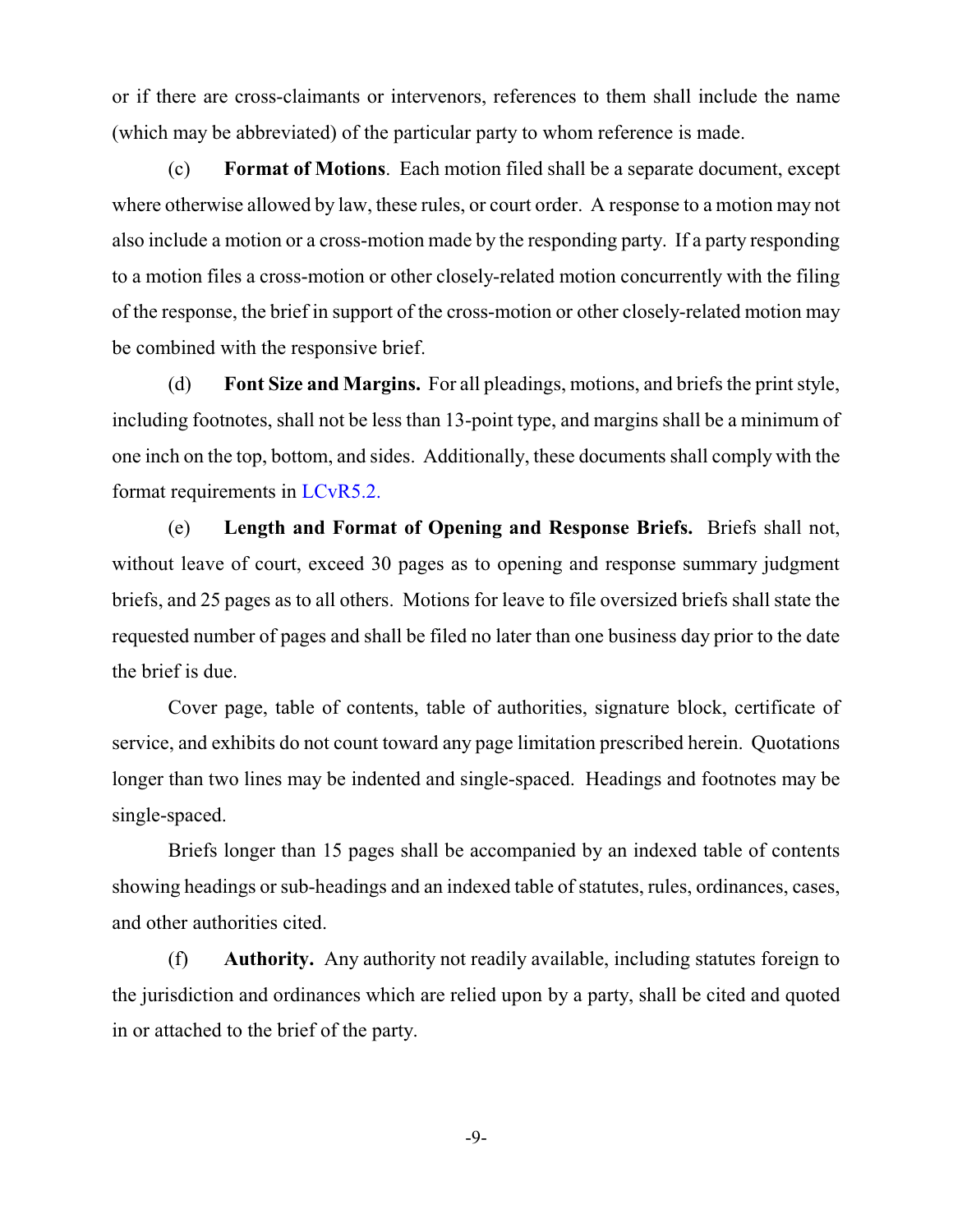or if there are cross-claimants or intervenors, references to them shall include the name (which may be abbreviated) of the particular party to whom reference is made.

(c) **Format of Motions**. Each motion filed shall be a separate document, except where otherwise allowed by law, these rules, or court order. A response to a motion may not also include a motion or a cross-motion made by the responding party. If a party responding to a motion files a cross-motion or other closely-related motion concurrently with the filing of the response, the brief in support of the cross-motion or other closely-related motion may be combined with the responsive brief.

(d) **Font Size and Margins.** For all pleadings, motions, and briefs the print style, including footnotes, shall not be less than 13-point type, and margins shall be a minimum of one inch on the top, bottom, and sides. Additionally, these documents shall comply with the format requirements in LCvR5.2.

(e) **Length and Format of Opening and Response Briefs.** Briefs shall not, without leave of court, exceed 30 pages as to opening and response summary judgment briefs, and 25 pages as to all others. Motions for leave to file oversized briefs shall state the requested number of pages and shall be filed no later than one business day prior to the date the brief is due.

Cover page, table of contents, table of authorities, signature block, certificate of service, and exhibits do not count toward any page limitation prescribed herein. Quotations longer than two lines may be indented and single-spaced. Headings and footnotes may be single-spaced.

Briefs longer than 15 pages shall be accompanied by an indexed table of contents showing headings or sub-headings and an indexed table of statutes, rules, ordinances, cases, and other authorities cited.

(f) **Authority.** Any authority not readily available, including statutes foreign to the jurisdiction and ordinances which are relied upon by a party, shall be cited and quoted in or attached to the brief of the party.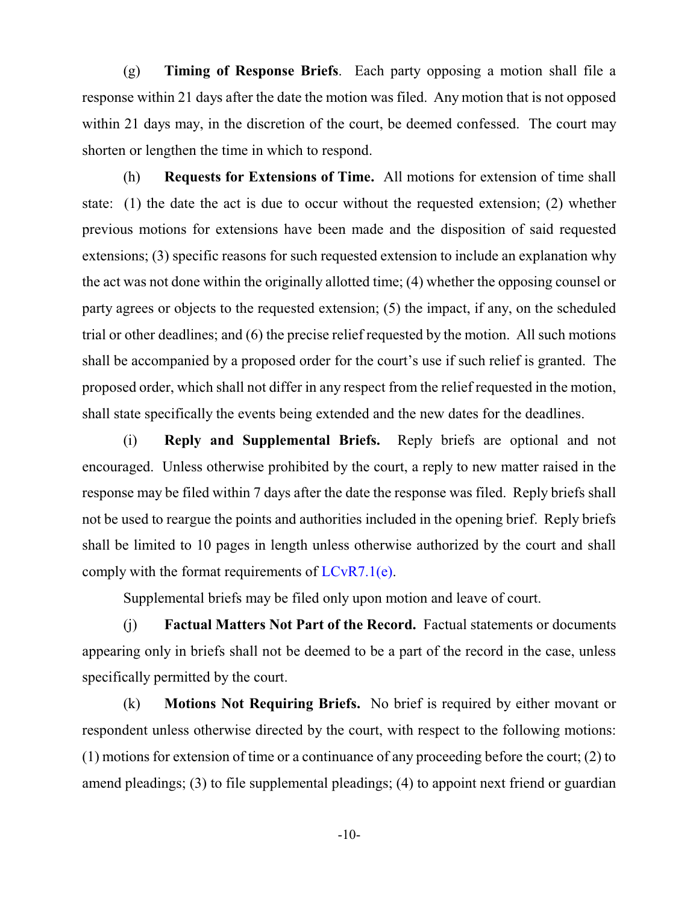(g) **Timing of Response Briefs**. Each party opposing a motion shall file a response within 21 days after the date the motion was filed. Any motion that is not opposed within 21 days may, in the discretion of the court, be deemed confessed. The court may shorten or lengthen the time in which to respond.

(h) **Requests for Extensions of Time.** All motions for extension of time shall state: (1) the date the act is due to occur without the requested extension; (2) whether previous motions for extensions have been made and the disposition of said requested extensions; (3) specific reasons for such requested extension to include an explanation why the act was not done within the originally allotted time; (4) whether the opposing counsel or party agrees or objects to the requested extension; (5) the impact, if any, on the scheduled trial or other deadlines; and (6) the precise relief requested by the motion. All such motions shall be accompanied by a proposed order for the court's use if such relief is granted. The proposed order, which shall not differ in any respect from the relief requested in the motion, shall state specifically the events being extended and the new dates for the deadlines.

(i) **Reply and Supplemental Briefs.** Reply briefs are optional and not encouraged. Unless otherwise prohibited by the court, a reply to new matter raised in the response may be filed within 7 days after the date the response was filed. Reply briefs shall not be used to reargue the points and authorities included in the opening brief. Reply briefs shall be limited to 10 pages in length unless otherwise authorized by the court and shall comply with the format requirements of LCvR7.1(e).

Supplemental briefs may be filed only upon motion and leave of court.

(j) **Factual Matters Not Part of the Record.** Factual statements or documents appearing only in briefs shall not be deemed to be a part of the record in the case, unless specifically permitted by the court.

(k) **Motions Not Requiring Briefs.** No brief is required by either movant or respondent unless otherwise directed by the court, with respect to the following motions: (1) motions for extension of time or a continuance of any proceeding before the court; (2) to amend pleadings; (3) to file supplemental pleadings; (4) to appoint next friend or guardian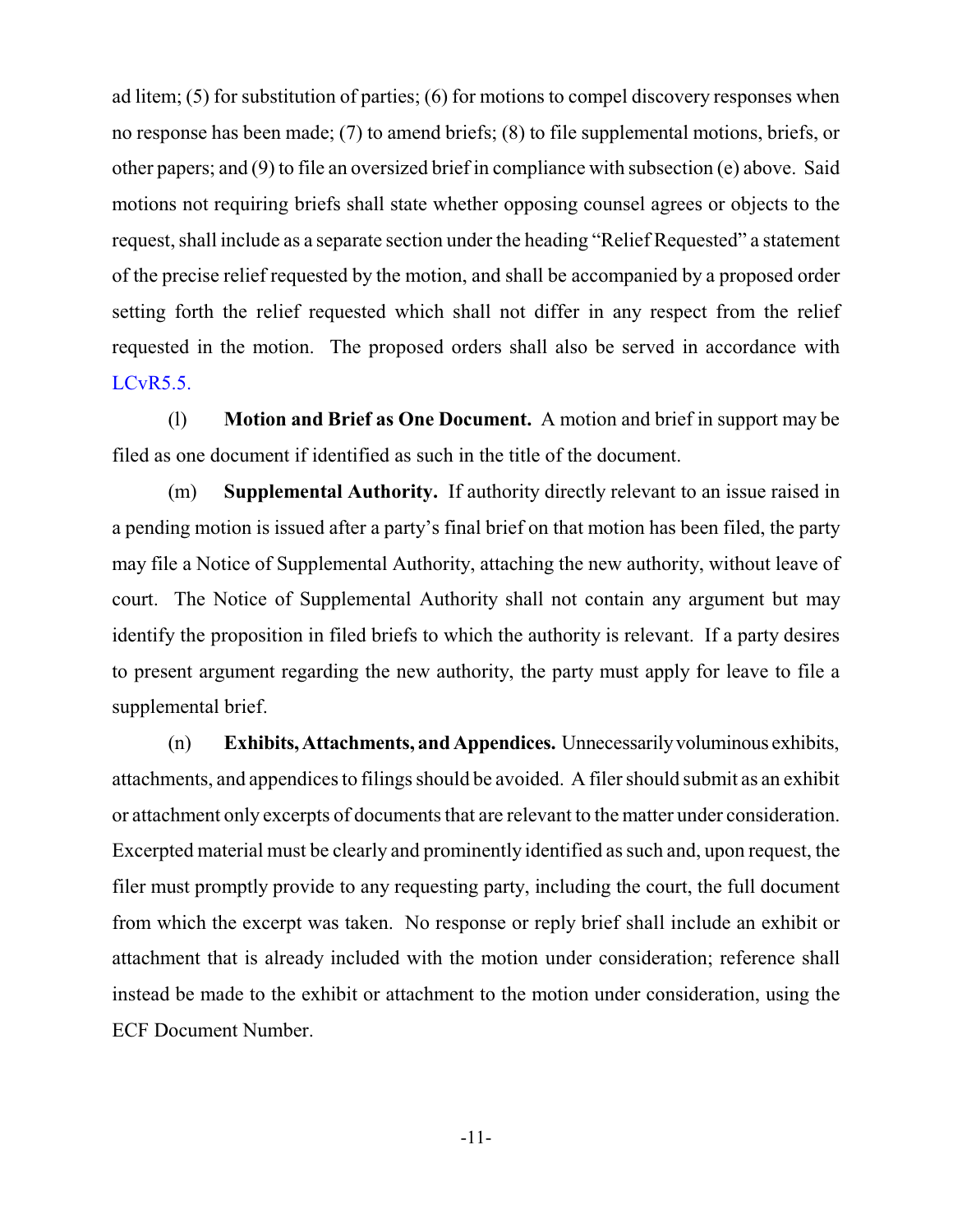ad litem; (5) for substitution of parties; (6) for motions to compel discovery responses when no response has been made; (7) to amend briefs; (8) to file supplemental motions, briefs, or other papers; and (9) to file an oversized brief in compliance with subsection (e) above. Said motions not requiring briefs shall state whether opposing counsel agrees or objects to the request, shall include as a separate section under the heading "Relief Requested" a statement of the precise relief requested by the motion, and shall be accompanied by a proposed order setting forth the relief requested which shall not differ in any respect from the relief requested in the motion. The proposed orders shall also be served in accordance with LCvR5.5.

(l) **Motion and Brief as One Document.** A motion and brief in support may be filed as one document if identified as such in the title of the document.

(m) **Supplemental Authority.** If authority directly relevant to an issue raised in a pending motion is issued after a party's final brief on that motion has been filed, the party may file a Notice of Supplemental Authority, attaching the new authority, without leave of court. The Notice of Supplemental Authority shall not contain any argument but may identify the proposition in filed briefs to which the authority is relevant. If a party desires to present argument regarding the new authority, the party must apply for leave to file a supplemental brief.

(n) **Exhibits, Attachments, and Appendices.** Unnecessarily voluminous exhibits, attachments, and appendices to filings should be avoided. A filer should submit as an exhibit or attachment only excerpts of documents that are relevant to the matter under consideration. Excerpted material must be clearly and prominently identified as such and, upon request, the filer must promptly provide to any requesting party, including the court, the full document from which the excerpt was taken. No response or reply brief shall include an exhibit or attachment that is already included with the motion under consideration; reference shall instead be made to the exhibit or attachment to the motion under consideration, using the ECF Document Number.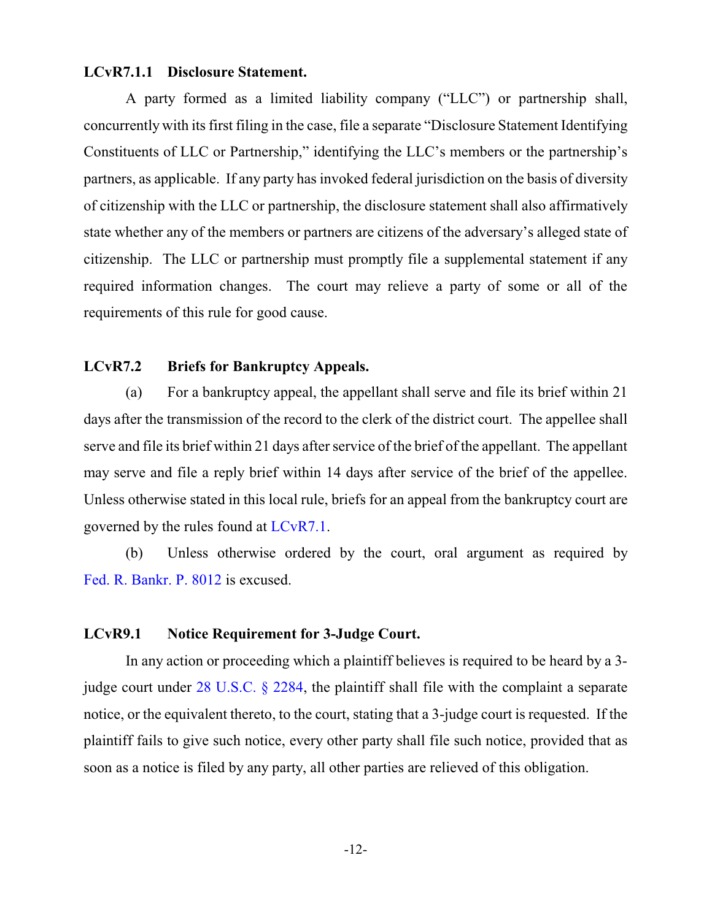**LCvR7.1.1 Disclosure Statement.**

A party formed as a limited liability company ("LLC") or partnership shall, concurrently with its first filing in the case, file a separate "Disclosure Statement Identifying Constituents of LLC or Partnership," identifying the LLC's members or the partnership's partners, as applicable. If any party has invoked federal jurisdiction on the basis of diversity of citizenship with the LLC or partnership, the disclosure statement shall also affirmatively state whether any of the members or partners are citizens of the adversary's alleged state of citizenship. The LLC or partnership must promptly file a supplemental statement if any required information changes. The court may relieve a party of some or all of the requirements of this rule for good cause.

**LCvR7.2 Briefs for Bankruptcy Appeals.**

(a) For a bankruptcy appeal, the appellant shall serve and file its brief within 21 days after the transmission of the record to the clerk of the district court. The appellee shall serve and file its brief within 21 days after service of the brief of the appellant. The appellant may serve and file a reply brief within 14 days after service of the brief of the appellee. Unless otherwise stated in this local rule, briefs for an appeal from the bankruptcy court are governed by the rules found at LCvR7.1.

(b) Unless otherwise ordered by the court, oral argument as required by Fed. R. Bankr. P. 8012 is excused.

**LCvR9.1 Notice Requirement for 3-Judge Court.**

In any action or proceeding which a plaintiff believes is required to be heard by a 3-judge court under 28 U.S.C. § 2284, the plaintiff shall file with the complaint a separate notice, or the equivalent thereto, to the court, stating that a 3-judge court is requested. If the plaintiff fails to give such notice, every other party shall file such notice, provided that as soon as a notice is filed by any party, all other parties are relieved of this obligation.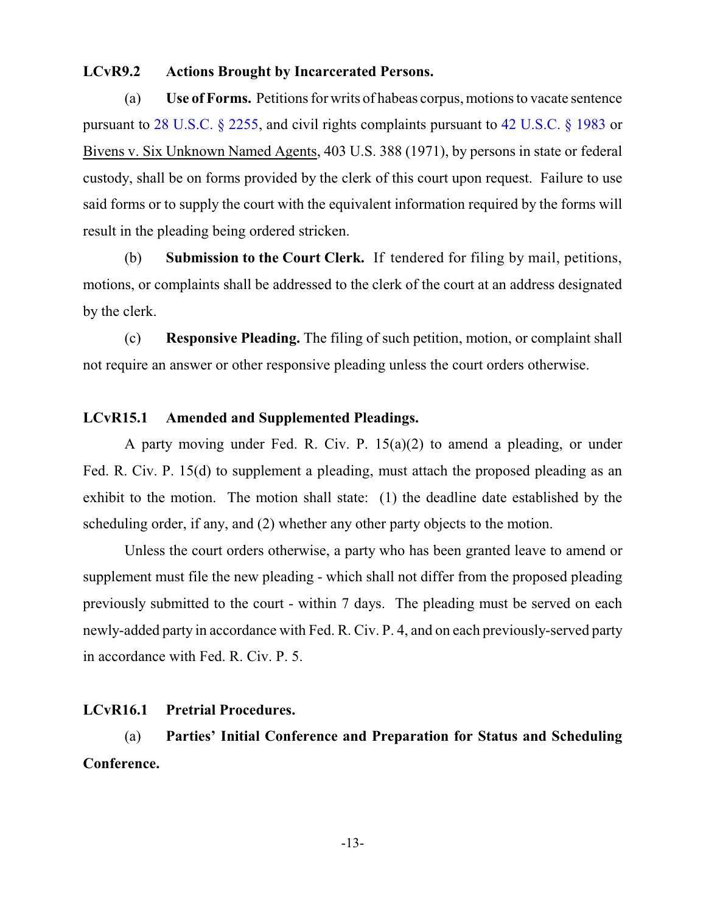**LCvR9.2 Actions Brought by Incarcerated Persons.**

(a) **Use of Forms.** Petitions for writs of habeas corpus, motions to vacate sentence pursuant to 28 U.S.C. § 2255, and civil rights complaints pursuant to 42 U.S.C. § 1983 or Bivens v. Six Unknown Named Agents, 403 U.S. 388 (1971), by persons in state or federal custody, shall be on forms provided by the clerk of this court upon request. Failure to use said forms or to supply the court with the equivalent information required by the forms will result in the pleading being ordered stricken.

(b) **Submission to the Court Clerk.** If tendered for filing by mail, petitions, motions, or complaints shall be addressed to the clerk of the court at an address designated by the clerk.

(c) **Responsive Pleading.** The filing of such petition, motion, or complaint shall not require an answer or other responsive pleading unless the court orders otherwise.

**LCvR15.1 Amended and Supplemented Pleadings.**

A party moving under Fed. R. Civ. P. 15(a)(2) to amend a pleading, or under Fed. R. Civ. P. 15(d) to supplement a pleading, must attach the proposed pleading as an exhibit to the motion. The motion shall state: (1) the deadline date established by the scheduling order, if any, and (2) whether any other party objects to the motion.

Unless the court orders otherwise, a party who has been granted leave to amend or supplement must file the new pleading - which shall not differ from the proposed pleading previously submitted to the court - within 7 days. The pleading must be served on each newly-added party in accordance with Fed. R. Civ. P. 4, and on each previously-served party in accordance with Fed. R. Civ. P. 5.

**LCvR16.1 Pretrial Procedures.**

(a) **Parties' Initial Conference and Preparation for Status and Scheduling Conference.**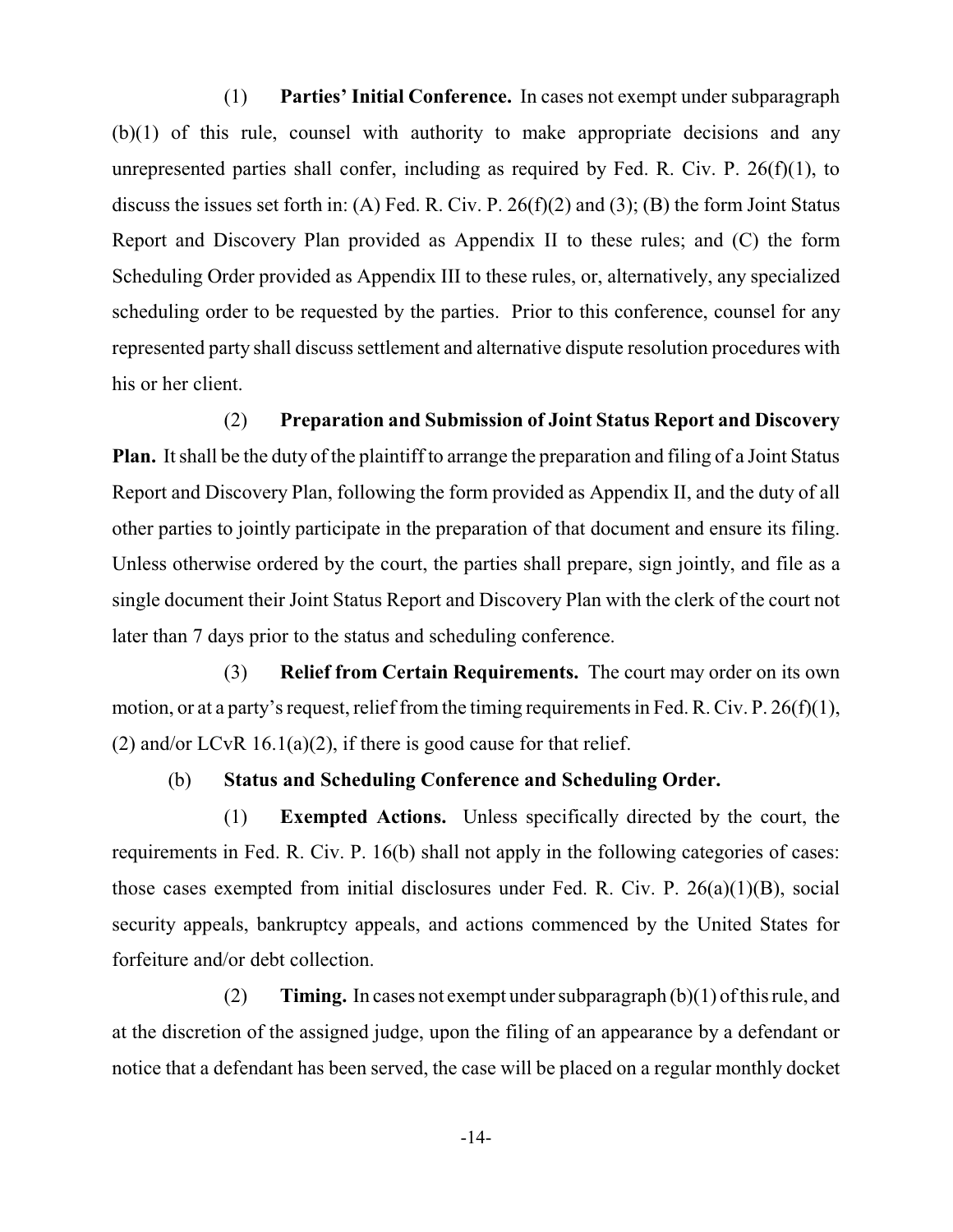(1) **Parties' Initial Conference.** In cases not exempt under subparagraph (b)(1) of this rule, counsel with authority to make appropriate decisions and any unrepresented parties shall confer, including as required by Fed. R. Civ. P. 26(f)(1), to discuss the issues set forth in: (A) Fed. R. Civ. P. 26(f)(2) and (3); (B) the form Joint Status Report and Discovery Plan provided as Appendix II to these rules; and (C) the form Scheduling Order provided as Appendix III to these rules, or, alternatively, any specialized scheduling order to be requested by the parties. Prior to this conference, counsel for any represented party shall discuss settlement and alternative dispute resolution procedures with his or her client.

(2) **Preparation and Submission of Joint Status Report and Discovery Plan.** It shall be the duty of the plaintiff to arrange the preparation and filing of a Joint Status Report and Discovery Plan, following the form provided as Appendix II, and the duty of all other parties to jointly participate in the preparation of that document and ensure its filing. Unless otherwise ordered by the court, the parties shall prepare, sign jointly, and file as a single document their Joint Status Report and Discovery Plan with the clerk of the court not later than 7 days prior to the status and scheduling conference.

(3) **Relief from Certain Requirements.** The court may order on its own motion, or at a party's request, relief from the timing requirements in Fed. R. Civ. P. 26(f)(1), (2) and/or LCvR 16.1(a)(2), if there is good cause for that relief.

(b) **Status and Scheduling Conference and Scheduling Order.**

(1) **Exempted Actions.** Unless specifically directed by the court, the requirements in Fed. R. Civ. P. 16(b) shall not apply in the following categories of cases: those cases exempted from initial disclosures under Fed. R. Civ. P. 26(a)(1)(B), social security appeals, bankruptcy appeals, and actions commenced by the United States for forfeiture and/or debt collection.

(2) **Timing.** In cases not exempt under subparagraph (b)(1) of this rule, and at the discretion of the assigned judge, upon the filing of an appearance by a defendant or notice that a defendant has been served, the case will be placed on a regular monthly docket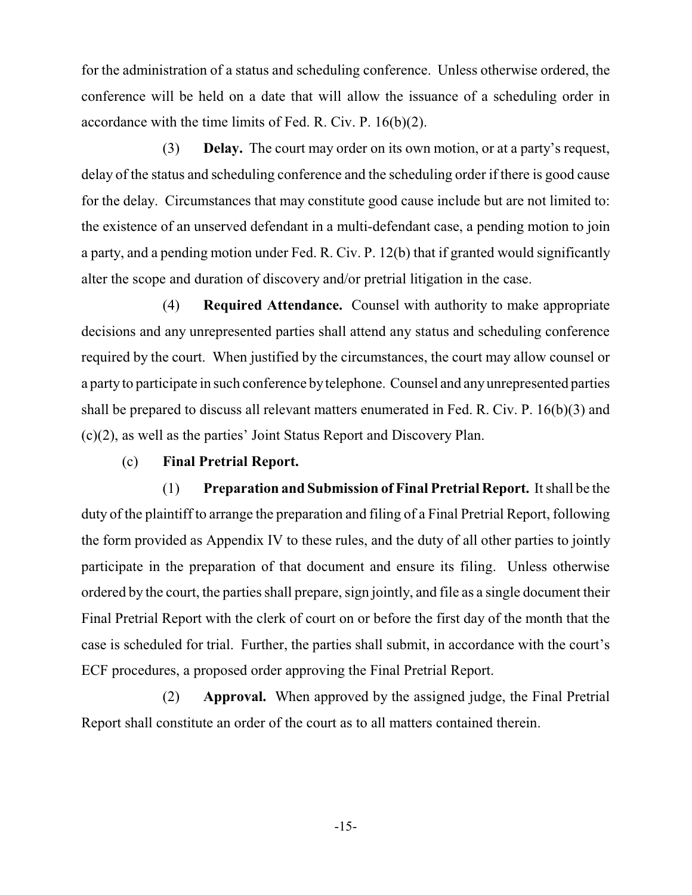for the administration of a status and scheduling conference. Unless otherwise ordered, the conference will be held on a date that will allow the issuance of a scheduling order in accordance with the time limits of Fed. R. Civ. P. 16(b)(2).

(3) **Delay.** The court may order on its own motion, or at a party's request, delay of the status and scheduling conference and the scheduling order if there is good cause for the delay. Circumstances that may constitute good cause include but are not limited to: the existence of an unserved defendant in a multi-defendant case, a pending motion to join a party, and a pending motion under Fed. R. Civ. P. 12(b) that if granted would significantly alter the scope and duration of discovery and/or pretrial litigation in the case.

(4) **Required Attendance.** Counsel with authority to make appropriate decisions and any unrepresented parties shall attend any status and scheduling conference required by the court. When justified by the circumstances, the court may allow counsel or a party to participate in such conference by telephone. Counsel and any unrepresented parties shall be prepared to discuss all relevant matters enumerated in Fed. R. Civ. P. 16(b)(3) and (c)(2), as well as the parties' Joint Status Report and Discovery Plan.

(c) **Final Pretrial Report.**

(1) **Preparation and Submission of Final Pretrial Report.** It shall be the duty of the plaintiff to arrange the preparation and filing of a Final Pretrial Report, following the form provided as Appendix IV to these rules, and the duty of all other parties to jointly participate in the preparation of that document and ensure its filing. Unless otherwise ordered by the court, the parties shall prepare, sign jointly, and file as a single document their Final Pretrial Report with the clerk of court on or before the first day of the month that the case is scheduled for trial. Further, the parties shall submit, in accordance with the court's ECF procedures, a proposed order approving the Final Pretrial Report.

(2) **Approval.** When approved by the assigned judge, the Final Pretrial Report shall constitute an order of the court as to all matters contained therein.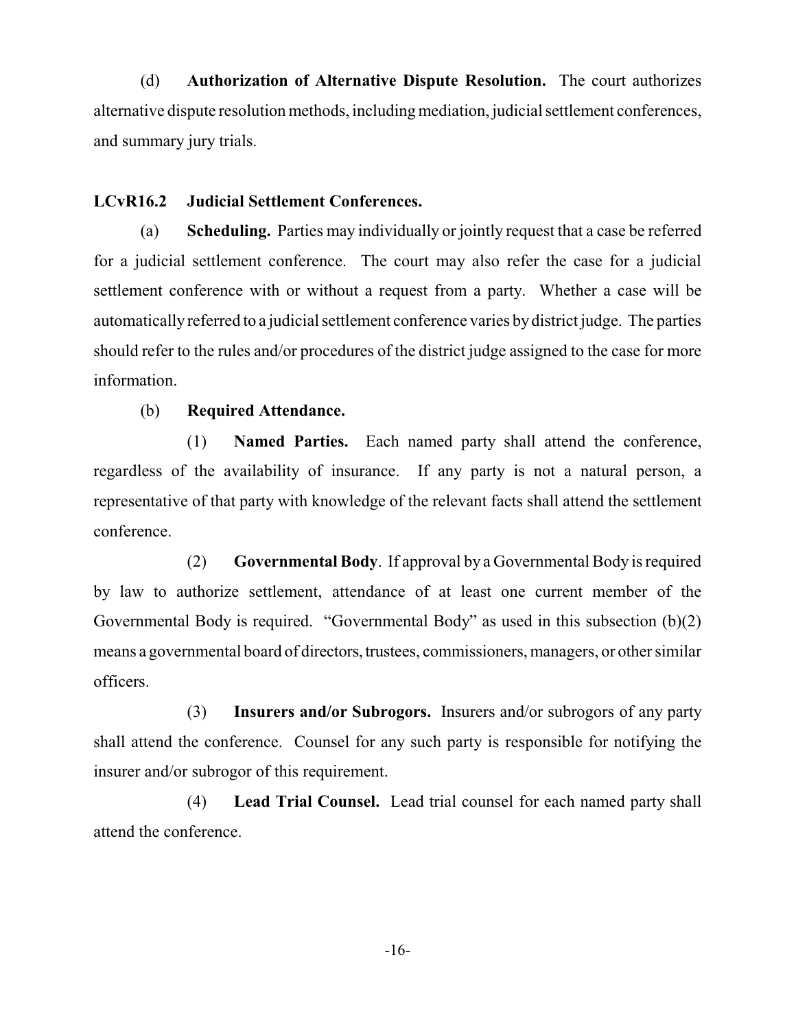(d) **Authorization of Alternative Dispute Resolution.** The court authorizes alternative dispute resolution methods, including mediation, judicial settlement conferences, and summary jury trials.

**LCvR16.2 Judicial Settlement Conferences.**

(a) **Scheduling.** Parties may individually or jointly request that a case be referred for a judicial settlement conference. The court may also refer the case for a judicial settlement conference with or without a request from a party. Whether a case will be automatically referred to a judicial settlement conference varies by district judge. The parties should refer to the rules and/or procedures of the district judge assigned to the case for more information.

(b) **Required Attendance.**

(1) **Named Parties.** Each named party shall attend the conference, regardless of the availability of insurance. If any party is not a natural person, a representative of that party with knowledge of the relevant facts shall attend the settlement conference.

(2) **Governmental Body**. If approval by a Governmental Body is required by law to authorize settlement, attendance of at least one current member of the Governmental Body is required. "Governmental Body" as used in this subsection (b)(2) means a governmental board of directors, trustees, commissioners, managers, or other similar officers.

(3) **Insurers and/or Subrogors.** Insurers and/or subrogors of any party shall attend the conference. Counsel for any such party is responsible for notifying the insurer and/or subrogor of this requirement.

(4) **Lead Trial Counsel.** Lead trial counsel for each named party shall attend the conference.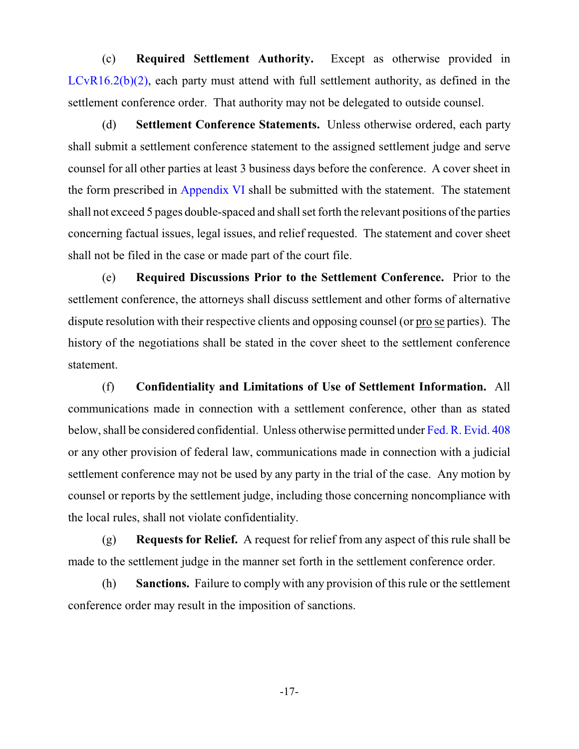(c) **Required Settlement Authority.** Except as otherwise provided in LCvR16.2(b)(2), each party must attend with full settlement authority, as defined in the settlement conference order. That authority may not be delegated to outside counsel.

(d) **Settlement Conference Statements.** Unless otherwise ordered, each party shall submit a settlement conference statement to the assigned settlement judge and serve counsel for all other parties at least 3 business days before the conference. A cover sheet in the form prescribed in Appendix VI shall be submitted with the statement. The statement shall not exceed 5 pages double-spaced and shall set forth the relevant positions of the parties concerning factual issues, legal issues, and relief requested. The statement and cover sheet shall not be filed in the case or made part of the court file.

(e) **Required Discussions Prior to the Settlement Conference.** Prior to the settlement conference, the attorneys shall discuss settlement and other forms of alternative dispute resolution with their respective clients and opposing counsel (or pro se parties). The history of the negotiations shall be stated in the cover sheet to the settlement conference statement.

(f) **Confidentiality and Limitations of Use of Settlement Information.** All communications made in connection with a settlement conference, other than as stated below, shall be considered confidential. Unless otherwise permitted under Fed. R. Evid. 408 or any other provision of federal law, communications made in connection with a judicial settlement conference may not be used by any party in the trial of the case. Any motion by counsel or reports by the settlement judge, including those concerning noncompliance with the local rules, shall not violate confidentiality.

(g) **Requests for Relief.** A request for relief from any aspect of this rule shall be made to the settlement judge in the manner set forth in the settlement conference order.

(h) **Sanctions.** Failure to comply with any provision of this rule or the settlement conference order may result in the imposition of sanctions.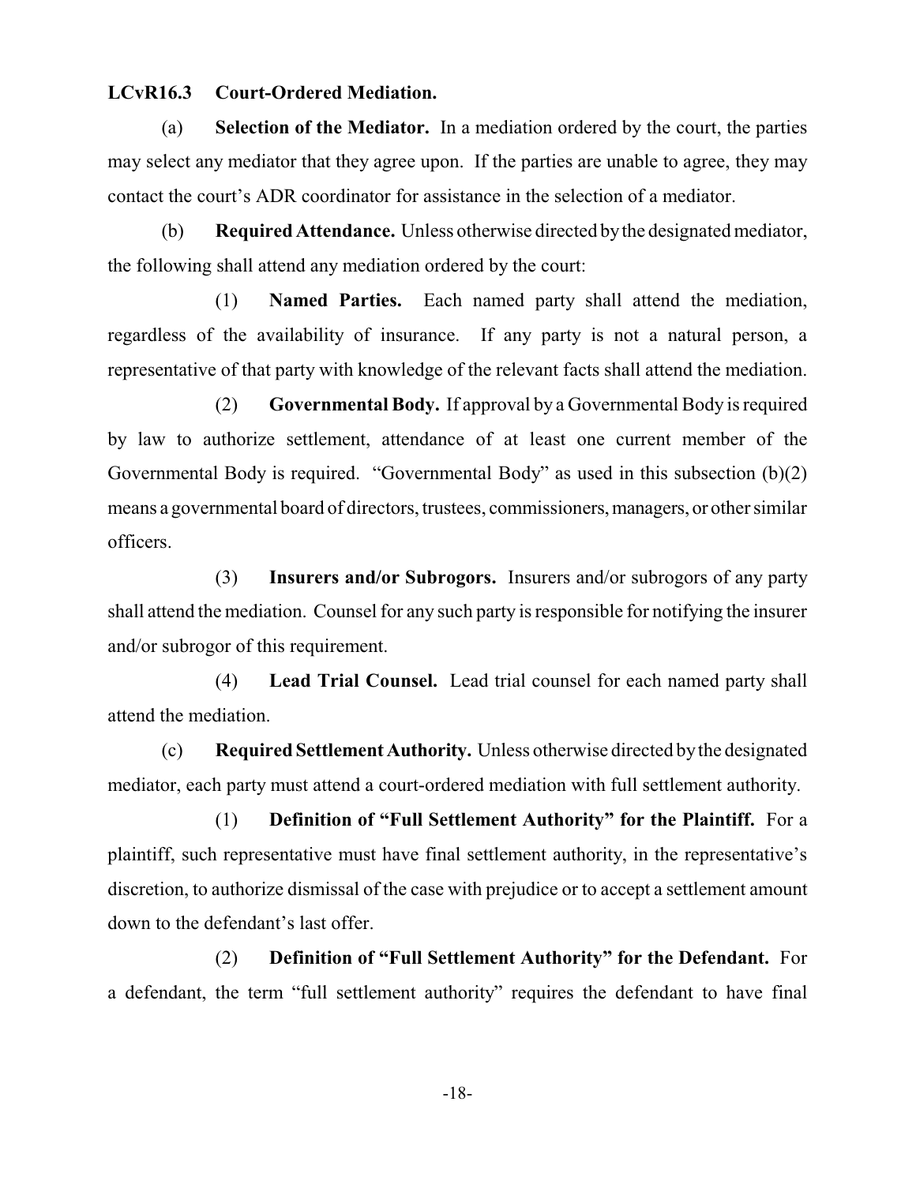**LCvR16.3 Court-Ordered Mediation.**

(a) **Selection of the Mediator.** In a mediation ordered by the court, the parties may select any mediator that they agree upon. If the parties are unable to agree, they may contact the court's ADR coordinator for assistance in the selection of a mediator.

(b) **Required Attendance.** Unless otherwise directed by the designated mediator, the following shall attend any mediation ordered by the court:

(1) **Named Parties.** Each named party shall attend the mediation, regardless of the availability of insurance. If any party is not a natural person, a representative of that party with knowledge of the relevant facts shall attend the mediation.

(2) **Governmental Body.** If approval by a Governmental Body is required by law to authorize settlement, attendance of at least one current member of the Governmental Body is required. "Governmental Body" as used in this subsection (b)(2) means a governmental board of directors, trustees, commissioners, managers, or other similar officers.

(3) **Insurers and/or Subrogors.** Insurers and/or subrogors of any party shall attend the mediation. Counsel for any such party is responsible for notifying the insurer and/or subrogor of this requirement.

(4) **Lead Trial Counsel.** Lead trial counsel for each named party shall attend the mediation.

(c) **Required Settlement Authority.** Unless otherwise directed by the designated mediator, each party must attend a court-ordered mediation with full settlement authority.

(1) **Definition of "Full Settlement Authority" for the Plaintiff.** For a plaintiff, such representative must have final settlement authority, in the representative's discretion, to authorize dismissal of the case with prejudice or to accept a settlement amount down to the defendant's last offer.

(2) **Definition of "Full Settlement Authority" for the Defendant.** For a defendant, the term "full settlement authority" requires the defendant to have final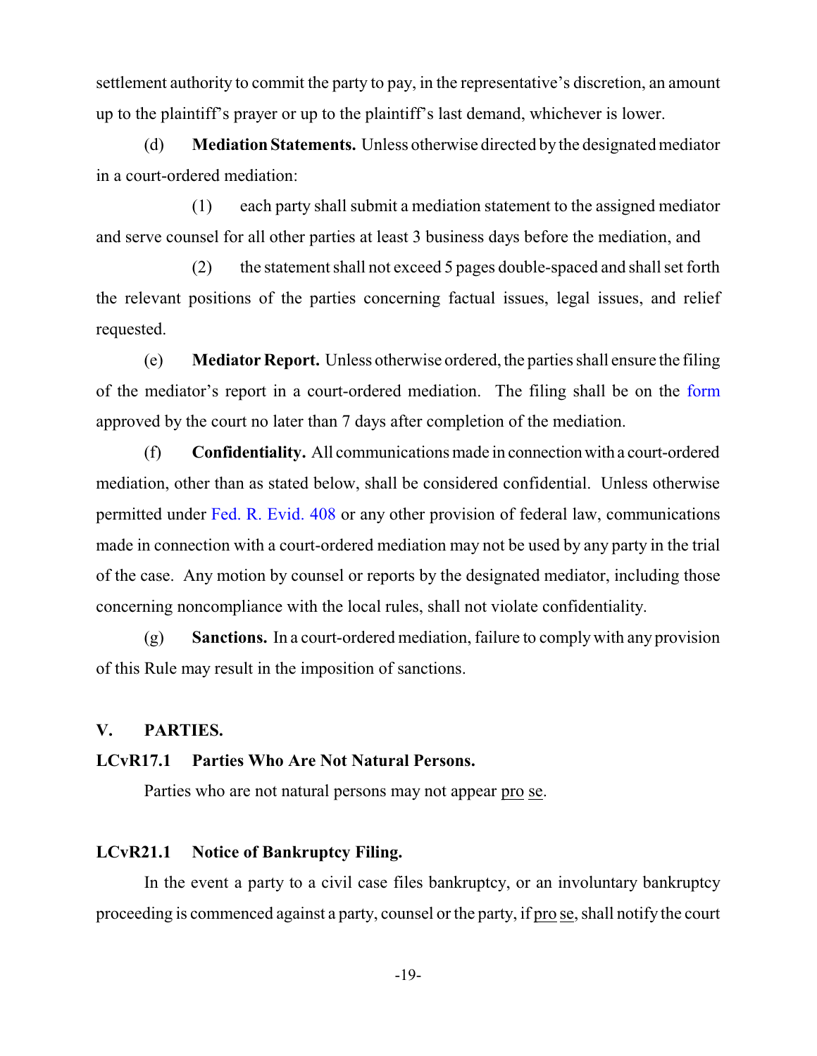settlement authority to commit the party to pay, in the representative's discretion, an amount up to the plaintiff's prayer or up to the plaintiff's last demand, whichever is lower.

(d) **Mediation Statements.** Unless otherwise directed by the designated mediator in a court-ordered mediation:

(1) each party shall submit a mediation statement to the assigned mediator and serve counsel for all other parties at least 3 business days before the mediation, and

(2) the statement shall not exceed 5 pages double-spaced and shall set forth the relevant positions of the parties concerning factual issues, legal issues, and relief requested.

(e) **Mediator Report.** Unless otherwise ordered, the parties shall ensure the filing of the mediator's report in a court-ordered mediation. The filing shall be on the form approved by the court no later than 7 days after completion of the mediation.

(f) **Confidentiality.** All communications made in connection with a court-ordered mediation, other than as stated below, shall be considered confidential. Unless otherwise permitted under Fed. R. Evid. 408 or any other provision of federal law, communications made in connection with a court-ordered mediation may not be used by any party in the trial of the case. Any motion by counsel or reports by the designated mediator, including those concerning noncompliance with the local rules, shall not violate confidentiality.

(g) **Sanctions.** In a court-ordered mediation, failure to comply with any provision of this Rule may result in the imposition of sanctions.

## V. PARTIES.

### LCvR17.1 Parties Who Are Not Natural Persons.

Parties who are not natural persons may not appear pro se.

### LCvR21.1 Notice of Bankruptcy Filing.

In the event a party to a civil case files bankruptcy, or an involuntary bankruptcy proceeding is commenced against a party, counsel or the party, if pro se, shall notify the court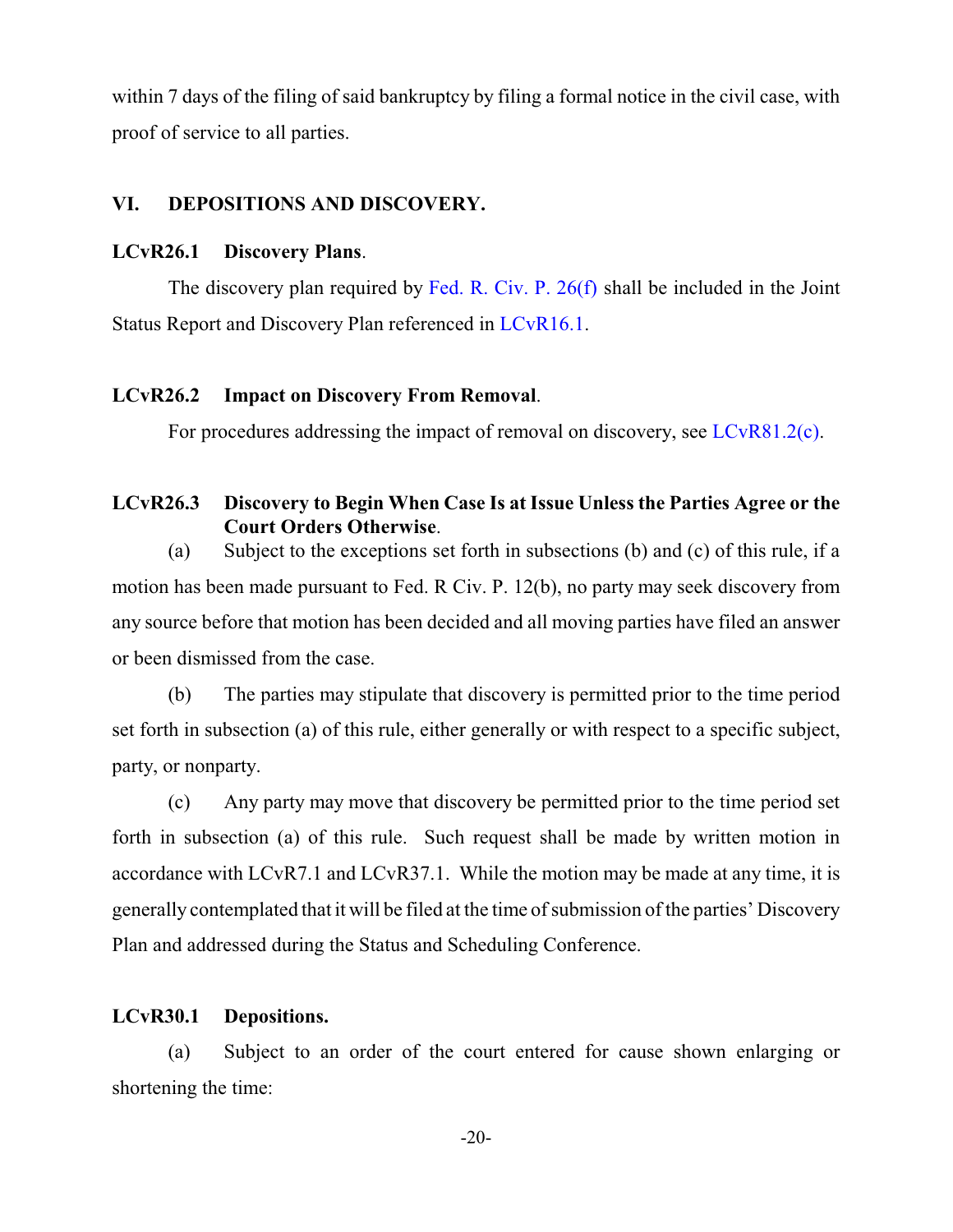within 7 days of the filing of said bankruptcy by filing a formal notice in the civil case, with proof of service to all parties.

## VI. DEPOSITIONS AND DISCOVERY.

### LCvR26.1 Discovery Plans.

The discovery plan required by Fed. R. Civ. P. 26(f) shall be included in the Joint Status Report and Discovery Plan referenced in LCvR16.1.

### LCvR26.2 Impact on Discovery From Removal.

For procedures addressing the impact of removal on discovery, see LCvR81.2(c).

### LCvR26.3 Discovery to Begin When Case Is at Issue Unless the Parties Agree or the Court Orders Otherwise.

(a) Subject to the exceptions set forth in subsections (b) and (c) of this rule, if a motion has been made pursuant to Fed. R Civ. P. 12(b), no party may seek discovery from any source before that motion has been decided and all moving parties have filed an answer or been dismissed from the case.

(b) The parties may stipulate that discovery is permitted prior to the time period set forth in subsection (a) of this rule, either generally or with respect to a specific subject, party, or nonparty.

(c) Any party may move that discovery be permitted prior to the time period set forth in subsection (a) of this rule. Such request shall be made by written motion in accordance with LCvR7.1 and LCvR37.1. While the motion may be made at any time, it is generally contemplated that it will be filed at the time of submission of the parties' Discovery Plan and addressed during the Status and Scheduling Conference.

### LCvR30.1 Depositions.

(a) Subject to an order of the court entered for cause shown enlarging or shortening the time: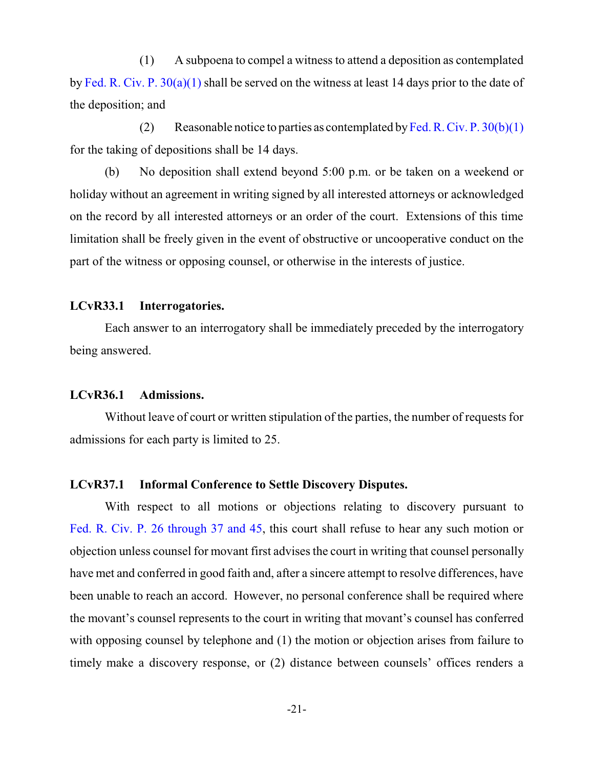(1) A subpoena to compel a witness to attend a deposition as contemplated by Fed. R. Civ. P. 30(a)(1) shall be served on the witness at least 14 days prior to the date of the deposition; and

(2) Reasonable notice to parties as contemplated by Fed. R. Civ. P. 30(b)(1) for the taking of depositions shall be 14 days.

(b) No deposition shall extend beyond 5:00 p.m. or be taken on a weekend or holiday without an agreement in writing signed by all interested attorneys or acknowledged on the record by all interested attorneys or an order of the court. Extensions of this time limitation shall be freely given in the event of obstructive or uncooperative conduct on the part of the witness or opposing counsel, or otherwise in the interests of justice.

**LCvR33.1 Interrogatories.**

Each answer to an interrogatory shall be immediately preceded by the interrogatory being answered.

**LCvR36.1 Admissions.**

Without leave of court or written stipulation of the parties, the number of requests for admissions for each party is limited to 25.

**LCvR37.1 Informal Conference to Settle Discovery Disputes.**

With respect to all motions or objections relating to discovery pursuant to Fed. R. Civ. P. 26 through 37 and 45, this court shall refuse to hear any such motion or objection unless counsel for movant first advises the court in writing that counsel personally have met and conferred in good faith and, after a sincere attempt to resolve differences, have been unable to reach an accord. However, no personal conference shall be required where the movant's counsel represents to the court in writing that movant's counsel has conferred with opposing counsel by telephone and (1) the motion or objection arises from failure to timely make a discovery response, or (2) distance between counsels' offices renders a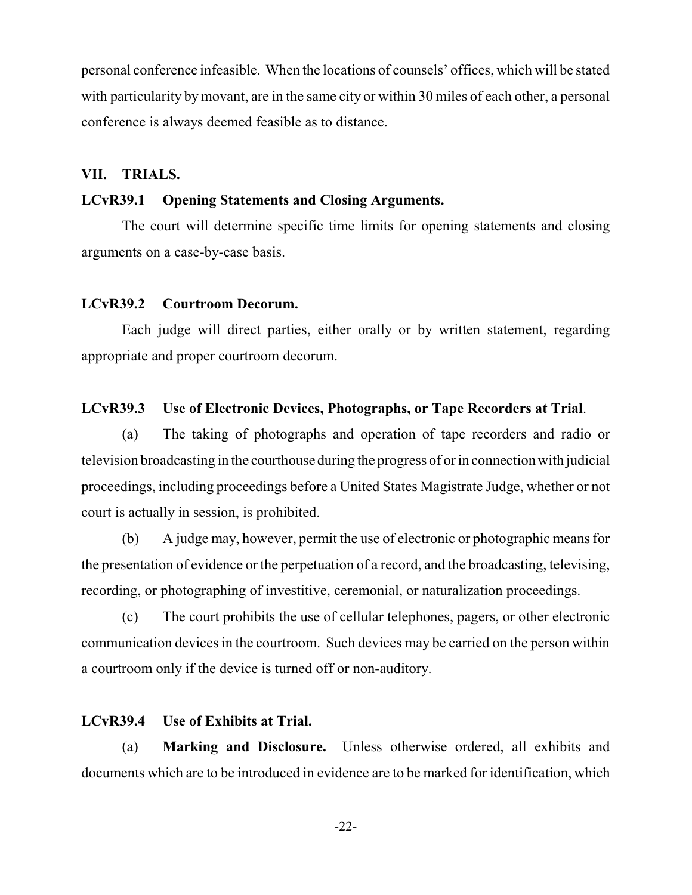personal conference infeasible. When the locations of counsels' offices, which will be stated with particularity by movant, are in the same city or within 30 miles of each other, a personal conference is always deemed feasible as to distance.

## VII. TRIALS.

### LCvR39.1 Opening Statements and Closing Arguments.

The court will determine specific time limits for opening statements and closing arguments on a case-by-case basis.

### LCvR39.2 Courtroom Decorum.

Each judge will direct parties, either orally or by written statement, regarding appropriate and proper courtroom decorum.

### LCvR39.3 Use of Electronic Devices, Photographs, or Tape Recorders at Trial.

(a) The taking of photographs and operation of tape recorders and radio or television broadcasting in the courthouse during the progress of or in connection with judicial proceedings, including proceedings before a United States Magistrate Judge, whether or not court is actually in session, is prohibited.

(b) A judge may, however, permit the use of electronic or photographic means for the presentation of evidence or the perpetuation of a record, and the broadcasting, televising, recording, or photographing of investitive, ceremonial, or naturalization proceedings.

(c) The court prohibits the use of cellular telephones, pagers, or other electronic communication devices in the courtroom. Such devices may be carried on the person within a courtroom only if the device is turned off or non-auditory.

### LCvR39.4 Use of Exhibits at Trial.

(a) **Marking and Disclosure.** Unless otherwise ordered, all exhibits and documents which are to be introduced in evidence are to be marked for identification, which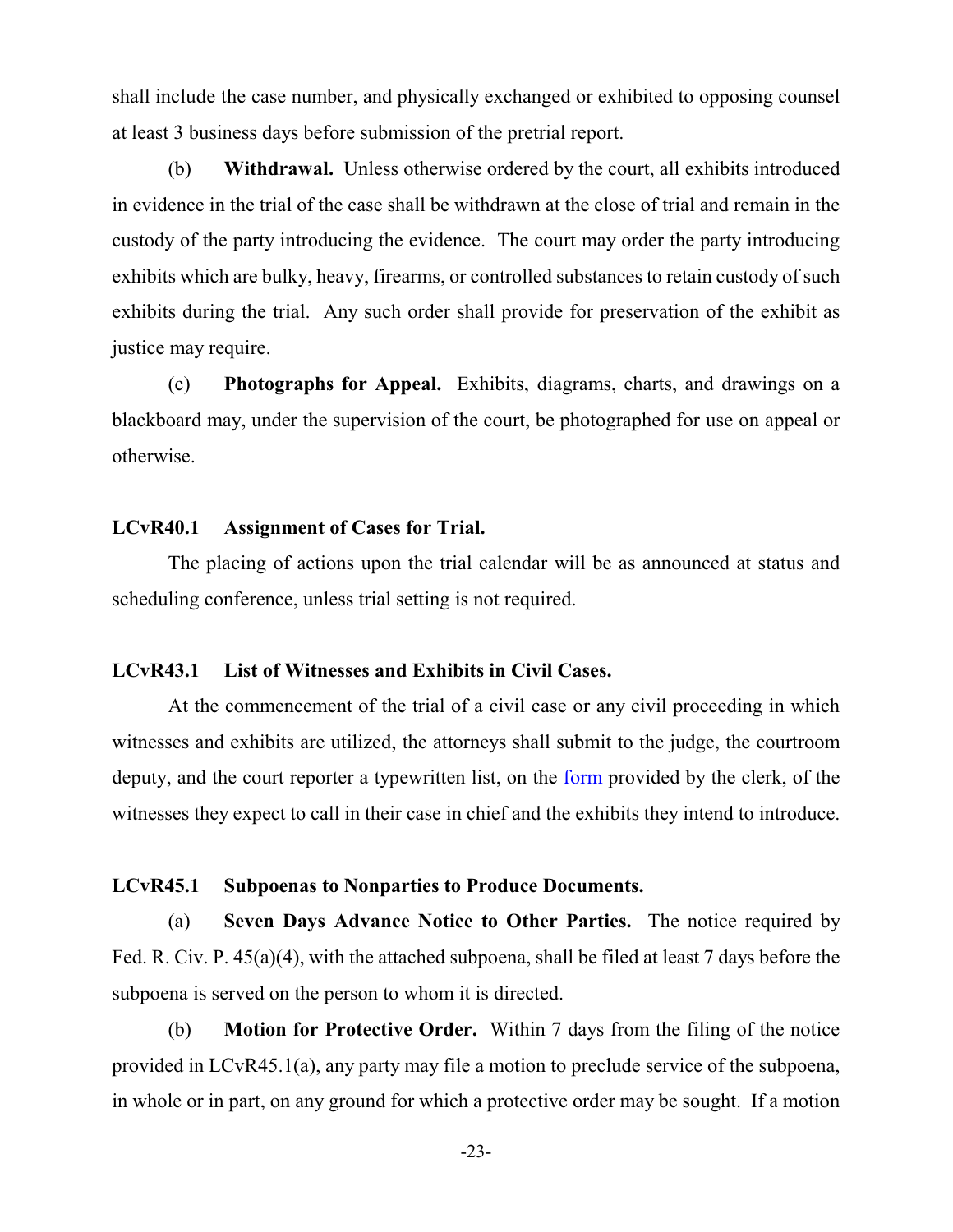shall include the case number, and physically exchanged or exhibited to opposing counsel at least 3 business days before submission of the pretrial report.

(b) **Withdrawal.** Unless otherwise ordered by the court, all exhibits introduced in evidence in the trial of the case shall be withdrawn at the close of trial and remain in the custody of the party introducing the evidence. The court may order the party introducing exhibits which are bulky, heavy, firearms, or controlled substances to retain custody of such exhibits during the trial. Any such order shall provide for preservation of the exhibit as justice may require.

(c) **Photographs for Appeal.** Exhibits, diagrams, charts, and drawings on a blackboard may, under the supervision of the court, be photographed for use on appeal or otherwise.

**LCvR40.1 Assignment of Cases for Trial.**

The placing of actions upon the trial calendar will be as announced at status and scheduling conference, unless trial setting is not required.

**LCvR43.1 List of Witnesses and Exhibits in Civil Cases.**

At the commencement of the trial of a civil case or any civil proceeding in which witnesses and exhibits are utilized, the attorneys shall submit to the judge, the courtroom deputy, and the court reporter a typewritten list, on the form provided by the clerk, of the witnesses they expect to call in their case in chief and the exhibits they intend to introduce.

**LCvR45.1 Subpoenas to Nonparties to Produce Documents.**

(a) **Seven Days Advance Notice to Other Parties.** The notice required by Fed. R. Civ. P. 45(a)(4), with the attached subpoena, shall be filed at least 7 days before the subpoena is served on the person to whom it is directed.

(b) **Motion for Protective Order.** Within 7 days from the filing of the notice provided in LCvR45.1(a), any party may file a motion to preclude service of the subpoena, in whole or in part, on any ground for which a protective order may be sought. If a motion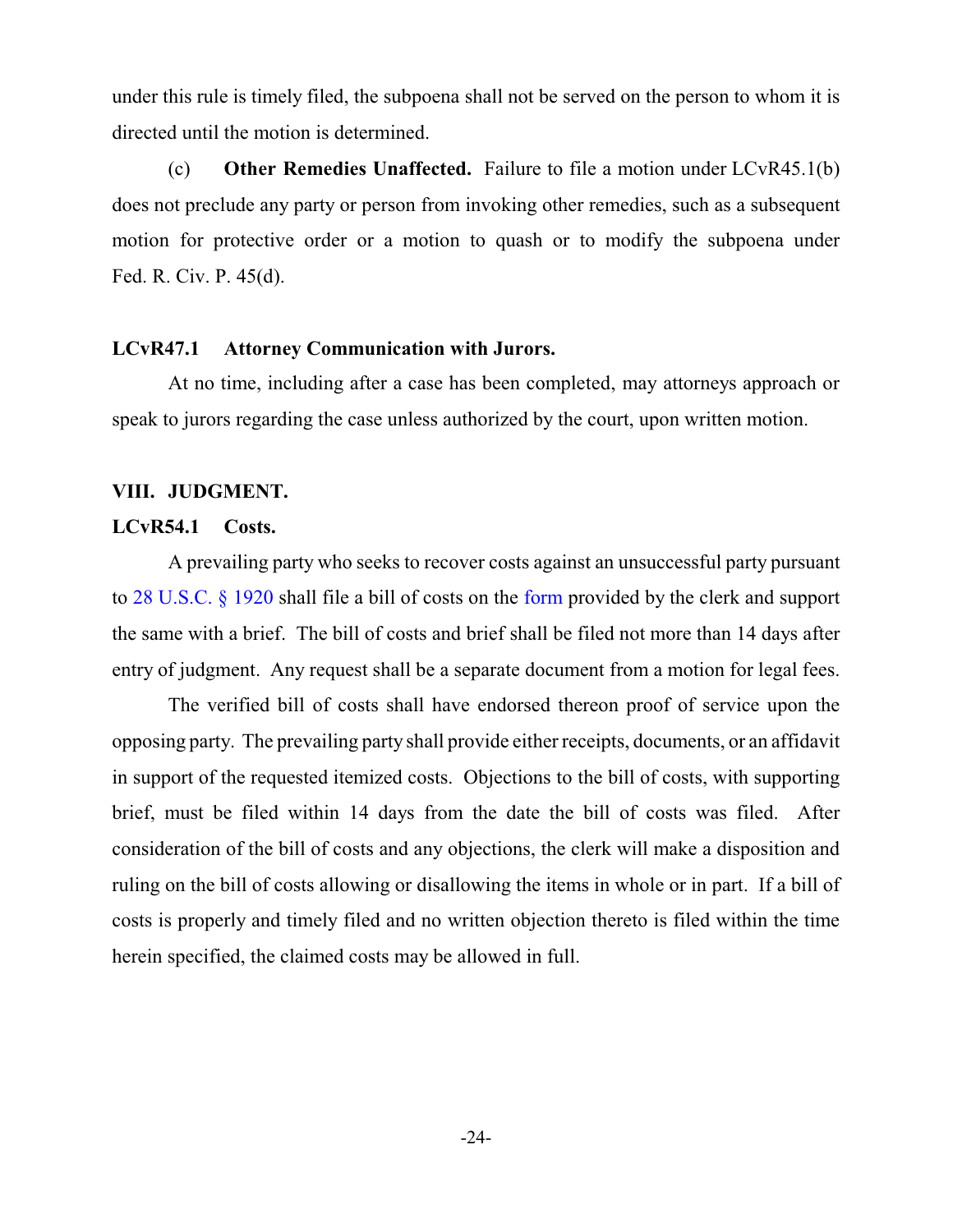under this rule is timely filed, the subpoena shall not be served on the person to whom it is directed until the motion is determined.

(c) **Other Remedies Unaffected.** Failure to file a motion under LCvR45.1(b) does not preclude any party or person from invoking other remedies, such as a subsequent motion for protective order or a motion to quash or to modify the subpoena under Fed. R. Civ. P. 45(d).

### LCvR47.1 Attorney Communication with Jurors.

At no time, including after a case has been completed, may attorneys approach or speak to jurors regarding the case unless authorized by the court, upon written motion.

## VIII. JUDGMENT.

### LCvR54.1 Costs.

A prevailing party who seeks to recover costs against an unsuccessful party pursuant to 28 U.S.C. § 1920 shall file a bill of costs on the form provided by the clerk and support the same with a brief. The bill of costs and brief shall be filed not more than 14 days after entry of judgment. Any request shall be a separate document from a motion for legal fees.

The verified bill of costs shall have endorsed thereon proof of service upon the opposing party. The prevailing party shall provide either receipts, documents, or an affidavit in support of the requested itemized costs. Objections to the bill of costs, with supporting brief, must be filed within 14 days from the date the bill of costs was filed. After consideration of the bill of costs and any objections, the clerk will make a disposition and ruling on the bill of costs allowing or disallowing the items in whole or in part. If a bill of costs is properly and timely filed and no written objection thereto is filed within the time herein specified, the claimed costs may be allowed in full.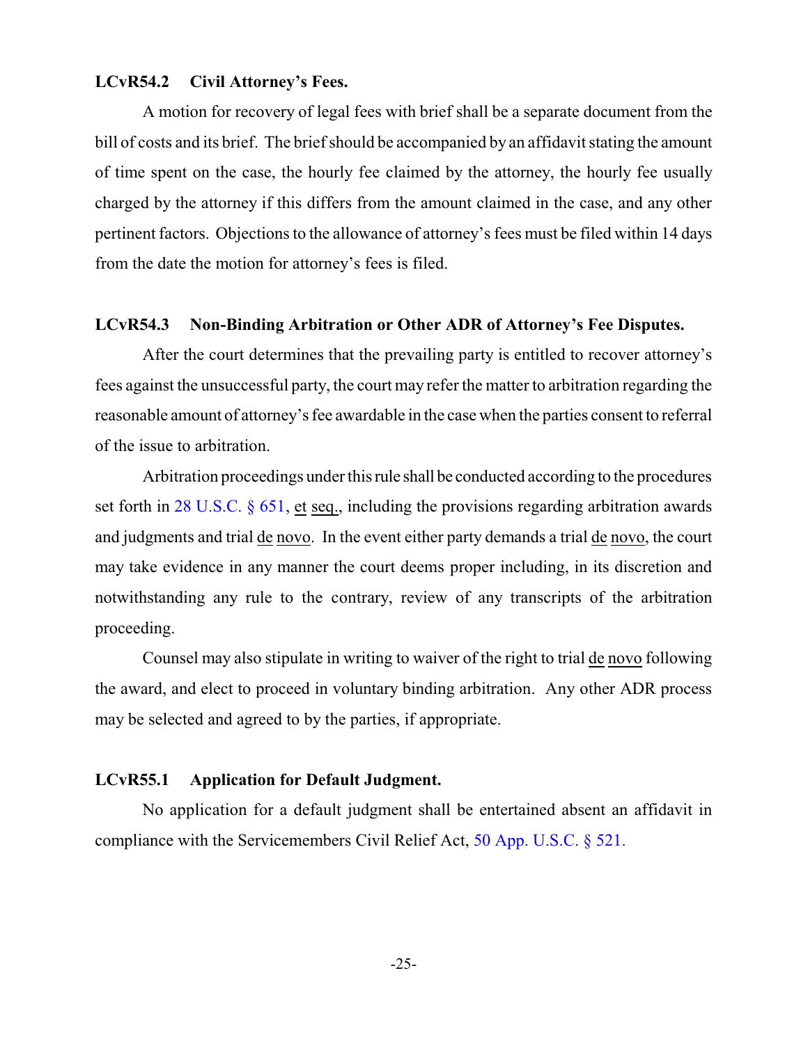**LCvR54.2 Civil Attorney's Fees.**

A motion for recovery of legal fees with brief shall be a separate document from the bill of costs and its brief. The brief should be accompanied by an affidavit stating the amount of time spent on the case, the hourly fee claimed by the attorney, the hourly fee usually charged by the attorney if this differs from the amount claimed in the case, and any other pertinent factors. Objections to the allowance of attorney's fees must be filed within 14 days from the date the motion for attorney's fees is filed.

**LCvR54.3 Non-Binding Arbitration or Other ADR of Attorney's Fee Disputes.**

After the court determines that the prevailing party is entitled to recover attorney's fees against the unsuccessful party, the court may refer the matter to arbitration regarding the reasonable amount of attorney's fee awardable in the case when the parties consent to referral of the issue to arbitration.

Arbitration proceedings under this rule shall be conducted according to the procedures set forth in 28 U.S.C. § 651, et seq., including the provisions regarding arbitration awards and judgments and trial de novo. In the event either party demands a trial de novo, the court may take evidence in any manner the court deems proper including, in its discretion and notwithstanding any rule to the contrary, review of any transcripts of the arbitration proceeding.

Counsel may also stipulate in writing to waiver of the right to trial de novo following the award, and elect to proceed in voluntary binding arbitration. Any other ADR process may be selected and agreed to by the parties, if appropriate.

**LCvR55.1 Application for Default Judgment.**

No application for a default judgment shall be entertained absent an affidavit in compliance with the Servicemembers Civil Relief Act, 50 App. U.S.C. § 521.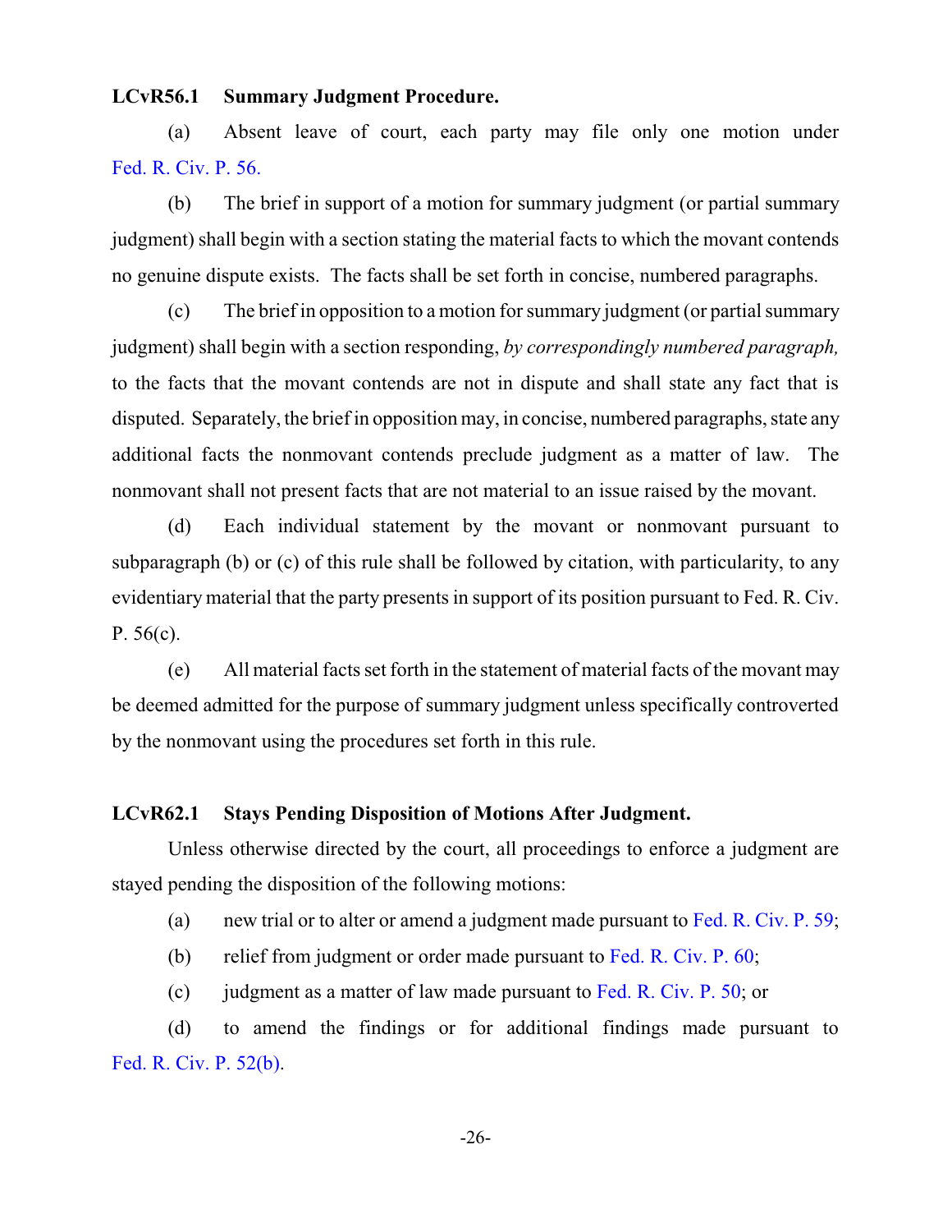**LCvR56.1 Summary Judgment Procedure.**

(a) Absent leave of court, each party may file only one motion under Fed. R. Civ. P. 56.

(b) The brief in support of a motion for summary judgment (or partial summary judgment) shall begin with a section stating the material facts to which the movant contends no genuine dispute exists. The facts shall be set forth in concise, numbered paragraphs.

(c) The brief in opposition to a motion for summary judgment (or partial summary judgment) shall begin with a section responding, *by correspondingly numbered paragraph,* to the facts that the movant contends are not in dispute and shall state any fact that is disputed. Separately, the brief in opposition may, in concise, numbered paragraphs, state any additional facts the nonmovant contends preclude judgment as a matter of law. The nonmovant shall not present facts that are not material to an issue raised by the movant.

(d) Each individual statement by the movant or nonmovant pursuant to subparagraph (b) or (c) of this rule shall be followed by citation, with particularity, to any evidentiary material that the party presents in support of its position pursuant to Fed. R. Civ. P. 56(c).

(e) All material facts set forth in the statement of material facts of the movant may be deemed admitted for the purpose of summary judgment unless specifically controverted by the nonmovant using the procedures set forth in this rule.

**LCvR62.1 Stays Pending Disposition of Motions After Judgment.**

Unless otherwise directed by the court, all proceedings to enforce a judgment are stayed pending the disposition of the following motions:

(a) new trial or to alter or amend a judgment made pursuant to Fed. R. Civ. P. 59;

(b) relief from judgment or order made pursuant to Fed. R. Civ. P. 60;

(c) judgment as a matter of law made pursuant to Fed. R. Civ. P. 50; or

(d) to amend the findings or for additional findings made pursuant to Fed. R. Civ. P. 52(b).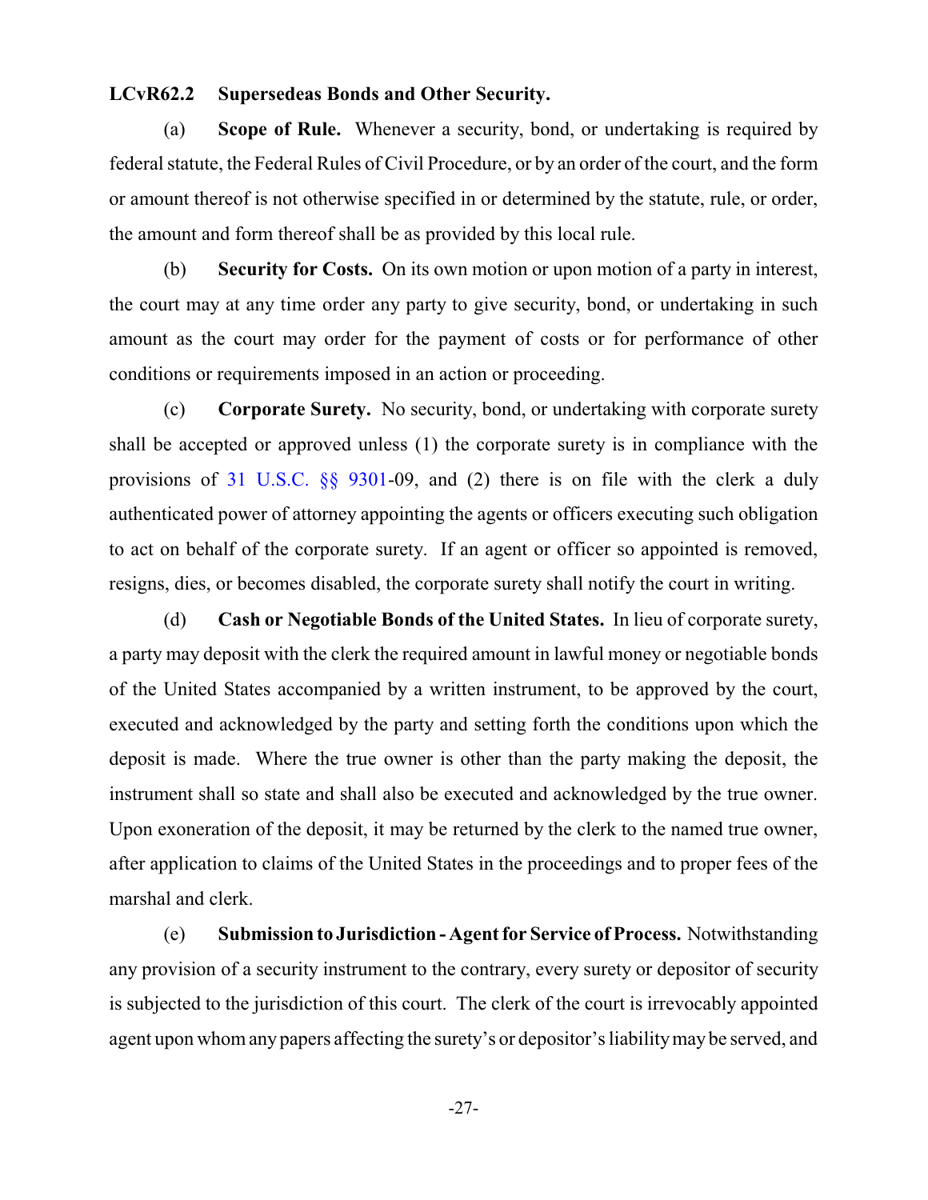**LCvR62.2 Supersedeas Bonds and Other Security.**

(a) **Scope of Rule.** Whenever a security, bond, or undertaking is required by federal statute, the Federal Rules of Civil Procedure, or by an order of the court, and the form or amount thereof is not otherwise specified in or determined by the statute, rule, or order, the amount and form thereof shall be as provided by this local rule.

(b) **Security for Costs.** On its own motion or upon motion of a party in interest, the court may at any time order any party to give security, bond, or undertaking in such amount as the court may order for the payment of costs or for performance of other conditions or requirements imposed in an action or proceeding.

(c) **Corporate Surety.** No security, bond, or undertaking with corporate surety shall be accepted or approved unless (1) the corporate surety is in compliance with the provisions of 31 U.S.C. §§ 9301-09, and (2) there is on file with the clerk a duly authenticated power of attorney appointing the agents or officers executing such obligation to act on behalf of the corporate surety. If an agent or officer so appointed is removed, resigns, dies, or becomes disabled, the corporate surety shall notify the court in writing.

(d) **Cash or Negotiable Bonds of the United States.** In lieu of corporate surety, a party may deposit with the clerk the required amount in lawful money or negotiable bonds of the United States accompanied by a written instrument, to be approved by the court, executed and acknowledged by the party and setting forth the conditions upon which the deposit is made. Where the true owner is other than the party making the deposit, the instrument shall so state and shall also be executed and acknowledged by the true owner. Upon exoneration of the deposit, it may be returned by the clerk to the named true owner, after application to claims of the United States in the proceedings and to proper fees of the marshal and clerk.

(e) **Submission to Jurisdiction - Agent for Service of Process.** Notwithstanding any provision of a security instrument to the contrary, every surety or depositor of security is subjected to the jurisdiction of this court. The clerk of the court is irrevocably appointed agent upon whom any papers affecting the surety's or depositor's liability may be served, and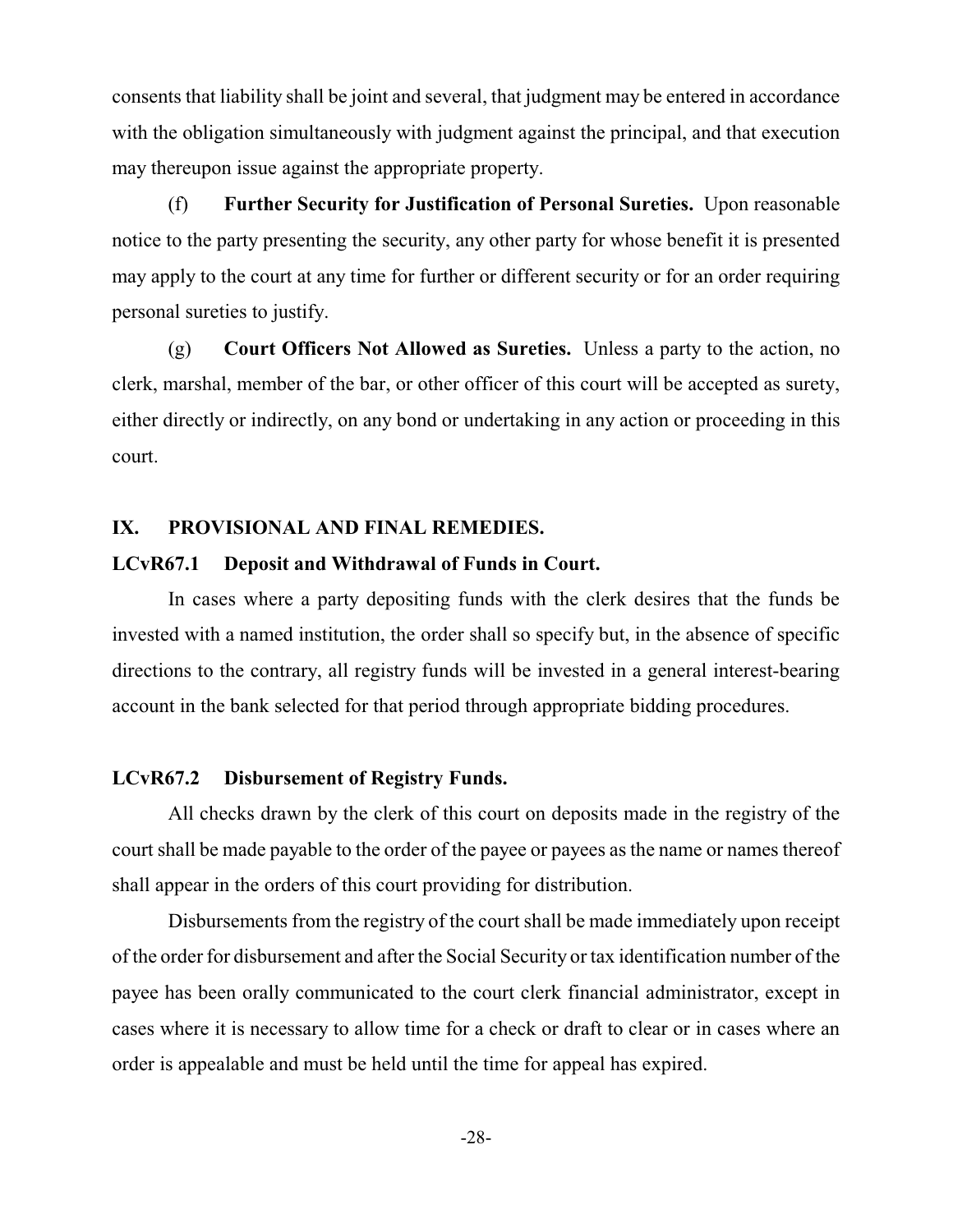consents that liability shall be joint and several, that judgment may be entered in accordance with the obligation simultaneously with judgment against the principal, and that execution may thereupon issue against the appropriate property.

(f) **Further Security for Justification of Personal Sureties.** Upon reasonable notice to the party presenting the security, any other party for whose benefit it is presented may apply to the court at any time for further or different security or for an order requiring personal sureties to justify.

(g) **Court Officers Not Allowed as Sureties.** Unless a party to the action, no clerk, marshal, member of the bar, or other officer of this court will be accepted as surety, either directly or indirectly, on any bond or undertaking in any action or proceeding in this court.

## IX. PROVISIONAL AND FINAL REMEDIES.

### LCvR67.1 Deposit and Withdrawal of Funds in Court.

In cases where a party depositing funds with the clerk desires that the funds be invested with a named institution, the order shall so specify but, in the absence of specific directions to the contrary, all registry funds will be invested in a general interest-bearing account in the bank selected for that period through appropriate bidding procedures.

### LCvR67.2 Disbursement of Registry Funds.

All checks drawn by the clerk of this court on deposits made in the registry of the court shall be made payable to the order of the payee or payees as the name or names thereof shall appear in the orders of this court providing for distribution.

Disbursements from the registry of the court shall be made immediately upon receipt of the order for disbursement and after the Social Security or tax identification number of the payee has been orally communicated to the court clerk financial administrator, except in cases where it is necessary to allow time for a check or draft to clear or in cases where an order is appealable and must be held until the time for appeal has expired.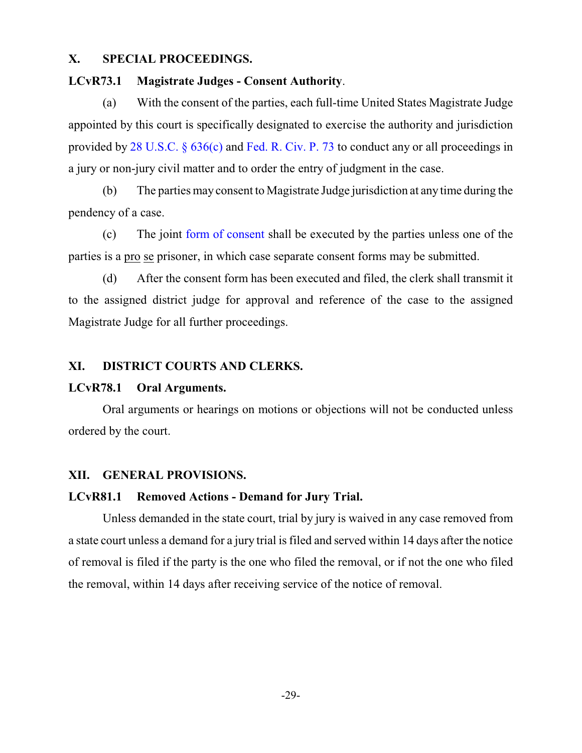## X. SPECIAL PROCEEDINGS.

### LCvR73.1 Magistrate Judges - Consent Authority.

(a) With the consent of the parties, each full-time United States Magistrate Judge appointed by this court is specifically designated to exercise the authority and jurisdiction provided by 28 U.S.C. § 636(c) and Fed. R. Civ. P. 73 to conduct any or all proceedings in a jury or non-jury civil matter and to order the entry of judgment in the case.

(b) The parties may consent to Magistrate Judge jurisdiction at any time during the pendency of a case.

(c) The joint form of consent shall be executed by the parties unless one of the parties is a pro se prisoner, in which case separate consent forms may be submitted.

(d) After the consent form has been executed and filed, the clerk shall transmit it to the assigned district judge for approval and reference of the case to the assigned Magistrate Judge for all further proceedings.

## XI. DISTRICT COURTS AND CLERKS.

### LCvR78.1 Oral Arguments.

Oral arguments or hearings on motions or objections will not be conducted unless ordered by the court.

## XII. GENERAL PROVISIONS.

### LCvR81.1 Removed Actions - Demand for Jury Trial.

Unless demanded in the state court, trial by jury is waived in any case removed from a state court unless a demand for a jury trial is filed and served within 14 days after the notice of removal is filed if the party is the one who filed the removal, or if not the one who filed the removal, within 14 days after receiving service of the notice of removal.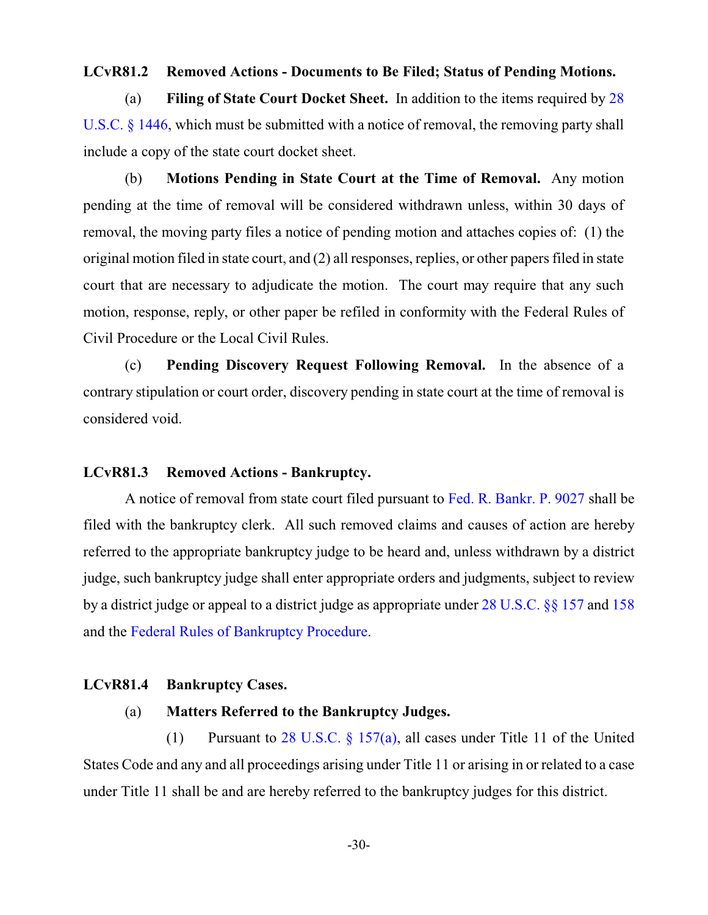**LCvR81.2 Removed Actions - Documents to Be Filed; Status of Pending Motions.**

(a) **Filing of State Court Docket Sheet.** In addition to the items required by 28 U.S.C. § 1446, which must be submitted with a notice of removal, the removing party shall include a copy of the state court docket sheet.

(b) **Motions Pending in State Court at the Time of Removal.** Any motion pending at the time of removal will be considered withdrawn unless, within 30 days of removal, the moving party files a notice of pending motion and attaches copies of: (1) the original motion filed in state court, and (2) all responses, replies, or other papers filed in state court that are necessary to adjudicate the motion. The court may require that any such motion, response, reply, or other paper be refiled in conformity with the Federal Rules of Civil Procedure or the Local Civil Rules.

(c) **Pending Discovery Request Following Removal.** In the absence of a contrary stipulation or court order, discovery pending in state court at the time of removal is considered void.

**LCvR81.3 Removed Actions - Bankruptcy.**

A notice of removal from state court filed pursuant to Fed. R. Bankr. P. 9027 shall be filed with the bankruptcy clerk. All such removed claims and causes of action are hereby referred to the appropriate bankruptcy judge to be heard and, unless withdrawn by a district judge, such bankruptcy judge shall enter appropriate orders and judgments, subject to review by a district judge or appeal to a district judge as appropriate under 28 U.S.C. §§ 157 and 158 and the Federal Rules of Bankruptcy Procedure.

**LCvR81.4 Bankruptcy Cases.**

(a) **Matters Referred to the Bankruptcy Judges.**

(1) Pursuant to 28 U.S.C. § 157(a), all cases under Title 11 of the United States Code and any and all proceedings arising under Title 11 or arising in or related to a case under Title 11 shall be and are hereby referred to the bankruptcy judges for this district.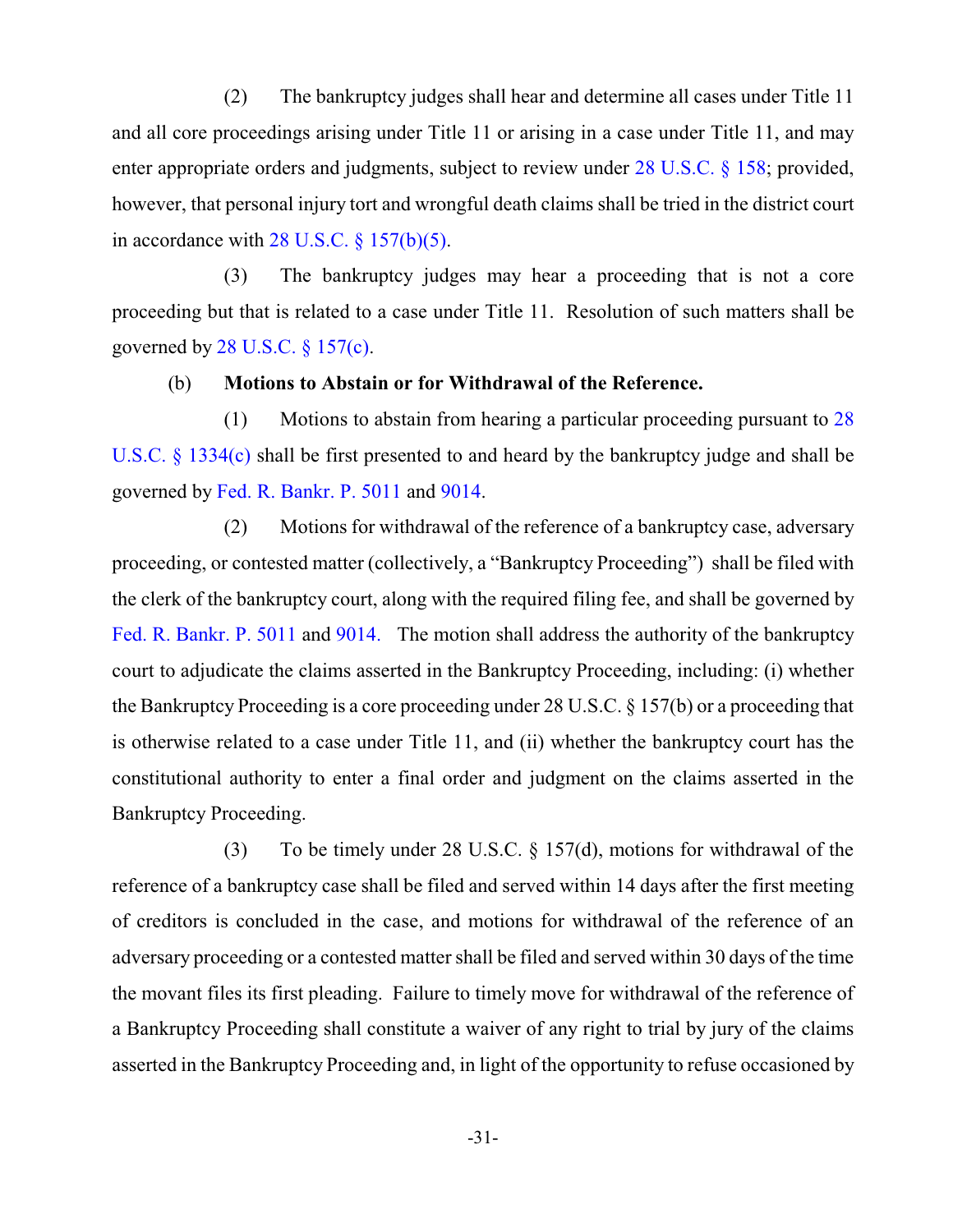(2) The bankruptcy judges shall hear and determine all cases under Title 11 and all core proceedings arising under Title 11 or arising in a case under Title 11, and may enter appropriate orders and judgments, subject to review under 28 U.S.C. § 158; provided, however, that personal injury tort and wrongful death claims shall be tried in the district court in accordance with 28 U.S.C. § 157(b)(5).

(3) The bankruptcy judges may hear a proceeding that is not a core proceeding but that is related to a case under Title 11. Resolution of such matters shall be governed by 28 U.S.C. § 157(c).

(b) **Motions to Abstain or for Withdrawal of the Reference.**

(1) Motions to abstain from hearing a particular proceeding pursuant to 28 U.S.C. § 1334(c) shall be first presented to and heard by the bankruptcy judge and shall be governed by Fed. R. Bankr. P. 5011 and 9014.

(2) Motions for withdrawal of the reference of a bankruptcy case, adversary proceeding, or contested matter (collectively, a "Bankruptcy Proceeding") shall be filed with the clerk of the bankruptcy court, along with the required filing fee, and shall be governed by Fed. R. Bankr. P. 5011 and 9014. The motion shall address the authority of the bankruptcy court to adjudicate the claims asserted in the Bankruptcy Proceeding, including: (i) whether the Bankruptcy Proceeding is a core proceeding under 28 U.S.C. § 157(b) or a proceeding that is otherwise related to a case under Title 11, and (ii) whether the bankruptcy court has the constitutional authority to enter a final order and judgment on the claims asserted in the Bankruptcy Proceeding.

(3) To be timely under 28 U.S.C. § 157(d), motions for withdrawal of the reference of a bankruptcy case shall be filed and served within 14 days after the first meeting of creditors is concluded in the case, and motions for withdrawal of the reference of an adversary proceeding or a contested matter shall be filed and served within 30 days of the time the movant files its first pleading. Failure to timely move for withdrawal of the reference of a Bankruptcy Proceeding shall constitute a waiver of any right to trial by jury of the claims asserted in the Bankruptcy Proceeding and, in light of the opportunity to refuse occasioned by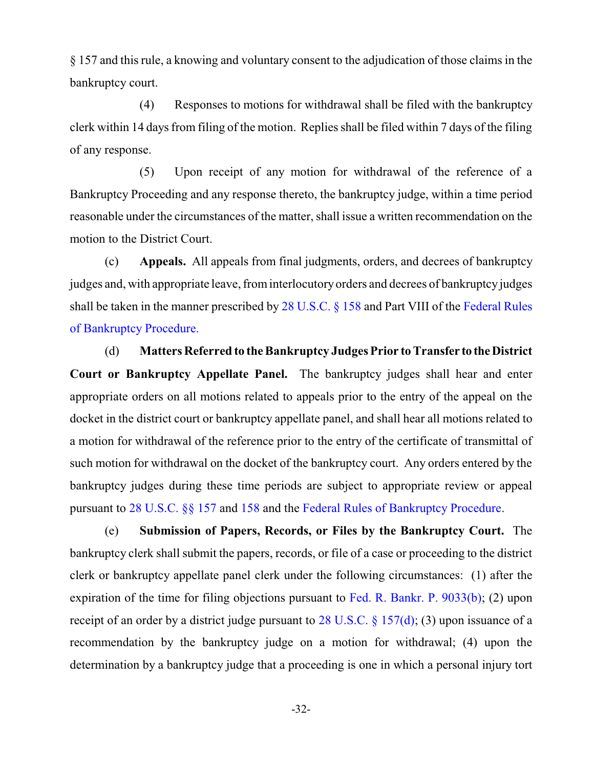§ 157 and this rule, a knowing and voluntary consent to the adjudication of those claims in the bankruptcy court.

(4) Responses to motions for withdrawal shall be filed with the bankruptcy clerk within 14 days from filing of the motion. Replies shall be filed within 7 days of the filing of any response.

(5) Upon receipt of any motion for withdrawal of the reference of a Bankruptcy Proceeding and any response thereto, the bankruptcy judge, within a time period reasonable under the circumstances of the matter, shall issue a written recommendation on the motion to the District Court.

(c) **Appeals.** All appeals from final judgments, orders, and decrees of bankruptcy judges and, with appropriate leave, from interlocutory orders and decrees of bankruptcy judges shall be taken in the manner prescribed by 28 U.S.C. § 158 and Part VIII of the Federal Rules of Bankruptcy Procedure.

(d) **Matters Referred to the Bankruptcy Judges Prior to Transfer to the District Court or Bankruptcy Appellate Panel.** The bankruptcy judges shall hear and enter appropriate orders on all motions related to appeals prior to the entry of the appeal on the docket in the district court or bankruptcy appellate panel, and shall hear all motions related to a motion for withdrawal of the reference prior to the entry of the certificate of transmittal of such motion for withdrawal on the docket of the bankruptcy court. Any orders entered by the bankruptcy judges during these time periods are subject to appropriate review or appeal pursuant to 28 U.S.C. §§ 157 and 158 and the Federal Rules of Bankruptcy Procedure.

(e) **Submission of Papers, Records, or Files by the Bankruptcy Court.** The bankruptcy clerk shall submit the papers, records, or file of a case or proceeding to the district clerk or bankruptcy appellate panel clerk under the following circumstances: (1) after the expiration of the time for filing objections pursuant to Fed. R. Bankr. P. 9033(b); (2) upon receipt of an order by a district judge pursuant to 28 U.S.C. § 157(d); (3) upon issuance of a recommendation by the bankruptcy judge on a motion for withdrawal; (4) upon the determination by a bankruptcy judge that a proceeding is one in which a personal injury tort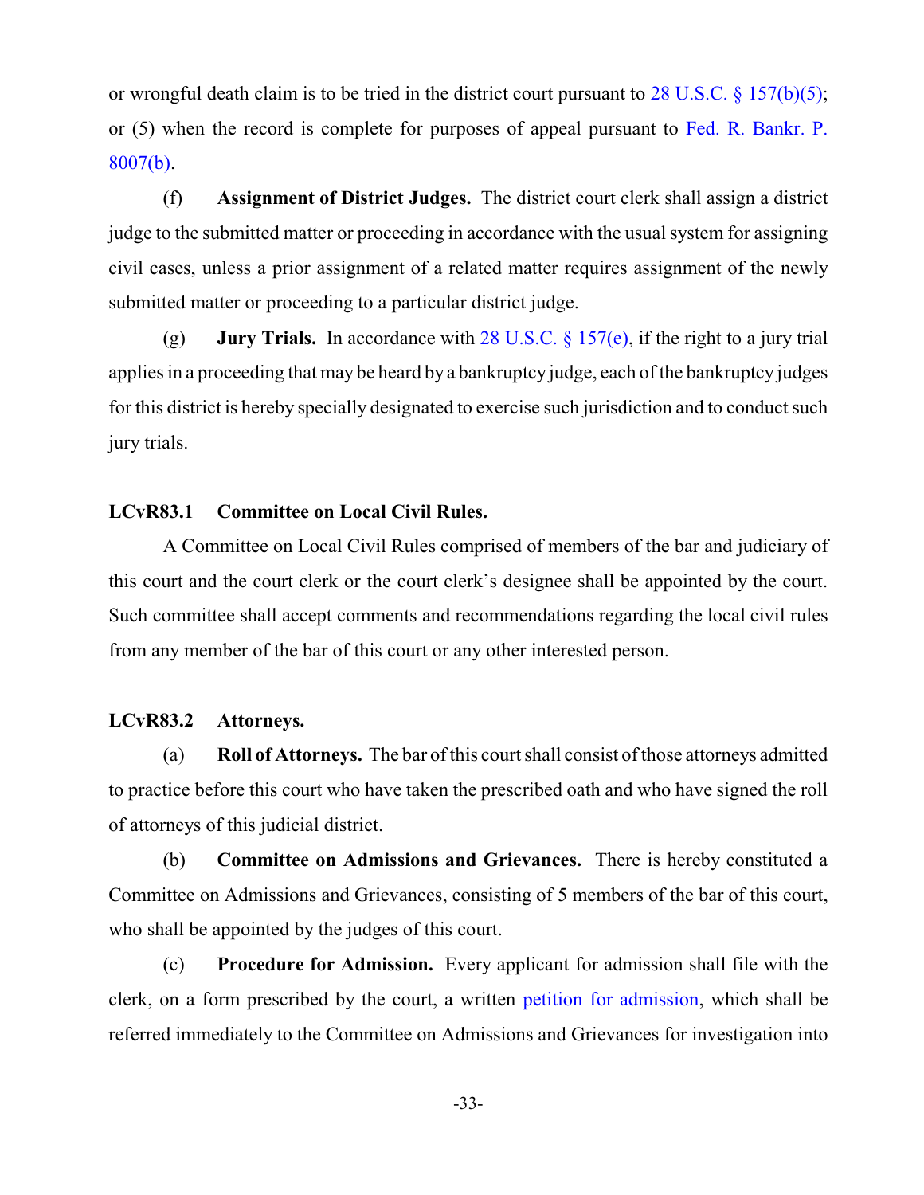or wrongful death claim is to be tried in the district court pursuant to 28 U.S.C. § 157(b)(5); or (5) when the record is complete for purposes of appeal pursuant to Fed. R. Bankr. P. 8007(b).

(f) **Assignment of District Judges.** The district court clerk shall assign a district judge to the submitted matter or proceeding in accordance with the usual system for assigning civil cases, unless a prior assignment of a related matter requires assignment of the newly submitted matter or proceeding to a particular district judge.

(g) **Jury Trials.** In accordance with 28 U.S.C. § 157(e), if the right to a jury trial applies in a proceeding that may be heard by a bankruptcy judge, each of the bankruptcy judges for this district is hereby specially designated to exercise such jurisdiction and to conduct such jury trials.

**LCvR83.1 Committee on Local Civil Rules.**

A Committee on Local Civil Rules comprised of members of the bar and judiciary of this court and the court clerk or the court clerk's designee shall be appointed by the court. Such committee shall accept comments and recommendations regarding the local civil rules from any member of the bar of this court or any other interested person.

**LCvR83.2 Attorneys.**

(a) **Roll of Attorneys.** The bar of this court shall consist of those attorneys admitted to practice before this court who have taken the prescribed oath and who have signed the roll of attorneys of this judicial district.

(b) **Committee on Admissions and Grievances.** There is hereby constituted a Committee on Admissions and Grievances, consisting of 5 members of the bar of this court, who shall be appointed by the judges of this court.

(c) **Procedure for Admission.** Every applicant for admission shall file with the clerk, on a form prescribed by the court, a written petition for admission, which shall be referred immediately to the Committee on Admissions and Grievances for investigation into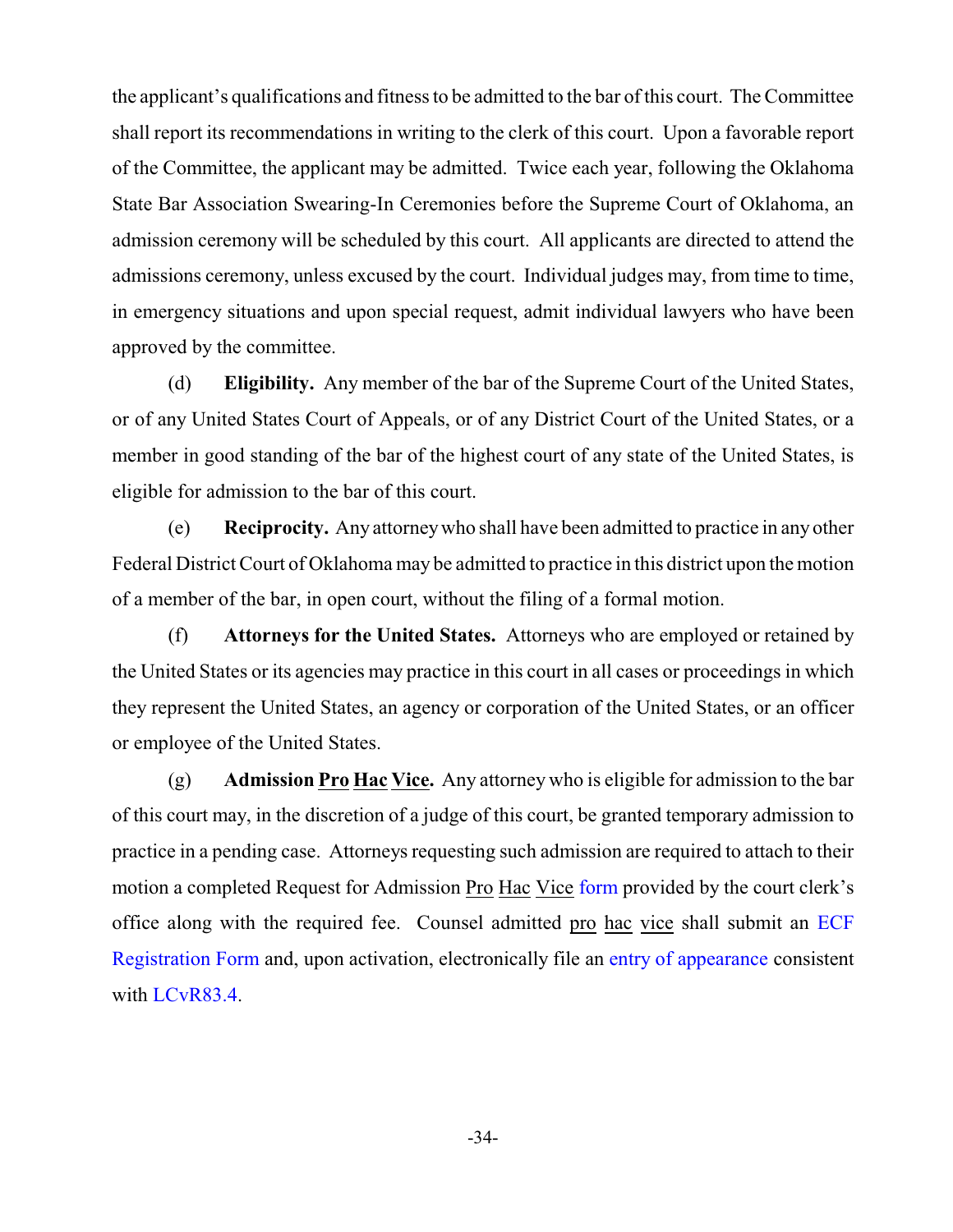the applicant's qualifications and fitness to be admitted to the bar of this court. The Committee shall report its recommendations in writing to the clerk of this court. Upon a favorable report of the Committee, the applicant may be admitted. Twice each year, following the Oklahoma State Bar Association Swearing-In Ceremonies before the Supreme Court of Oklahoma, an admission ceremony will be scheduled by this court. All applicants are directed to attend the admissions ceremony, unless excused by the court. Individual judges may, from time to time, in emergency situations and upon special request, admit individual lawyers who have been approved by the committee.

(d) **Eligibility.** Any member of the bar of the Supreme Court of the United States, or of any United States Court of Appeals, or of any District Court of the United States, or a member in good standing of the bar of the highest court of any state of the United States, is eligible for admission to the bar of this court.

(e) **Reciprocity.** Any attorney who shall have been admitted to practice in any other Federal District Court of Oklahoma may be admitted to practice in this district upon the motion of a member of the bar, in open court, without the filing of a formal motion.

(f) **Attorneys for the United States.** Attorneys who are employed or retained by the United States or its agencies may practice in this court in all cases or proceedings in which they represent the United States, an agency or corporation of the United States, or an officer or employee of the United States.

(g) **Admission Pro Hac Vice.** Any attorney who is eligible for admission to the bar of this court may, in the discretion of a judge of this court, be granted temporary admission to practice in a pending case. Attorneys requesting such admission are required to attach to their motion a completed Request for Admission Pro Hac Vice form provided by the court clerk's office along with the required fee. Counsel admitted pro hac vice shall submit an ECF Registration Form and, upon activation, electronically file an entry of appearance consistent with LCvR83.4.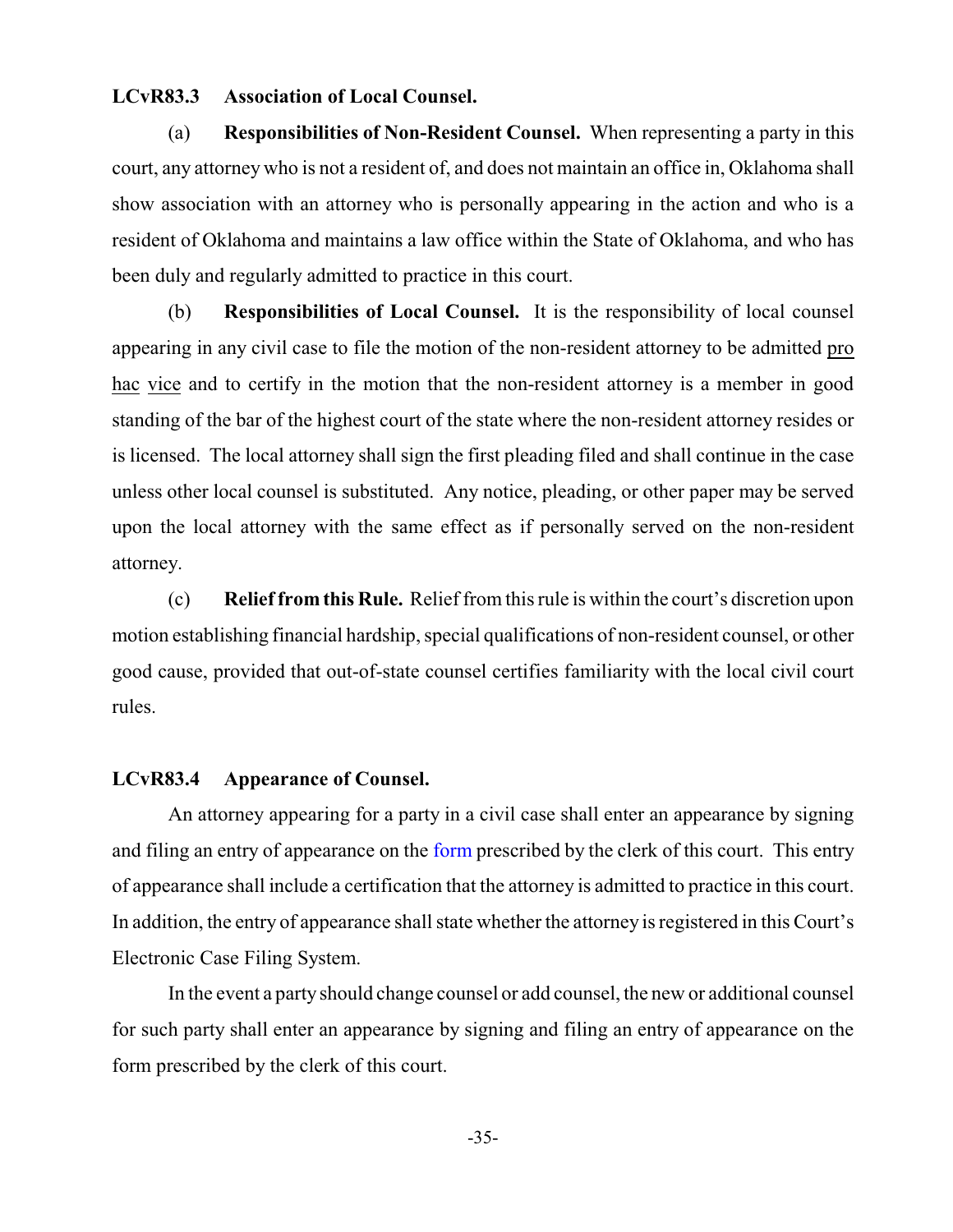**LCvR83.3 Association of Local Counsel.**

(a) **Responsibilities of Non-Resident Counsel.** When representing a party in this court, any attorney who is not a resident of, and does not maintain an office in, Oklahoma shall show association with an attorney who is personally appearing in the action and who is a resident of Oklahoma and maintains a law office within the State of Oklahoma, and who has been duly and regularly admitted to practice in this court.

(b) **Responsibilities of Local Counsel.** It is the responsibility of local counsel appearing in any civil case to file the motion of the non-resident attorney to be admitted pro hac vice and to certify in the motion that the non-resident attorney is a member in good standing of the bar of the highest court of the state where the non-resident attorney resides or is licensed. The local attorney shall sign the first pleading filed and shall continue in the case unless other local counsel is substituted. Any notice, pleading, or other paper may be served upon the local attorney with the same effect as if personally served on the non-resident attorney.

(c) **Relief from this Rule.** Relief from this rule is within the court's discretion upon motion establishing financial hardship, special qualifications of non-resident counsel, or other good cause, provided that out-of-state counsel certifies familiarity with the local civil court rules.

**LCvR83.4 Appearance of Counsel.**

An attorney appearing for a party in a civil case shall enter an appearance by signing and filing an entry of appearance on the form prescribed by the clerk of this court. This entry of appearance shall include a certification that the attorney is admitted to practice in this court. In addition, the entry of appearance shall state whether the attorney is registered in this Court's Electronic Case Filing System.

In the event a party should change counsel or add counsel, the new or additional counsel for such party shall enter an appearance by signing and filing an entry of appearance on the form prescribed by the clerk of this court.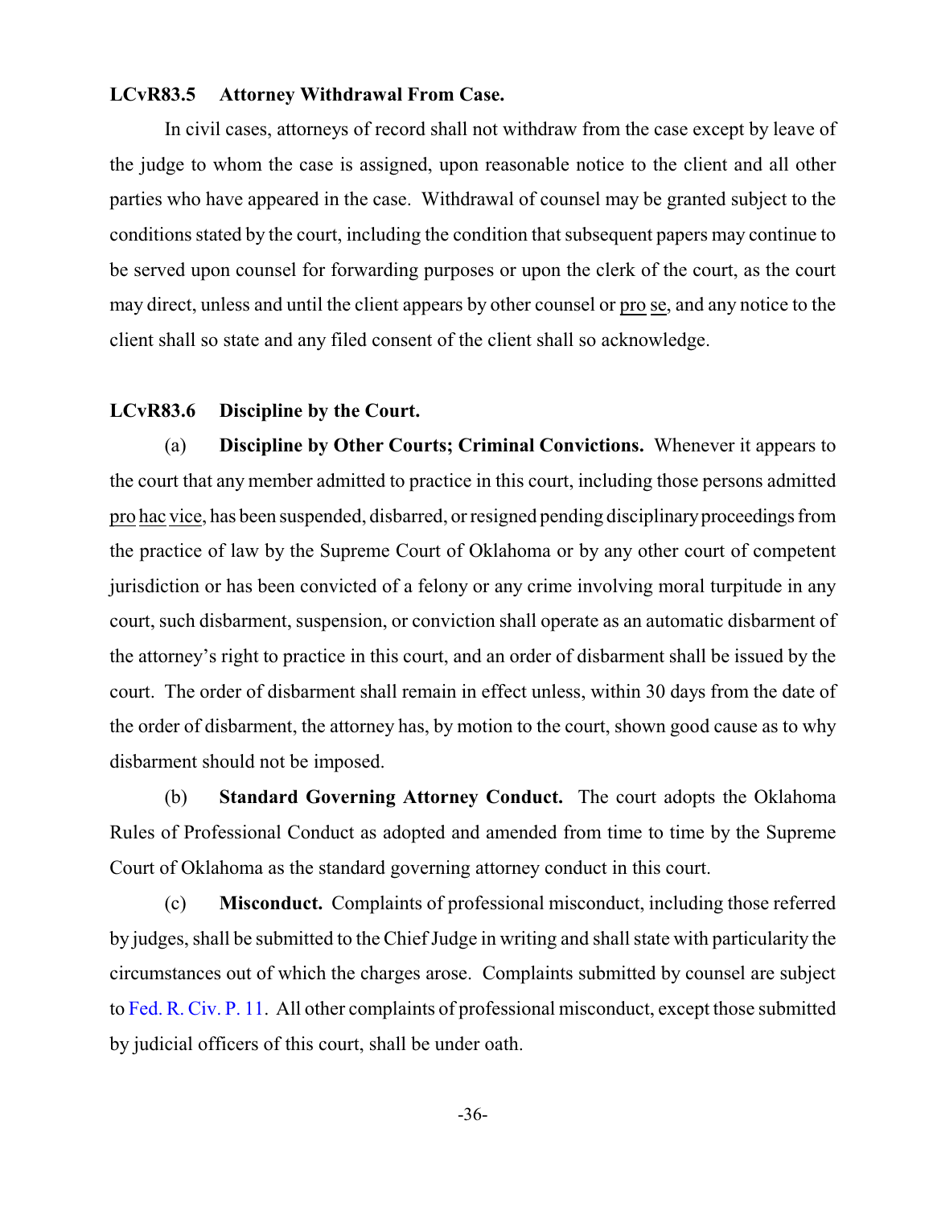### LCvR83.5 Attorney Withdrawal From Case.

In civil cases, attorneys of record shall not withdraw from the case except by leave of the judge to whom the case is assigned, upon reasonable notice to the client and all other parties who have appeared in the case. Withdrawal of counsel may be granted subject to the conditions stated by the court, including the condition that subsequent papers may continue to be served upon counsel for forwarding purposes or upon the clerk of the court, as the court may direct, unless and until the client appears by other counsel or pro se, and any notice to the client shall so state and any filed consent of the client shall so acknowledge.

### LCvR83.6 Discipline by the Court.

(a) **Discipline by Other Courts; Criminal Convictions.** Whenever it appears to the court that any member admitted to practice in this court, including those persons admitted pro hac vice, has been suspended, disbarred, or resigned pending disciplinary proceedings from the practice of law by the Supreme Court of Oklahoma or by any other court of competent jurisdiction or has been convicted of a felony or any crime involving moral turpitude in any court, such disbarment, suspension, or conviction shall operate as an automatic disbarment of the attorney's right to practice in this court, and an order of disbarment shall be issued by the court. The order of disbarment shall remain in effect unless, within 30 days from the date of the order of disbarment, the attorney has, by motion to the court, shown good cause as to why disbarment should not be imposed.

(b) **Standard Governing Attorney Conduct.** The court adopts the Oklahoma Rules of Professional Conduct as adopted and amended from time to time by the Supreme Court of Oklahoma as the standard governing attorney conduct in this court.

(c) **Misconduct.** Complaints of professional misconduct, including those referred by judges, shall be submitted to the Chief Judge in writing and shall state with particularity the circumstances out of which the charges arose. Complaints submitted by counsel are subject to Fed. R. Civ. P. 11. All other complaints of professional misconduct, except those submitted by judicial officers of this court, shall be under oath.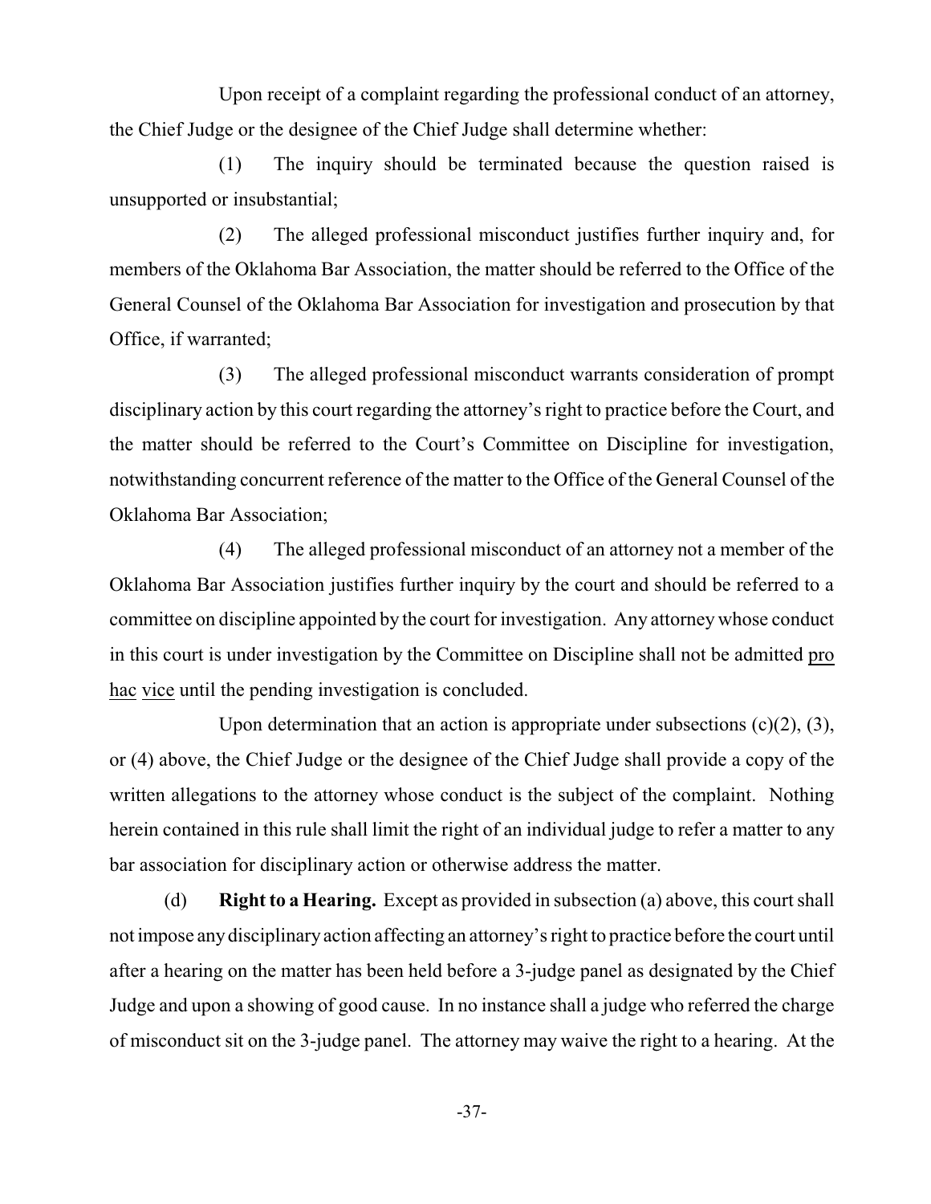Upon receipt of a complaint regarding the professional conduct of an attorney, the Chief Judge or the designee of the Chief Judge shall determine whether:

(1) The inquiry should be terminated because the question raised is unsupported or insubstantial;

(2) The alleged professional misconduct justifies further inquiry and, for members of the Oklahoma Bar Association, the matter should be referred to the Office of the General Counsel of the Oklahoma Bar Association for investigation and prosecution by that Office, if warranted;

(3) The alleged professional misconduct warrants consideration of prompt disciplinary action by this court regarding the attorney's right to practice before the Court, and the matter should be referred to the Court's Committee on Discipline for investigation, notwithstanding concurrent reference of the matter to the Office of the General Counsel of the Oklahoma Bar Association;

(4) The alleged professional misconduct of an attorney not a member of the Oklahoma Bar Association justifies further inquiry by the court and should be referred to a committee on discipline appointed by the court for investigation. Any attorney whose conduct in this court is under investigation by the Committee on Discipline shall not be admitted pro hac vice until the pending investigation is concluded.

Upon determination that an action is appropriate under subsections (c)(2), (3), or (4) above, the Chief Judge or the designee of the Chief Judge shall provide a copy of the written allegations to the attorney whose conduct is the subject of the complaint. Nothing herein contained in this rule shall limit the right of an individual judge to refer a matter to any bar association for disciplinary action or otherwise address the matter.

(d) **Right to a Hearing.** Except as provided in subsection (a) above, this court shall not impose any disciplinary action affecting an attorney's right to practice before the court until after a hearing on the matter has been held before a 3-judge panel as designated by the Chief Judge and upon a showing of good cause. In no instance shall a judge who referred the charge of misconduct sit on the 3-judge panel. The attorney may waive the right to a hearing. At the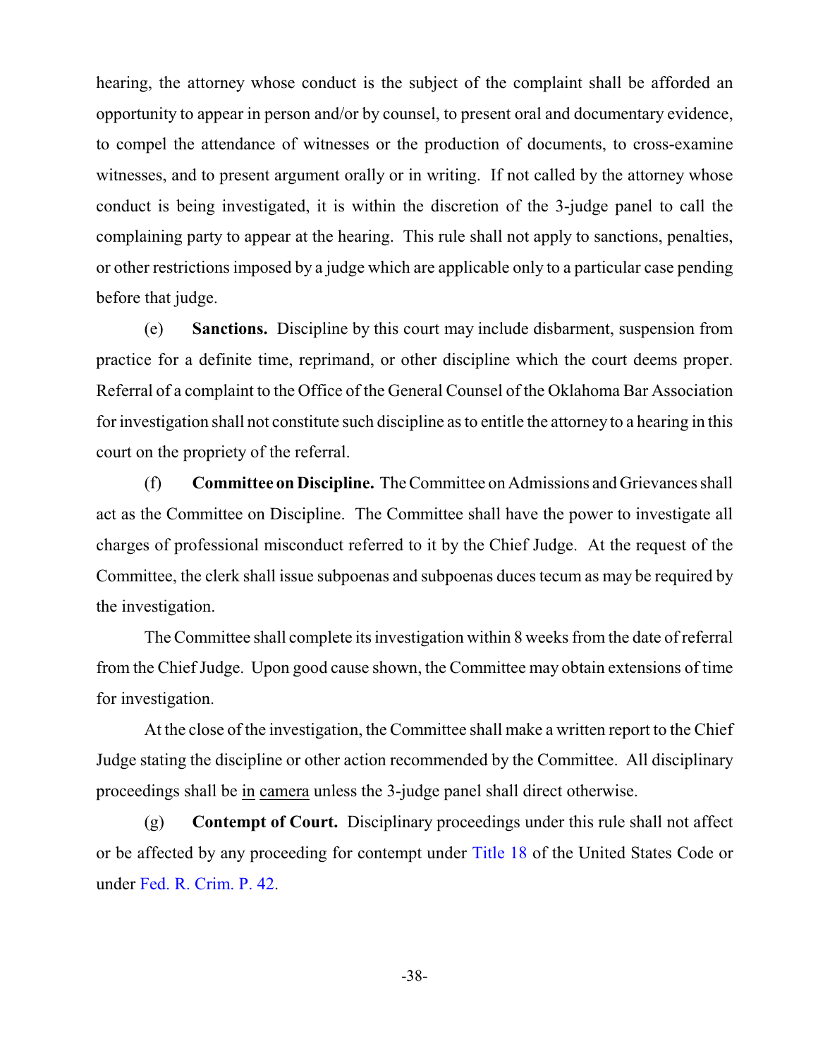hearing, the attorney whose conduct is the subject of the complaint shall be afforded an opportunity to appear in person and/or by counsel, to present oral and documentary evidence, to compel the attendance of witnesses or the production of documents, to cross-examine witnesses, and to present argument orally or in writing. If not called by the attorney whose conduct is being investigated, it is within the discretion of the 3-judge panel to call the complaining party to appear at the hearing. This rule shall not apply to sanctions, penalties, or other restrictions imposed by a judge which are applicable only to a particular case pending before that judge.

(e) **Sanctions.** Discipline by this court may include disbarment, suspension from practice for a definite time, reprimand, or other discipline which the court deems proper. Referral of a complaint to the Office of the General Counsel of the Oklahoma Bar Association for investigation shall not constitute such discipline as to entitle the attorney to a hearing in this court on the propriety of the referral.

(f) **Committee on Discipline.** The Committee on Admissions and Grievances shall act as the Committee on Discipline. The Committee shall have the power to investigate all charges of professional misconduct referred to it by the Chief Judge. At the request of the Committee, the clerk shall issue subpoenas and subpoenas duces tecum as may be required by the investigation.

The Committee shall complete its investigation within 8 weeks from the date of referral from the Chief Judge. Upon good cause shown, the Committee may obtain extensions of time for investigation.

At the close of the investigation, the Committee shall make a written report to the Chief Judge stating the discipline or other action recommended by the Committee. All disciplinary proceedings shall be in camera unless the 3-judge panel shall direct otherwise.

(g) **Contempt of Court.** Disciplinary proceedings under this rule shall not affect or be affected by any proceeding for contempt under Title 18 of the United States Code or under Fed. R. Crim. P. 42.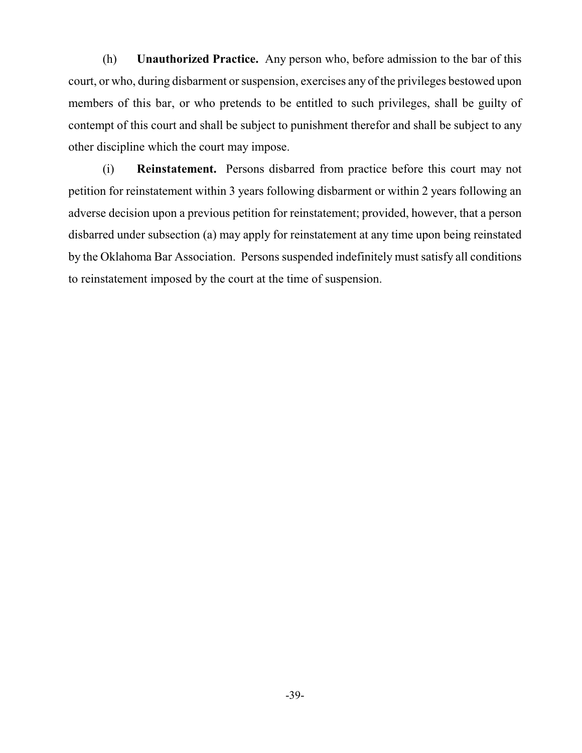(h) **Unauthorized Practice.** Any person who, before admission to the bar of this court, or who, during disbarment or suspension, exercises any of the privileges bestowed upon members of this bar, or who pretends to be entitled to such privileges, shall be guilty of contempt of this court and shall be subject to punishment therefor and shall be subject to any other discipline which the court may impose.

(i) **Reinstatement.** Persons disbarred from practice before this court may not petition for reinstatement within 3 years following disbarment or within 2 years following an adverse decision upon a previous petition for reinstatement; provided, however, that a person disbarred under subsection (a) may apply for reinstatement at any time upon being reinstated by the Oklahoma Bar Association. Persons suspended indefinitely must satisfy all conditions to reinstatement imposed by the court at the time of suspension.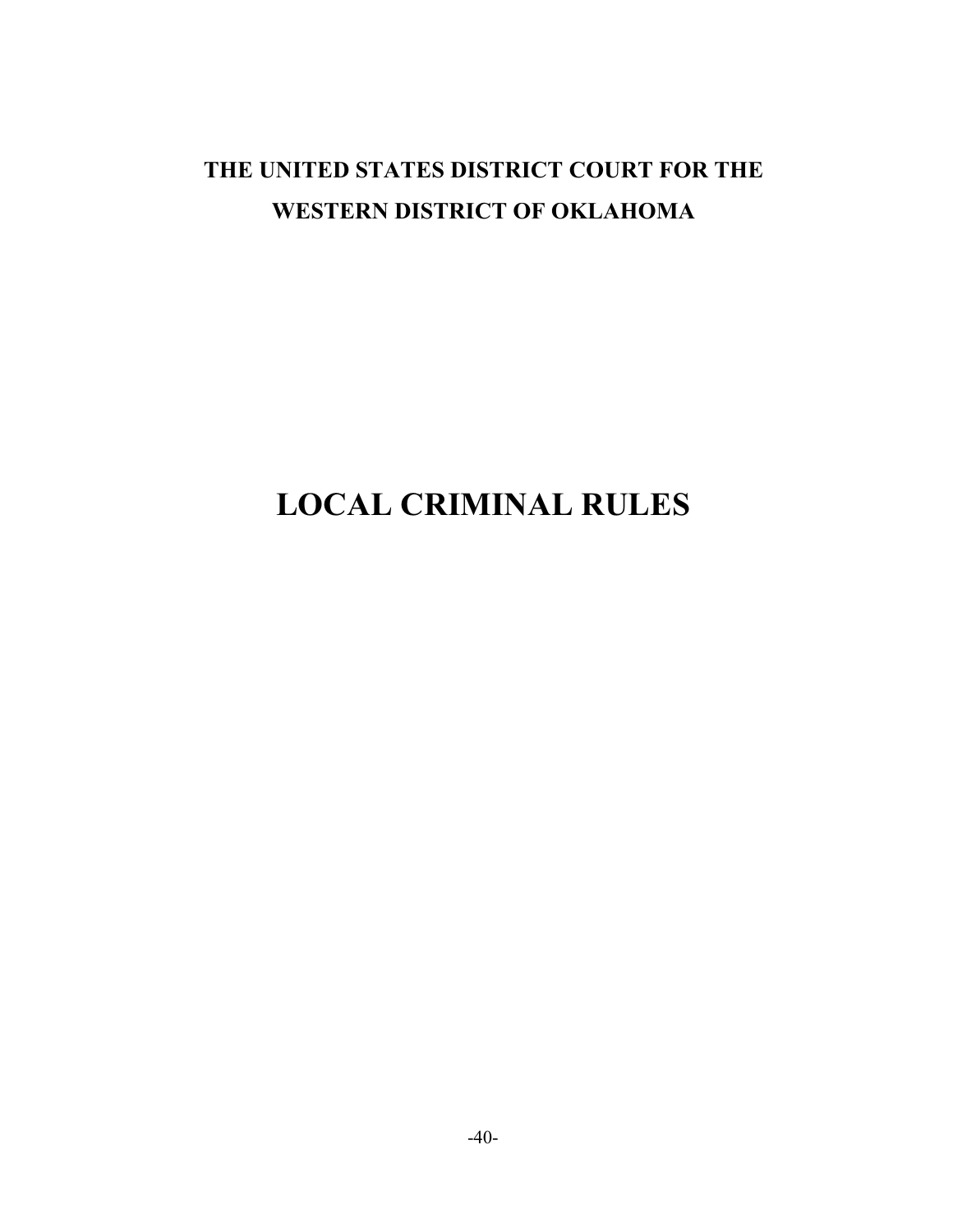**THE UNITED STATES DISTRICT COURT FOR THE WESTERN DISTRICT OF OKLAHOMA**

# LOCAL CRIMINAL RULES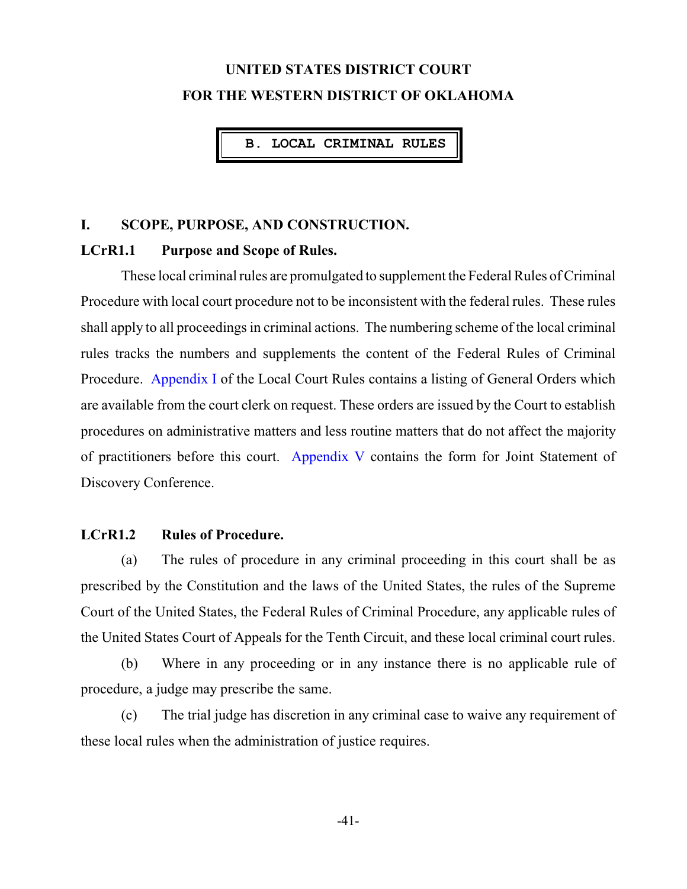**UNITED STATES DISTRICT COURT**
**FOR THE WESTERN DISTRICT OF OKLAHOMA**

# B. LOCAL CRIMINAL RULES

## I. SCOPE, PURPOSE, AND CONSTRUCTION.

### LCrR1.1 Purpose and Scope of Rules.

These local criminal rules are promulgated to supplement the Federal Rules of Criminal Procedure with local court procedure not to be inconsistent with the federal rules. These rules shall apply to all proceedings in criminal actions. The numbering scheme of the local criminal rules tracks the numbers and supplements the content of the Federal Rules of Criminal Procedure. Appendix I of the Local Court Rules contains a listing of General Orders which are available from the court clerk on request. These orders are issued by the Court to establish procedures on administrative matters and less routine matters that do not affect the majority of practitioners before this court. Appendix V contains the form for Joint Statement of Discovery Conference.

### LCrR1.2 Rules of Procedure.

(a) The rules of procedure in any criminal proceeding in this court shall be as prescribed by the Constitution and the laws of the United States, the rules of the Supreme Court of the United States, the Federal Rules of Criminal Procedure, any applicable rules of the United States Court of Appeals for the Tenth Circuit, and these local criminal court rules.

(b) Where in any proceeding or in any instance there is no applicable rule of procedure, a judge may prescribe the same.

(c) The trial judge has discretion in any criminal case to waive any requirement of these local rules when the administration of justice requires.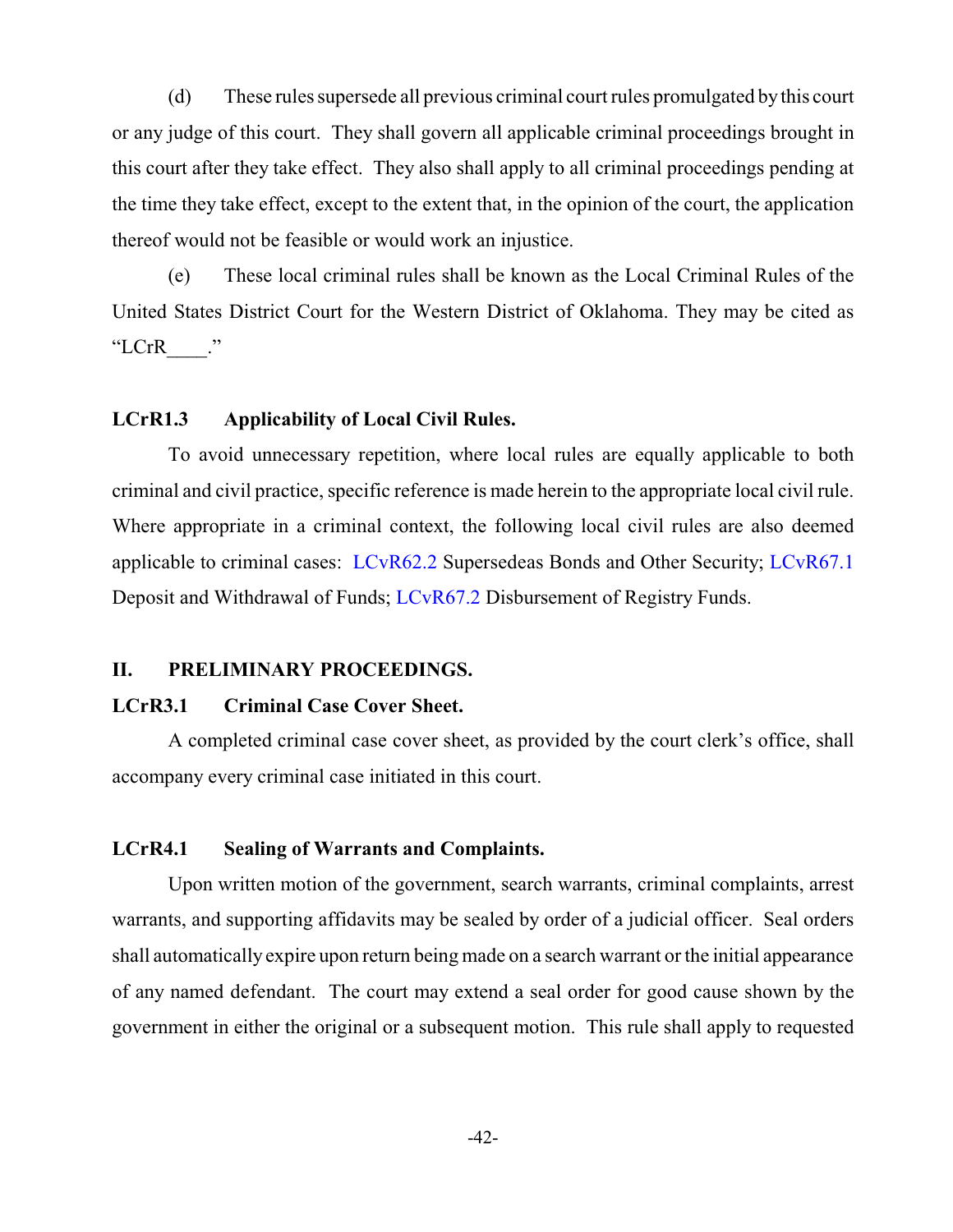(d) These rules supersede all previous criminal court rules promulgated by this court or any judge of this court. They shall govern all applicable criminal proceedings brought in this court after they take effect. They also shall apply to all criminal proceedings pending at the time they take effect, except to the extent that, in the opinion of the court, the application thereof would not be feasible or would work an injustice.

(e) These local criminal rules shall be known as the Local Criminal Rules of the United States District Court for the Western District of Oklahoma. They may be cited as "LCrR____."

### LCrR1.3 Applicability of Local Civil Rules.

To avoid unnecessary repetition, where local rules are equally applicable to both criminal and civil practice, specific reference is made herein to the appropriate local civil rule. Where appropriate in a criminal context, the following local civil rules are also deemed applicable to criminal cases: LCvR62.2 Supersedeas Bonds and Other Security; LCvR67.1 Deposit and Withdrawal of Funds; LCvR67.2 Disbursement of Registry Funds.

## II. PRELIMINARY PROCEEDINGS.

### LCrR3.1 Criminal Case Cover Sheet.

A completed criminal case cover sheet, as provided by the court clerk's office, shall accompany every criminal case initiated in this court.

### LCrR4.1 Sealing of Warrants and Complaints.

Upon written motion of the government, search warrants, criminal complaints, arrest warrants, and supporting affidavits may be sealed by order of a judicial officer. Seal orders shall automatically expire upon return being made on a search warrant or the initial appearance of any named defendant. The court may extend a seal order for good cause shown by the government in either the original or a subsequent motion. This rule shall apply to requested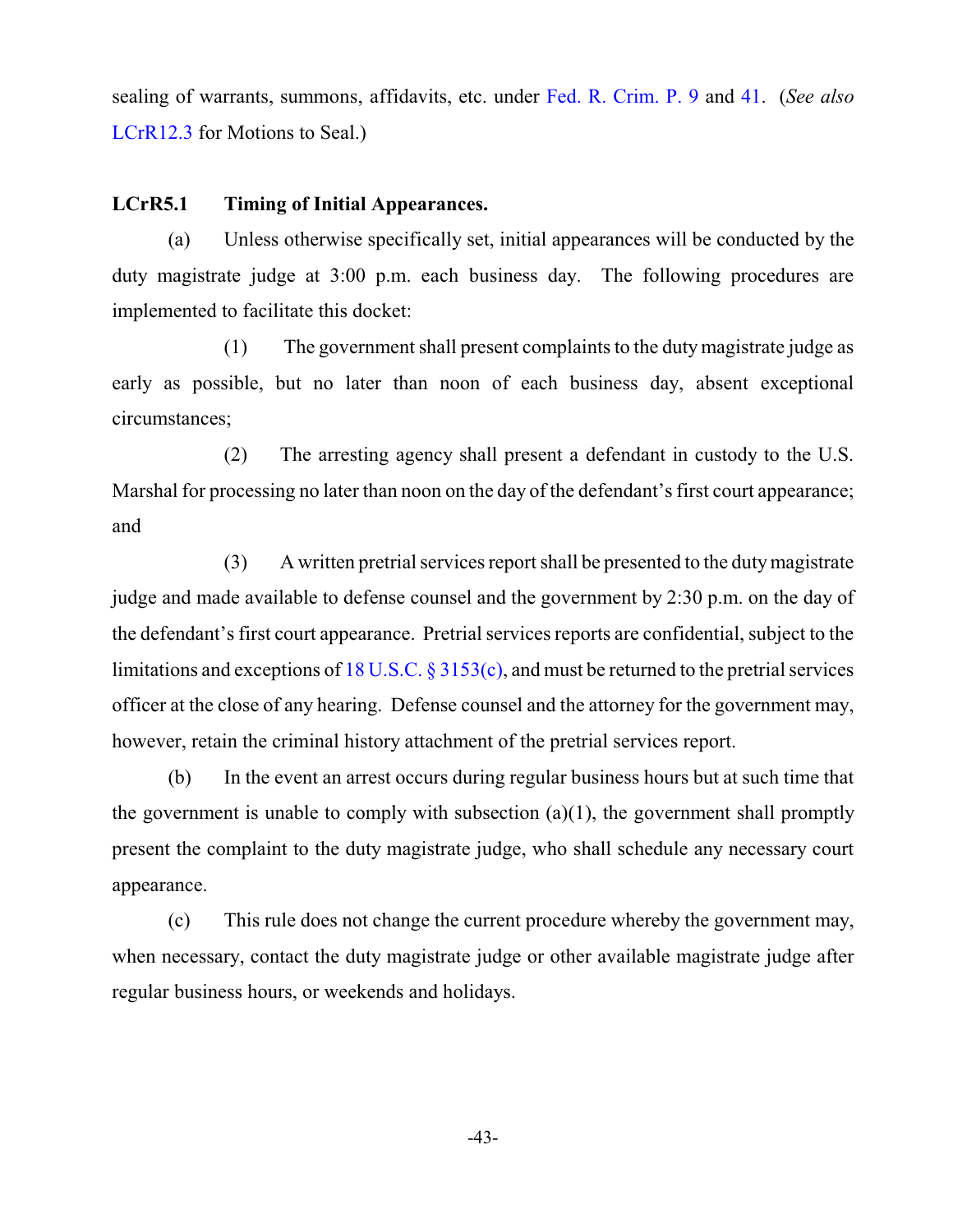sealing of warrants, summons, affidavits, etc. under Fed. R. Crim. P. 9 and 41. (*See also* LCrR12.3 for Motions to Seal.)

**LCrR5.1 Timing of Initial Appearances.**

(a) Unless otherwise specifically set, initial appearances will be conducted by the duty magistrate judge at 3:00 p.m. each business day. The following procedures are implemented to facilitate this docket:

(1) The government shall present complaints to the duty magistrate judge as early as possible, but no later than noon of each business day, absent exceptional circumstances;

(2) The arresting agency shall present a defendant in custody to the U.S. Marshal for processing no later than noon on the day of the defendant's first court appearance; and

(3) A written pretrial services report shall be presented to the duty magistrate judge and made available to defense counsel and the government by 2:30 p.m. on the day of the defendant's first court appearance. Pretrial services reports are confidential, subject to the limitations and exceptions of 18 U.S.C. § 3153(c), and must be returned to the pretrial services officer at the close of any hearing. Defense counsel and the attorney for the government may, however, retain the criminal history attachment of the pretrial services report.

(b) In the event an arrest occurs during regular business hours but at such time that the government is unable to comply with subsection (a)(1), the government shall promptly present the complaint to the duty magistrate judge, who shall schedule any necessary court appearance.

(c) This rule does not change the current procedure whereby the government may, when necessary, contact the duty magistrate judge or other available magistrate judge after regular business hours, or weekends and holidays.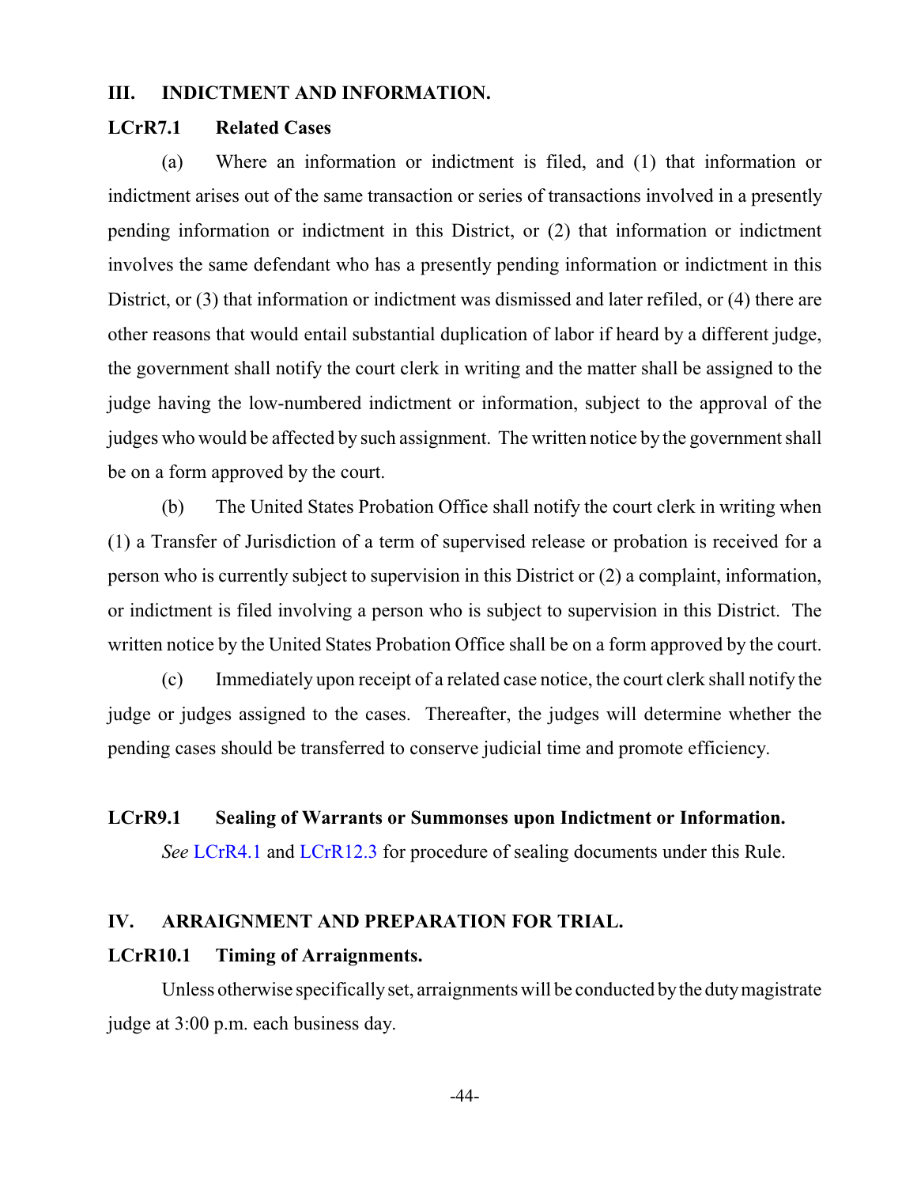## III. INDICTMENT AND INFORMATION.

### LCrR7.1 Related Cases

(a) Where an information or indictment is filed, and (1) that information or indictment arises out of the same transaction or series of transactions involved in a presently pending information or indictment in this District, or (2) that information or indictment involves the same defendant who has a presently pending information or indictment in this District, or (3) that information or indictment was dismissed and later refiled, or (4) there are other reasons that would entail substantial duplication of labor if heard by a different judge, the government shall notify the court clerk in writing and the matter shall be assigned to the judge having the low-numbered indictment or information, subject to the approval of the judges who would be affected by such assignment. The written notice by the government shall be on a form approved by the court.

(b) The United States Probation Office shall notify the court clerk in writing when (1) a Transfer of Jurisdiction of a term of supervised release or probation is received for a person who is currently subject to supervision in this District or (2) a complaint, information, or indictment is filed involving a person who is subject to supervision in this District. The written notice by the United States Probation Office shall be on a form approved by the court.

(c) Immediately upon receipt of a related case notice, the court clerk shall notify the judge or judges assigned to the cases. Thereafter, the judges will determine whether the pending cases should be transferred to conserve judicial time and promote efficiency.

### LCrR9.1 Sealing of Warrants or Summonses upon Indictment or Information.

*See* LCrR4.1 and LCrR12.3 for procedure of sealing documents under this Rule.

## IV. ARRAIGNMENT AND PREPARATION FOR TRIAL.

### LCrR10.1 Timing of Arraignments.

Unless otherwise specifically set, arraignments will be conducted by the duty magistrate judge at 3:00 p.m. each business day.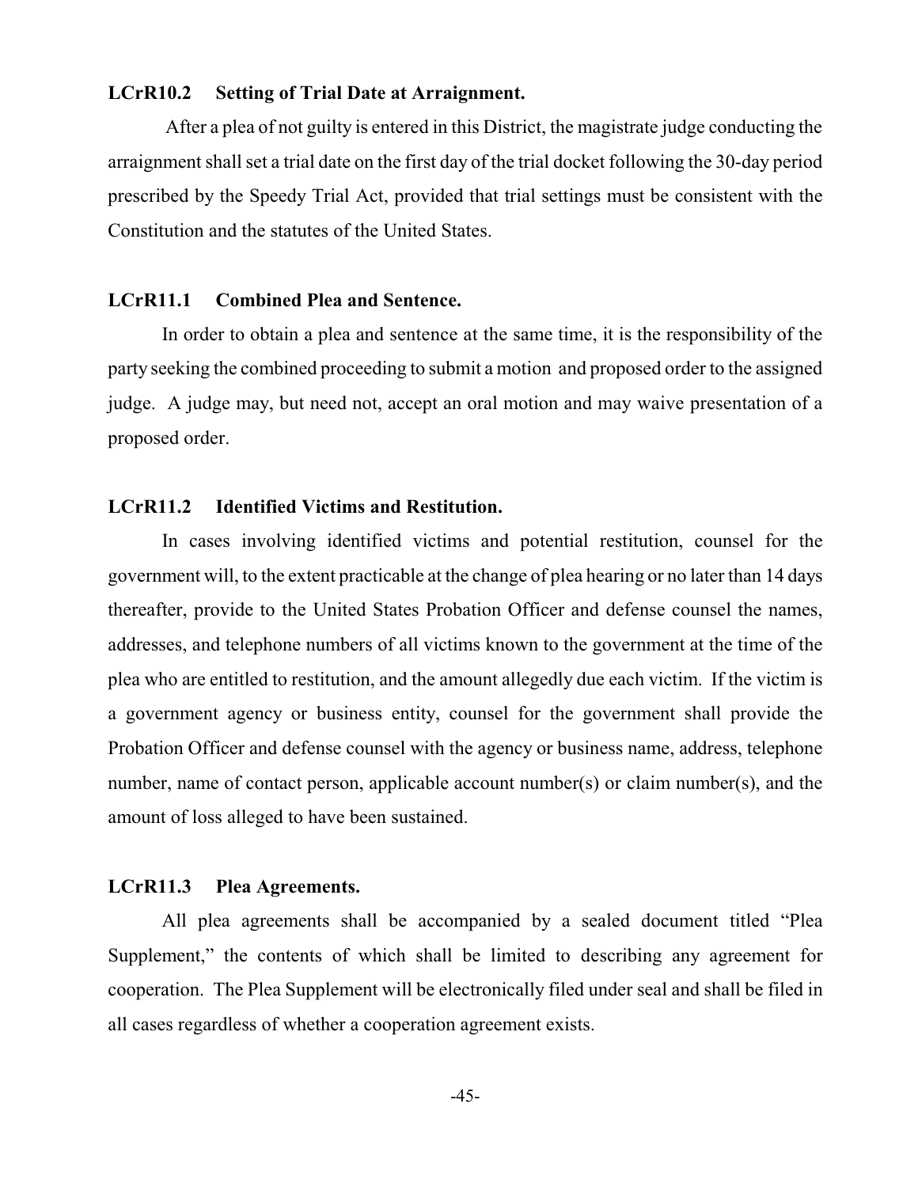**LCrR10.2 Setting of Trial Date at Arraignment.**

After a plea of not guilty is entered in this District, the magistrate judge conducting the arraignment shall set a trial date on the first day of the trial docket following the 30-day period prescribed by the Speedy Trial Act, provided that trial settings must be consistent with the Constitution and the statutes of the United States.

**LCrR11.1 Combined Plea and Sentence.**

In order to obtain a plea and sentence at the same time, it is the responsibility of the party seeking the combined proceeding to submit a motion and proposed order to the assigned judge. A judge may, but need not, accept an oral motion and may waive presentation of a proposed order.

**LCrR11.2 Identified Victims and Restitution.**

In cases involving identified victims and potential restitution, counsel for the government will, to the extent practicable at the change of plea hearing or no later than 14 days thereafter, provide to the United States Probation Officer and defense counsel the names, addresses, and telephone numbers of all victims known to the government at the time of the plea who are entitled to restitution, and the amount allegedly due each victim. If the victim is a government agency or business entity, counsel for the government shall provide the Probation Officer and defense counsel with the agency or business name, address, telephone number, name of contact person, applicable account number(s) or claim number(s), and the amount of loss alleged to have been sustained.

**LCrR11.3 Plea Agreements.**

All plea agreements shall be accompanied by a sealed document titled "Plea Supplement," the contents of which shall be limited to describing any agreement for cooperation. The Plea Supplement will be electronically filed under seal and shall be filed in all cases regardless of whether a cooperation agreement exists.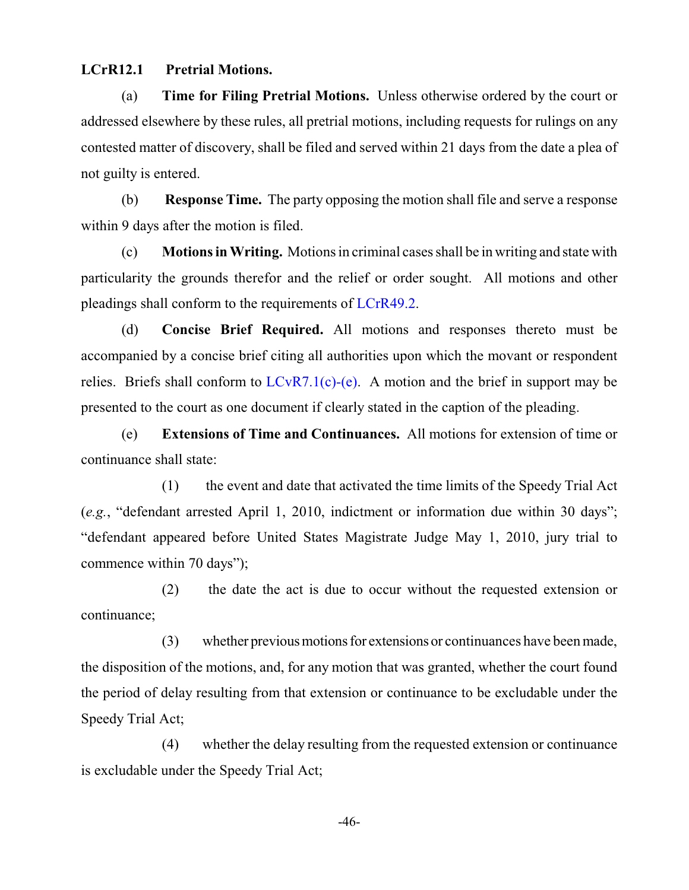**LCrR12.1 Pretrial Motions.**

(a) **Time for Filing Pretrial Motions.** Unless otherwise ordered by the court or addressed elsewhere by these rules, all pretrial motions, including requests for rulings on any contested matter of discovery, shall be filed and served within 21 days from the date a plea of not guilty is entered.

(b) **Response Time.** The party opposing the motion shall file and serve a response within 9 days after the motion is filed.

(c) **Motions in Writing.** Motions in criminal cases shall be in writing and state with particularity the grounds therefor and the relief or order sought. All motions and other pleadings shall conform to the requirements of LCrR49.2.

(d) **Concise Brief Required.** All motions and responses thereto must be accompanied by a concise brief citing all authorities upon which the movant or respondent relies. Briefs shall conform to LCvR7.1(c)-(e). A motion and the brief in support may be presented to the court as one document if clearly stated in the caption of the pleading.

(e) **Extensions of Time and Continuances.** All motions for extension of time or continuance shall state:

(1) the event and date that activated the time limits of the Speedy Trial Act (*e.g.*, "defendant arrested April 1, 2010, indictment or information due within 30 days"; "defendant appeared before United States Magistrate Judge May 1, 2010, jury trial to commence within 70 days");

(2) the date the act is due to occur without the requested extension or continuance;

(3) whether previous motions for extensions or continuances have been made, the disposition of the motions, and, for any motion that was granted, whether the court found the period of delay resulting from that extension or continuance to be excludable under the Speedy Trial Act;

(4) whether the delay resulting from the requested extension or continuance is excludable under the Speedy Trial Act;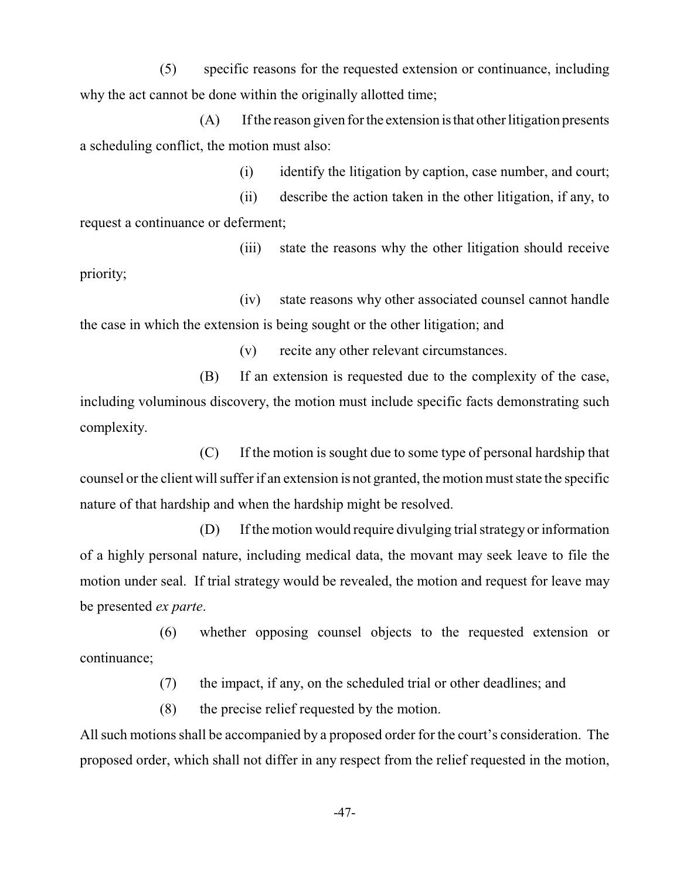(5) specific reasons for the requested extension or continuance, including why the act cannot be done within the originally allotted time;

(A) If the reason given for the extension is that other litigation presents a scheduling conflict, the motion must also:

(i) identify the litigation by caption, case number, and court;

(ii) describe the action taken in the other litigation, if any, to request a continuance or deferment;

(iii) state the reasons why the other litigation should receive priority;

(iv) state reasons why other associated counsel cannot handle the case in which the extension is being sought or the other litigation; and

(v) recite any other relevant circumstances.

(B) If an extension is requested due to the complexity of the case, including voluminous discovery, the motion must include specific facts demonstrating such complexity.

(C) If the motion is sought due to some type of personal hardship that counsel or the client will suffer if an extension is not granted, the motion must state the specific nature of that hardship and when the hardship might be resolved.

(D) If the motion would require divulging trial strategy or information of a highly personal nature, including medical data, the movant may seek leave to file the motion under seal. If trial strategy would be revealed, the motion and request for leave may be presented *ex parte*.

(6) whether opposing counsel objects to the requested extension or continuance;

(7) the impact, if any, on the scheduled trial or other deadlines; and

(8) the precise relief requested by the motion.

All such motions shall be accompanied by a proposed order for the court's consideration. The proposed order, which shall not differ in any respect from the relief requested in the motion,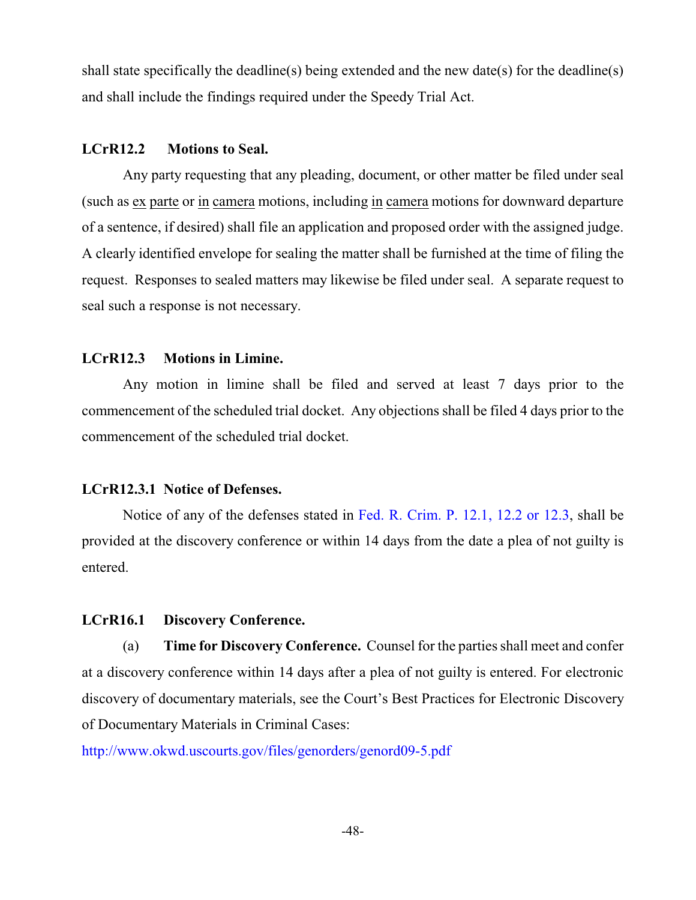shall state specifically the deadline(s) being extended and the new date(s) for the deadline(s) and shall include the findings required under the Speedy Trial Act.

**LCrR12.2 Motions to Seal.**

Any party requesting that any pleading, document, or other matter be filed under seal (such as ex parte or in camera motions, including in camera motions for downward departure of a sentence, if desired) shall file an application and proposed order with the assigned judge. A clearly identified envelope for sealing the matter shall be furnished at the time of filing the request. Responses to sealed matters may likewise be filed under seal. A separate request to seal such a response is not necessary.

**LCrR12.3 Motions in Limine.**

Any motion in limine shall be filed and served at least 7 days prior to the commencement of the scheduled trial docket. Any objections shall be filed 4 days prior to the commencement of the scheduled trial docket.

**LCrR12.3.1 Notice of Defenses.**

Notice of any of the defenses stated in Fed. R. Crim. P. 12.1, 12.2 or 12.3, shall be provided at the discovery conference or within 14 days from the date a plea of not guilty is entered.

**LCrR16.1 Discovery Conference.**

(a) **Time for Discovery Conference.** Counsel for the parties shall meet and confer at a discovery conference within 14 days after a plea of not guilty is entered. For electronic discovery of documentary materials, see the Court's Best Practices for Electronic Discovery of Documentary Materials in Criminal Cases:

http://www.okwd.uscourts.gov/files/genorders/genord09-5.pdf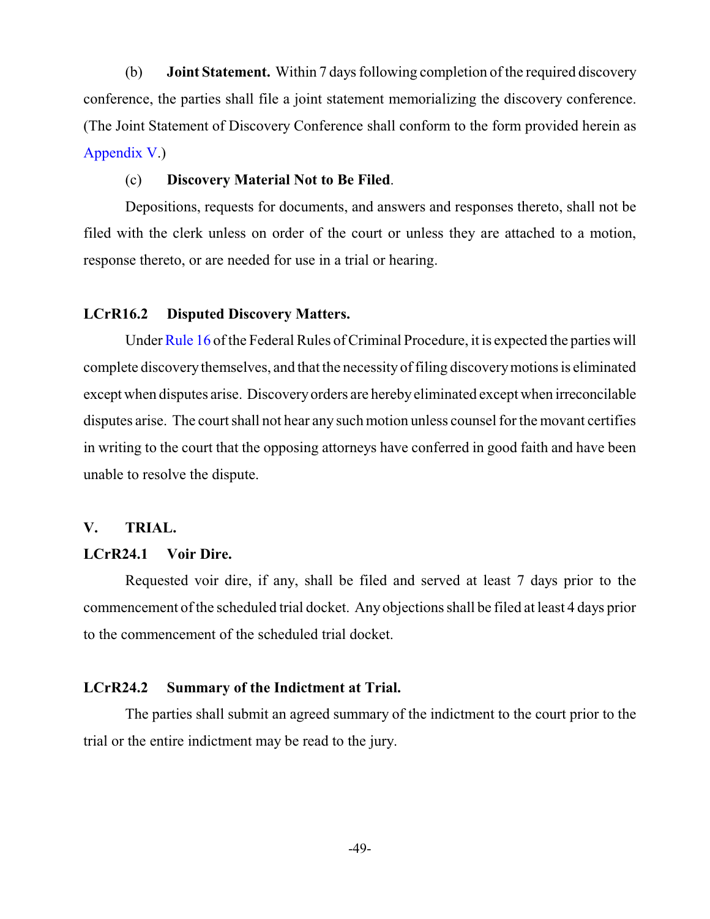(b) **Joint Statement.** Within 7 days following completion of the required discovery conference, the parties shall file a joint statement memorializing the discovery conference. (The Joint Statement of Discovery Conference shall conform to the form provided herein as Appendix V.)

(c) **Discovery Material Not to Be Filed**.

Depositions, requests for documents, and answers and responses thereto, shall not be filed with the clerk unless on order of the court or unless they are attached to a motion, response thereto, or are needed for use in a trial or hearing.

### LCrR16.2 Disputed Discovery Matters.

Under Rule 16 of the Federal Rules of Criminal Procedure, it is expected the parties will complete discovery themselves, and that the necessity of filing discovery motions is eliminated except when disputes arise. Discovery orders are hereby eliminated except when irreconcilable disputes arise. The court shall not hear any such motion unless counsel for the movant certifies in writing to the court that the opposing attorneys have conferred in good faith and have been unable to resolve the dispute.

## V. TRIAL.

### LCrR24.1 Voir Dire.

Requested voir dire, if any, shall be filed and served at least 7 days prior to the commencement of the scheduled trial docket. Any objections shall be filed at least 4 days prior to the commencement of the scheduled trial docket.

### LCrR24.2 Summary of the Indictment at Trial.

The parties shall submit an agreed summary of the indictment to the court prior to the trial or the entire indictment may be read to the jury.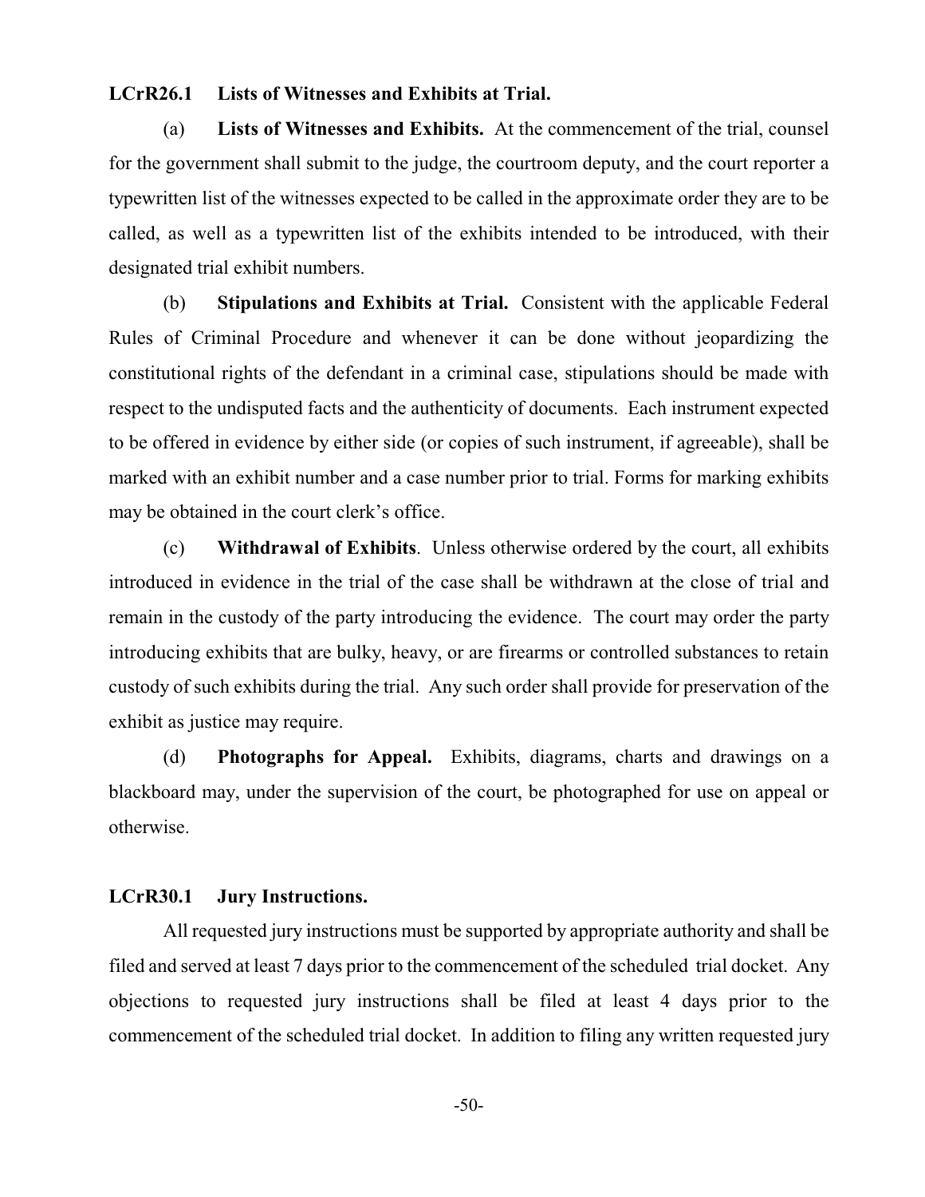**LCrR26.1 Lists of Witnesses and Exhibits at Trial.**

(a) **Lists of Witnesses and Exhibits.** At the commencement of the trial, counsel for the government shall submit to the judge, the courtroom deputy, and the court reporter a typewritten list of the witnesses expected to be called in the approximate order they are to be called, as well as a typewritten list of the exhibits intended to be introduced, with their designated trial exhibit numbers.

(b) **Stipulations and Exhibits at Trial.** Consistent with the applicable Federal Rules of Criminal Procedure and whenever it can be done without jeopardizing the constitutional rights of the defendant in a criminal case, stipulations should be made with respect to the undisputed facts and the authenticity of documents. Each instrument expected to be offered in evidence by either side (or copies of such instrument, if agreeable), shall be marked with an exhibit number and a case number prior to trial. Forms for marking exhibits may be obtained in the court clerk's office.

(c) **Withdrawal of Exhibits**. Unless otherwise ordered by the court, all exhibits introduced in evidence in the trial of the case shall be withdrawn at the close of trial and remain in the custody of the party introducing the evidence. The court may order the party introducing exhibits that are bulky, heavy, or are firearms or controlled substances to retain custody of such exhibits during the trial. Any such order shall provide for preservation of the exhibit as justice may require.

(d) **Photographs for Appeal.** Exhibits, diagrams, charts and drawings on a blackboard may, under the supervision of the court, be photographed for use on appeal or otherwise.

**LCrR30.1 Jury Instructions.**

All requested jury instructions must be supported by appropriate authority and shall be filed and served at least 7 days prior to the commencement of the scheduled trial docket. Any objections to requested jury instructions shall be filed at least 4 days prior to the commencement of the scheduled trial docket. In addition to filing any written requested jury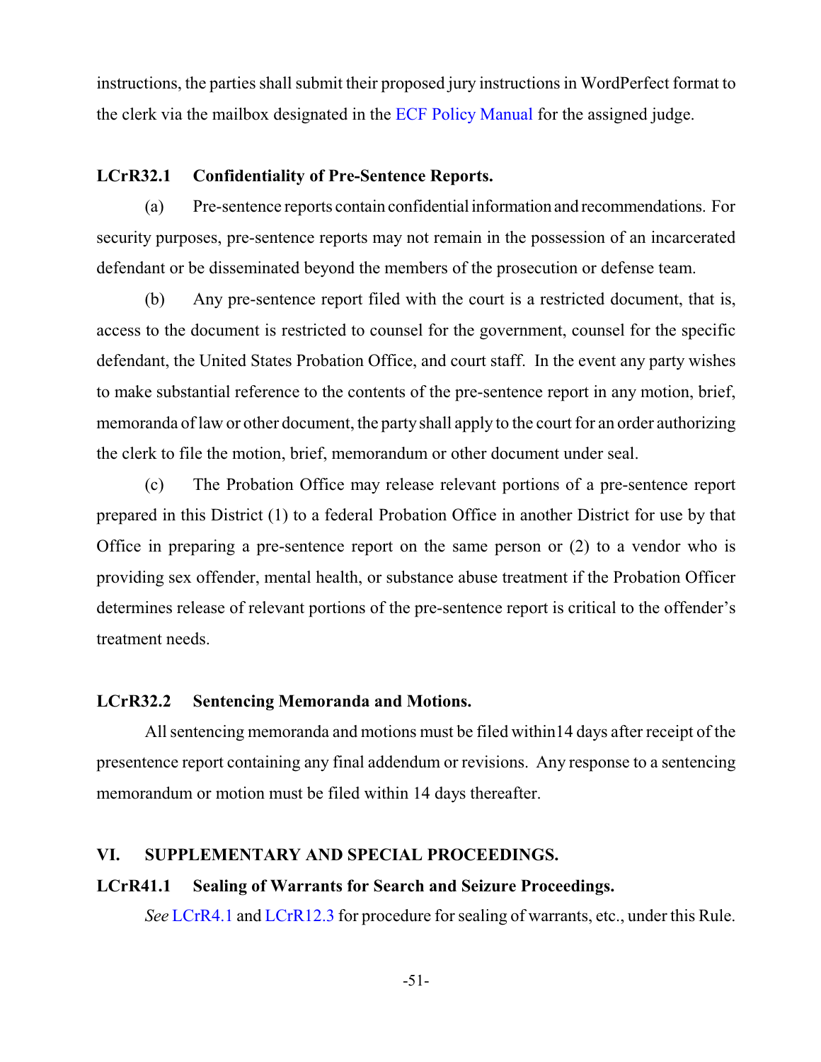instructions, the parties shall submit their proposed jury instructions in WordPerfect format to the clerk via the mailbox designated in the ECF Policy Manual for the assigned judge.

**LCrR32.1 Confidentiality of Pre-Sentence Reports.**

(a) Pre-sentence reports contain confidential information and recommendations. For security purposes, pre-sentence reports may not remain in the possession of an incarcerated defendant or be disseminated beyond the members of the prosecution or defense team.

(b) Any pre-sentence report filed with the court is a restricted document, that is, access to the document is restricted to counsel for the government, counsel for the specific defendant, the United States Probation Office, and court staff. In the event any party wishes to make substantial reference to the contents of the pre-sentence report in any motion, brief, memoranda of law or other document, the party shall apply to the court for an order authorizing the clerk to file the motion, brief, memorandum or other document under seal.

(c) The Probation Office may release relevant portions of a pre-sentence report prepared in this District (1) to a federal Probation Office in another District for use by that Office in preparing a pre-sentence report on the same person or (2) to a vendor who is providing sex offender, mental health, or substance abuse treatment if the Probation Officer determines release of relevant portions of the pre-sentence report is critical to the offender's treatment needs.

**LCrR32.2 Sentencing Memoranda and Motions.**

All sentencing memoranda and motions must be filed within14 days after receipt of the presentence report containing any final addendum or revisions. Any response to a sentencing memorandum or motion must be filed within 14 days thereafter.

## VI. SUPPLEMENTARY AND SPECIAL PROCEEDINGS.

**LCrR41.1 Sealing of Warrants for Search and Seizure Proceedings.**

*See* LCrR4.1 and LCrR12.3 for procedure for sealing of warrants, etc., under this Rule.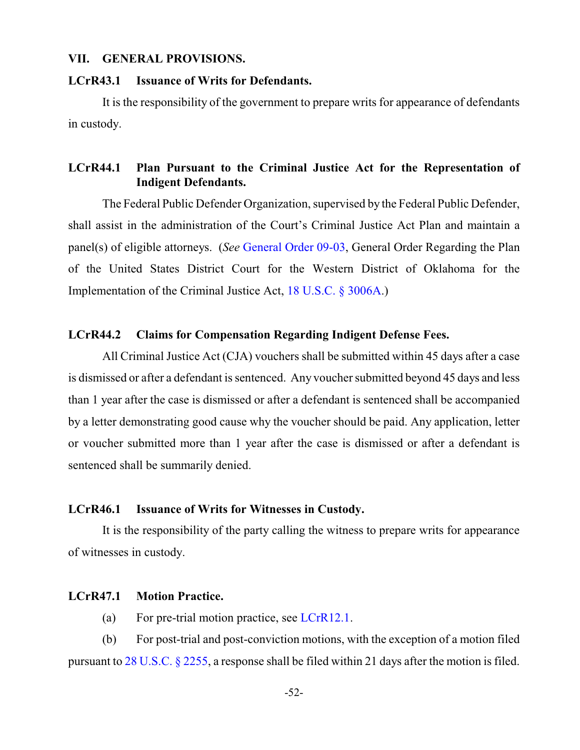## VII. GENERAL PROVISIONS.

### LCrR43.1 Issuance of Writs for Defendants.

It is the responsibility of the government to prepare writs for appearance of defendants in custody.

### LCrR44.1 Plan Pursuant to the Criminal Justice Act for the Representation of Indigent Defendants.

The Federal Public Defender Organization, supervised by the Federal Public Defender, shall assist in the administration of the Court's Criminal Justice Act Plan and maintain a panel(s) of eligible attorneys. (*See* General Order 09-03, General Order Regarding the Plan of the United States District Court for the Western District of Oklahoma for the Implementation of the Criminal Justice Act, 18 U.S.C. § 3006A.)

### LCrR44.2 Claims for Compensation Regarding Indigent Defense Fees.

All Criminal Justice Act (CJA) vouchers shall be submitted within 45 days after a case is dismissed or after a defendant is sentenced. Any voucher submitted beyond 45 days and less than 1 year after the case is dismissed or after a defendant is sentenced shall be accompanied by a letter demonstrating good cause why the voucher should be paid. Any application, letter or voucher submitted more than 1 year after the case is dismissed or after a defendant is sentenced shall be summarily denied.

### LCrR46.1 Issuance of Writs for Witnesses in Custody.

It is the responsibility of the party calling the witness to prepare writs for appearance of witnesses in custody.

### LCrR47.1 Motion Practice.

(a) For pre-trial motion practice, see LCrR12.1.

(b) For post-trial and post-conviction motions, with the exception of a motion filed pursuant to 28 U.S.C. § 2255, a response shall be filed within 21 days after the motion is filed.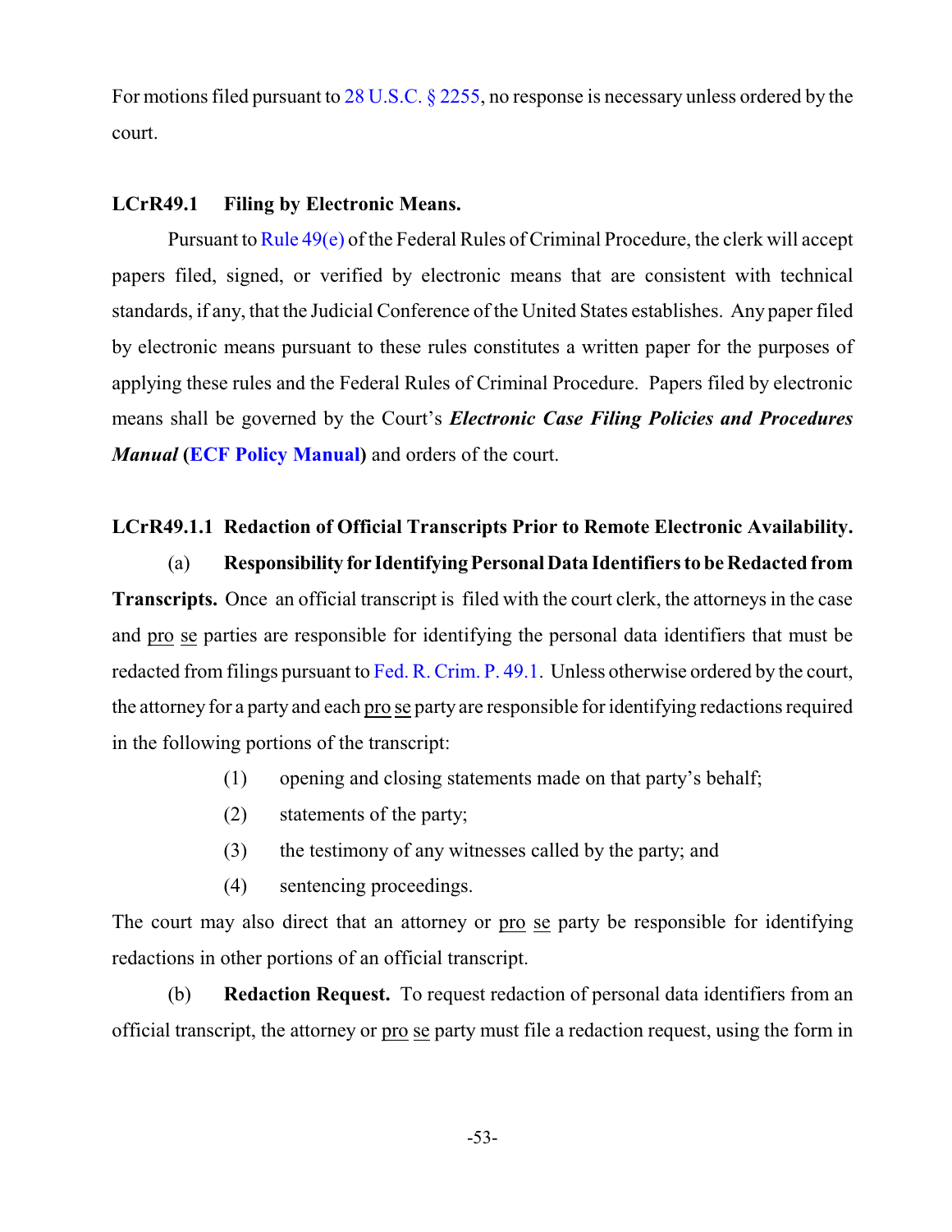For motions filed pursuant to 28 U.S.C. § 2255, no response is necessary unless ordered by the court.

**LCrR49.1 Filing by Electronic Means.**

Pursuant to Rule 49(e) of the Federal Rules of Criminal Procedure, the clerk will accept papers filed, signed, or verified by electronic means that are consistent with technical standards, if any, that the Judicial Conference of the United States establishes. Any paper filed by electronic means pursuant to these rules constitutes a written paper for the purposes of applying these rules and the Federal Rules of Criminal Procedure. Papers filed by electronic means shall be governed by the Court's ***Electronic Case Filing Policies and Procedures Manual*** **(ECF Policy Manual)** and orders of the court.

**LCrR49.1.1 Redaction of Official Transcripts Prior to Remote Electronic Availability.**

(a) **Responsibility for Identifying Personal Data Identifiers to be Redacted from Transcripts.** Once an official transcript is filed with the court clerk, the attorneys in the case and pro se parties are responsible for identifying the personal data identifiers that must be redacted from filings pursuant to Fed. R. Crim. P. 49.1. Unless otherwise ordered by the court, the attorney for a party and each pro se party are responsible for identifying redactions required in the following portions of the transcript:

(1) opening and closing statements made on that party's behalf;

(2) statements of the party;

(3) the testimony of any witnesses called by the party; and

(4) sentencing proceedings.

The court may also direct that an attorney or pro se party be responsible for identifying redactions in other portions of an official transcript.

(b) **Redaction Request.** To request redaction of personal data identifiers from an official transcript, the attorney or pro se party must file a redaction request, using the form in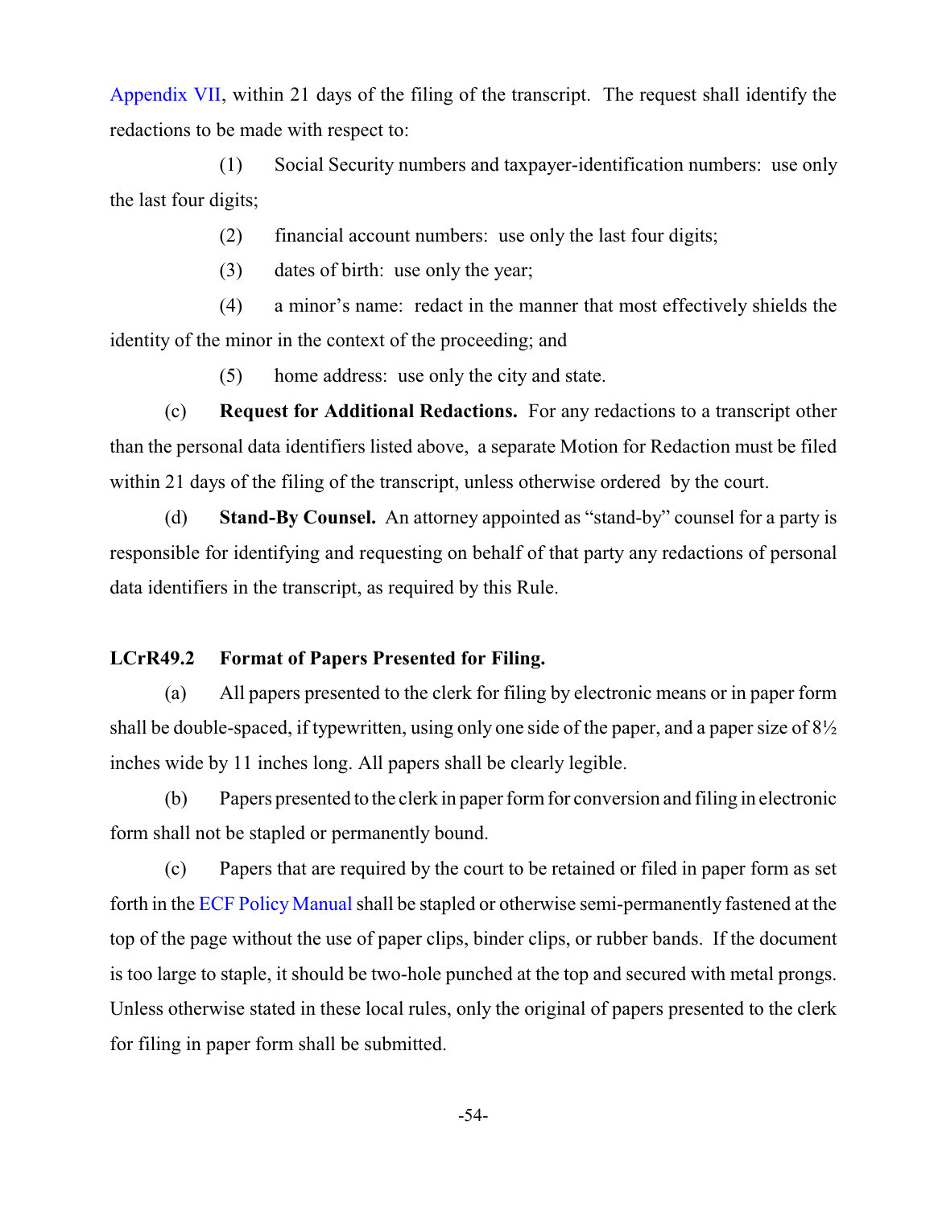Appendix VII, within 21 days of the filing of the transcript. The request shall identify the redactions to be made with respect to:

(1) Social Security numbers and taxpayer-identification numbers: use only the last four digits;

(2) financial account numbers: use only the last four digits;

(3) dates of birth: use only the year;

(4) a minor's name: redact in the manner that most effectively shields the identity of the minor in the context of the proceeding; and

(5) home address: use only the city and state.

(c) **Request for Additional Redactions.** For any redactions to a transcript other than the personal data identifiers listed above, a separate Motion for Redaction must be filed within 21 days of the filing of the transcript, unless otherwise ordered by the court.

(d) **Stand-By Counsel.** An attorney appointed as "stand-by" counsel for a party is responsible for identifying and requesting on behalf of that party any redactions of personal data identifiers in the transcript, as required by this Rule.

## LCrR49.2 Format of Papers Presented for Filing.

(a) All papers presented to the clerk for filing by electronic means or in paper form shall be double-spaced, if typewritten, using only one side of the paper, and a paper size of 8½ inches wide by 11 inches long. All papers shall be clearly legible.

(b) Papers presented to the clerk in paper form for conversion and filing in electronic form shall not be stapled or permanently bound.

(c) Papers that are required by the court to be retained or filed in paper form as set forth in the ECF Policy Manual shall be stapled or otherwise semi-permanently fastened at the top of the page without the use of paper clips, binder clips, or rubber bands. If the document is too large to staple, it should be two-hole punched at the top and secured with metal prongs. Unless otherwise stated in these local rules, only the original of papers presented to the clerk for filing in paper form shall be submitted.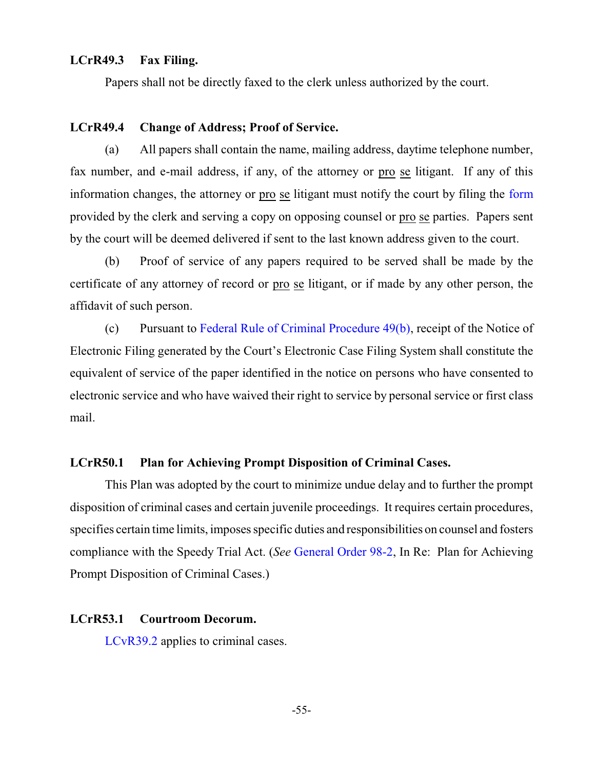**LCrR49.3 Fax Filing.**

Papers shall not be directly faxed to the clerk unless authorized by the court.

**LCrR49.4 Change of Address; Proof of Service.**

(a) All papers shall contain the name, mailing address, daytime telephone number, fax number, and e-mail address, if any, of the attorney or pro se litigant. If any of this information changes, the attorney or pro se litigant must notify the court by filing the form provided by the clerk and serving a copy on opposing counsel or pro se parties. Papers sent by the court will be deemed delivered if sent to the last known address given to the court.

(b) Proof of service of any papers required to be served shall be made by the certificate of any attorney of record or pro se litigant, or if made by any other person, the affidavit of such person.

(c) Pursuant to Federal Rule of Criminal Procedure 49(b), receipt of the Notice of Electronic Filing generated by the Court's Electronic Case Filing System shall constitute the equivalent of service of the paper identified in the notice on persons who have consented to electronic service and who have waived their right to service by personal service or first class mail.

**LCrR50.1 Plan for Achieving Prompt Disposition of Criminal Cases.**

This Plan was adopted by the court to minimize undue delay and to further the prompt disposition of criminal cases and certain juvenile proceedings. It requires certain procedures, specifies certain time limits, imposes specific duties and responsibilities on counsel and fosters compliance with the Speedy Trial Act. (*See* General Order 98-2, In Re: Plan for Achieving Prompt Disposition of Criminal Cases.)

**LCrR53.1 Courtroom Decorum.**

LCvR39.2 applies to criminal cases.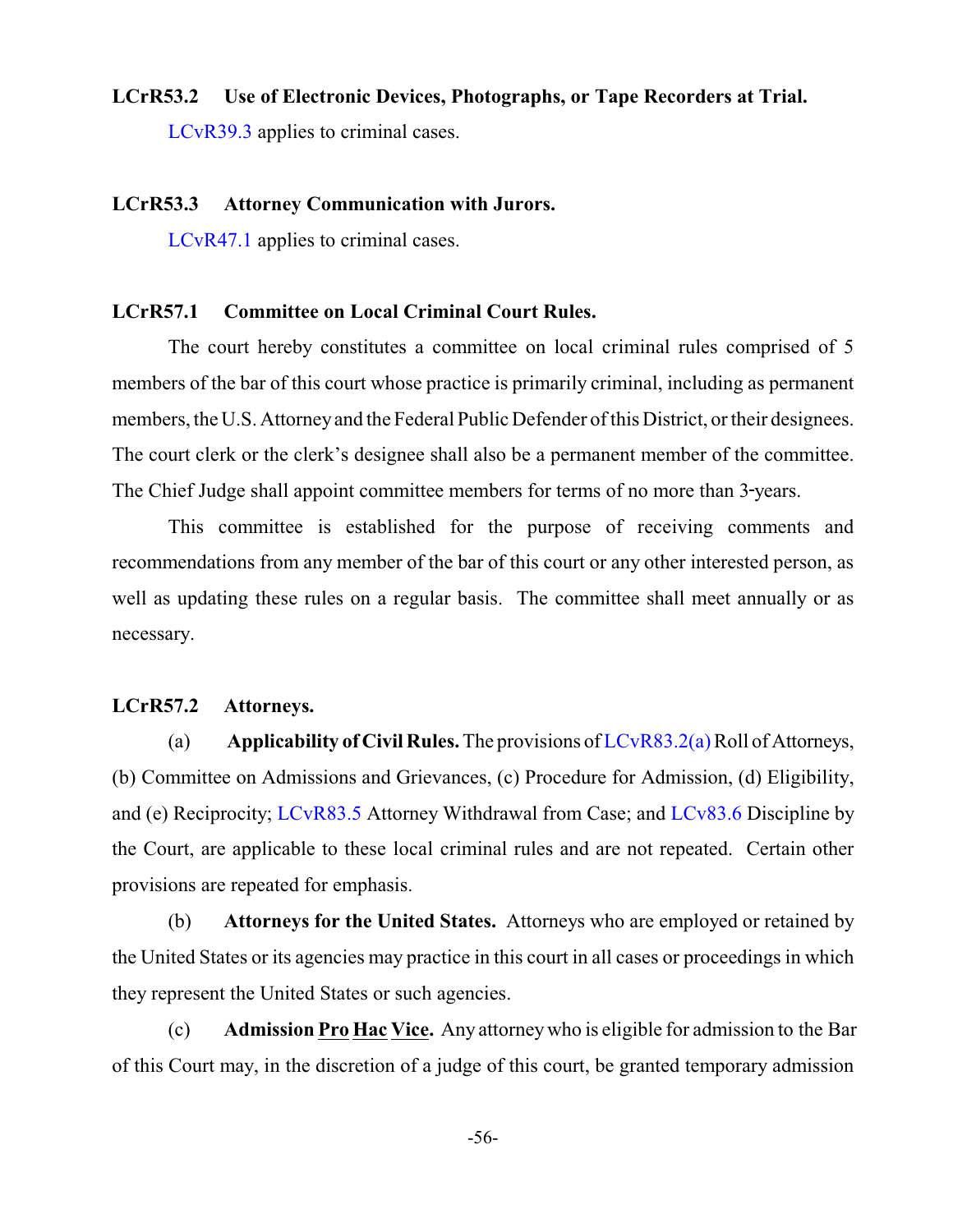**LCrR53.2 Use of Electronic Devices, Photographs, or Tape Recorders at Trial.**

LCvR39.3 applies to criminal cases.

**LCrR53.3 Attorney Communication with Jurors.**

LCvR47.1 applies to criminal cases.

**LCrR57.1 Committee on Local Criminal Court Rules.**

The court hereby constitutes a committee on local criminal rules comprised of 5 members of the bar of this court whose practice is primarily criminal, including as permanent members, the U.S. Attorney and the Federal Public Defender of this District, or their designees. The court clerk or the clerk's designee shall also be a permanent member of the committee. The Chief Judge shall appoint committee members for terms of no more than 3-years.

This committee is established for the purpose of receiving comments and recommendations from any member of the bar of this court or any other interested person, as well as updating these rules on a regular basis. The committee shall meet annually or as necessary.

**LCrR57.2 Attorneys.**

(a) **Applicability of Civil Rules.** The provisions of LCvR83.2(a) Roll of Attorneys, (b) Committee on Admissions and Grievances, (c) Procedure for Admission, (d) Eligibility, and (e) Reciprocity; LCvR83.5 Attorney Withdrawal from Case; and LCv83.6 Discipline by the Court, are applicable to these local criminal rules and are not repeated. Certain other provisions are repeated for emphasis.

(b) **Attorneys for the United States.** Attorneys who are employed or retained by the United States or its agencies may practice in this court in all cases or proceedings in which they represent the United States or such agencies.

(c) **Admission Pro Hac Vice.** Any attorney who is eligible for admission to the Bar of this Court may, in the discretion of a judge of this court, be granted temporary admission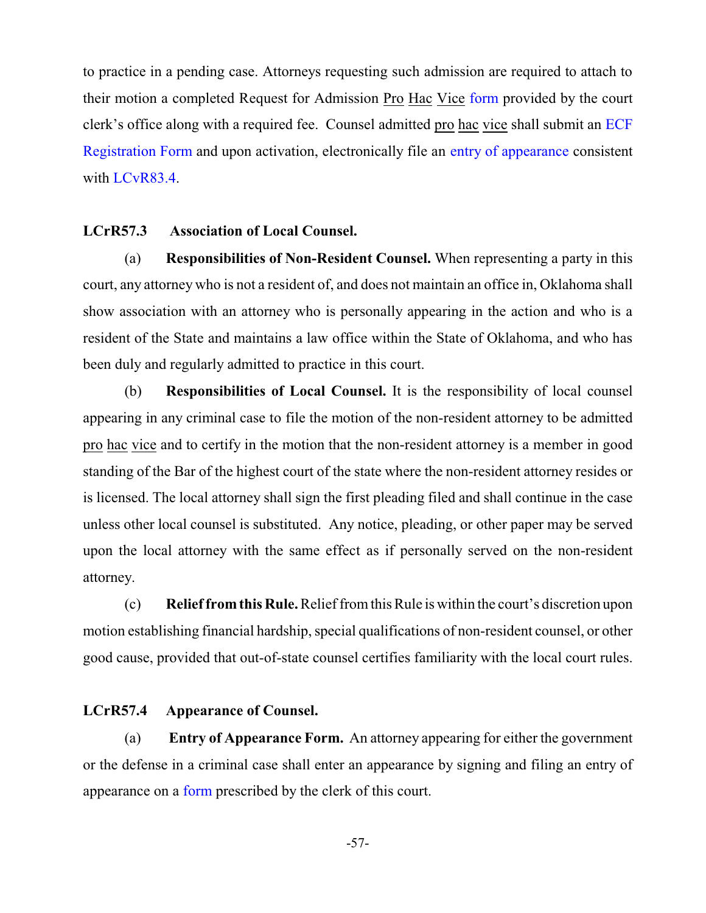to practice in a pending case. Attorneys requesting such admission are required to attach to their motion a completed Request for Admission Pro Hac Vice form provided by the court clerk's office along with a required fee. Counsel admitted pro hac vice shall submit an ECF Registration Form and upon activation, electronically file an entry of appearance consistent with LCvR83.4.

**LCrR57.3 Association of Local Counsel.**

(a) **Responsibilities of Non-Resident Counsel.** When representing a party in this court, any attorney who is not a resident of, and does not maintain an office in, Oklahoma shall show association with an attorney who is personally appearing in the action and who is a resident of the State and maintains a law office within the State of Oklahoma, and who has been duly and regularly admitted to practice in this court.

(b) **Responsibilities of Local Counsel.** It is the responsibility of local counsel appearing in any criminal case to file the motion of the non-resident attorney to be admitted pro hac vice and to certify in the motion that the non-resident attorney is a member in good standing of the Bar of the highest court of the state where the non-resident attorney resides or is licensed. The local attorney shall sign the first pleading filed and shall continue in the case unless other local counsel is substituted. Any notice, pleading, or other paper may be served upon the local attorney with the same effect as if personally served on the non-resident attorney.

(c) **Relief from this Rule.** Relief from this Rule is within the court's discretion upon motion establishing financial hardship, special qualifications of non-resident counsel, or other good cause, provided that out-of-state counsel certifies familiarity with the local court rules.

**LCrR57.4 Appearance of Counsel.**

(a) **Entry of Appearance Form.** An attorney appearing for either the government or the defense in a criminal case shall enter an appearance by signing and filing an entry of appearance on a form prescribed by the clerk of this court.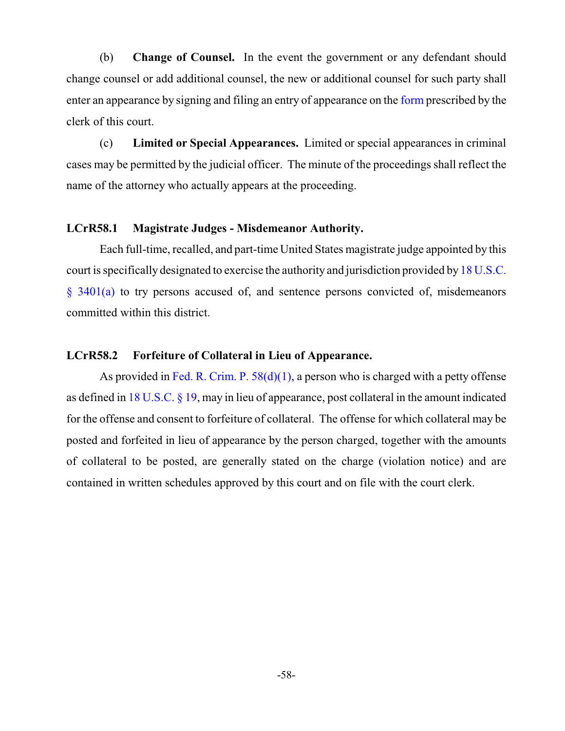(b) **Change of Counsel.** In the event the government or any defendant should change counsel or add additional counsel, the new or additional counsel for such party shall enter an appearance by signing and filing an entry of appearance on the form prescribed by the clerk of this court.

(c) **Limited or Special Appearances.** Limited or special appearances in criminal cases may be permitted by the judicial officer. The minute of the proceedings shall reflect the name of the attorney who actually appears at the proceeding.

**LCrR58.1 Magistrate Judges - Misdemeanor Authority.**

Each full-time, recalled, and part-time United States magistrate judge appointed by this court is specifically designated to exercise the authority and jurisdiction provided by 18 U.S.C. § 3401(a) to try persons accused of, and sentence persons convicted of, misdemeanors committed within this district.

**LCrR58.2 Forfeiture of Collateral in Lieu of Appearance.**

As provided in Fed. R. Crim. P. 58(d)(1), a person who is charged with a petty offense as defined in 18 U.S.C. § 19, may in lieu of appearance, post collateral in the amount indicated for the offense and consent to forfeiture of collateral. The offense for which collateral may be posted and forfeited in lieu of appearance by the person charged, together with the amounts of collateral to be posted, are generally stated on the charge (violation notice) and are contained in written schedules approved by this court and on file with the court clerk.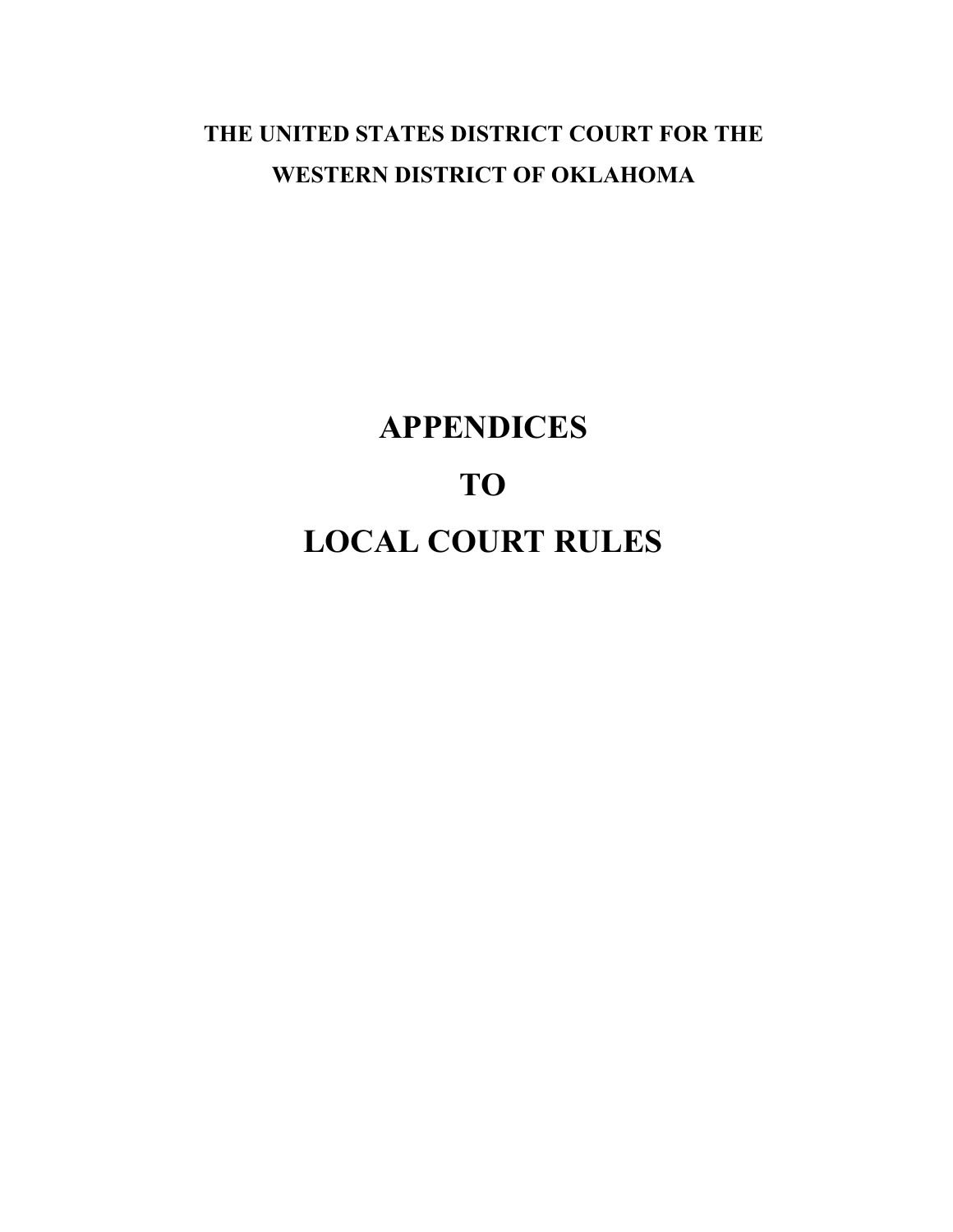**THE UNITED STATES DISTRICT COURT FOR THE WESTERN DISTRICT OF OKLAHOMA**

# APPENDICES

# TO

# LOCAL COURT RULES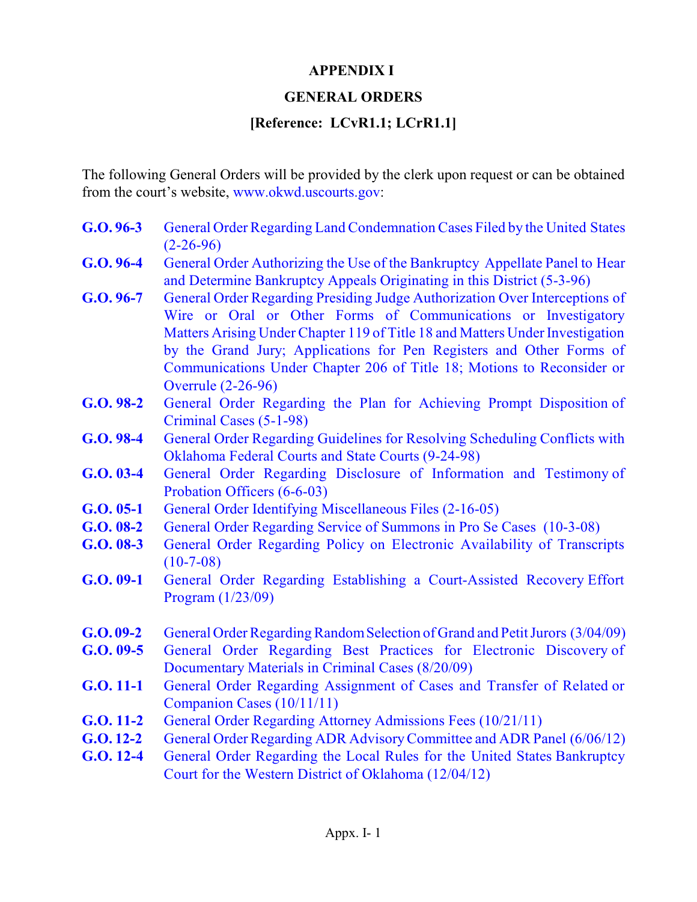# APPENDIX I

## GENERAL ORDERS

### [Reference: LCvR1.1; LCrR1.1]

The following General Orders will be provided by the clerk upon request or can be obtained from the court's website, www.okwd.uscourts.gov:

| | |
|---|---|
| **G.O. 96-3** | General Order Regarding Land Condemnation Cases Filed by the United States (2-26-96) |
| **G.O. 96-4** | General Order Authorizing the Use of the Bankruptcy Appellate Panel to Hear and Determine Bankruptcy Appeals Originating in this District (5-3-96) |
| **G.O. 96-7** | General Order Regarding Presiding Judge Authorization Over Interceptions of Wire or Oral or Other Forms of Communications or Investigatory Matters Arising Under Chapter 119 of Title 18 and Matters Under Investigation by the Grand Jury; Applications for Pen Registers and Other Forms of Communications Under Chapter 206 of Title 18; Motions to Reconsider or Overrule (2-26-96) |
| **G.O. 98-2** | General Order Regarding the Plan for Achieving Prompt Disposition of Criminal Cases (5-1-98) |
| **G.O. 98-4** | General Order Regarding Guidelines for Resolving Scheduling Conflicts with Oklahoma Federal Courts and State Courts (9-24-98) |
| **G.O. 03-4** | General Order Regarding Disclosure of Information and Testimony of Probation Officers (6-6-03) |
| **G.O. 05-1** | General Order Identifying Miscellaneous Files (2-16-05) |
| **G.O. 08-2** | General Order Regarding Service of Summons in Pro Se Cases (10-3-08) |
| **G.O. 08-3** | General Order Regarding Policy on Electronic Availability of Transcripts (10-7-08) |
| **G.O. 09-1** | General Order Regarding Establishing a Court-Assisted Recovery Effort Program (1/23/09) |
| **G.O. 09-2** | General Order Regarding Random Selection of Grand and Petit Jurors (3/04/09) |
| **G.O. 09-5** | General Order Regarding Best Practices for Electronic Discovery of Documentary Materials in Criminal Cases (8/20/09) |
| **G.O. 11-1** | General Order Regarding Assignment of Cases and Transfer of Related or Companion Cases (10/11/11) |
| **G.O. 11-2** | General Order Regarding Attorney Admissions Fees (10/21/11) |
| **G.O. 12-2** | General Order Regarding ADR Advisory Committee and ADR Panel (6/06/12) |
| **G.O. 12-4** | General Order Regarding the Local Rules for the United States Bankruptcy Court for the Western District of Oklahoma (12/04/12) |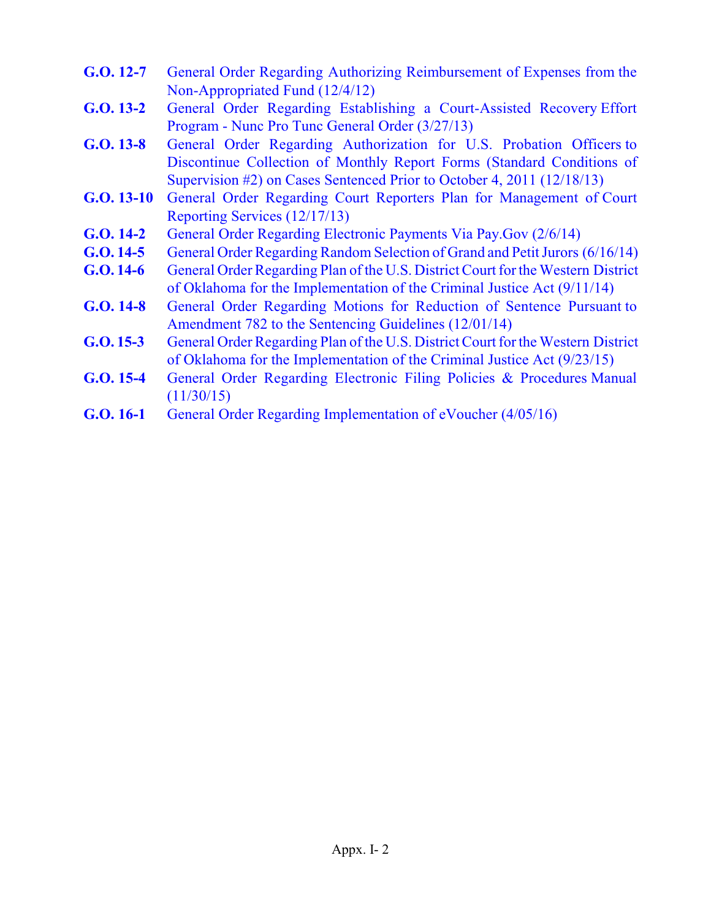**G.O. 12-7** General Order Regarding Authorizing Reimbursement of Expenses from the Non-Appropriated Fund (12/4/12)

**G.O. 13-2** General Order Regarding Establishing a Court-Assisted Recovery Effort Program - Nunc Pro Tunc General Order (3/27/13)

**G.O. 13-8** General Order Regarding Authorization for U.S. Probation Officers to Discontinue Collection of Monthly Report Forms (Standard Conditions of Supervision #2) on Cases Sentenced Prior to October 4, 2011 (12/18/13)

**G.O. 13-10** General Order Regarding Court Reporters Plan for Management of Court Reporting Services (12/17/13)

**G.O. 14-2** General Order Regarding Electronic Payments Via Pay.Gov (2/6/14)

**G.O. 14-5** General Order Regarding Random Selection of Grand and Petit Jurors (6/16/14)

**G.O. 14-6** General Order Regarding Plan of the U.S. District Court for the Western District of Oklahoma for the Implementation of the Criminal Justice Act (9/11/14)

**G.O. 14-8** General Order Regarding Motions for Reduction of Sentence Pursuant to Amendment 782 to the Sentencing Guidelines (12/01/14)

**G.O. 15-3** General Order Regarding Plan of the U.S. District Court for the Western District of Oklahoma for the Implementation of the Criminal Justice Act (9/23/15)

**G.O. 15-4** General Order Regarding Electronic Filing Policies & Procedures Manual (11/30/15)

**G.O. 16-1** General Order Regarding Implementation of eVoucher (4/05/16)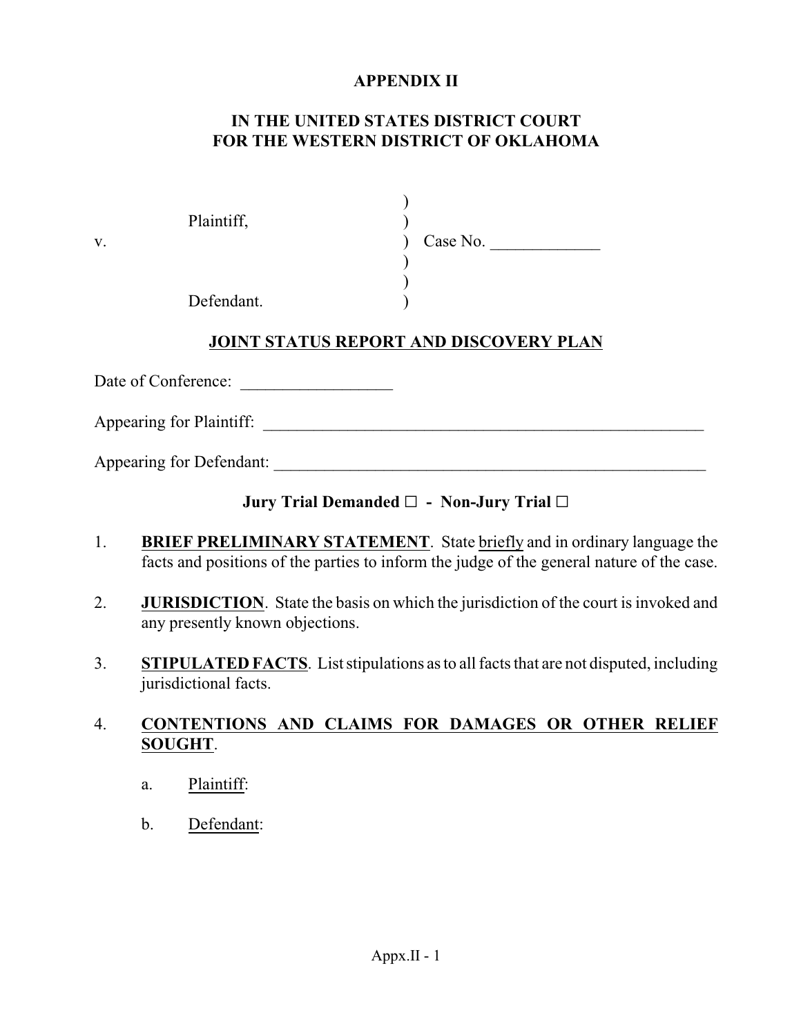**APPENDIX II**

**IN THE UNITED STATES DISTRICT COURT**
**FOR THE WESTERN DISTRICT OF OKLAHOMA**

```
                                    )
            Plaintiff,              )
v.                                  )  Case No. _____________
                                    )
                                    )
            Defendant.              )
```

**JOINT STATUS REPORT AND DISCOVERY PLAN**

Date of Conference: __________________

Appearing for Plaintiff: _______________________________________________________

Appearing for Defendant: ______________________________________________________

**Jury Trial Demanded ☐ - Non-Jury Trial ☐**

1. **BRIEF PRELIMINARY STATEMENT**. State briefly and in ordinary language the facts and positions of the parties to inform the judge of the general nature of the case.

2. **JURISDICTION**. State the basis on which the jurisdiction of the court is invoked and any presently known objections.

3. **STIPULATED FACTS**. List stipulations as to all facts that are not disputed, including jurisdictional facts.

4. **CONTENTIONS AND CLAIMS FOR DAMAGES OR OTHER RELIEF SOUGHT**.

   a. Plaintiff:

   b. Defendant: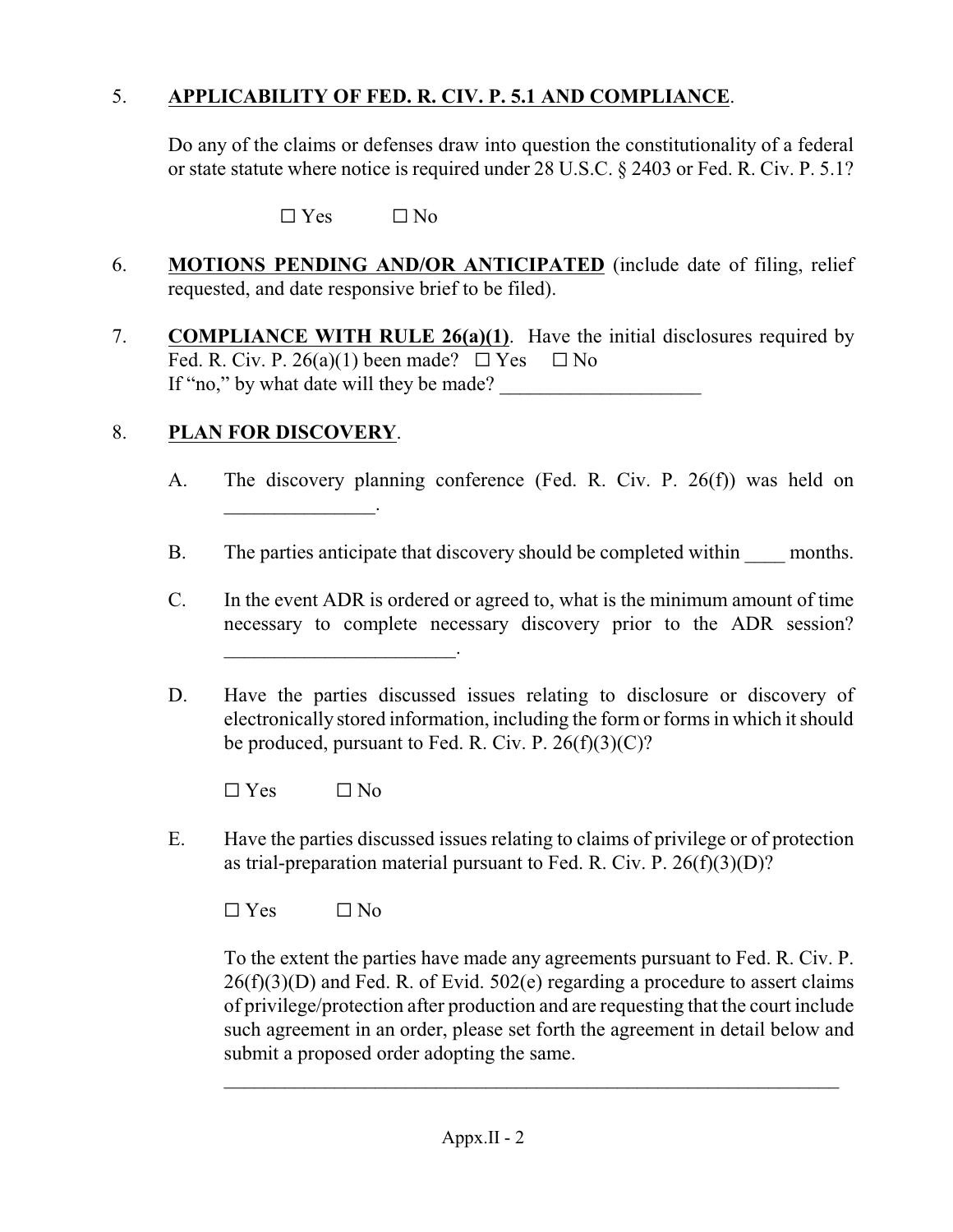5. **APPLICABILITY OF FED. R. CIV. P. 5.1 AND COMPLIANCE**.

   Do any of the claims or defenses draw into question the constitutionality of a federal or state statute where notice is required under 28 U.S.C. § 2403 or Fed. R. Civ. P. 5.1?

   ☐ Yes ☐ No

6. **MOTIONS PENDING AND/OR ANTICIPATED** (include date of filing, relief requested, and date responsive brief to be filed).

7. **COMPLIANCE WITH RULE 26(a)(1)**. Have the initial disclosures required by Fed. R. Civ. P. 26(a)(1) been made? ☐ Yes ☐ No
   If "no," by what date will they be made? ____________________

8. **PLAN FOR DISCOVERY**.

   A. The discovery planning conference (Fed. R. Civ. P. 26(f)) was held on _______________.

   B. The parties anticipate that discovery should be completed within ____ months.

   C. In the event ADR is ordered or agreed to, what is the minimum amount of time necessary to complete necessary discovery prior to the ADR session? _______________________.

   D. Have the parties discussed issues relating to disclosure or discovery of electronically stored information, including the form or forms in which it should be produced, pursuant to Fed. R. Civ. P. 26(f)(3)(C)?

      ☐ Yes ☐ No

   E. Have the parties discussed issues relating to claims of privilege or of protection as trial-preparation material pursuant to Fed. R. Civ. P. 26(f)(3)(D)?

      ☐ Yes ☐ No

      To the extent the parties have made any agreements pursuant to Fed. R. Civ. P. 26(f)(3)(D) and Fed. R. of Evid. 502(e) regarding a procedure to assert claims of privilege/protection after production and are requesting that the court include such agreement in an order, please set forth the agreement in detail below and submit a proposed order adopting the same.

      ___________________________________________________________________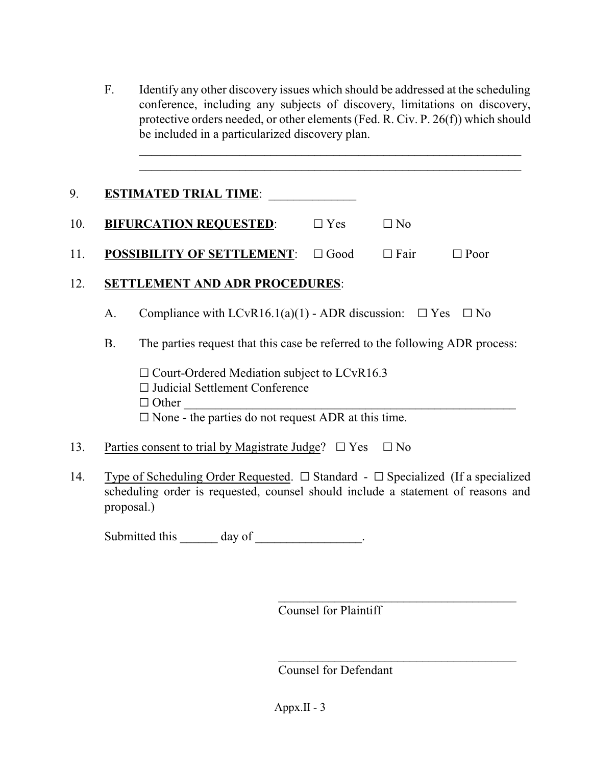F. Identify any other discovery issues which should be addressed at the scheduling conference, including any subjects of discovery, limitations on discovery, protective orders needed, or other elements (Fed. R. Civ. P. 26(f)) which should be included in a particularized discovery plan.

\_\_\_\_\_\_\_\_\_\_\_\_\_\_\_\_\_\_\_\_\_\_\_\_\_\_\_\_\_\_\_\_\_\_\_\_\_\_\_\_\_\_\_\_\_\_\_\_\_\_\_\_\_\_\_\_\_\_\_\_\_\_\_\_
\_\_\_\_\_\_\_\_\_\_\_\_\_\_\_\_\_\_\_\_\_\_\_\_\_\_\_\_\_\_\_\_\_\_\_\_\_\_\_\_\_\_\_\_\_\_\_\_\_\_\_\_\_\_\_\_\_\_\_\_\_\_\_\_

9. **ESTIMATED TRIAL TIME**: \_\_\_\_\_\_\_\_\_\_\_\_\_\_

10. **BIFURCATION REQUESTED**: ☐ Yes ☐ No

11. **POSSIBILITY OF SETTLEMENT**: ☐ Good ☐ Fair ☐ Poor

12. **SETTLEMENT AND ADR PROCEDURES**:

    A. Compliance with LCvR16.1(a)(1) - ADR discussion: ☐ Yes ☐ No

    B. The parties request that this case be referred to the following ADR process:

    ☐ Court-Ordered Mediation subject to LCvR16.3
    ☐ Judicial Settlement Conference
    ☐ Other \_\_\_\_\_\_\_\_\_\_\_\_\_\_\_\_\_\_\_\_\_\_\_\_\_\_\_\_\_\_\_\_\_\_\_\_\_\_\_\_\_\_\_\_\_\_\_\_\_\_\_\_\_\_
    ☐ None - the parties do not request ADR at this time.

13. Parties consent to trial by Magistrate Judge? ☐ Yes ☐ No

14. Type of Scheduling Order Requested. ☐ Standard - ☐ Specialized (If a specialized scheduling order is requested, counsel should include a statement of reasons and proposal.)

Submitted this \_\_\_\_\_\_ day of \_\_\_\_\_\_\_\_\_\_\_\_\_\_\_\_\_.

\_\_\_\_\_\_\_\_\_\_\_\_\_\_\_\_\_\_\_\_\_\_\_\_\_\_\_\_\_\_\_\_\_\_\_\_\_\_\_\_
Counsel for Plaintiff

\_\_\_\_\_\_\_\_\_\_\_\_\_\_\_\_\_\_\_\_\_\_\_\_\_\_\_\_\_\_\_\_\_\_\_\_\_\_\_\_
Counsel for Defendant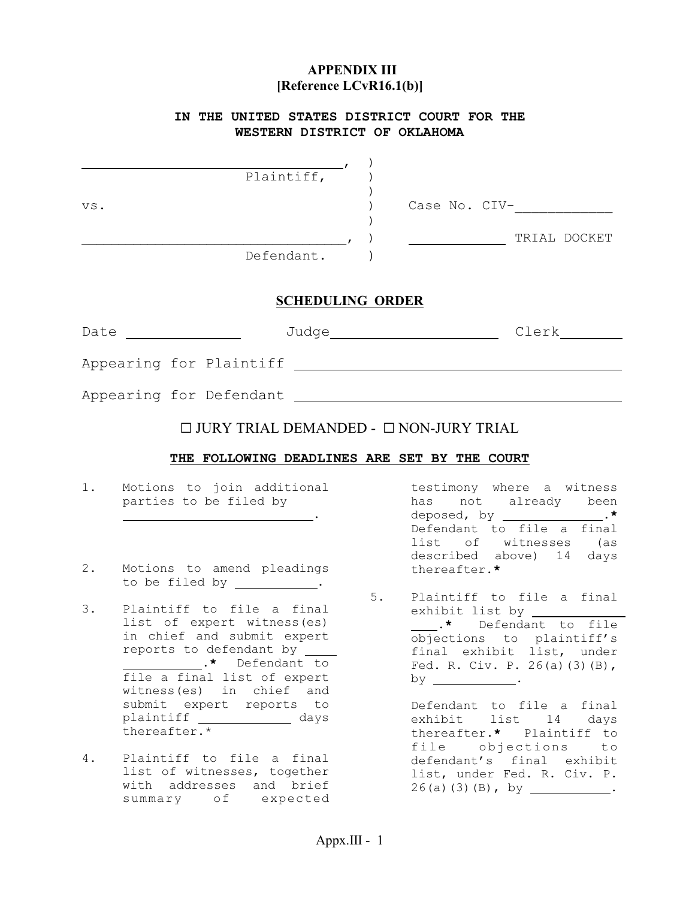**APPENDIX III**
**[Reference LCvR16.1(b)]**

**IN THE UNITED STATES DISTRICT COURT FOR THE WESTERN DISTRICT OF OKLAHOMA**

| | | |
|---|---|---|
| ______________________________, Plaintiff, | ) | |
| vs. | ) | Case No. CIV-____________ |
| ______________________________, Defendant. | ) | ____________ TRIAL DOCKET |

## SCHEDULING ORDER

Date ______________ Judge ____________________ Clerk ________

Appearing for Plaintiff ________________________________________

Appearing for Defendant ________________________________________

☐ JURY TRIAL DEMANDED - ☐ NON-JURY TRIAL

**THE FOLLOWING DEADLINES ARE SET BY THE COURT**

1. Motions to join additional parties to be filed by ________________________.

2. Motions to amend pleadings to be filed by ___________.

3. Plaintiff to file a final list of expert witness(es) in chief and submit expert reports to defendant by ________________.**\*** Defendant to file a final list of expert witness(es) in chief and submit expert reports to plaintiff ____________ days thereafter.*

4. Plaintiff to file a final list of witnesses, together with addresses and brief summary of expected testimony where a witness has not already been deposed, by ______________.**\*** Defendant to file a final list of witnesses (as described above) 14 days thereafter.**\***

5. Plaintiff to file a final exhibit list by ________________.**\*** Defendant to file objections to plaintiff's final exhibit list, under Fed. R. Civ. P. 26(a)(3)(B), by ____________.

   Defendant to file a final exhibit list 14 days thereafter.**\*** Plaintiff to file objections to defendant's final exhibit list, under Fed. R. Civ. P. 26(a)(3)(B), by ___________.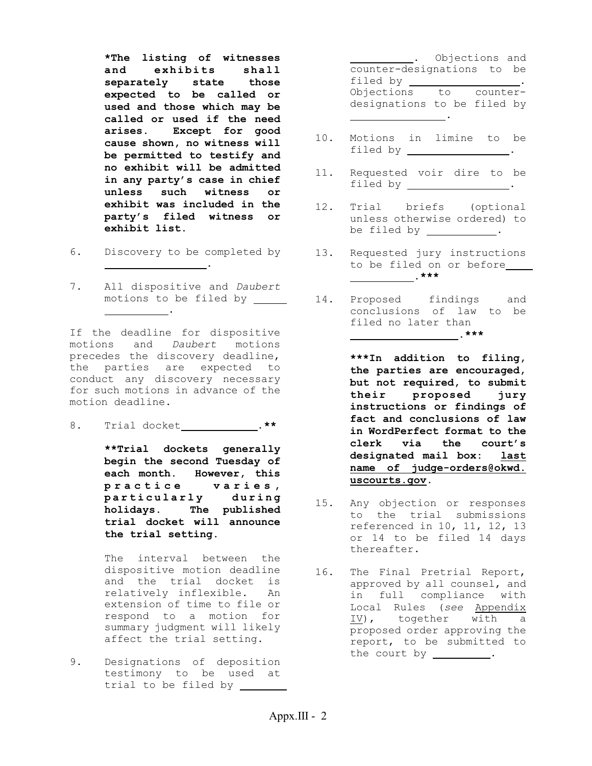**\*The listing of witnesses and exhibits shall separately state those expected to be called or used and those which may be called or used if the need arises. Except for good cause shown, no witness will be permitted to testify and no exhibit will be admitted in any party's case in chief unless such witness or exhibit was included in the party's filed witness or exhibit list.**

6. Discovery to be completed by \_\_\_\_\_\_\_\_\_\_\_\_\_\_\_\_.

7. All dispositive and *Daubert* motions to be filed by \_\_\_\_\_\_\_\_\_\_\_\_\_\_\_\_.

If the deadline for dispositive motions and *Daubert* motions precedes the discovery deadline, the parties are expected to conduct any discovery necessary for such motions in advance of the motion deadline.

8. Trial docket\_\_\_\_\_\_\_\_\_\_\_\_.**\*\***

**\*\*Trial dockets generally begin the second Tuesday of each month. However, this practice varies, particularly during holidays. The published trial docket will announce the trial setting.**

The interval between the dispositive motion deadline and the trial docket is relatively inflexible. An extension of time to file or respond to a motion for summary judgment will likely affect the trial setting.

9. Designations of deposition testimony to be used at trial to be filed by \_\_\_\_\_\_\_\_\_\_\_\_\_\_\_\_. Objections and counter-designations to be filed by \_\_\_\_\_\_\_\_\_\_\_\_\_\_\_\_. Objections to counter-designations to be filed by \_\_\_\_\_\_\_\_\_\_\_\_\_\_\_\_.

10. Motions in limine to be filed by \_\_\_\_\_\_\_\_\_\_\_\_\_\_\_\_.

11. Requested voir dire to be filed by \_\_\_\_\_\_\_\_\_\_\_\_\_\_\_\_.

12. Trial briefs (optional unless otherwise ordered) to be filed by \_\_\_\_\_\_\_\_\_\_\_\_.

13. Requested jury instructions to be filed on or before\_\_\_\_\_\_\_\_\_\_\_\_\_\_\_\_.**\*\*\***

14. Proposed findings and conclusions of law to be filed no later than \_\_\_\_\_\_\_\_\_\_\_\_\_\_\_\_.**\*\*\***

**\*\*\*In addition to filing, the parties are encouraged, but not required, to submit their proposed jury instructions or findings of fact and conclusions of law in WordPerfect format to the clerk via the court's designated mail box: last name of judge-orders@okwd.uscourts.gov.**

15. Any objection or responses to the trial submissions referenced in 10, 11, 12, 13 or 14 to be filed 14 days thereafter.

16. The Final Pretrial Report, approved by all counsel, and in full compliance with Local Rules (*see* Appendix IV), together with a proposed order approving the report, to be submitted to the court by \_\_\_\_\_\_\_\_\_\_.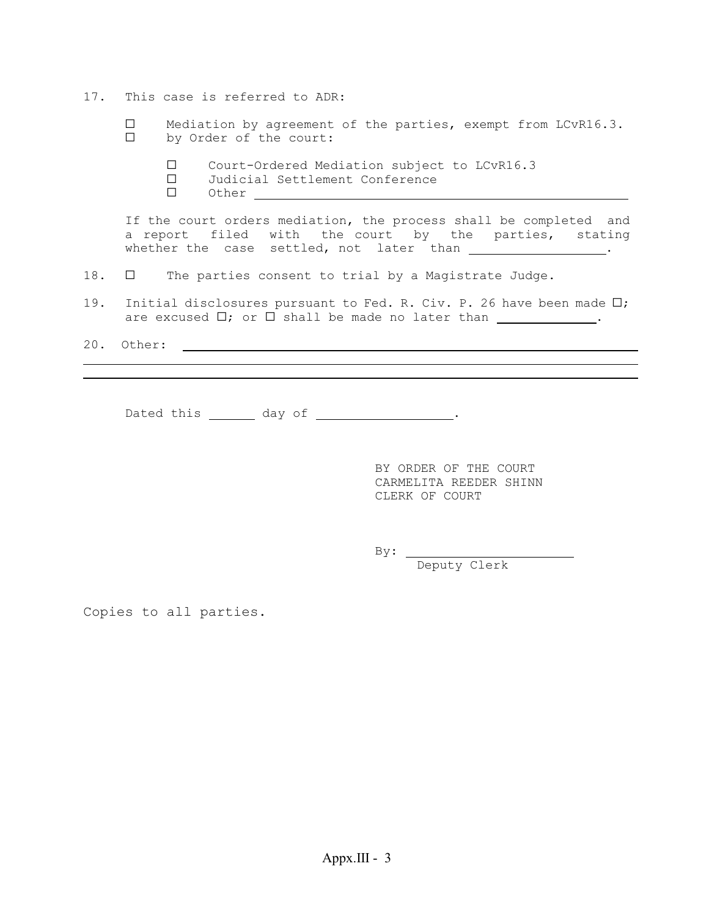17. This case is referred to ADR:

    ☐ Mediation by agreement of the parties, exempt from LCvR16.3.
    ☐ by Order of the court:

        ☐ Court-Ordered Mediation subject to LCvR16.3
        ☐ Judicial Settlement Conference
        ☐ Other ______________________________________________

    If the court orders mediation, the process shall be completed and a report filed with the court by the parties, stating whether the case settled, not later than ________________.

18. ☐ The parties consent to trial by a Magistrate Judge.

19. Initial disclosures pursuant to Fed. R. Civ. P. 26 have been made ☐; are excused ☐; or ☐ shall be made no later than ____________.

20. Other: ______________________________________________________________

______________________________________________________________________

______________________________________________________________________

Dated this ______ day of ________________.

BY ORDER OF THE COURT
CARMELITA REEDER SHINN
CLERK OF COURT

By: ______________________
Deputy Clerk

Copies to all parties.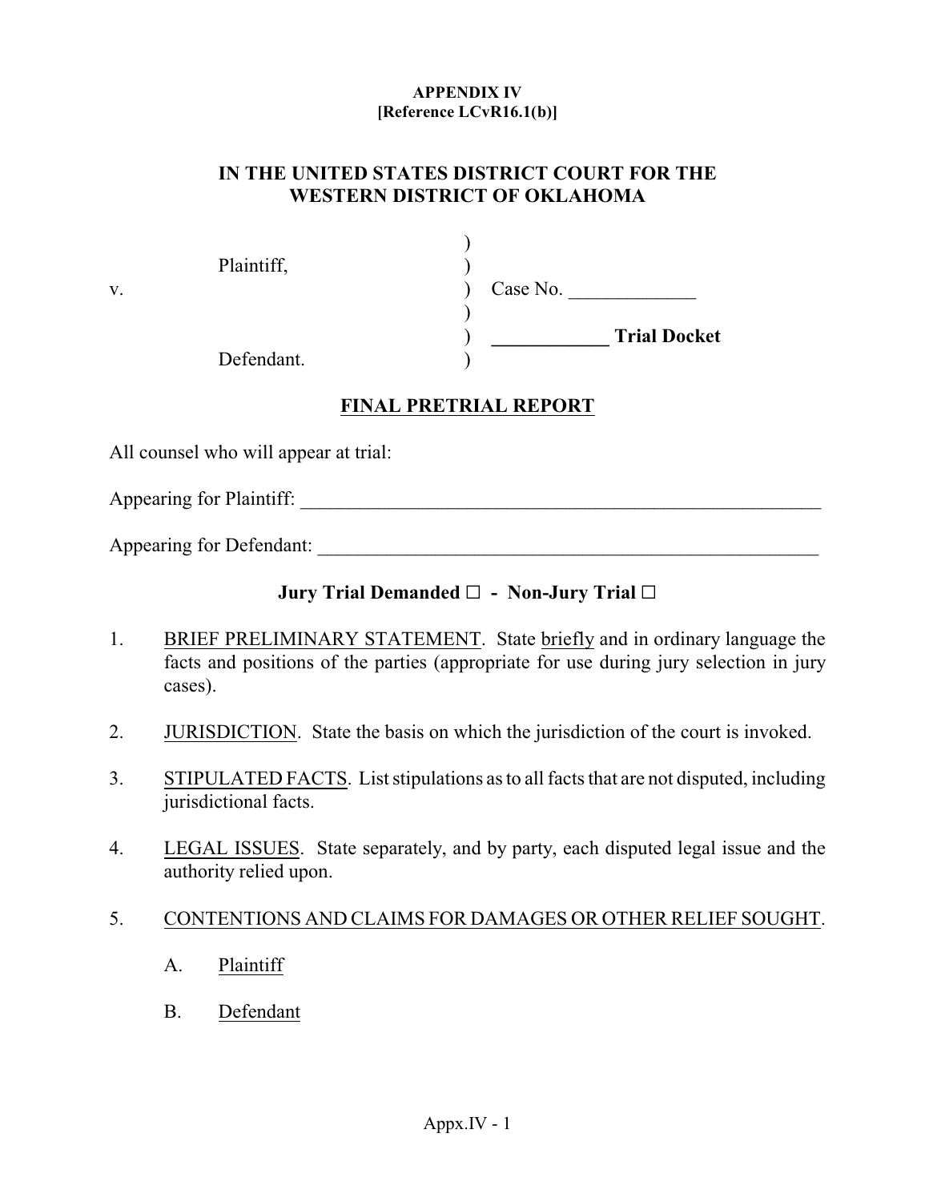**APPENDIX IV**
**[Reference LCvR16.1(b)]**

**IN THE UNITED STATES DISTRICT COURT FOR THE WESTERN DISTRICT OF OKLAHOMA**

| | | |
|---|---|---|
| | ) | |
| Plaintiff, | ) | |
| v. | ) | Case No. _____________ |
| | ) | |
| | ) | **____________ Trial Docket** |
| Defendant. | ) | |

**FINAL PRETRIAL REPORT**

All counsel who will appear at trial:

Appearing for Plaintiff: ________________________________________________________

Appearing for Defendant: ______________________________________________________

**Jury Trial Demanded ☐ - Non-Jury Trial ☐**

1. BRIEF PRELIMINARY STATEMENT. State briefly and in ordinary language the facts and positions of the parties (appropriate for use during jury selection in jury cases).

2. JURISDICTION. State the basis on which the jurisdiction of the court is invoked.

3. STIPULATED FACTS. List stipulations as to all facts that are not disputed, including jurisdictional facts.

4. LEGAL ISSUES. State separately, and by party, each disputed legal issue and the authority relied upon.

5. CONTENTIONS AND CLAIMS FOR DAMAGES OR OTHER RELIEF SOUGHT.

   A. Plaintiff

   B. Defendant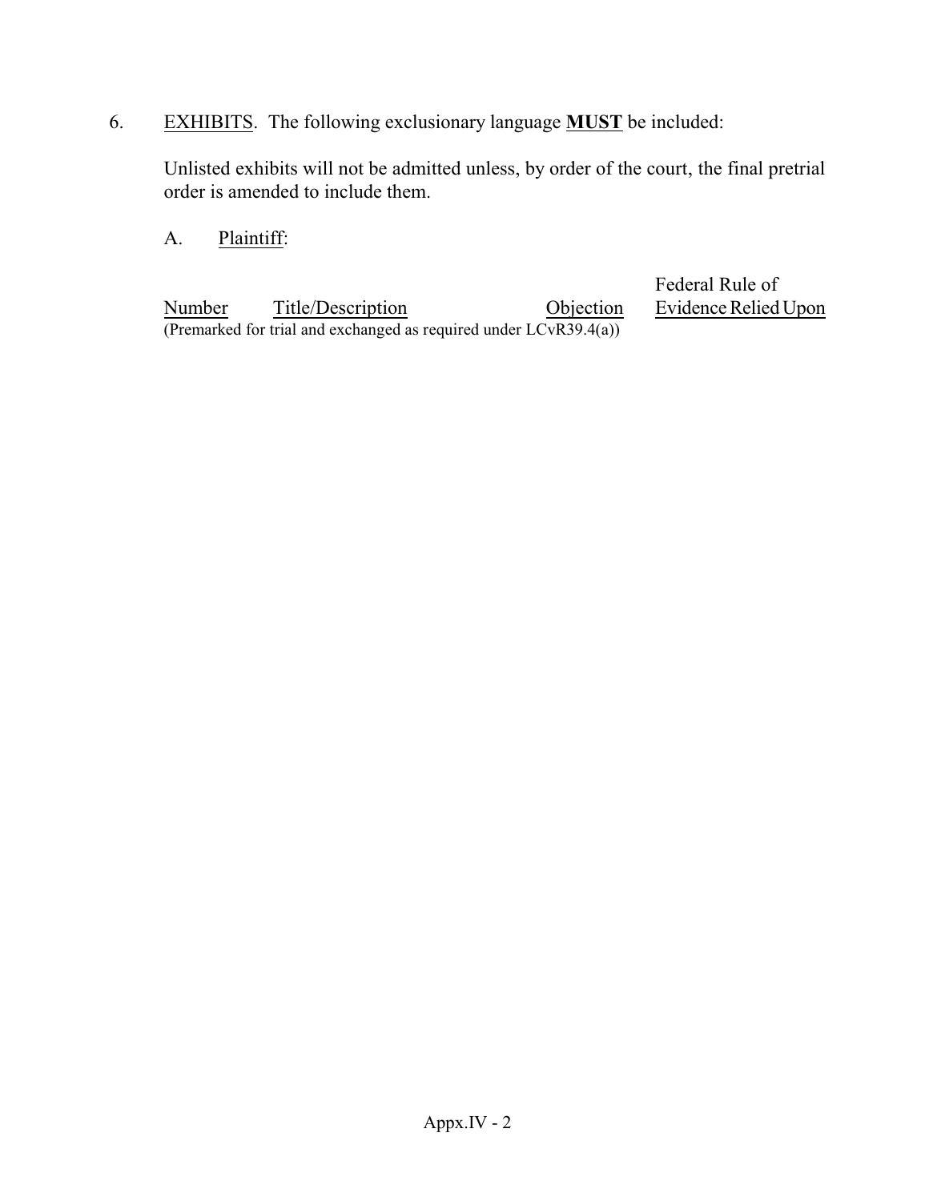6. <u>EXHIBITS</u>. The following exclusionary language **<u>MUST</u>** be included:

Unlisted exhibits will not be admitted unless, by order of the court, the final pretrial order is amended to include them.

A. <u>Plaintiff</u>:

| Number | Title/Description | Objection | Federal Rule of Evidence Relied Upon |
| --- | --- | --- | --- |

(Premarked for trial and exchanged as required under LCvR39.4(a))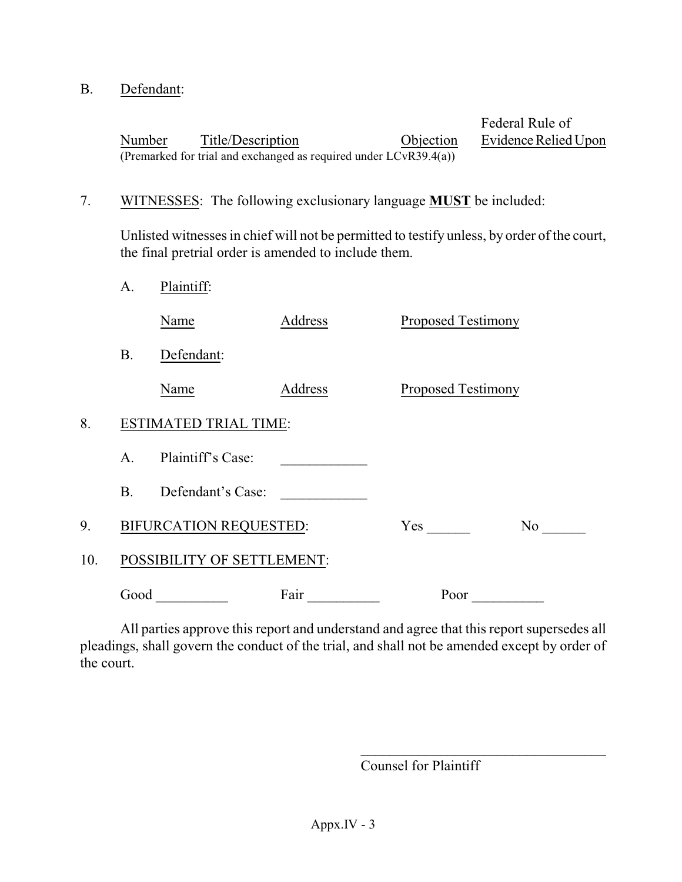B. Defendant:

| Number | Title/Description | Objection | Federal Rule of Evidence Relied Upon |
|---|---|---|---|

(Premarked for trial and exchanged as required under LCvR39.4(a))

7. WITNESSES: The following exclusionary language **MUST** be included:

   Unlisted witnesses in chief will not be permitted to testify unless, by order of the court, the final pretrial order is amended to include them.

   A. Plaintiff:

   | Name | Address | Proposed Testimony |
   |---|---|---|

   B. Defendant:

   | Name | Address | Proposed Testimony |
   |---|---|---|

8. ESTIMATED TRIAL TIME:

   A. Plaintiff's Case: ____________

   B. Defendant's Case: ____________

9. BIFURCATION REQUESTED: Yes ______ No ______

10. POSSIBILITY OF SETTLEMENT:

    Good __________ Fair __________ Poor __________

All parties approve this report and understand and agree that this report supersedes all pleadings, shall govern the conduct of the trial, and shall not be amended except by order of the court.

____________________________________
Counsel for Plaintiff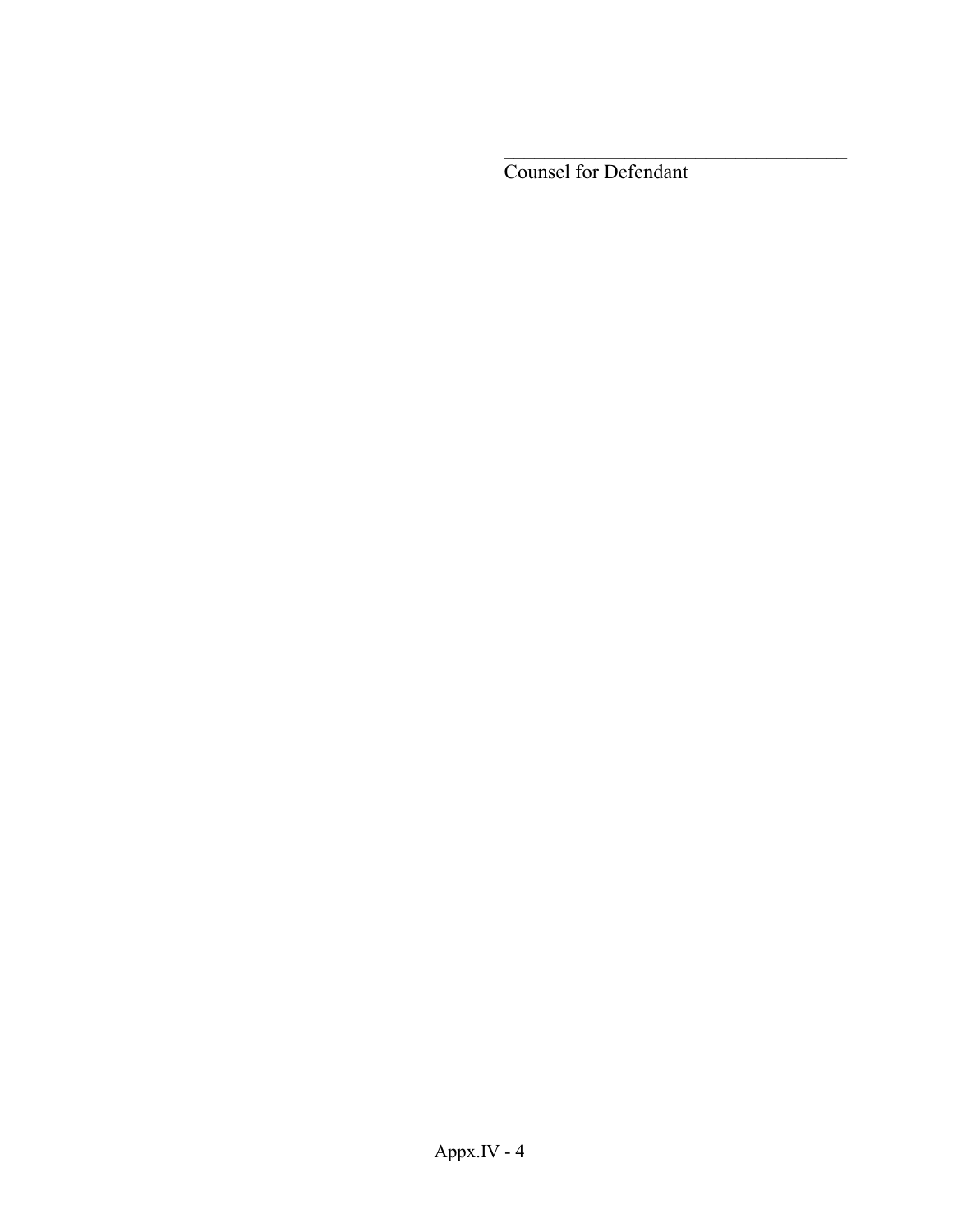\_\_\_\_\_\_\_\_\_\_\_\_\_\_\_\_\_\_\_\_\_\_\_\_\_\_\_\_\_\_\_\_\_\_\_\_

Counsel for Defendant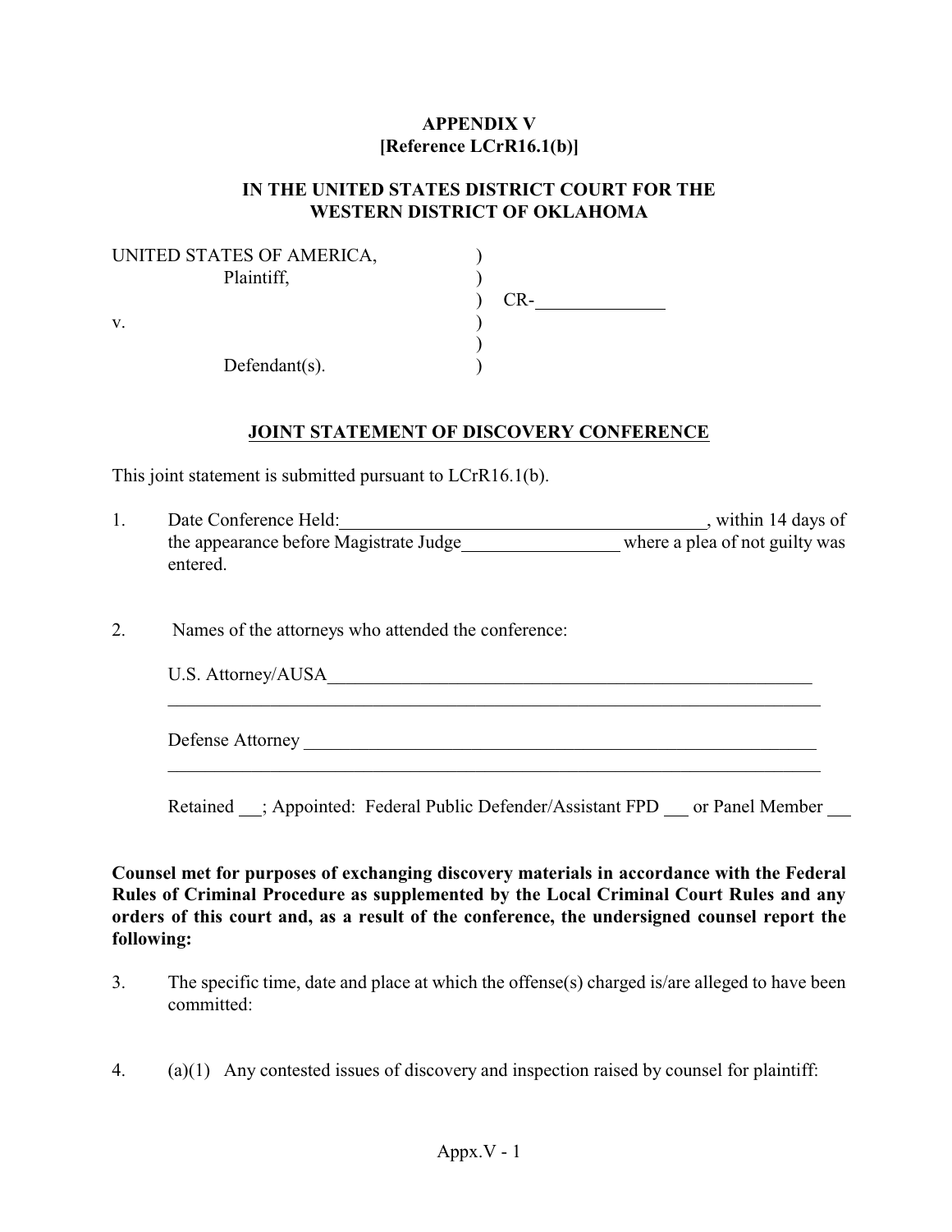**APPENDIX V**
**[Reference LCrR16.1(b)]**

**IN THE UNITED STATES DISTRICT COURT FOR THE WESTERN DISTRICT OF OKLAHOMA**

UNITED STATES OF AMERICA, )
Plaintiff, )
) CR-______________
v. )
)
Defendant(s). )

**JOINT STATEMENT OF DISCOVERY CONFERENCE**

This joint statement is submitted pursuant to LCrR16.1(b).

1. Date Conference Held:_________________________________________, within 14 days of the appearance before Magistrate Judge_________________ where a plea of not guilty was entered.

2. Names of the attorneys who attended the conference:

   U.S. Attorney/AUSA_________________________________________________________
   ________________________________________________________________________

   Defense Attorney ___________________________________________________________
   ________________________________________________________________________

   Retained ___; Appointed: Federal Public Defender/Assistant FPD ___ or Panel Member ___

**Counsel met for purposes of exchanging discovery materials in accordance with the Federal Rules of Criminal Procedure as supplemented by the Local Criminal Court Rules and any orders of this court and, as a result of the conference, the undersigned counsel report the following:**

3. The specific time, date and place at which the offense(s) charged is/are alleged to have been committed:

4. (a)(1) Any contested issues of discovery and inspection raised by counsel for plaintiff: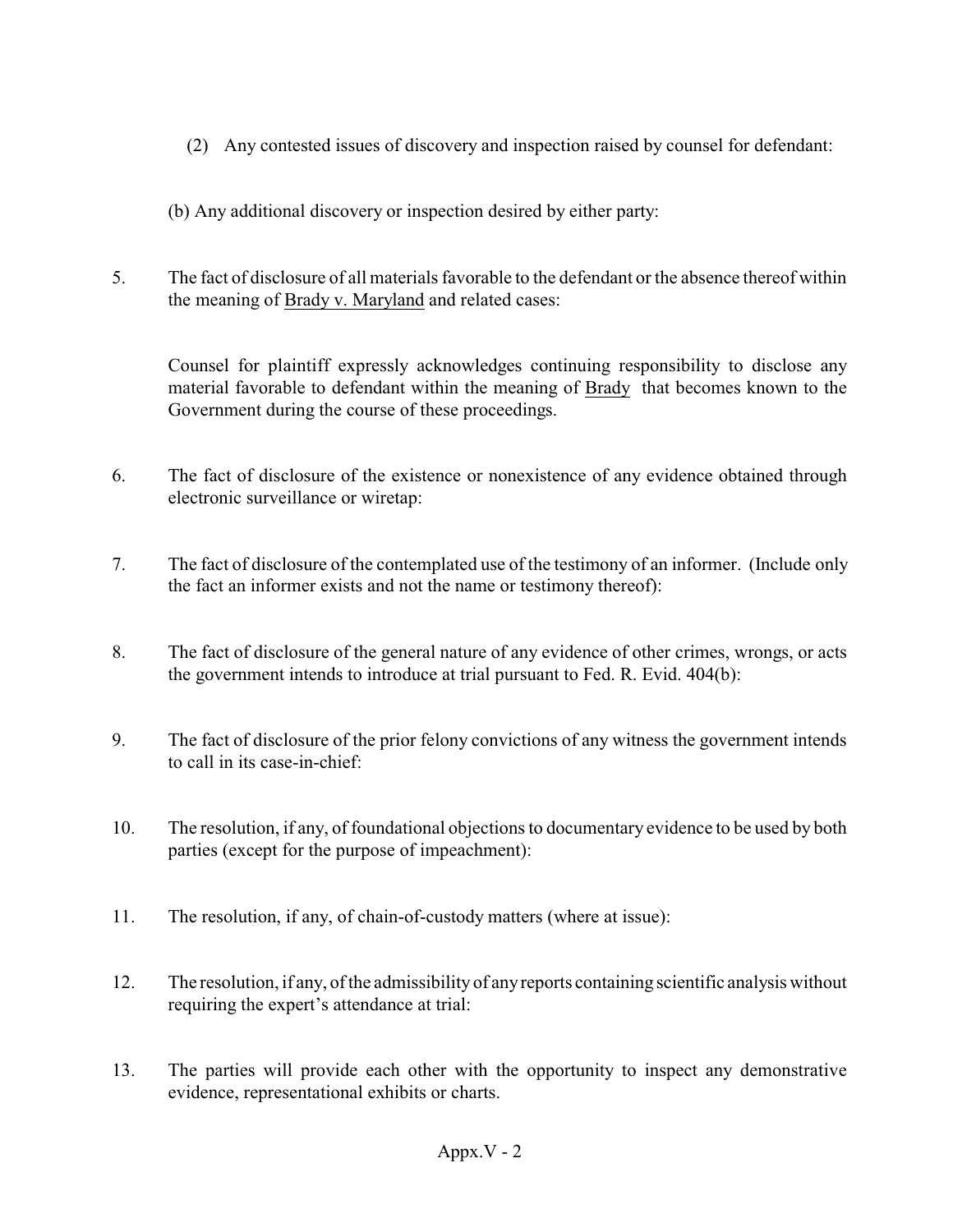(2) Any contested issues of discovery and inspection raised by counsel for defendant:

(b) Any additional discovery or inspection desired by either party:

5. The fact of disclosure of all materials favorable to the defendant or the absence thereof within the meaning of Brady v. Maryland and related cases:

   Counsel for plaintiff expressly acknowledges continuing responsibility to disclose any material favorable to defendant within the meaning of Brady that becomes known to the Government during the course of these proceedings.

6. The fact of disclosure of the existence or nonexistence of any evidence obtained through electronic surveillance or wiretap:

7. The fact of disclosure of the contemplated use of the testimony of an informer. (Include only the fact an informer exists and not the name or testimony thereof):

8. The fact of disclosure of the general nature of any evidence of other crimes, wrongs, or acts the government intends to introduce at trial pursuant to Fed. R. Evid. 404(b):

9. The fact of disclosure of the prior felony convictions of any witness the government intends to call in its case-in-chief:

10. The resolution, if any, of foundational objections to documentary evidence to be used by both parties (except for the purpose of impeachment):

11. The resolution, if any, of chain-of-custody matters (where at issue):

12. The resolution, if any, of the admissibility of any reports containing scientific analysis without requiring the expert's attendance at trial:

13. The parties will provide each other with the opportunity to inspect any demonstrative evidence, representational exhibits or charts.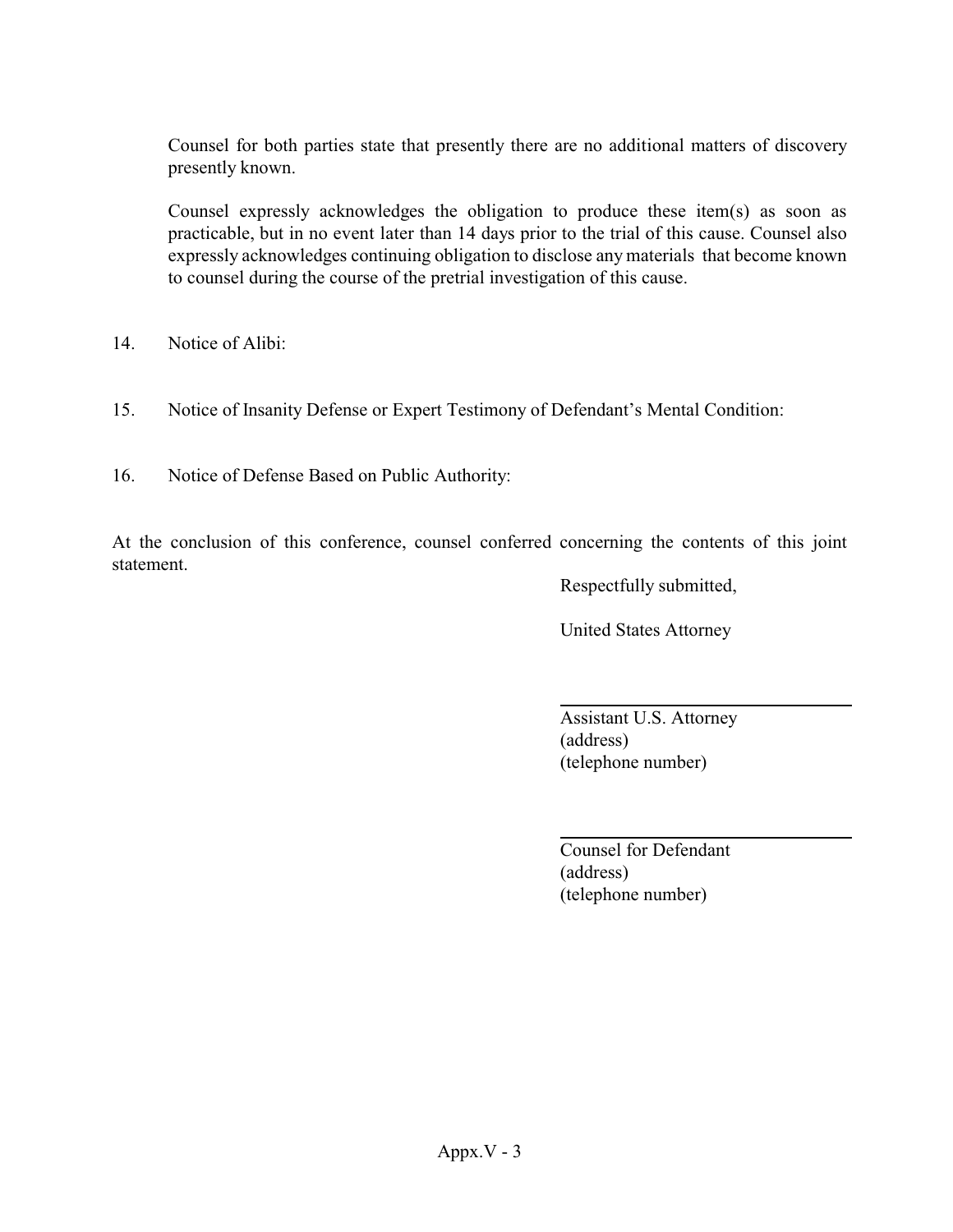Counsel for both parties state that presently there are no additional matters of discovery presently known.

Counsel expressly acknowledges the obligation to produce these item(s) as soon as practicable, but in no event later than 14 days prior to the trial of this cause. Counsel also expressly acknowledges continuing obligation to disclose any materials that become known to counsel during the course of the pretrial investigation of this cause.

14. Notice of Alibi:

15. Notice of Insanity Defense or Expert Testimony of Defendant's Mental Condition:

16. Notice of Defense Based on Public Authority:

At the conclusion of this conference, counsel conferred concerning the contents of this joint statement.

Respectfully submitted,

United States Attorney

\_\_\_\_\_\_\_\_\_\_\_\_\_\_\_\_\_\_\_\_\_\_\_\_\_\_\_\_\_\_
Assistant U.S. Attorney
(address)
(telephone number)

\_\_\_\_\_\_\_\_\_\_\_\_\_\_\_\_\_\_\_\_\_\_\_\_\_\_\_\_\_\_
Counsel for Defendant
(address)
(telephone number)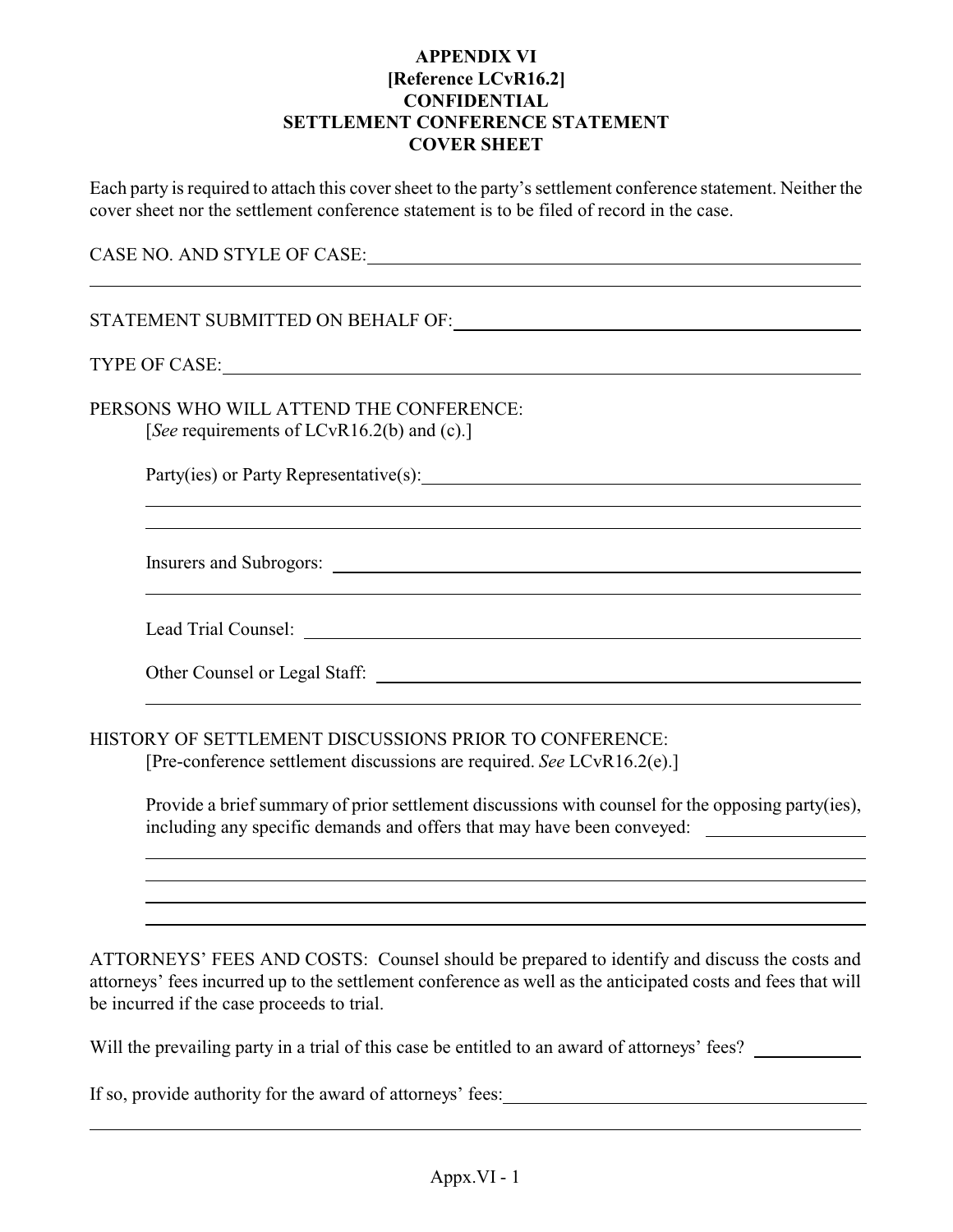# APPENDIX VI
## [Reference LCvR16.2]
## CONFIDENTIAL
## SETTLEMENT CONFERENCE STATEMENT
## COVER SHEET

Each party is required to attach this cover sheet to the party's settlement conference statement. Neither the cover sheet nor the settlement conference statement is to be filed of record in the case.

CASE NO. AND STYLE OF CASE: ______________________________________________

______________________________________________________________________

STATEMENT SUBMITTED ON BEHALF OF: ____________________________________

TYPE OF CASE: ________________________________________________________

PERSONS WHO WILL ATTEND THE CONFERENCE:
[*See* requirements of LCvR16.2(b) and (c).]

Party(ies) or Party Representative(s): ____________________________________

______________________________________________________________________

______________________________________________________________________

Insurers and Subrogors: ______________________________________________

______________________________________________________________________

Lead Trial Counsel: __________________________________________________

Other Counsel or Legal Staff: __________________________________________

______________________________________________________________________

HISTORY OF SETTLEMENT DISCUSSIONS PRIOR TO CONFERENCE:
[Pre-conference settlement discussions are required. *See* LCvR16.2(e).]

Provide a brief summary of prior settlement discussions with counsel for the opposing party(ies), including any specific demands and offers that may have been conveyed: ______________

______________________________________________________________________

______________________________________________________________________

______________________________________________________________________

______________________________________________________________________

ATTORNEYS' FEES AND COSTS: Counsel should be prepared to identify and discuss the costs and attorneys' fees incurred up to the settlement conference as well as the anticipated costs and fees that will be incurred if the case proceeds to trial.

Will the prevailing party in a trial of this case be entitled to an award of attorneys' fees? __________

If so, provide authority for the award of attorneys' fees: ______________________________

______________________________________________________________________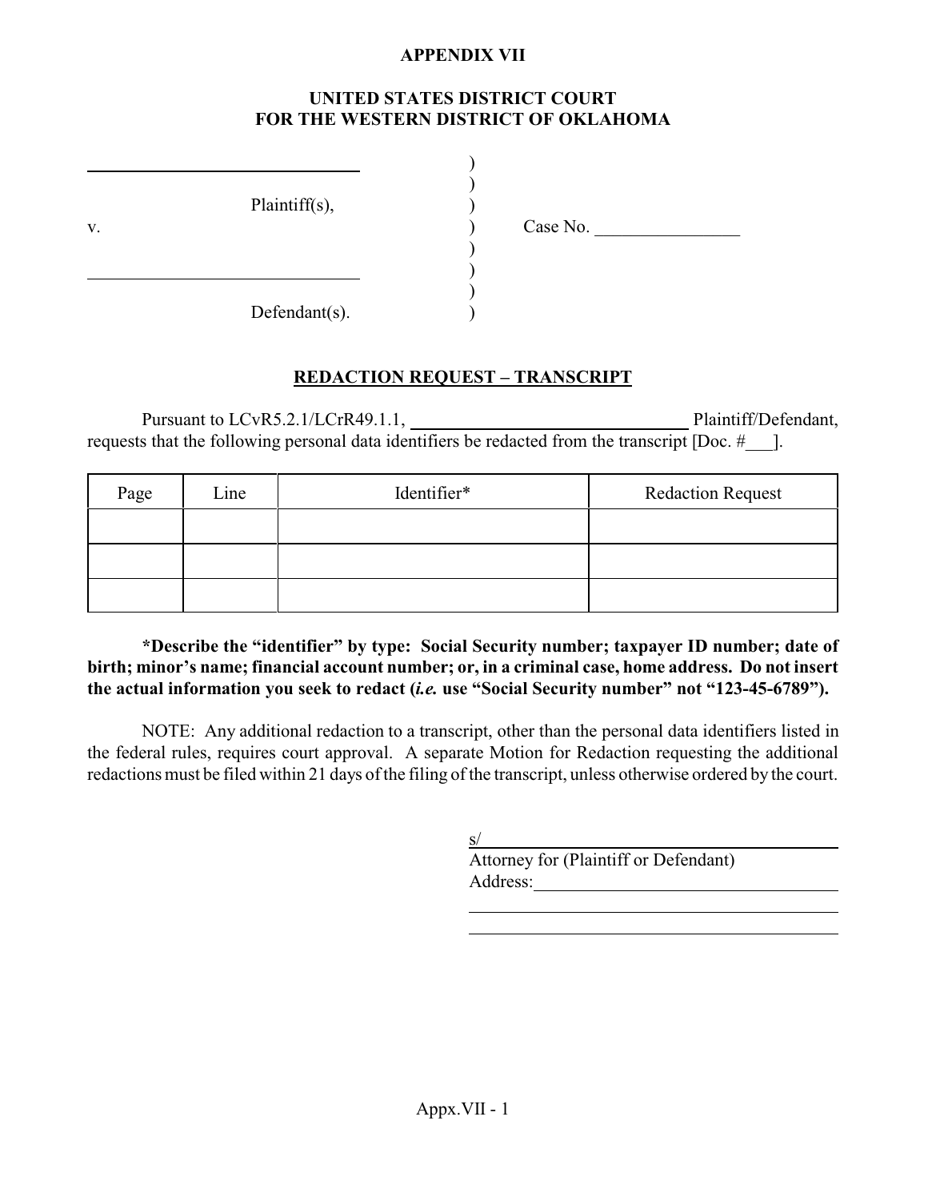**APPENDIX VII**

**UNITED STATES DISTRICT COURT**
**FOR THE WESTERN DISTRICT OF OKLAHOMA**

______________________________ )
)
Plaintiff(s), )
v. ) Case No. ________________
)
)
______________________________ )
)
Defendant(s). )

**REDACTION REQUEST – TRANSCRIPT**

Pursuant to LCvR5.2.1/LCrR49.1.1, ______________________________ Plaintiff/Defendant, requests that the following personal data identifiers be redacted from the transcript [Doc. #___].

| Page | Line | Identifier* | Redaction Request |
|---|---|---|---|
| | | | |
| | | | |
| | | | |

**\*Describe the "identifier" by type: Social Security number; taxpayer ID number; date of birth; minor's name; financial account number; or, in a criminal case, home address. Do not insert the actual information you seek to redact (*i.e.* use "Social Security number" not "123-45-6789").**

NOTE: Any additional redaction to a transcript, other than the personal data identifiers listed in the federal rules, requires court approval. A separate Motion for Redaction requesting the additional redactions must be filed within 21 days of the filing of the transcript, unless otherwise ordered by the court.

s/______________________________
Attorney for (Plaintiff or Defendant)
Address:______________________________
______________________________
______________________________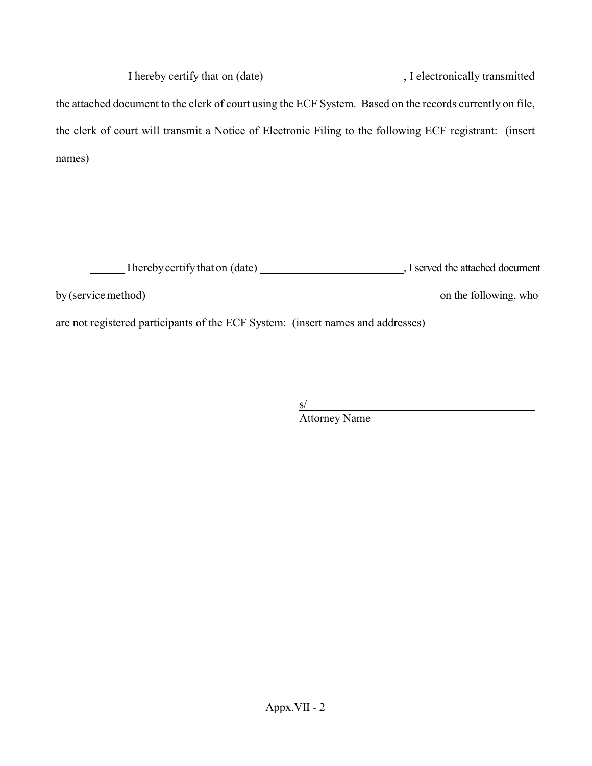______ I hereby certify that on (date) ________________________, I electronically transmitted the attached document to the clerk of court using the ECF System. Based on the records currently on file, the clerk of court will transmit a Notice of Electronic Filing to the following ECF registrant: (insert names)

______ I hereby certify that on (date) __________________________, I served the attached document by (service method) _____________________________________________________ on the following, who are not registered participants of the ECF System: (insert names and addresses)

s/ ___________________________________________
Attorney Name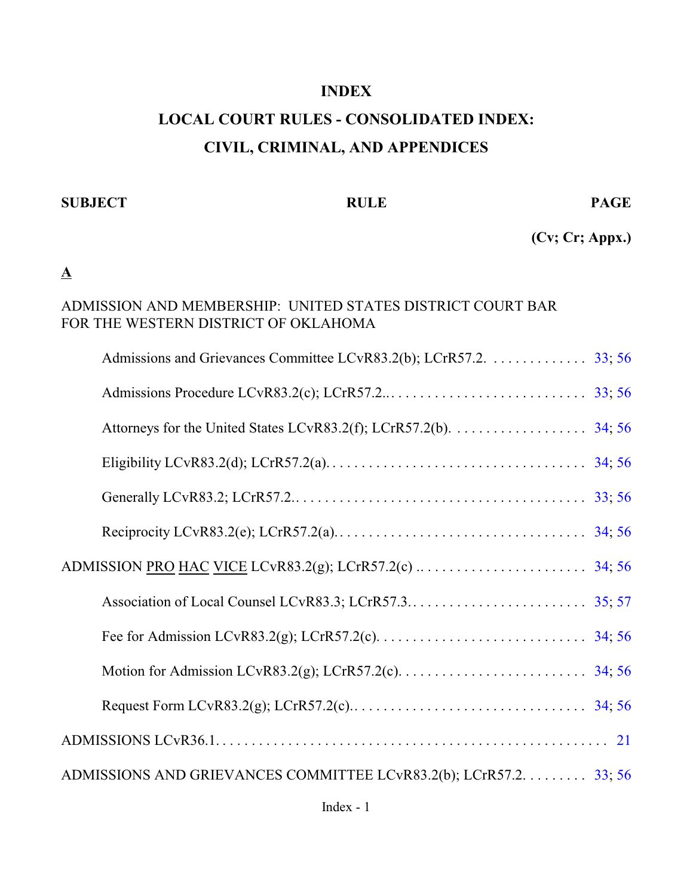# INDEX

## LOCAL COURT RULES - CONSOLIDATED INDEX: CIVIL, CRIMINAL, AND APPENDICES

**SUBJECT** **RULE** **PAGE**

**(Cv; Cr; Appx.)**

**A**

ADMISSION AND MEMBERSHIP: UNITED STATES DISTRICT COURT BAR FOR THE WESTERN DISTRICT OF OKLAHOMA

- Admissions and Grievances Committee LCvR83.2(b); LCrR57.2. . . . . . . . . . . . . . 33; 56
- Admissions Procedure LCvR83.2(c); LCrR57.2.. . . . . . . . . . . . . . . . . . . . . . . . . . . 33; 56
- Attorneys for the United States LCvR83.2(f); LCrR57.2(b). . . . . . . . . . . . . . . . . . . 34; 56
- Eligibility LCvR83.2(d); LCrR57.2(a). . . . . . . . . . . . . . . . . . . . . . . . . . . . . . . . . . . . 34; 56
- Generally LCvR83.2; LCrR57.2.. . . . . . . . . . . . . . . . . . . . . . . . . . . . . . . . . . . . . . . 33; 56
- Reciprocity LCvR83.2(e); LCrR57.2(a). . . . . . . . . . . . . . . . . . . . . . . . . . . . . . . . . . . 34; 56

ADMISSION PRO HAC VICE LCvR83.2(g); LCrR57.2(c) .. . . . . . . . . . . . . . . . . . . . . . . 34; 56

- Association of Local Counsel LCvR83.3; LCrR57.3.. . . . . . . . . . . . . . . . . . . . . . . . . 35; 57
- Fee for Admission LCvR83.2(g); LCrR57.2(c). . . . . . . . . . . . . . . . . . . . . . . . . . . . . 34; 56
- Motion for Admission LCvR83.2(g); LCrR57.2(c). . . . . . . . . . . . . . . . . . . . . . . . . . 34; 56
- Request Form LCvR83.2(g); LCrR57.2(c).. . . . . . . . . . . . . . . . . . . . . . . . . . . . . . . . 34; 56

ADMISSIONS LCvR36.1. . . . . . . . . . . . . . . . . . . . . . . . . . . . . . . . . . . . . . . . . . . . . . . . . . . . 21

ADMISSIONS AND GRIEVANCES COMMITTEE LCvR83.2(b); LCrR57.2. . . . . . . . . 33; 56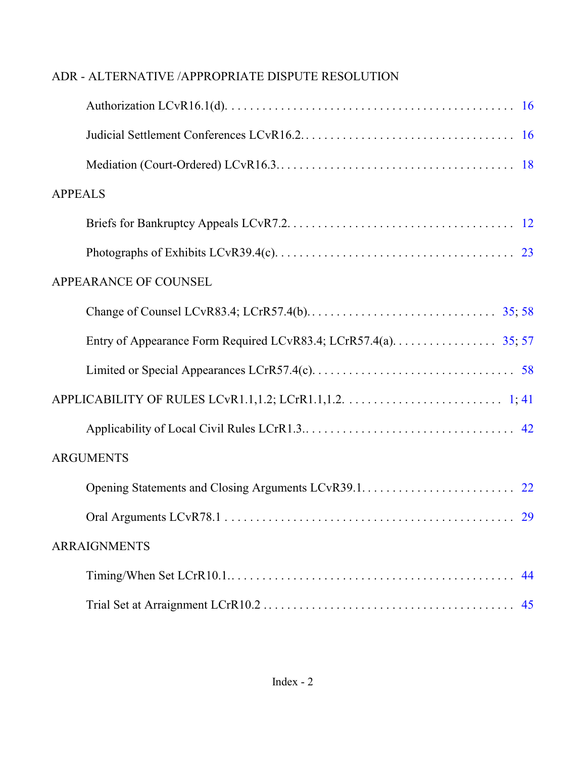ADR - ALTERNATIVE /APPROPRIATE DISPUTE RESOLUTION

- Authorization LCvR16.1(d). . . . . . . . . . . . . . . . . . . . . . . . . . . . . . . . . . . . . . . . . . . . . . . 16
- Judicial Settlement Conferences LCvR16.2. . . . . . . . . . . . . . . . . . . . . . . . . . . . . . . . . . 16
- Mediation (Court-Ordered) LCvR16.3. . . . . . . . . . . . . . . . . . . . . . . . . . . . . . . . . . . . . . 18

APPEALS

- Briefs for Bankruptcy Appeals LCvR7.2. . . . . . . . . . . . . . . . . . . . . . . . . . . . . . . . . . . . . 12
- Photographs of Exhibits LCvR39.4(c). . . . . . . . . . . . . . . . . . . . . . . . . . . . . . . . . . . . . . . 23

APPEARANCE OF COUNSEL

- Change of Counsel LCvR83.4; LCrR57.4(b). . . . . . . . . . . . . . . . . . . . . . . . . . . . . . . . 35; 58
- Entry of Appearance Form Required LCvR83.4; LCrR57.4(a). . . . . . . . . . . . . . . . . . 35; 57
- Limited or Special Appearances LCrR57.4(c). . . . . . . . . . . . . . . . . . . . . . . . . . . . . . . . . 58

APPLICABILITY OF RULES LCvR1.1,1.2; LCrR1.1,1.2. . . . . . . . . . . . . . . . . . . . . . . . . . . 1; 41

- Applicability of Local Civil Rules LCrR1.3.. . . . . . . . . . . . . . . . . . . . . . . . . . . . . . . . . . . 42

ARGUMENTS

- Opening Statements and Closing Arguments LCvR39.1. . . . . . . . . . . . . . . . . . . . . . . . . . 22
- Oral Arguments LCvR78.1 . . . . . . . . . . . . . . . . . . . . . . . . . . . . . . . . . . . . . . . . . . . . . . . . 29

ARRAIGNMENTS

- Timing/When Set LCrR10.1.. . . . . . . . . . . . . . . . . . . . . . . . . . . . . . . . . . . . . . . . . . . . . . 44
- Trial Set at Arraignment LCrR10.2 . . . . . . . . . . . . . . . . . . . . . . . . . . . . . . . . . . . . . . . . . 45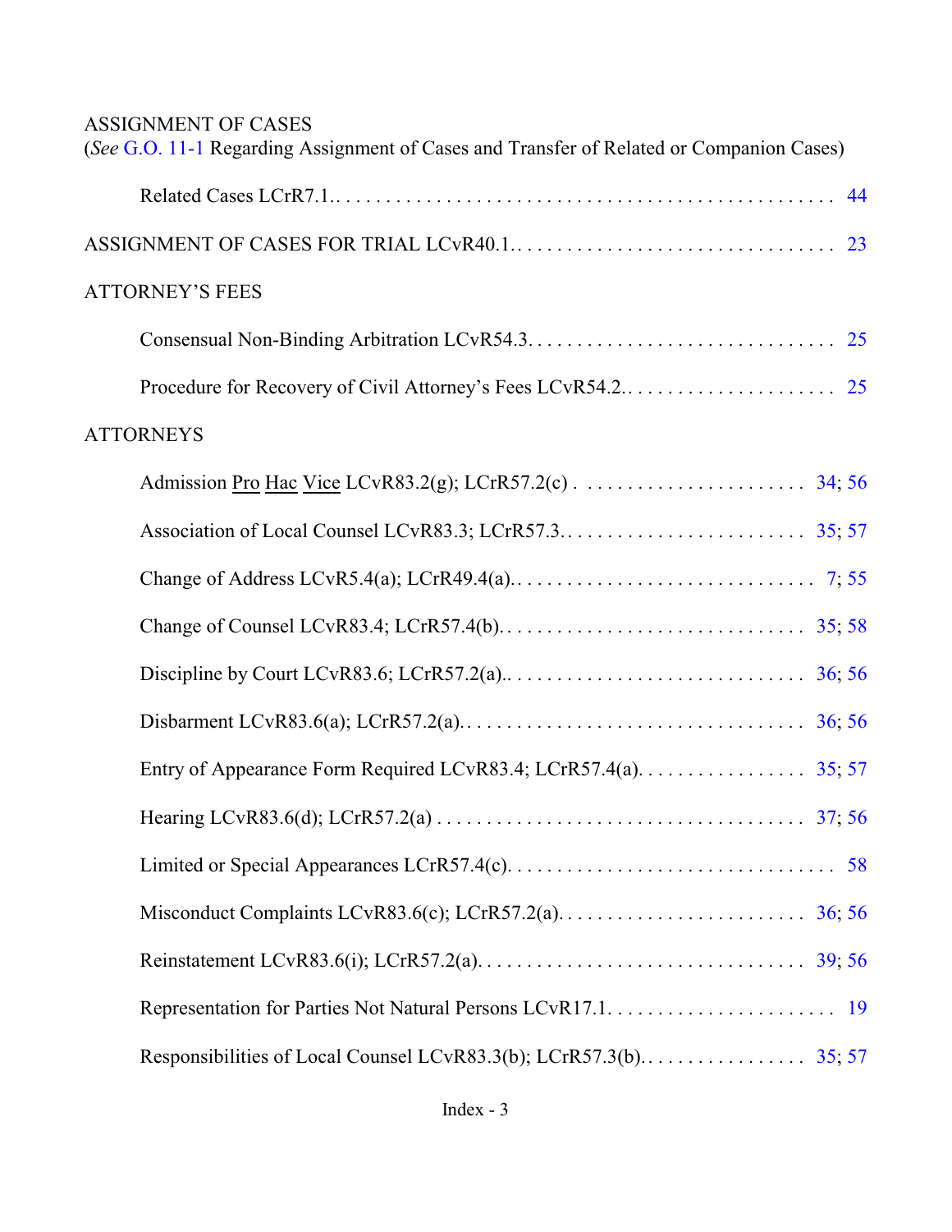ASSIGNMENT OF CASES
(*See* G.O. 11-1 Regarding Assignment of Cases and Transfer of Related or Companion Cases)

Related Cases LCrR7.1. . . . . . . . . . . . . . . . . . . . . . . . . . . . . . . . . . . . . . . . . . . . . . . . . 44

ASSIGNMENT OF CASES FOR TRIAL LCvR40.1. . . . . . . . . . . . . . . . . . . . . . . . . . . . . . . . . 23

ATTORNEY'S FEES

Consensual Non-Binding Arbitration LCvR54.3. . . . . . . . . . . . . . . . . . . . . . . . . . . . . . . . 25

Procedure for Recovery of Civil Attorney's Fees LCvR54.2. . . . . . . . . . . . . . . . . . . . . . . 25

ATTORNEYS

Admission <u>Pro</u> <u>Hac</u> <u>Vice</u> LCvR83.2(g); LCrR57.2(c) . . . . . . . . . . . . . . . . . . . . . . . . 34; 56

Association of Local Counsel LCvR83.3; LCrR57.3. . . . . . . . . . . . . . . . . . . . . . . . . . 35; 57

Change of Address LCvR5.4(a); LCrR49.4(a). . . . . . . . . . . . . . . . . . . . . . . . . . . . . . . . 7; 55

Change of Counsel LCvR83.4; LCrR57.4(b). . . . . . . . . . . . . . . . . . . . . . . . . . . . . . . . 35; 58

Discipline by Court LCvR83.6; LCrR57.2(a). . . . . . . . . . . . . . . . . . . . . . . . . . . . . . . . 36; 56

Disbarment LCvR83.6(a); LCrR57.2(a). . . . . . . . . . . . . . . . . . . . . . . . . . . . . . . . . . . . 36; 56

Entry of Appearance Form Required LCvR83.4; LCrR57.4(a). . . . . . . . . . . . . . . . . . 35; 57

Hearing LCvR83.6(d); LCrR57.2(a) . . . . . . . . . . . . . . . . . . . . . . . . . . . . . . . . . . . . . . 37; 56

Limited or Special Appearances LCrR57.4(c). . . . . . . . . . . . . . . . . . . . . . . . . . . . . . . . . . 58

Misconduct Complaints LCvR83.6(c); LCrR57.2(a). . . . . . . . . . . . . . . . . . . . . . . . . . 36; 56

Reinstatement LCvR83.6(i); LCrR57.2(a). . . . . . . . . . . . . . . . . . . . . . . . . . . . . . . . . . 39; 56

Representation for Parties Not Natural Persons LCvR17.1. . . . . . . . . . . . . . . . . . . . . . . . 19

Responsibilities of Local Counsel LCvR83.3(b); LCrR57.3(b). . . . . . . . . . . . . . . . . . 35; 57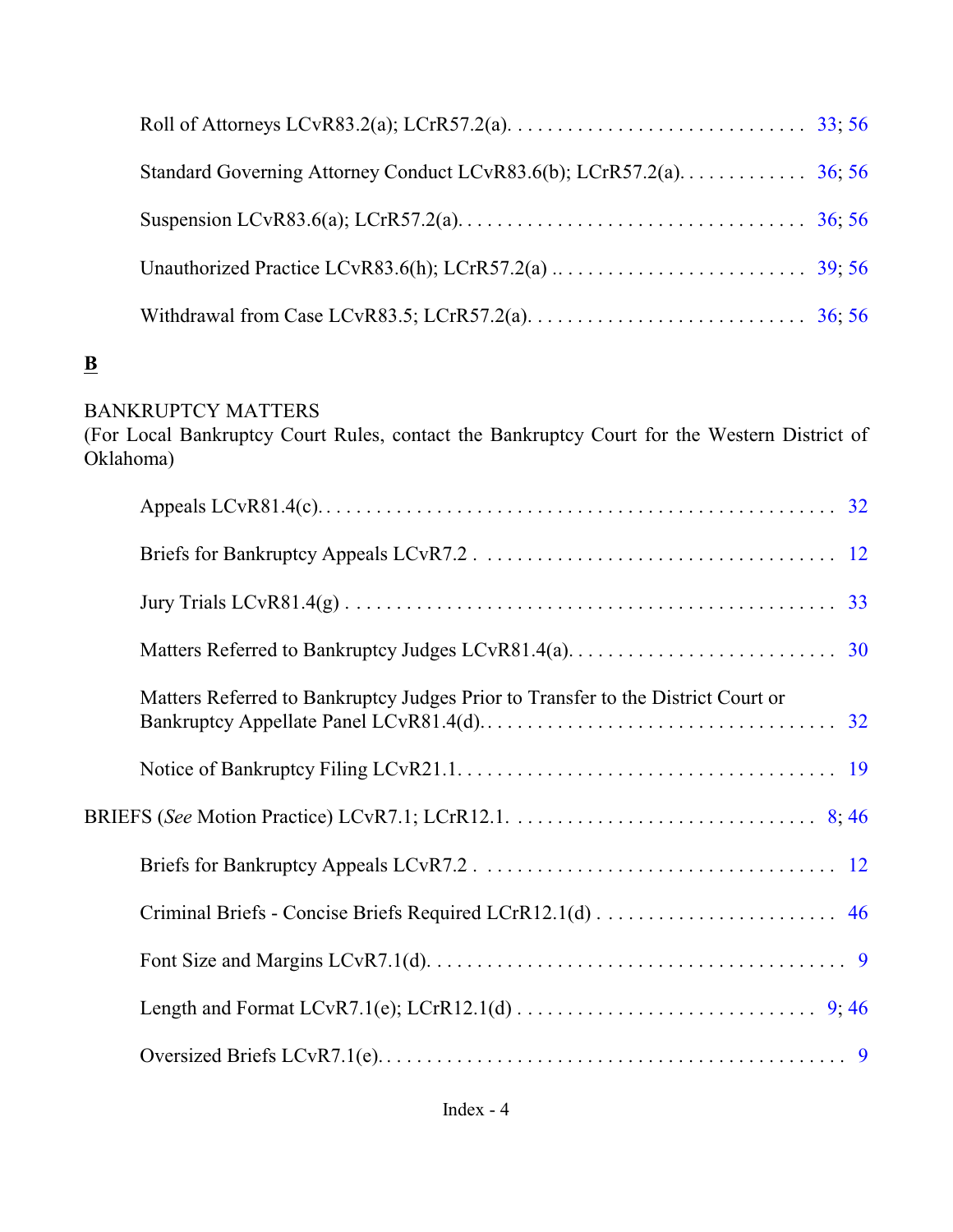Roll of Attorneys LCvR83.2(a); LCrR57.2(a). . . . . . . . . . . . . . . . . . . . . . . . . . . . . . 33; 56

Standard Governing Attorney Conduct LCvR83.6(b); LCrR57.2(a). . . . . . . . . . . . . 36; 56

Suspension LCvR83.6(a); LCrR57.2(a). . . . . . . . . . . . . . . . . . . . . . . . . . . . . . . . . . . 36; 56

Unauthorized Practice LCvR83.6(h); LCrR57.2(a) .. . . . . . . . . . . . . . . . . . . . . . . . . . 39; 56

Withdrawal from Case LCvR83.5; LCrR57.2(a). . . . . . . . . . . . . . . . . . . . . . . . . . . . 36; 56

**B**

BANKRUPTCY MATTERS
(For Local Bankruptcy Court Rules, contact the Bankruptcy Court for the Western District of Oklahoma)

Appeals LCvR81.4(c). . . . . . . . . . . . . . . . . . . . . . . . . . . . . . . . . . . . . . . . . . . . . . . . . . . 32

Briefs for Bankruptcy Appeals LCvR7.2 . . . . . . . . . . . . . . . . . . . . . . . . . . . . . . . . . . . 12

Jury Trials LCvR81.4(g) . . . . . . . . . . . . . . . . . . . . . . . . . . . . . . . . . . . . . . . . . . . . . . . . 33

Matters Referred to Bankruptcy Judges LCvR81.4(a). . . . . . . . . . . . . . . . . . . . . . . . . . . 30

Matters Referred to Bankruptcy Judges Prior to Transfer to the District Court or Bankruptcy Appellate Panel LCvR81.4(d).. . . . . . . . . . . . . . . . . . . . . . . . . . . . . . . . . . . 32

Notice of Bankruptcy Filing LCvR21.1. . . . . . . . . . . . . . . . . . . . . . . . . . . . . . . . . . . . . 19

BRIEFS (*See* Motion Practice) LCvR7.1; LCrR12.1. . . . . . . . . . . . . . . . . . . . . . . . . . . . . . . 8; 46

Briefs for Bankruptcy Appeals LCvR7.2 . . . . . . . . . . . . . . . . . . . . . . . . . . . . . . . . . . . 12

Criminal Briefs - Concise Briefs Required LCrR12.1(d) . . . . . . . . . . . . . . . . . . . . . . . . 46

Font Size and Margins LCvR7.1(d). . . . . . . . . . . . . . . . . . . . . . . . . . . . . . . . . . . . . . . . . 9

Length and Format LCvR7.1(e); LCrR12.1(d) . . . . . . . . . . . . . . . . . . . . . . . . . . . . . 9; 46

Oversized Briefs LCvR7.1(e). . . . . . . . . . . . . . . . . . . . . . . . . . . . . . . . . . . . . . . . . . . . . . 9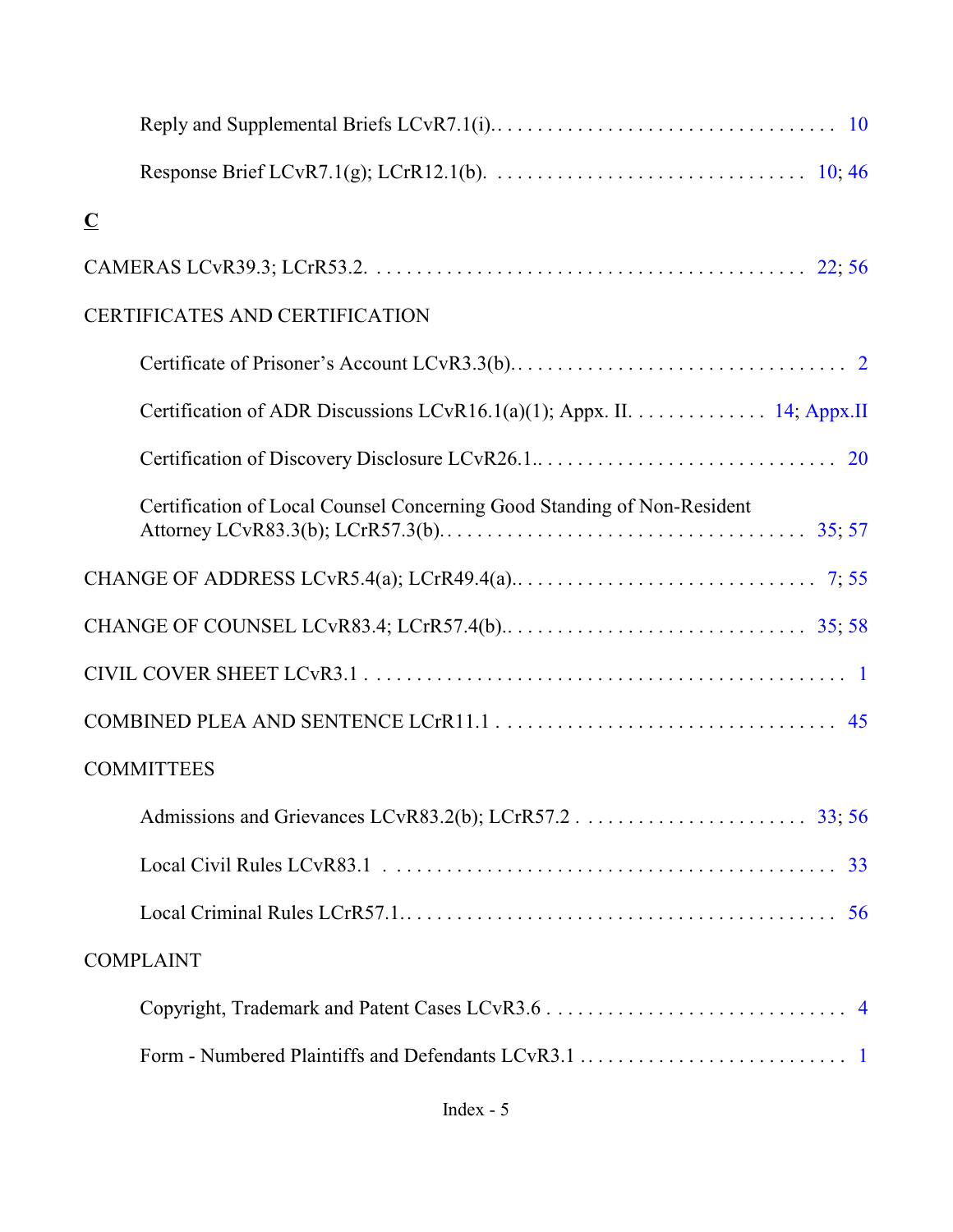Reply and Supplemental Briefs LCvR7.1(i). . . . . . . . . . . . . . . . . . . . . . . . . . . . . . . . . . . 10

Response Brief LCvR7.1(g); LCrR12.1(b). . . . . . . . . . . . . . . . . . . . . . . . . . . . . . . . 10; 46

**C**

CAMERAS LCvR39.3; LCrR53.2. . . . . . . . . . . . . . . . . . . . . . . . . . . . . . . . . . . . . . . . . . . 22; 56

CERTIFICATES AND CERTIFICATION

Certificate of Prisoner's Account LCvR3.3(b). . . . . . . . . . . . . . . . . . . . . . . . . . . . . . . . . . 2

Certification of ADR Discussions LCvR16.1(a)(1); Appx. II. . . . . . . . . . . . . . 14; Appx.II

Certification of Discovery Disclosure LCvR26.1. . . . . . . . . . . . . . . . . . . . . . . . . . . . . . . 20

Certification of Local Counsel Concerning Good Standing of Non-Resident Attorney LCvR83.3(b); LCrR57.3(b). . . . . . . . . . . . . . . . . . . . . . . . . . . . . . . . . . . . 35; 57

CHANGE OF ADDRESS LCvR5.4(a); LCrR49.4(a). . . . . . . . . . . . . . . . . . . . . . . . . . . . . . . 7; 55

CHANGE OF COUNSEL LCvR83.4; LCrR57.4(b). . . . . . . . . . . . . . . . . . . . . . . . . . . . . . . 35; 58

CIVIL COVER SHEET LCvR3.1 . . . . . . . . . . . . . . . . . . . . . . . . . . . . . . . . . . . . . . . . . . . . . . . 1

COMBINED PLEA AND SENTENCE LCrR11.1 . . . . . . . . . . . . . . . . . . . . . . . . . . . . . . . . . 45

COMMITTEES

Admissions and Grievances LCvR83.2(b); LCrR57.2 . . . . . . . . . . . . . . . . . . . . . . . 33; 56

Local Civil Rules LCvR83.1 . . . . . . . . . . . . . . . . . . . . . . . . . . . . . . . . . . . . . . . . . . . . . 33

Local Criminal Rules LCrR57.1. . . . . . . . . . . . . . . . . . . . . . . . . . . . . . . . . . . . . . . . . . . 56

COMPLAINT

Copyright, Trademark and Patent Cases LCvR3.6 . . . . . . . . . . . . . . . . . . . . . . . . . . . . . . 4

Form - Numbered Plaintiffs and Defendants LCvR3.1 . . . . . . . . . . . . . . . . . . . . . . . . . . . 1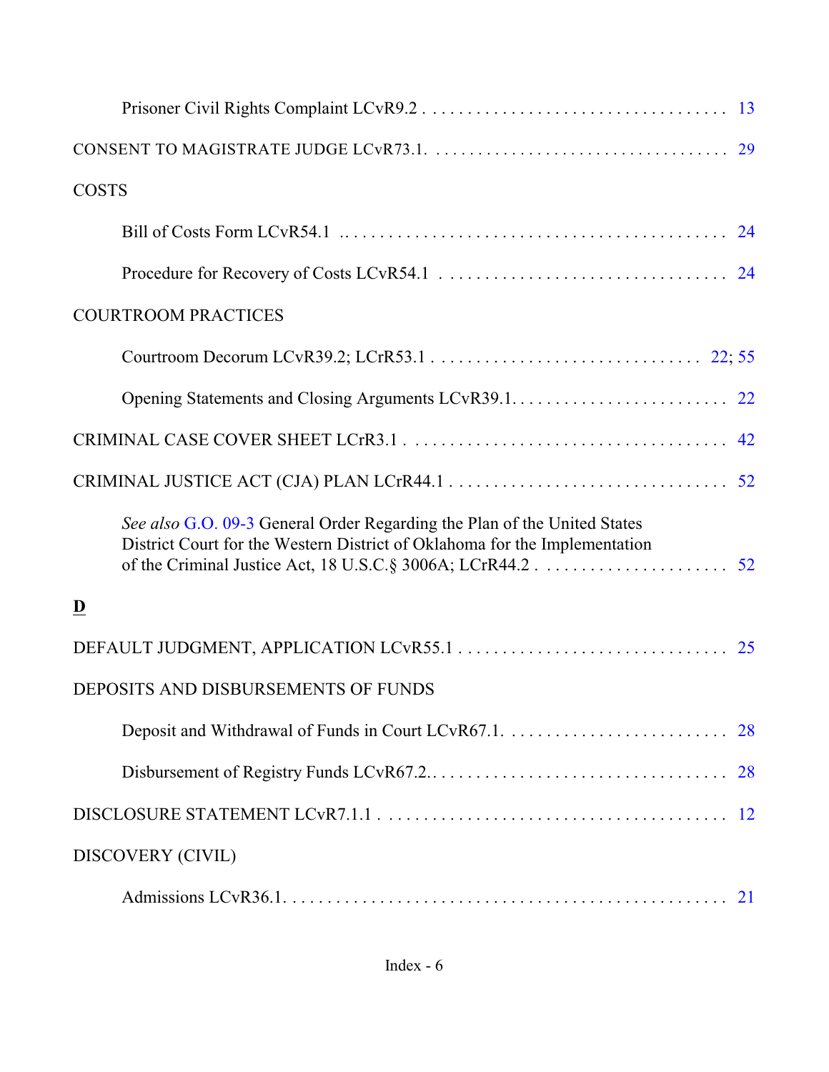Prisoner Civil Rights Complaint LCvR9.2 . . . . . . . . . . . . . . . . . . . . . . . . . . . . . . . . . . 13

CONSENT TO MAGISTRATE JUDGE LCvR73.1. . . . . . . . . . . . . . . . . . . . . . . . . . . . . . . . . . 29

COSTS

Bill of Costs Form LCvR54.1 .. . . . . . . . . . . . . . . . . . . . . . . . . . . . . . . . . . . . . . . . . . . 24

Procedure for Recovery of Costs LCvR54.1 . . . . . . . . . . . . . . . . . . . . . . . . . . . . . . . . 24

COURTROOM PRACTICES

Courtroom Decorum LCvR39.2; LCrR53.1 . . . . . . . . . . . . . . . . . . . . . . . . . . . . . . 22; 55

Opening Statements and Closing Arguments LCvR39.1. . . . . . . . . . . . . . . . . . . . . . . . . 22

CRIMINAL CASE COVER SHEET LCrR3.1 . . . . . . . . . . . . . . . . . . . . . . . . . . . . . . . . . . . . 42

CRIMINAL JUSTICE ACT (CJA) PLAN LCrR44.1 . . . . . . . . . . . . . . . . . . . . . . . . . . . . . . . . 52

*See also* G.O. 09-3 General Order Regarding the Plan of the United States District Court for the Western District of Oklahoma for the Implementation of the Criminal Justice Act, 18 U.S.C.§ 3006A; LCrR44.2 . . . . . . . . . . . . . . . . . . . . . . 52

**D**

DEFAULT JUDGMENT, APPLICATION LCvR55.1 . . . . . . . . . . . . . . . . . . . . . . . . . . . . . . . 25

DEPOSITS AND DISBURSEMENTS OF FUNDS

Deposit and Withdrawal of Funds in Court LCvR67.1. . . . . . . . . . . . . . . . . . . . . . . . . . 28

Disbursement of Registry Funds LCvR67.2.. . . . . . . . . . . . . . . . . . . . . . . . . . . . . . . . . 28

DISCLOSURE STATEMENT LCvR7.1.1 . . . . . . . . . . . . . . . . . . . . . . . . . . . . . . . . . . . . . . . 12

DISCOVERY (CIVIL)

Admissions LCvR36.1. . . . . . . . . . . . . . . . . . . . . . . . . . . . . . . . . . . . . . . . . . . . . . . . . . 21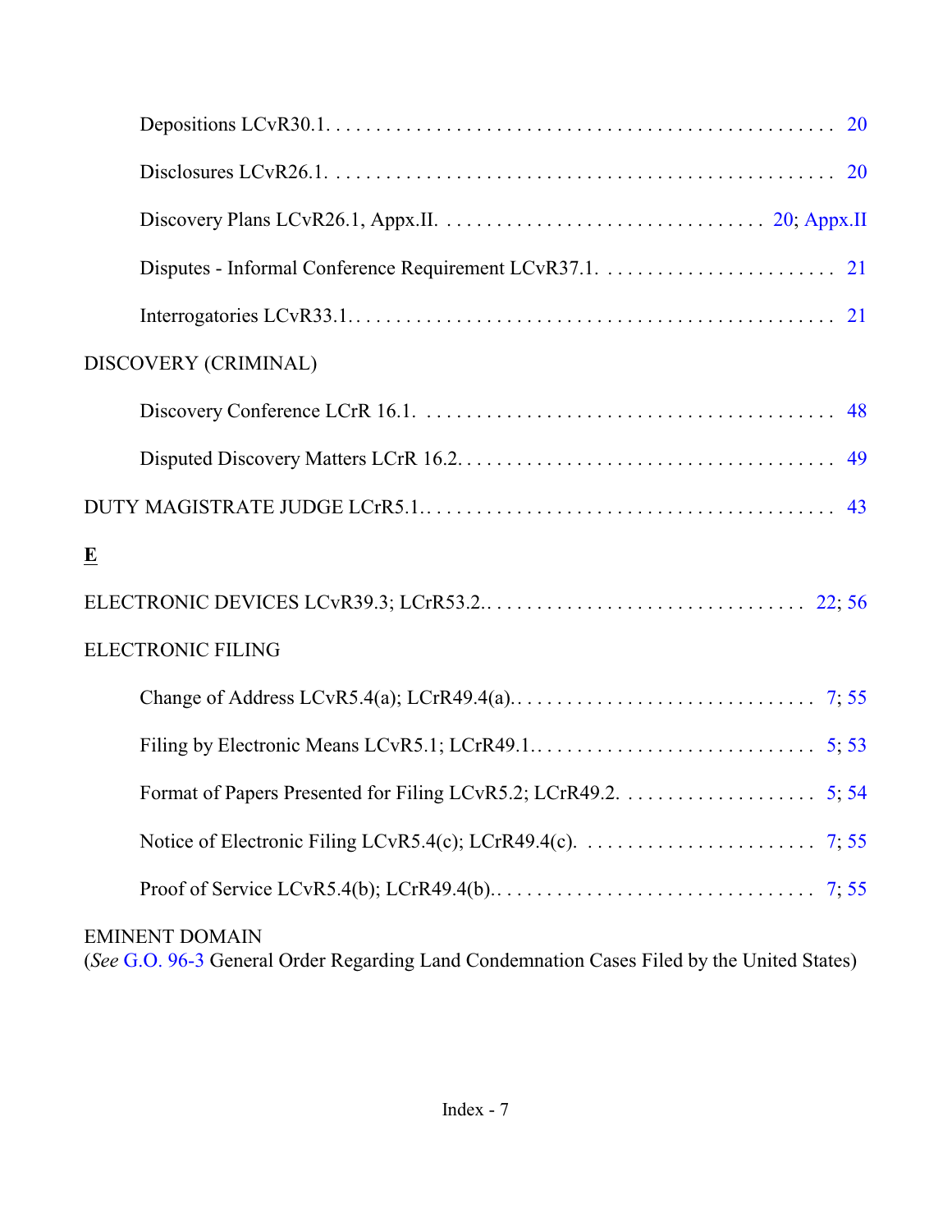Depositions LCvR30.1. . . . . . . . . . . . . . . . . . . . . . . . . . . . . . . . . . . . . . . . . . . . . . . . . . . 20

Disclosures LCvR26.1. . . . . . . . . . . . . . . . . . . . . . . . . . . . . . . . . . . . . . . . . . . . . . . . . . . 20

Discovery Plans LCvR26.1, Appx.II. . . . . . . . . . . . . . . . . . . . . . . . . . . . . . . . . 20; Appx.II

Disputes - Informal Conference Requirement LCvR37.1. . . . . . . . . . . . . . . . . . . . . . . . 21

Interrogatories LCvR33.1. . . . . . . . . . . . . . . . . . . . . . . . . . . . . . . . . . . . . . . . . . . . . . . . . . 21

DISCOVERY (CRIMINAL)

Discovery Conference LCrR 16.1. . . . . . . . . . . . . . . . . . . . . . . . . . . . . . . . . . . . . . . . . . 48

Disputed Discovery Matters LCrR 16.2. . . . . . . . . . . . . . . . . . . . . . . . . . . . . . . . . . . . . . 49

DUTY MAGISTRATE JUDGE LCrR5.1. . . . . . . . . . . . . . . . . . . . . . . . . . . . . . . . . . . . . . . . . . . 43

**E**

ELECTRONIC DEVICES LCvR39.3; LCrR53.2. . . . . . . . . . . . . . . . . . . . . . . . . . . . . . . . 22; 56

ELECTRONIC FILING

Change of Address LCvR5.4(a); LCrR49.4(a). . . . . . . . . . . . . . . . . . . . . . . . . . . . . . . 7; 55

Filing by Electronic Means LCvR5.1; LCrR49.1. . . . . . . . . . . . . . . . . . . . . . . . . . . . . 5; 53

Format of Papers Presented for Filing LCvR5.2; LCrR49.2. . . . . . . . . . . . . . . . . . . . 5; 54

Notice of Electronic Filing LCvR5.4(c); LCrR49.4(c). . . . . . . . . . . . . . . . . . . . . . . . 7; 55

Proof of Service LCvR5.4(b); LCrR49.4(b). . . . . . . . . . . . . . . . . . . . . . . . . . . . . . . . . 7; 55

EMINENT DOMAIN
(*See* G.O. 96-3 General Order Regarding Land Condemnation Cases Filed by the United States)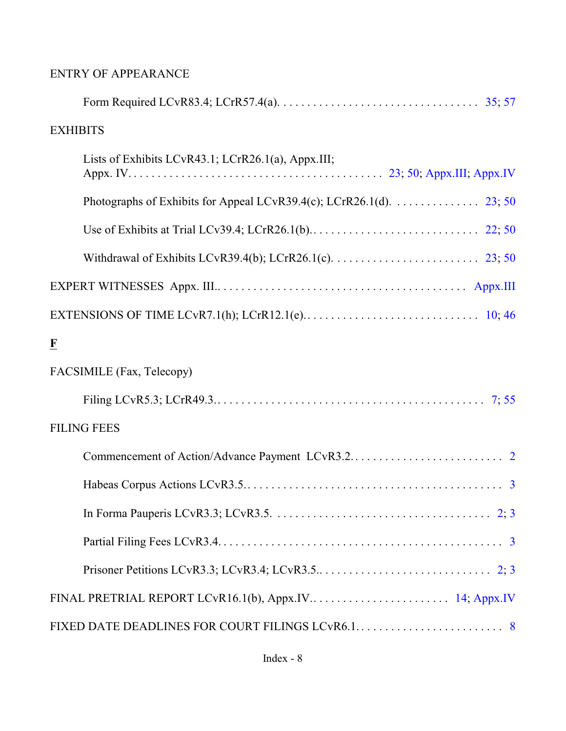ENTRY OF APPEARANCE

Form Required LCvR83.4; LCrR57.4(a). . . . . . . . . . . . . . . . . . . . . . . . . . . . . . . . . 35; 57

EXHIBITS

Lists of Exhibits LCvR43.1; LCrR26.1(a), Appx.III; Appx. IV. . . . . . . . . . . . . . . . . . . . . . . . . . . . . . . . . . . . . . . . . 23; 50; Appx.III; Appx.IV

Photographs of Exhibits for Appeal LCvR39.4(c); LCrR26.1(d). . . . . . . . . . . . . . . 23; 50

Use of Exhibits at Trial LCv39.4; LCrR26.1(b).. . . . . . . . . . . . . . . . . . . . . . . . . . . . 22; 50

Withdrawal of Exhibits LCvR39.4(b); LCrR26.1(c). . . . . . . . . . . . . . . . . . . . . . . . . 23; 50

EXPERT WITNESSES Appx. III.. . . . . . . . . . . . . . . . . . . . . . . . . . . . . . . . . . . . . . . . . Appx.III

EXTENSIONS OF TIME LCvR7.1(h); LCrR12.1(e).. . . . . . . . . . . . . . . . . . . . . . . . . . . . 10; 46

**F**

FACSIMILE (Fax, Telecopy)

Filing LCvR5.3; LCrR49.3.. . . . . . . . . . . . . . . . . . . . . . . . . . . . . . . . . . . . . . . . . . . . . 7; 55

FILING FEES

Commencement of Action/Advance Payment LCvR3.2.. . . . . . . . . . . . . . . . . . . . . . . . . . 2

Habeas Corpus Actions LCvR3.5.. . . . . . . . . . . . . . . . . . . . . . . . . . . . . . . . . . . . . . . . . . . 3

In Forma Pauperis LCvR3.3; LCvR3.5. . . . . . . . . . . . . . . . . . . . . . . . . . . . . . . . . . . . . 2; 3

Partial Filing Fees LCvR3.4.. . . . . . . . . . . . . . . . . . . . . . . . . . . . . . . . . . . . . . . . . . . . . . 3

Prisoner Petitions LCvR3.3; LCvR3.4; LCvR3.5.. . . . . . . . . . . . . . . . . . . . . . . . . . . . . 2; 3

FINAL PRETRIAL REPORT LCvR16.1(b), Appx.IV.. . . . . . . . . . . . . . . . . . . . . . . . 14; Appx.IV

FIXED DATE DEADLINES FOR COURT FILINGS LCvR6.1.. . . . . . . . . . . . . . . . . . . . . . . . . 8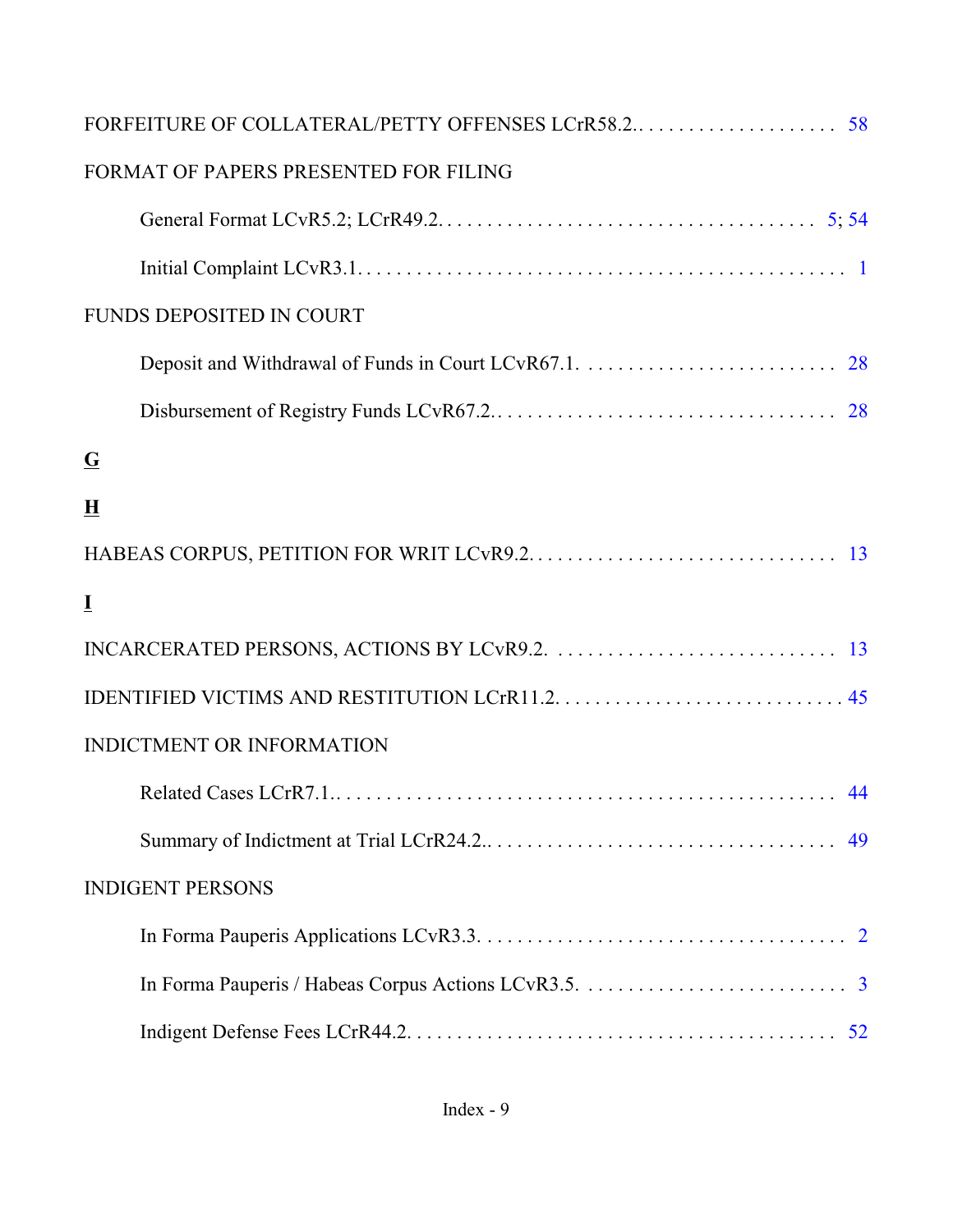FORFEITURE OF COLLATERAL/PETTY OFFENSES LCrR58.2.. . . . . . . . . . . . . . . . . . . . 58

FORMAT OF PAPERS PRESENTED FOR FILING

General Format LCvR5.2; LCrR49.2. . . . . . . . . . . . . . . . . . . . . . . . . . . . . . . . . . . . . 5; 54

Initial Complaint LCvR3.1. . . . . . . . . . . . . . . . . . . . . . . . . . . . . . . . . . . . . . . . . . . . . . . 1

FUNDS DEPOSITED IN COURT

Deposit and Withdrawal of Funds in Court LCvR67.1. . . . . . . . . . . . . . . . . . . . . . . . . . 28

Disbursement of Registry Funds LCvR67.2.. . . . . . . . . . . . . . . . . . . . . . . . . . . . . . . . . 28

**G**

**H**

HABEAS CORPUS, PETITION FOR WRIT LCvR9.2. . . . . . . . . . . . . . . . . . . . . . . . . . . . . . 13

**I**

INCARCERATED PERSONS, ACTIONS BY LCvR9.2. . . . . . . . . . . . . . . . . . . . . . . . . . . . 13

IDENTIFIED VICTIMS AND RESTITUTION LCrR11.2. . . . . . . . . . . . . . . . . . . . . . . . . . . . 45

INDICTMENT OR INFORMATION

Related Cases LCrR7.1.. . . . . . . . . . . . . . . . . . . . . . . . . . . . . . . . . . . . . . . . . . . . . . . . 44

Summary of Indictment at Trial LCrR24.2.. . . . . . . . . . . . . . . . . . . . . . . . . . . . . . . . . . 49

INDIGENT PERSONS

In Forma Pauperis Applications LCvR3.3. . . . . . . . . . . . . . . . . . . . . . . . . . . . . . . . . . . . 2

In Forma Pauperis / Habeas Corpus Actions LCvR3.5. . . . . . . . . . . . . . . . . . . . . . . . . . . 3

Indigent Defense Fees LCrR44.2. . . . . . . . . . . . . . . . . . . . . . . . . . . . . . . . . . . . . . . . . . 52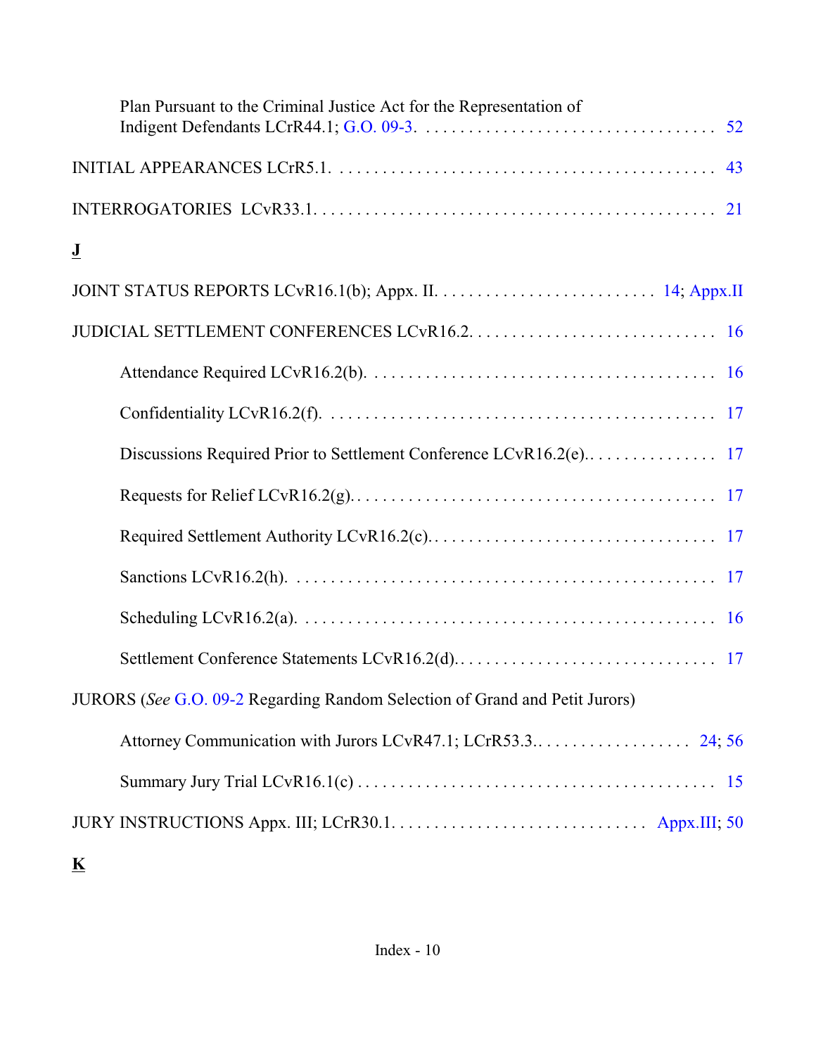Plan Pursuant to the Criminal Justice Act for the Representation of Indigent Defendants LCrR44.1; G.O. 09-3. . . . . . . . . . . . . . . . . . . . . . . . . . . . . . . . . . 52

INITIAL APPEARANCES LCrR5.1. . . . . . . . . . . . . . . . . . . . . . . . . . . . . . . . . . . . . . . . . . . . 43

INTERROGATORIES LCvR33.1. . . . . . . . . . . . . . . . . . . . . . . . . . . . . . . . . . . . . . . . . . . . . . 21

**J**

JOINT STATUS REPORTS LCvR16.1(b); Appx. II. . . . . . . . . . . . . . . . . . . . . . . . . . 14; Appx.II

JUDICIAL SETTLEMENT CONFERENCES LCvR16.2. . . . . . . . . . . . . . . . . . . . . . . . . . . . . 16

Attendance Required LCvR16.2(b). . . . . . . . . . . . . . . . . . . . . . . . . . . . . . . . . . . . . . . . . 16

Confidentiality LCvR16.2(f). . . . . . . . . . . . . . . . . . . . . . . . . . . . . . . . . . . . . . . . . . . . . 17

Discussions Required Prior to Settlement Conference LCvR16.2(e). . . . . . . . . . . . . . . . . 17

Requests for Relief LCvR16.2(g). . . . . . . . . . . . . . . . . . . . . . . . . . . . . . . . . . . . . . . . . . 17

Required Settlement Authority LCvR16.2(c). . . . . . . . . . . . . . . . . . . . . . . . . . . . . . . . . 17

Sanctions LCvR16.2(h). . . . . . . . . . . . . . . . . . . . . . . . . . . . . . . . . . . . . . . . . . . . . . . . . 17

Scheduling LCvR16.2(a). . . . . . . . . . . . . . . . . . . . . . . . . . . . . . . . . . . . . . . . . . . . . . . . 16

Settlement Conference Statements LCvR16.2(d). . . . . . . . . . . . . . . . . . . . . . . . . . . . . . . 17

JURORS (*See* G.O. 09-2 Regarding Random Selection of Grand and Petit Jurors)

Attorney Communication with Jurors LCvR47.1; LCrR53.3. . . . . . . . . . . . . . . . . . . 24; 56

Summary Jury Trial LCvR16.1(c) . . . . . . . . . . . . . . . . . . . . . . . . . . . . . . . . . . . . . . . . . 15

JURY INSTRUCTIONS Appx. III; LCrR30.1. . . . . . . . . . . . . . . . . . . . . . . . . . . . . . Appx.III; 50

**K**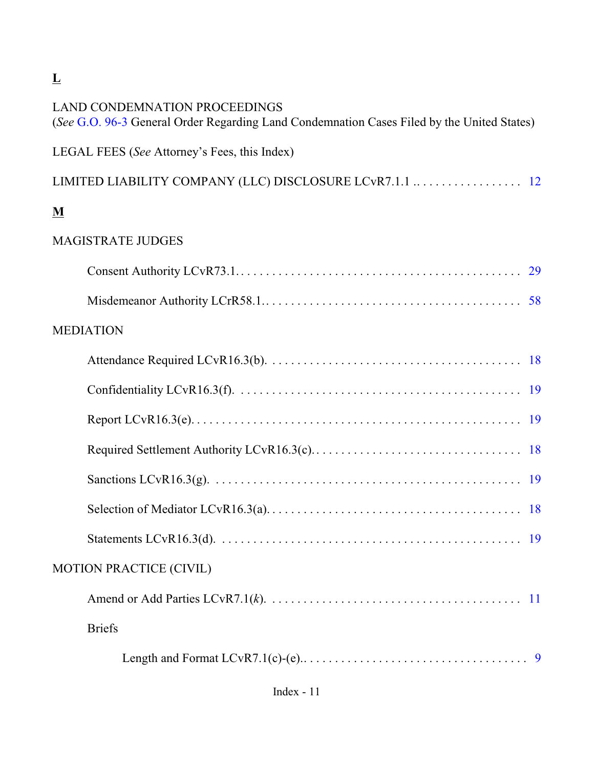**L**

LANDCONDEMNATION PROCEEDINGS
(*See* G.O. 96-3 General Order Regarding Land Condemnation Cases Filed by the United States)

LEGAL FEES (*See* Attorney's Fees, this Index)

LIMITED LIABILITY COMPANY (LLC) DISCLOSURE LCvR7.1.1 .. . . . . . . . . . . . . . . . . . 12

**M**

MAGISTRATE JUDGES

Consent Authority LCvR73.1. . . . . . . . . . . . . . . . . . . . . . . . . . . . . . . . . . . . . . . . . . . . . 29

Misdemeanor Authority LCrR58.1.. . . . . . . . . . . . . . . . . . . . . . . . . . . . . . . . . . . . . . . . 58

MEDIATION

Attendance Required LCvR16.3(b). . . . . . . . . . . . . . . . . . . . . . . . . . . . . . . . . . . . . . . . 18

Confidentiality LCvR16.3(f). . . . . . . . . . . . . . . . . . . . . . . . . . . . . . . . . . . . . . . . . . . . . 19

Report LCvR16.3(e). . . . . . . . . . . . . . . . . . . . . . . . . . . . . . . . . . . . . . . . . . . . . . . . . . . . 19

Required Settlement Authority LCvR16.3(c).. . . . . . . . . . . . . . . . . . . . . . . . . . . . . . . . 18

Sanctions LCvR16.3(g). . . . . . . . . . . . . . . . . . . . . . . . . . . . . . . . . . . . . . . . . . . . . . . . . 19

Selection of Mediator LCvR16.3(a). . . . . . . . . . . . . . . . . . . . . . . . . . . . . . . . . . . . . . . . 18

Statements LCvR16.3(d). . . . . . . . . . . . . . . . . . . . . . . . . . . . . . . . . . . . . . . . . . . . . . . . 19

MOTION PRACTICE (CIVIL)

Amend or Add Parties LCvR7.1(*k*). . . . . . . . . . . . . . . . . . . . . . . . . . . . . . . . . . . . . . . . 11

Briefs

Length and Format LCvR7.1(c)-(e).. . . . . . . . . . . . . . . . . . . . . . . . . . . . . . . . . . . 9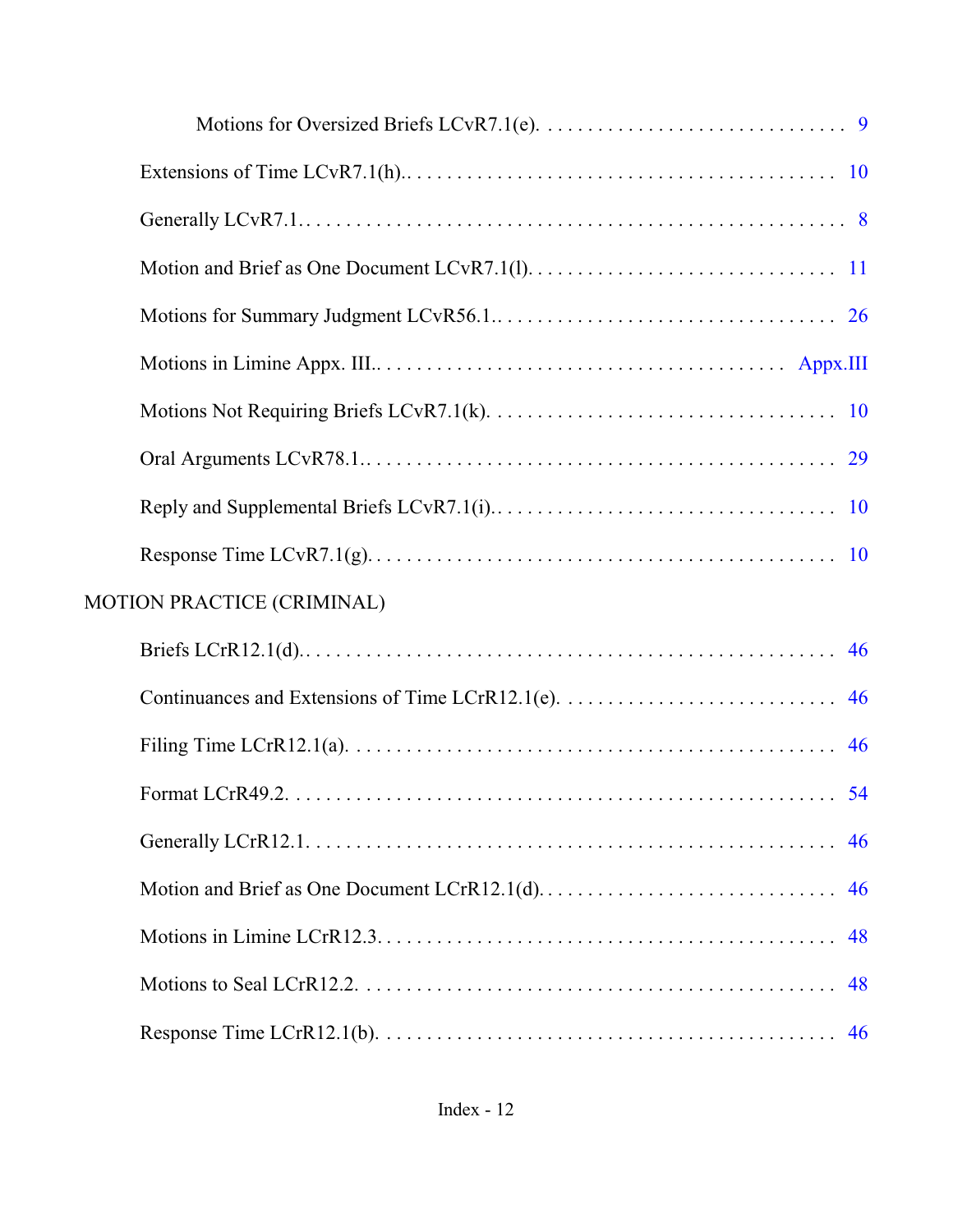Motions for Oversized Briefs LCvR7.1(e). . . . . . . . . . . . . . . . . . . . . . . . . . . . . . . 9

Extensions of Time LCvR7.1(h).. . . . . . . . . . . . . . . . . . . . . . . . . . . . . . . . . . . . . . . . . 10

Generally LCvR7.1. . . . . . . . . . . . . . . . . . . . . . . . . . . . . . . . . . . . . . . . . . . . . . . . . . . . 8

Motion and Brief as One Document LCvR7.1(l). . . . . . . . . . . . . . . . . . . . . . . . . . . . . . . 11

Motions for Summary Judgment LCvR56.1.. . . . . . . . . . . . . . . . . . . . . . . . . . . . . . . . . 26

Motions in Limine Appx. III.. . . . . . . . . . . . . . . . . . . . . . . . . . . . . . . . . . . . . . . . . Appx.III

Motions Not Requiring Briefs LCvR7.1(k). . . . . . . . . . . . . . . . . . . . . . . . . . . . . . . . . . . 10

Oral Arguments LCvR78.1.. . . . . . . . . . . . . . . . . . . . . . . . . . . . . . . . . . . . . . . . . . . . . 29

Reply and Supplemental Briefs LCvR7.1(i).. . . . . . . . . . . . . . . . . . . . . . . . . . . . . . . . . 10

Response Time LCvR7.1(g). . . . . . . . . . . . . . . . . . . . . . . . . . . . . . . . . . . . . . . . . . . . . 10

MOTION PRACTICE (CRIMINAL)

Briefs LCrR12.1(d).. . . . . . . . . . . . . . . . . . . . . . . . . . . . . . . . . . . . . . . . . . . . . . . . . . 46

Continuances and Extensions of Time LCrR12.1(e). . . . . . . . . . . . . . . . . . . . . . . . . . . . 46

Filing Time LCrR12.1(a). . . . . . . . . . . . . . . . . . . . . . . . . . . . . . . . . . . . . . . . . . . . . . . . 46

Format LCrR49.2. . . . . . . . . . . . . . . . . . . . . . . . . . . . . . . . . . . . . . . . . . . . . . . . . . . . . 54

Generally LCrR12.1. . . . . . . . . . . . . . . . . . . . . . . . . . . . . . . . . . . . . . . . . . . . . . . . . . . 46

Motion and Brief as One Document LCrR12.1(d). . . . . . . . . . . . . . . . . . . . . . . . . . . . . . 46

Motions in Limine LCrR12.3. . . . . . . . . . . . . . . . . . . . . . . . . . . . . . . . . . . . . . . . . . . . . 48

Motions to Seal LCrR12.2. . . . . . . . . . . . . . . . . . . . . . . . . . . . . . . . . . . . . . . . . . . . . . . 48

Response Time LCrR12.1(b). . . . . . . . . . . . . . . . . . . . . . . . . . . . . . . . . . . . . . . . . . . . . 46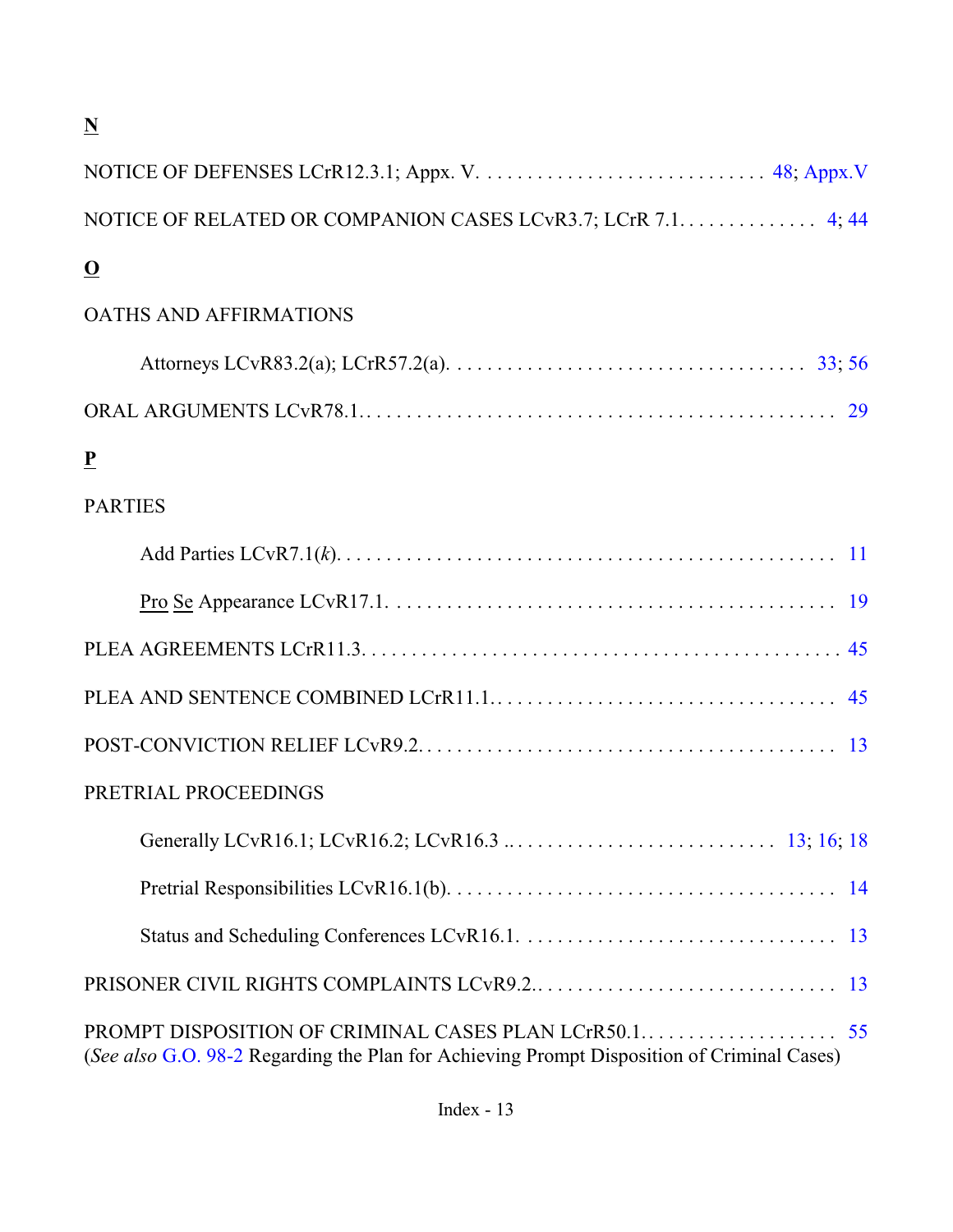**N**

NOTICE OF DEFENSES LCrR12.3.1; Appx. V. . . . . . . . . . . . . . . . . . . . . . . . . . . . . 48; Appx.V

NOTICE OF RELATED OR COMPANION CASES LCvR3.7; LCrR 7.1. . . . . . . . . . . . . . 4; 44

**O**

OATHS AND AFFIRMATIONS

Attorneys LCvR83.2(a); LCrR57.2(a). . . . . . . . . . . . . . . . . . . . . . . . . . . . . . . . . . . 33; 56

ORAL ARGUMENTS LCvR78.1. . . . . . . . . . . . . . . . . . . . . . . . . . . . . . . . . . . . . . . . . . . . . . 29

**P**

PARTIES

Add Parties LCvR7.1(*k*). . . . . . . . . . . . . . . . . . . . . . . . . . . . . . . . . . . . . . . . . . . . . . . . 11

Pro Se Appearance LCvR17.1. . . . . . . . . . . . . . . . . . . . . . . . . . . . . . . . . . . . . . . . . . . . 19

PLEA AGREEMENTS LCrR11.3. . . . . . . . . . . . . . . . . . . . . . . . . . . . . . . . . . . . . . . . . . . . . . 45

PLEA AND SENTENCE COMBINED LCrR11.1. . . . . . . . . . . . . . . . . . . . . . . . . . . . . . . . . . 45

POST-CONVICTION RELIEF LCvR9.2. . . . . . . . . . . . . . . . . . . . . . . . . . . . . . . . . . . . . . . . . 13

PRETRIAL PROCEEDINGS

Generally LCvR16.1; LCvR16.2; LCvR16.3 .. . . . . . . . . . . . . . . . . . . . . . . . . . . 13; 16; 18

Pretrial Responsibilities LCvR16.1(b). . . . . . . . . . . . . . . . . . . . . . . . . . . . . . . . . . . . . . 14

Status and Scheduling Conferences LCvR16.1. . . . . . . . . . . . . . . . . . . . . . . . . . . . . . . 13

PRISONER CIVIL RIGHTS COMPLAINTS LCvR9.2.. . . . . . . . . . . . . . . . . . . . . . . . . . . . . . 13

PROMPT DISPOSITION OF CRIMINAL CASES PLAN LCrR50.1. . . . . . . . . . . . . . . . . . . . 55
(*See also* G.O. 98-2 Regarding the Plan for Achieving Prompt Disposition of Criminal Cases)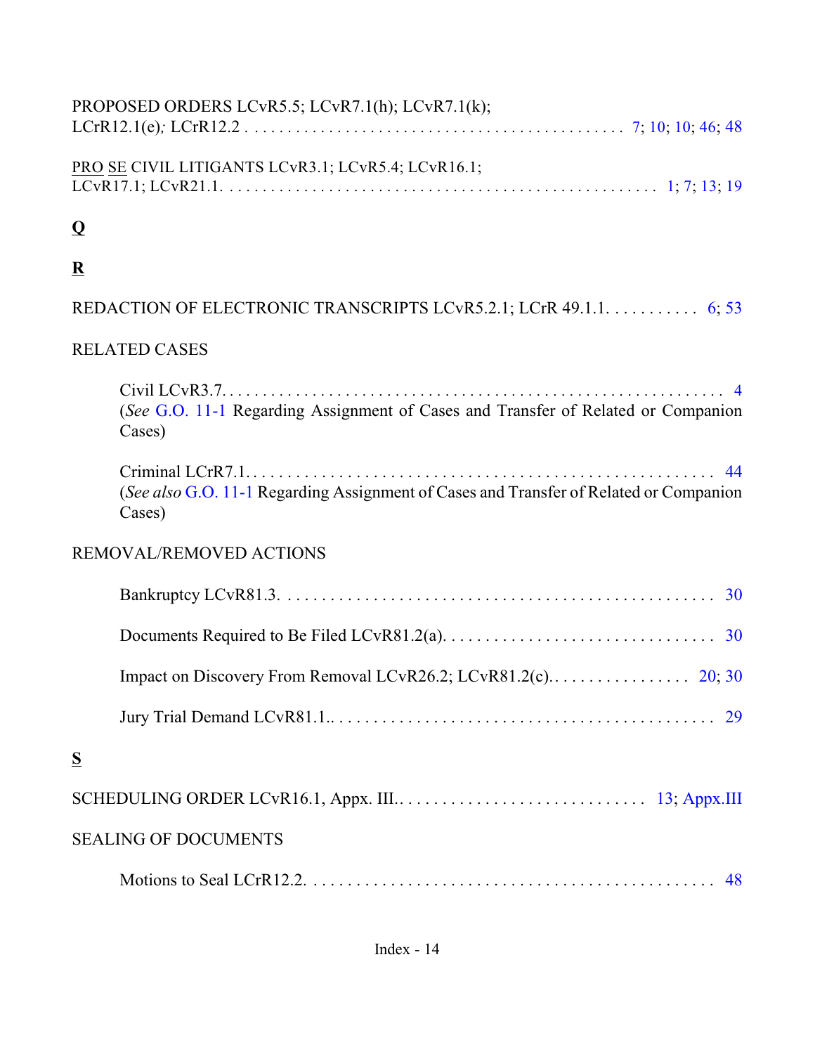PROPOSED ORDERS LCvR5.5; LCvR7.1(h); LCvR7.1(k); LCrR12.1(e); LCrR12.2 . . . . . . . . . . . . . . . . . . . . . . . . . . . . . . . . . . . . . . . . . . . 7; 10; 10; 46; 48

PRO SE CIVIL LITIGANTS LCvR3.1; LCvR5.4; LCvR16.1; LCvR17.1; LCvR21.1. . . . . . . . . . . . . . . . . . . . . . . . . . . . . . . . . . . . . . . . . . . . . . . . . . . 1; 7; 13; 19

## Q

## R

REDACTION OF ELECTRONIC TRANSCRIPTS LCvR5.2.1; LCrR 49.1.1. . . . . . . . . . . 6; 53

RELATED CASES

Civil LCvR3.7. . . . . . . . . . . . . . . . . . . . . . . . . . . . . . . . . . . . . . . . . . . . . . . . . . . . . . . . . . . 4
(*See* G.O. 11-1 Regarding Assignment of Cases and Transfer of Related or Companion Cases)

Criminal LCrR7.1. . . . . . . . . . . . . . . . . . . . . . . . . . . . . . . . . . . . . . . . . . . . . . . . . . . . . . 44
(*See also* G.O. 11-1 Regarding Assignment of Cases and Transfer of Related or Companion Cases)

REMOVAL/REMOVED ACTIONS

Bankruptcy LCvR81.3. . . . . . . . . . . . . . . . . . . . . . . . . . . . . . . . . . . . . . . . . . . . . . . . . . 30

Documents Required to Be Filed LCvR81.2(a). . . . . . . . . . . . . . . . . . . . . . . . . . . . . . . . 30

Impact on Discovery From Removal LCvR26.2; LCvR81.2(c).. . . . . . . . . . . . . . . . . 20; 30

Jury Trial Demand LCvR81.1.. . . . . . . . . . . . . . . . . . . . . . . . . . . . . . . . . . . . . . . . . . . . 29

## S

SCHEDULING ORDER LCvR16.1, Appx. III.. . . . . . . . . . . . . . . . . . . . . . . . . . . . . 13; Appx.III

SEALING OF DOCUMENTS

Motions to Seal LCrR12.2. . . . . . . . . . . . . . . . . . . . . . . . . . . . . . . . . . . . . . . . . . . . . . . 48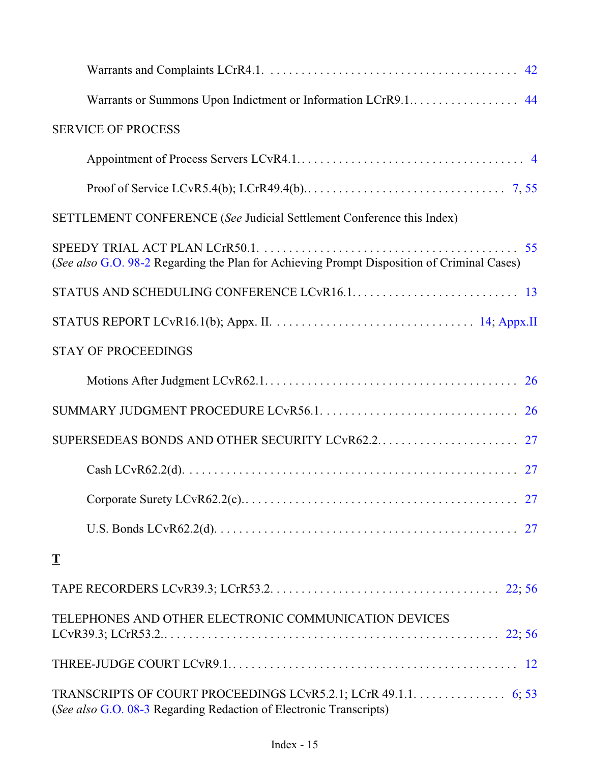Warrants and Complaints LCrR4.1. . . . . . . . . . . . . . . . . . . . . . . . . . . . . . . . . . . . . . . . . 42

Warrants or Summons Upon Indictment or Information LCrR9.1.. . . . . . . . . . . . . . . . . 44

SERVICE OF PROCESS

Appointment of Process Servers LCvR4.1.. . . . . . . . . . . . . . . . . . . . . . . . . . . . . . . . . . . 4

Proof of Service LCvR5.4(b); LCrR49.4(b).. . . . . . . . . . . . . . . . . . . . . . . . . . . . . . . . 7, 55

SETTLEMENT CONFERENCE (*See* Judicial Settlement Conference this Index)

SPEEDY TRIAL ACT PLAN LCrR50.1. . . . . . . . . . . . . . . . . . . . . . . . . . . . . . . . . . . . . . . . . 55
(*See also* G.O. 98-2 Regarding the Plan for Achieving Prompt Disposition of Criminal Cases)

STATUS AND SCHEDULING CONFERENCE LCvR16.1. . . . . . . . . . . . . . . . . . . . . . . . . . . 13

STATUS REPORT LCvR16.1(b); Appx. II. . . . . . . . . . . . . . . . . . . . . . . . . . . . . . . . 14; Appx.II

STAY OF PROCEEDINGS

Motions After Judgment LCvR62.1. . . . . . . . . . . . . . . . . . . . . . . . . . . . . . . . . . . . . . . . . 26

SUMMARY JUDGMENT PROCEDURE LCvR56.1. . . . . . . . . . . . . . . . . . . . . . . . . . . . . . . . 26

SUPERSEDEAS BONDS AND OTHER SECURITY LCvR62.2.. . . . . . . . . . . . . . . . . . . . . . . . 27

Cash LCvR62.2(d). . . . . . . . . . . . . . . . . . . . . . . . . . . . . . . . . . . . . . . . . . . . . . . . . . . . . 27

Corporate Surety LCvR62.2(c).. . . . . . . . . . . . . . . . . . . . . . . . . . . . . . . . . . . . . . . . . . . 27

U.S. Bonds LCvR62.2(d). . . . . . . . . . . . . . . . . . . . . . . . . . . . . . . . . . . . . . . . . . . . . . . . . 27

**T**

TAPE RECORDERS LCvR39.3; LCrR53.2. . . . . . . . . . . . . . . . . . . . . . . . . . . . . . . . . . . . 22; 56

TELEPHONES AND OTHER ELECTRONIC COMMUNICATION DEVICES
LCvR39.3; LCrR53.2.. . . . . . . . . . . . . . . . . . . . . . . . . . . . . . . . . . . . . . . . . . . . . . . . . . . 22; 56

THREE-JUDGE COURT LCvR9.1.. . . . . . . . . . . . . . . . . . . . . . . . . . . . . . . . . . . . . . . . . . . . . 12

TRANSCRIPTS OF COURT PROCEEDINGS LCvR5.2.1; LCrR 49.1.1. . . . . . . . . . . . . . . 6; 53
(*See also* G.O. 08-3 Regarding Redaction of Electronic Transcripts)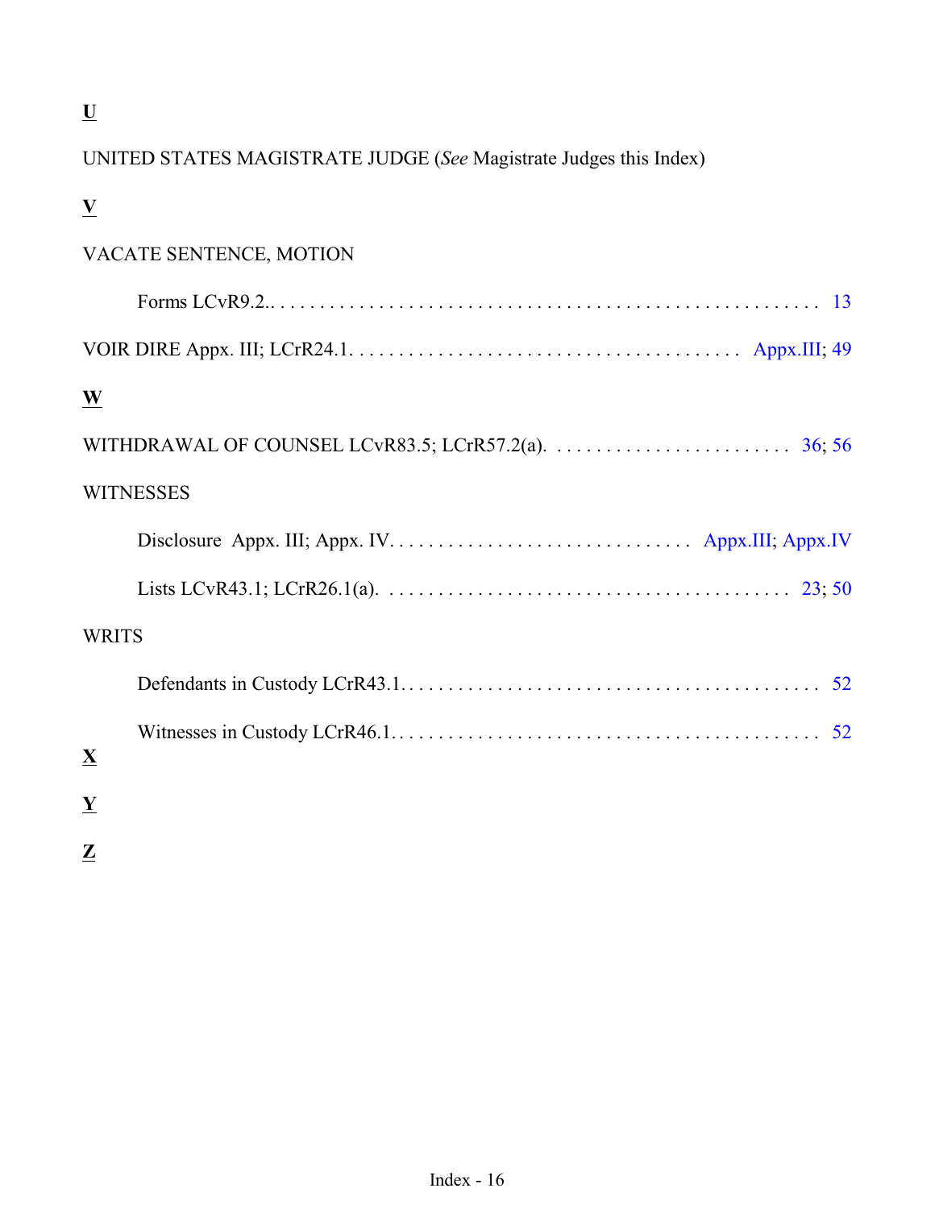**U**

UNITED STATES MAGISTRATE JUDGE (*See* Magistrate Judges this Index)

**V**

VACATE SENTENCE, MOTION

Forms LCvR9.2.. . . . . . . . . . . . . . . . . . . . . . . . . . . . . . . . . . . . . . . . . . . . . . . . . . . . . . . 13

VOIR DIRE Appx. III; LCrR24.1. . . . . . . . . . . . . . . . . . . . . . . . . . . . . . . . . . . . . . . . Appx.III; 49

**W**

WITHDRAWAL OF COUNSEL LCvR83.5; LCrR57.2(a). . . . . . . . . . . . . . . . . . . . . . . . . . 36; 56

WITNESSES

Disclosure Appx. III; Appx. IV. . . . . . . . . . . . . . . . . . . . . . . . . . . . . . . . Appx.III; Appx.IV

Lists LCvR43.1; LCrR26.1(a). . . . . . . . . . . . . . . . . . . . . . . . . . . . . . . . . . . . . . . . . . . 23; 50

WRITS

Defendants in Custody LCrR43.1. . . . . . . . . . . . . . . . . . . . . . . . . . . . . . . . . . . . . . . . . . . 52

Witnesses in Custody LCrR46.1. . . . . . . . . . . . . . . . . . . . . . . . . . . . . . . . . . . . . . . . . . . 52

**X**

**Y**

**Z**